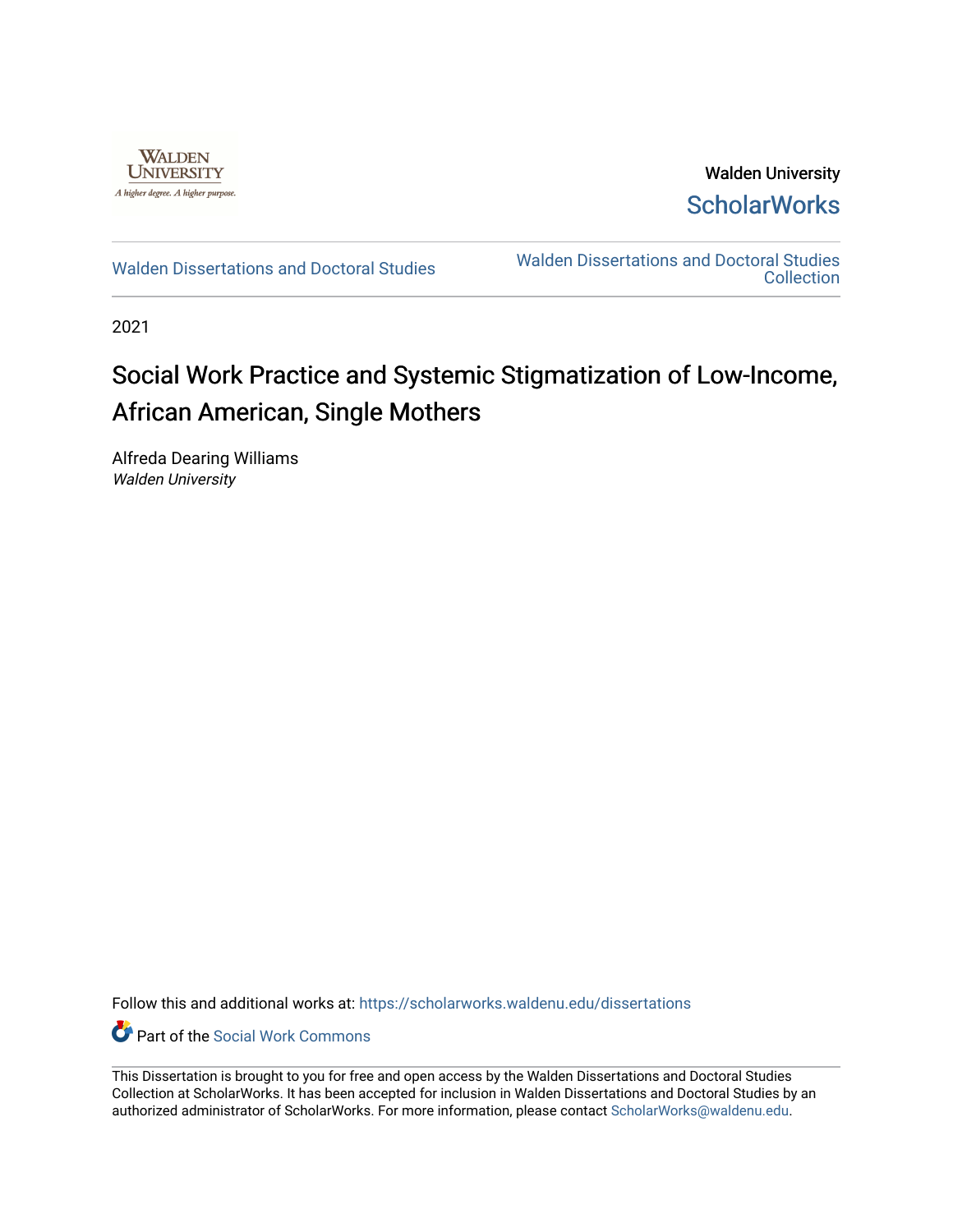Walden University
A higher degree. A higher purpose.

Walden University
ScholarWorks

Walden Dissertations and Doctoral Studies

Walden Dissertations and Doctoral Studies Collection

2021

# Social Work Practice and Systemic Stigmatization of Low-Income, African American, Single Mothers

Alfreda Dearing Williams
*Walden University*

Follow this and additional works at: https://scholarworks.waldenu.edu/dissertations

Part of the Social Work Commons

This Dissertation is brought to you for free and open access by the Walden Dissertations and Doctoral Studies Collection at ScholarWorks. It has been accepted for inclusion in Walden Dissertations and Doctoral Studies by an authorized administrator of ScholarWorks. For more information, please contact ScholarWorks@waldenu.edu.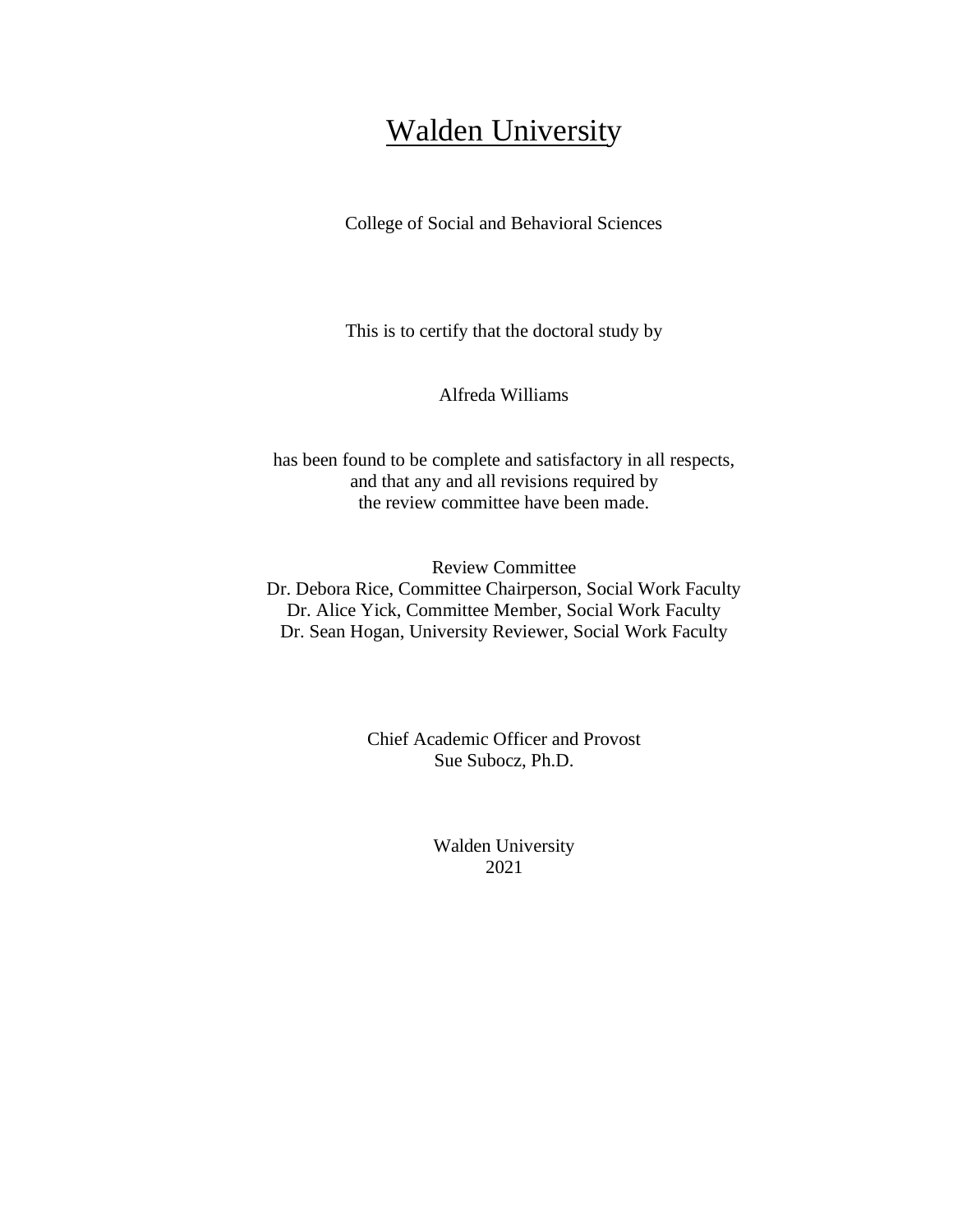# Walden University

College of Social and Behavioral Sciences

This is to certify that the doctoral study by

Alfreda Williams

has been found to be complete and satisfactory in all respects,
and that any and all revisions required by
the review committee have been made.

Review Committee
Dr. Debora Rice, Committee Chairperson, Social Work Faculty
Dr. Alice Yick, Committee Member, Social Work Faculty
Dr. Sean Hogan, University Reviewer, Social Work Faculty

Chief Academic Officer and Provost
Sue Subocz, Ph.D.

Walden University
2021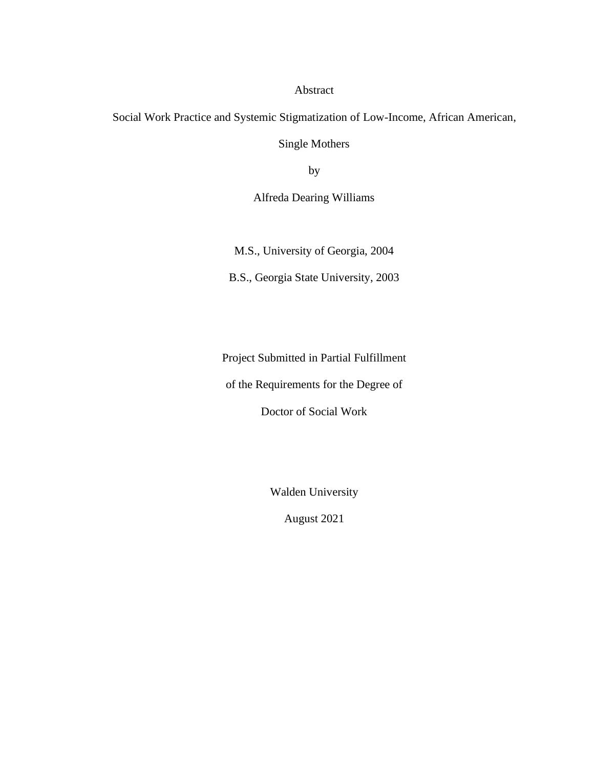# Abstract

Social Work Practice and Systemic Stigmatization of Low-Income, African American, Single Mothers

by

Alfreda Dearing Williams

M.S., University of Georgia, 2004

B.S., Georgia State University, 2003

Project Submitted in Partial Fulfillment

of the Requirements for the Degree of

Doctor of Social Work

Walden University

August 2021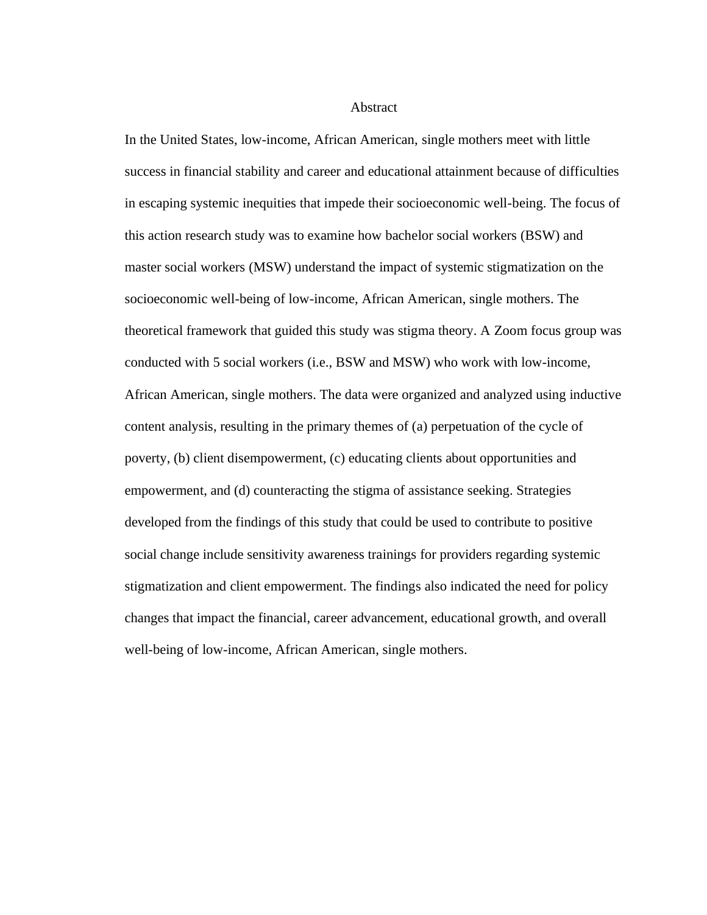# Abstract

In the United States, low-income, African American, single mothers meet with little success in financial stability and career and educational attainment because of difficulties in escaping systemic inequities that impede their socioeconomic well-being. The focus of this action research study was to examine how bachelor social workers (BSW) and master social workers (MSW) understand the impact of systemic stigmatization on the socioeconomic well-being of low-income, African American, single mothers. The theoretical framework that guided this study was stigma theory. A Zoom focus group was conducted with 5 social workers (i.e., BSW and MSW) who work with low-income, African American, single mothers. The data were organized and analyzed using inductive content analysis, resulting in the primary themes of (a) perpetuation of the cycle of poverty, (b) client disempowerment, (c) educating clients about opportunities and empowerment, and (d) counteracting the stigma of assistance seeking. Strategies developed from the findings of this study that could be used to contribute to positive social change include sensitivity awareness trainings for providers regarding systemic stigmatization and client empowerment. The findings also indicated the need for policy changes that impact the financial, career advancement, educational growth, and overall well-being of low-income, African American, single mothers.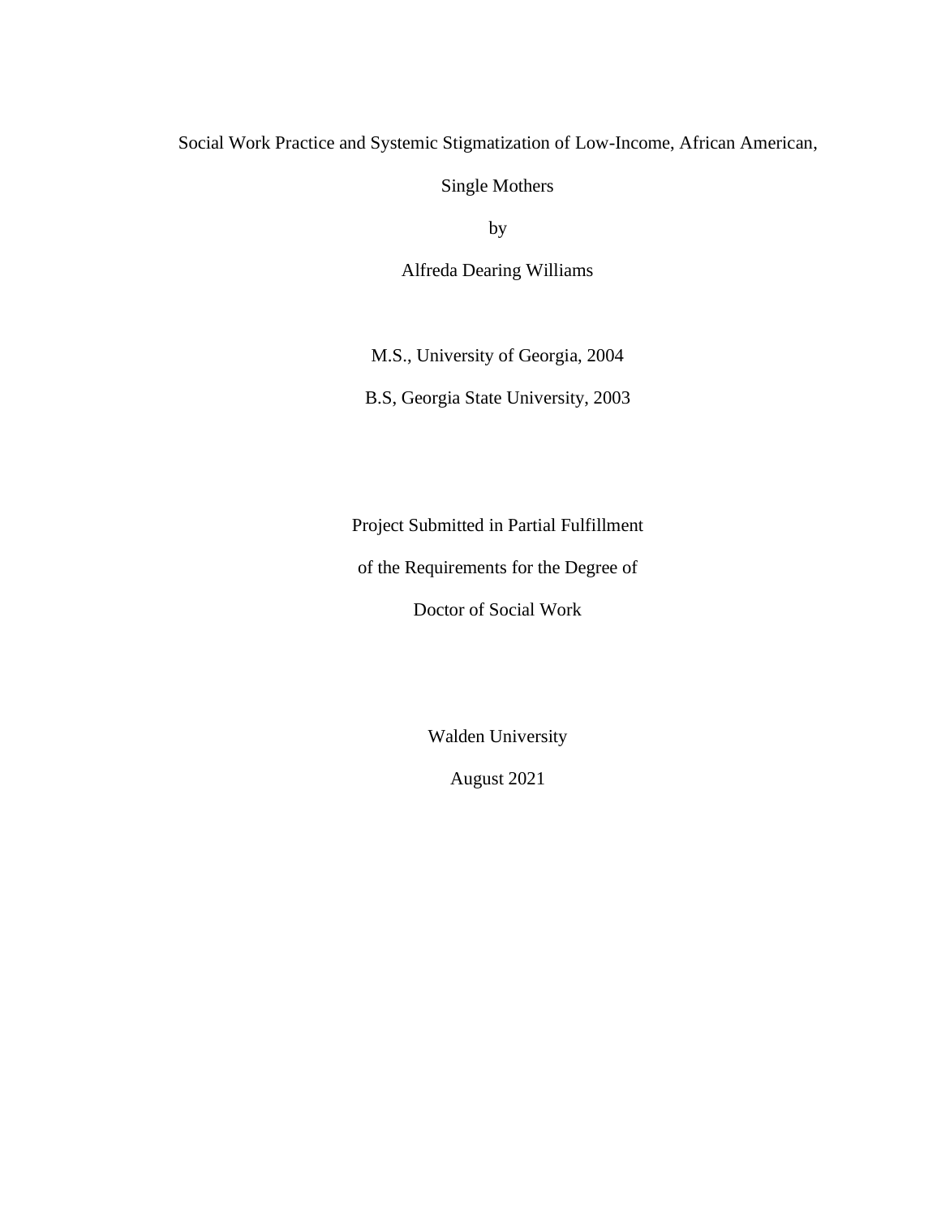Social Work Practice and Systemic Stigmatization of Low-Income, African American, Single Mothers

by

Alfreda Dearing Williams

M.S., University of Georgia, 2004

B.S, Georgia State University, 2003

Project Submitted in Partial Fulfillment

of the Requirements for the Degree of

Doctor of Social Work

Walden University

August 2021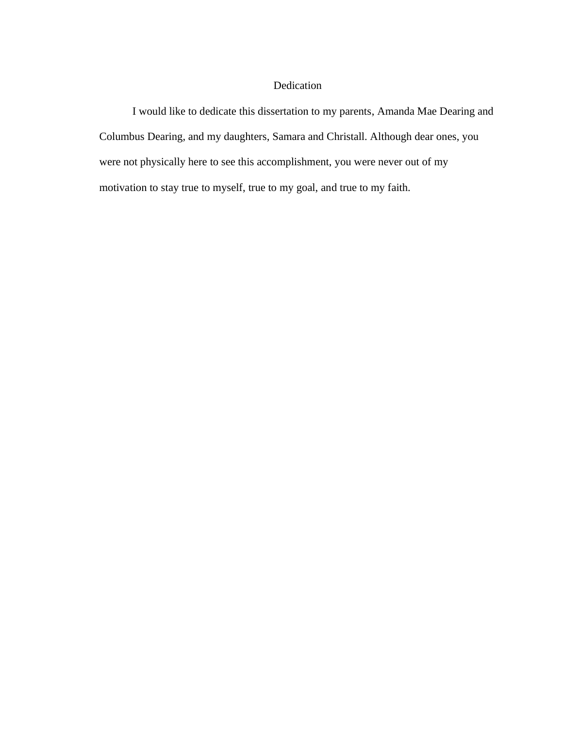# Dedication

I would like to dedicate this dissertation to my parents, Amanda Mae Dearing and Columbus Dearing, and my daughters, Samara and Christall. Although dear ones, you were not physically here to see this accomplishment, you were never out of my motivation to stay true to myself, true to my goal, and true to my faith.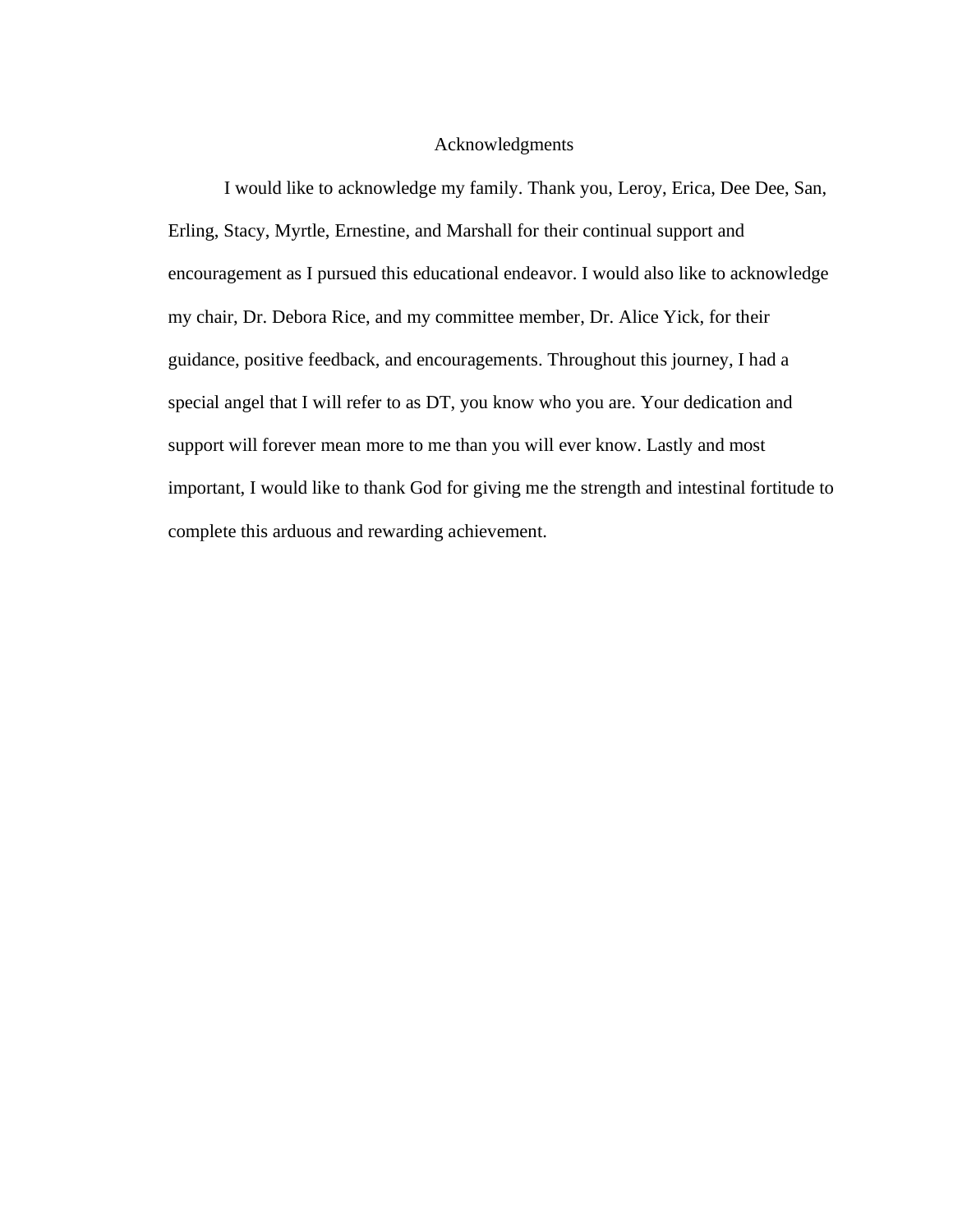# Acknowledgments

I would like to acknowledge my family. Thank you, Leroy, Erica, Dee Dee, San, Erling, Stacy, Myrtle, Ernestine, and Marshall for their continual support and encouragement as I pursued this educational endeavor. I would also like to acknowledge my chair, Dr. Debora Rice, and my committee member, Dr. Alice Yick, for their guidance, positive feedback, and encouragements. Throughout this journey, I had a special angel that I will refer to as DT, you know who you are. Your dedication and support will forever mean more to me than you will ever know. Lastly and most important, I would like to thank God for giving me the strength and intestinal fortitude to complete this arduous and rewarding achievement.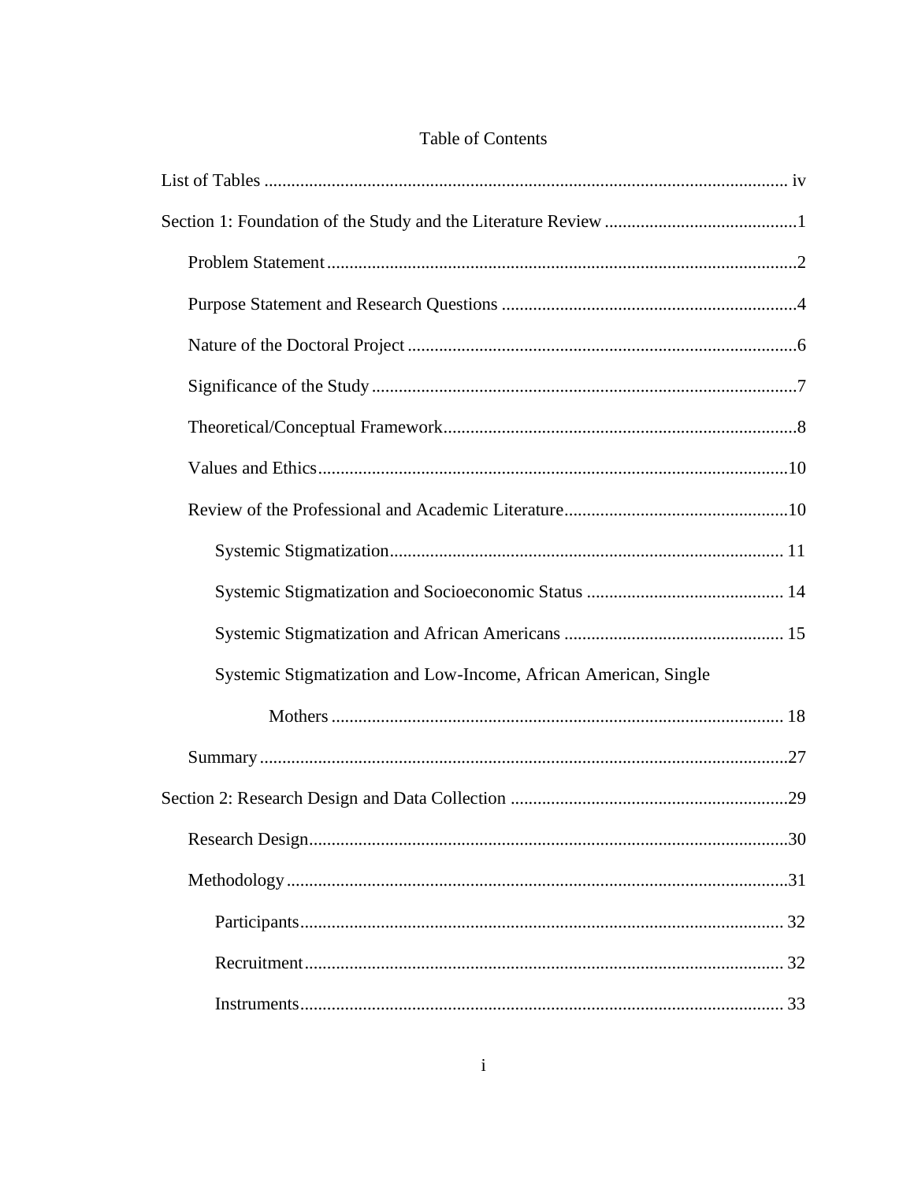# Table of Contents

List of Tables ..................................................................................................................... iv

Section 1: Foundation of the Study and the Literature Review ...........................................1

- Problem Statement ........................................................................................................2
- Purpose Statement and Research Questions ..................................................................4
- Nature of the Doctoral Project .......................................................................................6
- Significance of the Study ..............................................................................................7
- Theoretical/Conceptual Framework ...............................................................................8
- Values and Ethics .........................................................................................................10
- Review of the Professional and Academic Literature ..................................................10
  - Systemic Stigmatization ....................................................................................... 11
  - Systemic Stigmatization and Socioeconomic Status ............................................ 14
  - Systemic Stigmatization and African Americans ................................................. 15
  - Systemic Stigmatization and Low-Income, African American, Single Mothers ..................................................................................................... 18
- Summary ......................................................................................................................27

Section 2: Research Design and Data Collection ..............................................................29

- Research Design ...........................................................................................................30
- Methodology ................................................................................................................31
  - Participants ............................................................................................................ 32
  - Recruitment ........................................................................................................... 32
  - Instruments ............................................................................................................ 33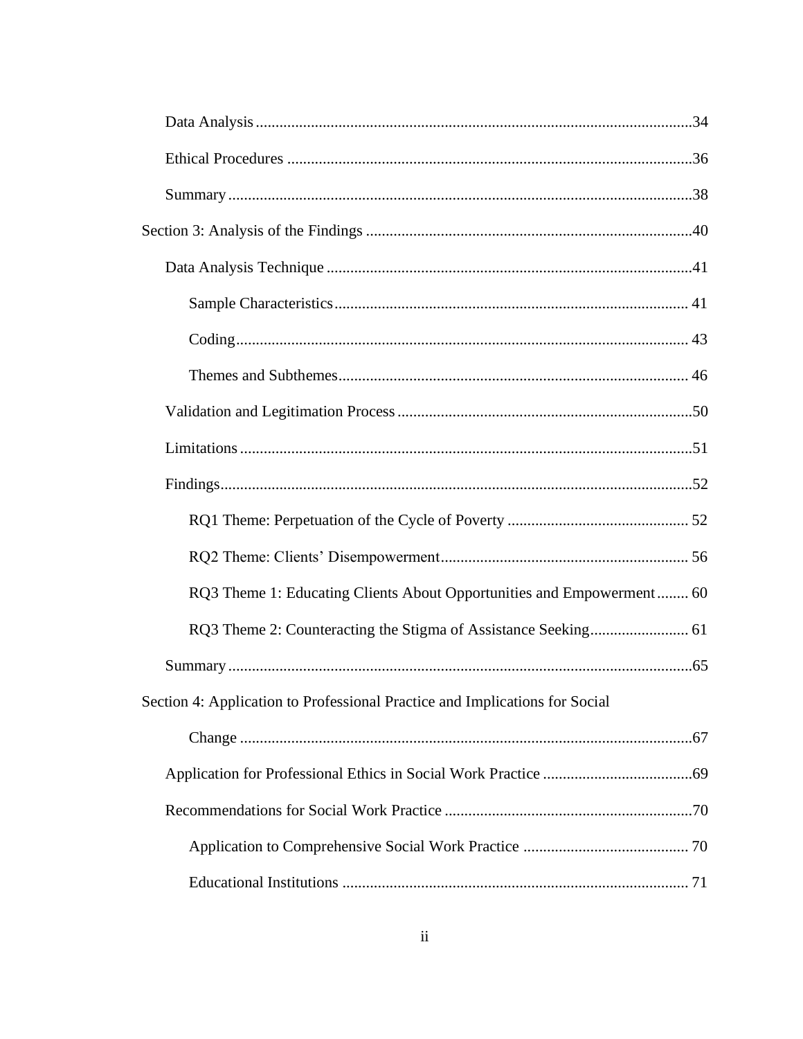Data Analysis ....................................................................................................34

Ethical Procedures ..........................................................................................36

Summary ..........................................................................................................38

Section 3: Analysis of the Findings ......................................................................40

Data Analysis Technique ..................................................................................41

Sample Characteristics ................................................................................ 41

Coding ........................................................................................................ 43

Themes and Subthemes ............................................................................... 46

Validation and Legitimation Process ................................................................50

Limitations .......................................................................................................51

Findings ............................................................................................................52

RQ1 Theme: Perpetuation of the Cycle of Poverty ..................................... 52

RQ2 Theme: Clients' Disempowerment ...................................................... 56

RQ3 Theme 1: Educating Clients About Opportunities and Empowerment ........ 60

RQ3 Theme 2: Counteracting the Stigma of Assistance Seeking ................. 61

Summary ..........................................................................................................65

Section 4: Application to Professional Practice and Implications for Social Change ..........................................................................................................67

Application for Professional Ethics in Social Work Practice ...........................69

Recommendations for Social Work Practice ....................................................70

Application to Comprehensive Social Work Practice .................................. 70

Educational Institutions ............................................................................... 71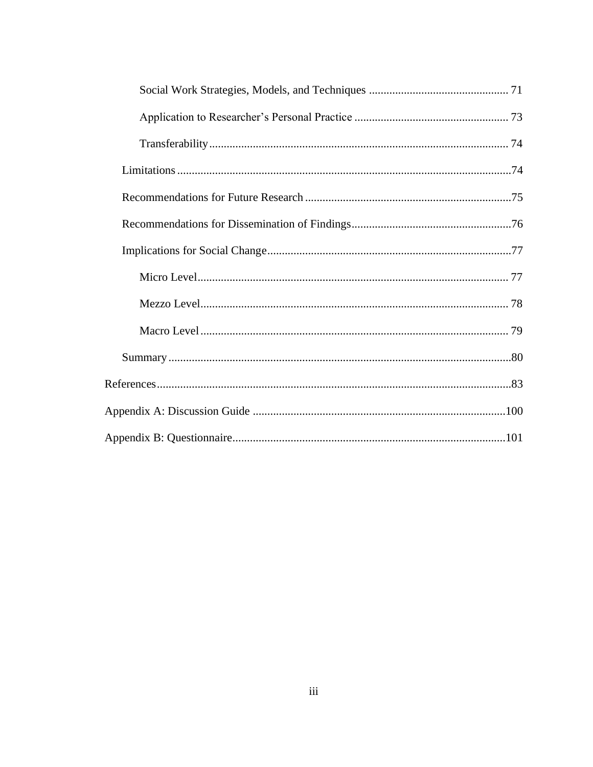Social Work Strategies, Models, and Techniques ................................................ 71

Application to Researcher's Personal Practice ..................................................... 73

Transferability ...................................................................................................... 74

Limitations ..................................................................................................................74

Recommendations for Future Research .......................................................................75

Recommendations for Dissemination of Findings .......................................................76

Implications for Social Change ....................................................................................77

Micro Level .......................................................................................................... 77

Mezzo Level ......................................................................................................... 78

Macro Level ......................................................................................................... 79

Summary ......................................................................................................................80

References ..........................................................................................................................83

Appendix A: Discussion Guide .......................................................................................100

Appendix B: Questionnaire .............................................................................................101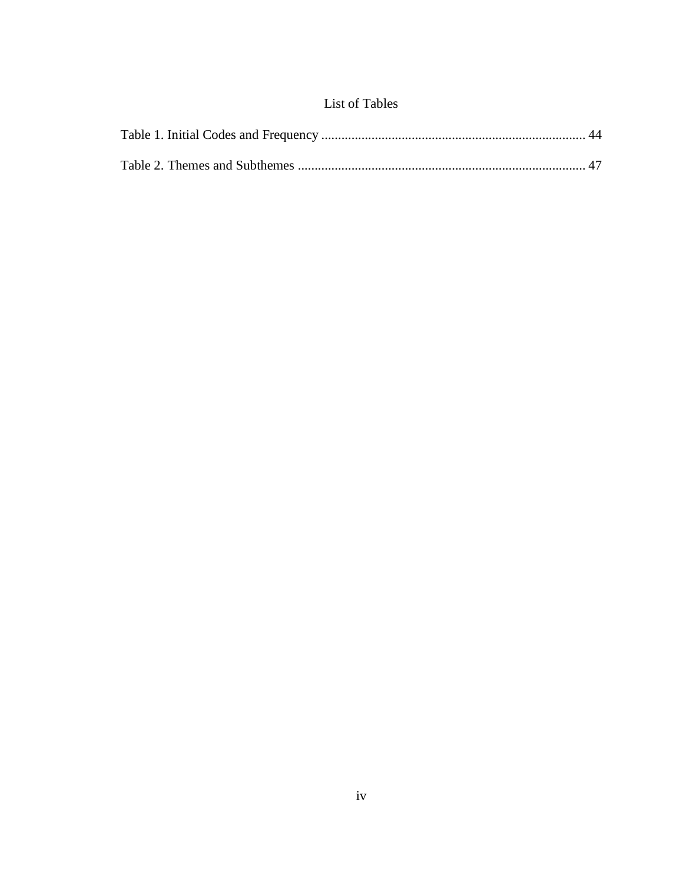# List of Tables

Table 1. Initial Codes and Frequency .............................................................................. 44

Table 2. Themes and Subthemes ..................................................................................... 47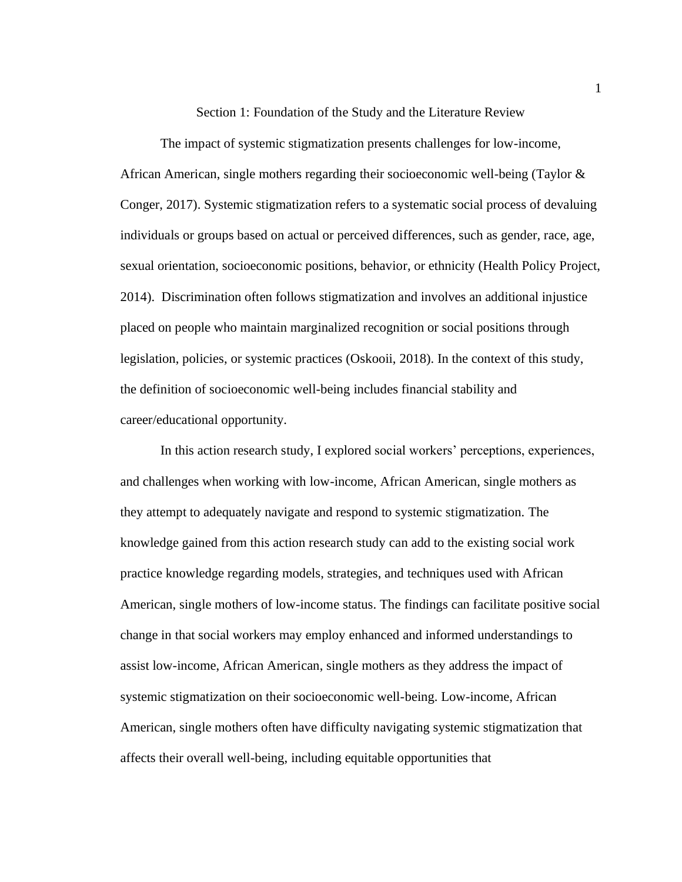# Section 1: Foundation of the Study and the Literature Review

The impact of systemic stigmatization presents challenges for low-income, African American, single mothers regarding their socioeconomic well-being (Taylor & Conger, 2017). Systemic stigmatization refers to a systematic social process of devaluing individuals or groups based on actual or perceived differences, such as gender, race, age, sexual orientation, socioeconomic positions, behavior, or ethnicity (Health Policy Project, 2014). Discrimination often follows stigmatization and involves an additional injustice placed on people who maintain marginalized recognition or social positions through legislation, policies, or systemic practices (Oskooii, 2018). In the context of this study, the definition of socioeconomic well-being includes financial stability and career/educational opportunity.

In this action research study, I explored social workers' perceptions, experiences, and challenges when working with low-income, African American, single mothers as they attempt to adequately navigate and respond to systemic stigmatization. The knowledge gained from this action research study can add to the existing social work practice knowledge regarding models, strategies, and techniques used with African American, single mothers of low-income status. The findings can facilitate positive social change in that social workers may employ enhanced and informed understandings to assist low-income, African American, single mothers as they address the impact of systemic stigmatization on their socioeconomic well-being. Low-income, African American, single mothers often have difficulty navigating systemic stigmatization that affects their overall well-being, including equitable opportunities that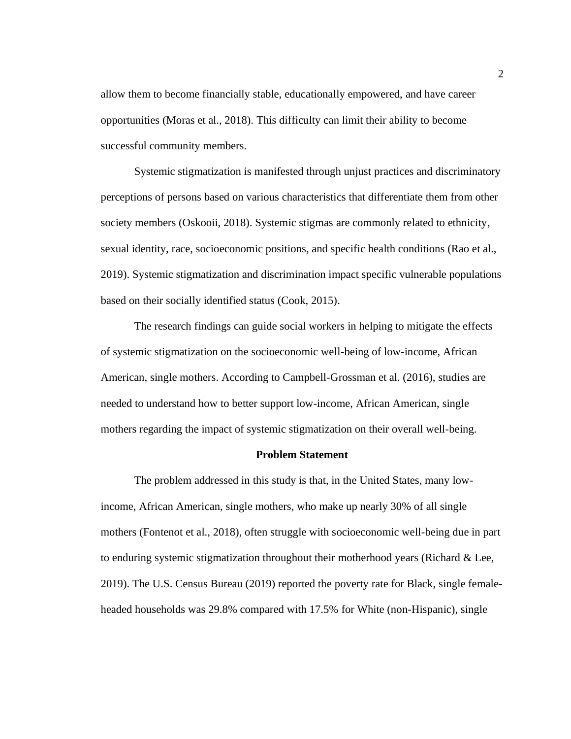allow them to become financially stable, educationally empowered, and have career opportunities (Moras et al., 2018). This difficulty can limit their ability to become successful community members.

Systemic stigmatization is manifested through unjust practices and discriminatory perceptions of persons based on various characteristics that differentiate them from other society members (Oskooii, 2018). Systemic stigmas are commonly related to ethnicity, sexual identity, race, socioeconomic positions, and specific health conditions (Rao et al., 2019). Systemic stigmatization and discrimination impact specific vulnerable populations based on their socially identified status (Cook, 2015).

The research findings can guide social workers in helping to mitigate the effects of systemic stigmatization on the socioeconomic well-being of low-income, African American, single mothers. According to Campbell-Grossman et al. (2016), studies are needed to understand how to better support low-income, African American, single mothers regarding the impact of systemic stigmatization on their overall well-being.

## Problem Statement

The problem addressed in this study is that, in the United States, many low-income, African American, single mothers, who make up nearly 30% of all single mothers (Fontenot et al., 2018), often struggle with socioeconomic well-being due in part to enduring systemic stigmatization throughout their motherhood years (Richard & Lee, 2019). The U.S. Census Bureau (2019) reported the poverty rate for Black, single female-headed households was 29.8% compared with 17.5% for White (non-Hispanic), single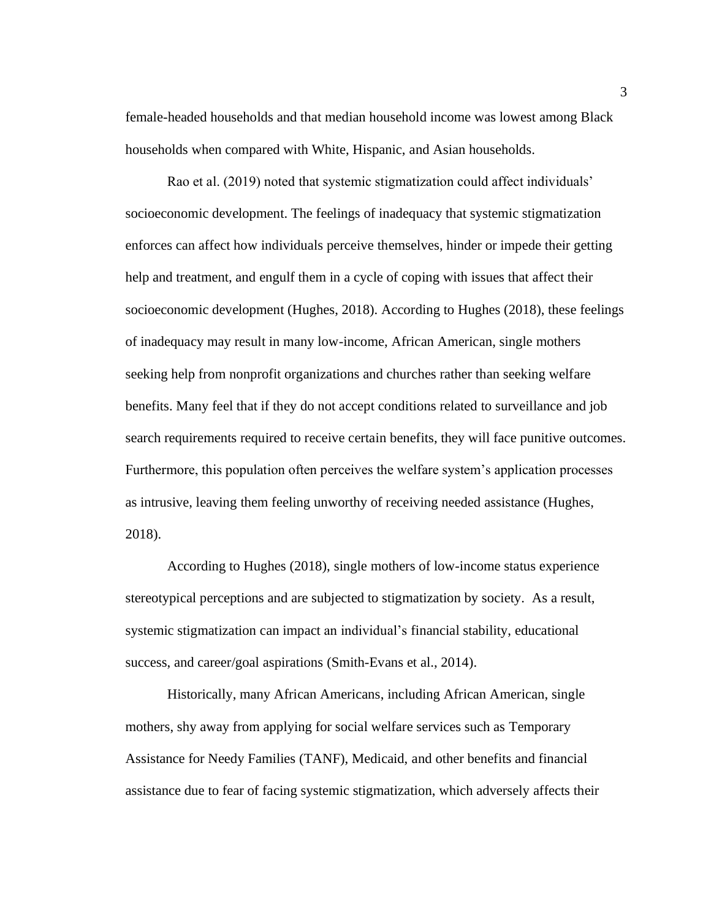female-headed households and that median household income was lowest among Black households when compared with White, Hispanic, and Asian households.

Rao et al. (2019) noted that systemic stigmatization could affect individuals' socioeconomic development. The feelings of inadequacy that systemic stigmatization enforces can affect how individuals perceive themselves, hinder or impede their getting help and treatment, and engulf them in a cycle of coping with issues that affect their socioeconomic development (Hughes, 2018). According to Hughes (2018), these feelings of inadequacy may result in many low-income, African American, single mothers seeking help from nonprofit organizations and churches rather than seeking welfare benefits. Many feel that if they do not accept conditions related to surveillance and job search requirements required to receive certain benefits, they will face punitive outcomes. Furthermore, this population often perceives the welfare system's application processes as intrusive, leaving them feeling unworthy of receiving needed assistance (Hughes, 2018).

According to Hughes (2018), single mothers of low-income status experience stereotypical perceptions and are subjected to stigmatization by society. As a result, systemic stigmatization can impact an individual's financial stability, educational success, and career/goal aspirations (Smith-Evans et al., 2014).

Historically, many African Americans, including African American, single mothers, shy away from applying for social welfare services such as Temporary Assistance for Needy Families (TANF), Medicaid, and other benefits and financial assistance due to fear of facing systemic stigmatization, which adversely affects their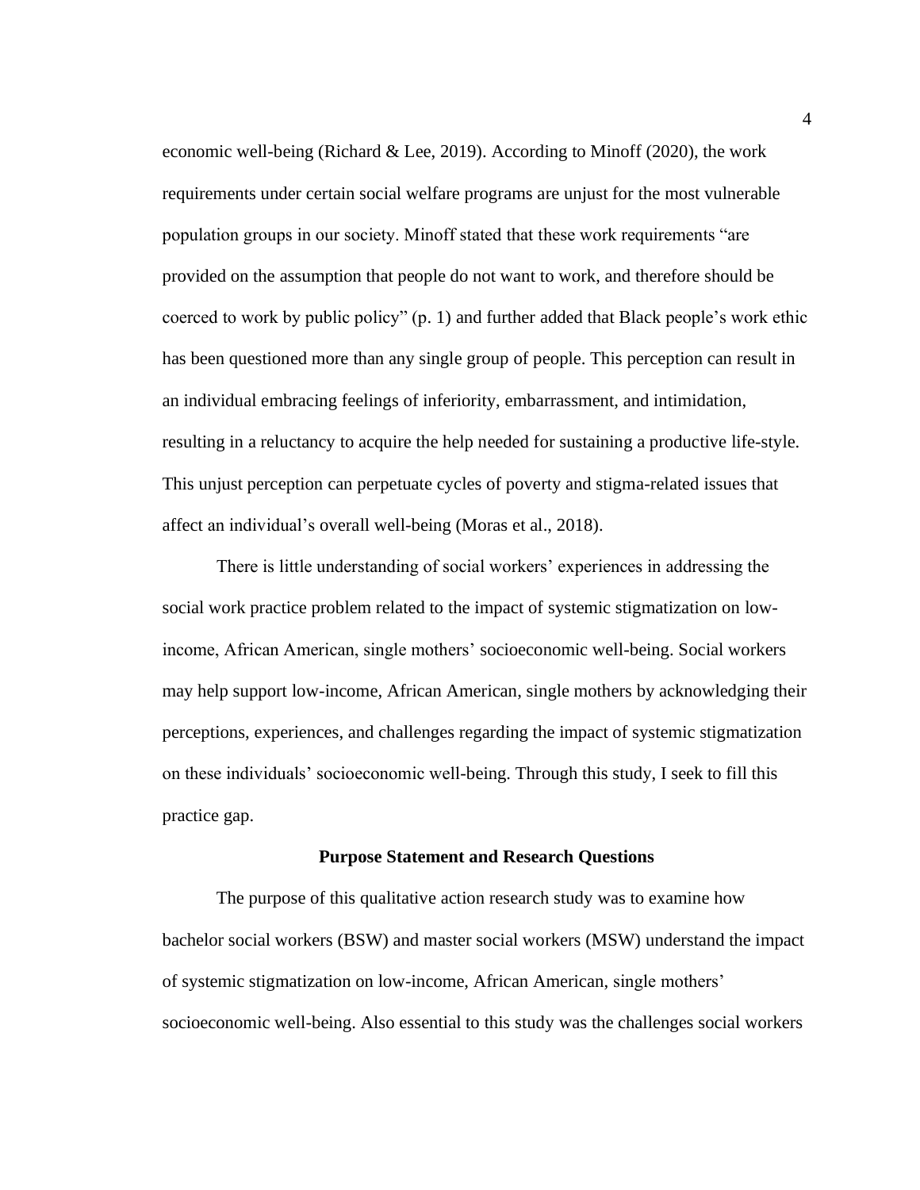economic well-being (Richard & Lee, 2019). According to Minoff (2020), the work requirements under certain social welfare programs are unjust for the most vulnerable population groups in our society. Minoff stated that these work requirements "are provided on the assumption that people do not want to work, and therefore should be coerced to work by public policy" (p. 1) and further added that Black people's work ethic has been questioned more than any single group of people. This perception can result in an individual embracing feelings of inferiority, embarrassment, and intimidation, resulting in a reluctancy to acquire the help needed for sustaining a productive life-style. This unjust perception can perpetuate cycles of poverty and stigma-related issues that affect an individual's overall well-being (Moras et al., 2018).

There is little understanding of social workers' experiences in addressing the social work practice problem related to the impact of systemic stigmatization on low-income, African American, single mothers' socioeconomic well-being. Social workers may help support low-income, African American, single mothers by acknowledging their perceptions, experiences, and challenges regarding the impact of systemic stigmatization on these individuals' socioeconomic well-being. Through this study, I seek to fill this practice gap.

## Purpose Statement and Research Questions

The purpose of this qualitative action research study was to examine how bachelor social workers (BSW) and master social workers (MSW) understand the impact of systemic stigmatization on low-income, African American, single mothers' socioeconomic well-being. Also essential to this study was the challenges social workers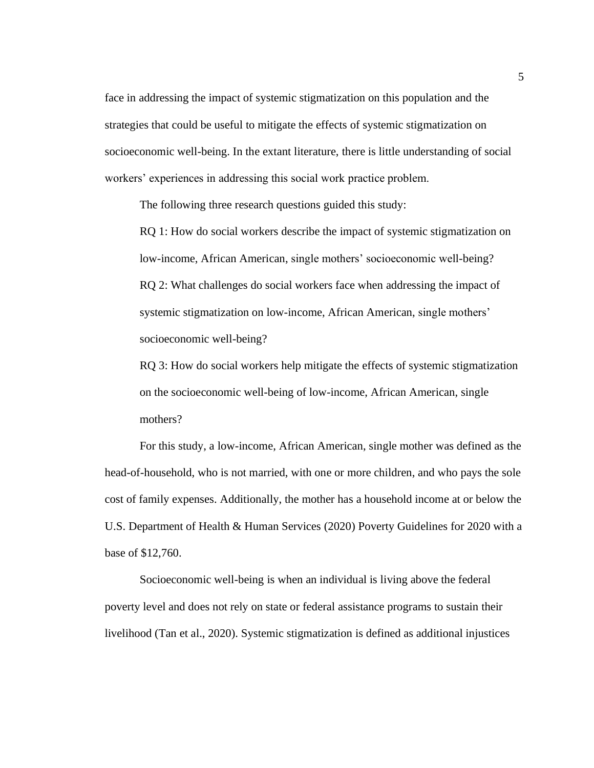face in addressing the impact of systemic stigmatization on this population and the strategies that could be useful to mitigate the effects of systemic stigmatization on socioeconomic well-being. In the extant literature, there is little understanding of social workers' experiences in addressing this social work practice problem.

The following three research questions guided this study:

RQ 1: How do social workers describe the impact of systemic stigmatization on low-income, African American, single mothers' socioeconomic well-being?

RQ 2: What challenges do social workers face when addressing the impact of systemic stigmatization on low-income, African American, single mothers' socioeconomic well-being?

RQ 3: How do social workers help mitigate the effects of systemic stigmatization on the socioeconomic well-being of low-income, African American, single mothers?

For this study, a low-income, African American, single mother was defined as the head-of-household, who is not married, with one or more children, and who pays the sole cost of family expenses. Additionally, the mother has a household income at or below the U.S. Department of Health & Human Services (2020) Poverty Guidelines for 2020 with a base of $12,760.

Socioeconomic well-being is when an individual is living above the federal poverty level and does not rely on state or federal assistance programs to sustain their livelihood (Tan et al., 2020). Systemic stigmatization is defined as additional injustices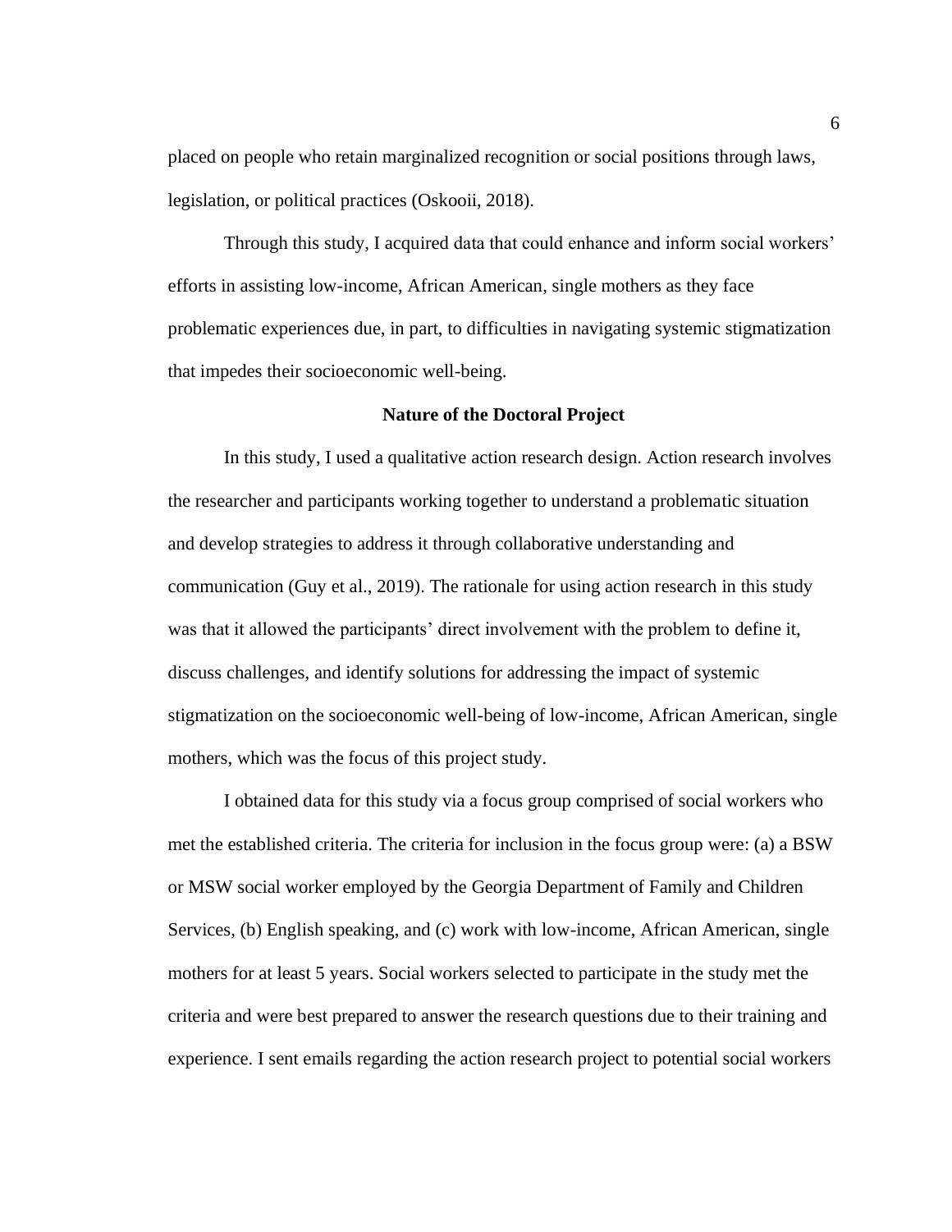placed on people who retain marginalized recognition or social positions through laws, legislation, or political practices (Oskooii, 2018).

Through this study, I acquired data that could enhance and inform social workers' efforts in assisting low-income, African American, single mothers as they face problematic experiences due, in part, to difficulties in navigating systemic stigmatization that impedes their socioeconomic well-being.

## Nature of the Doctoral Project

In this study, I used a qualitative action research design. Action research involves the researcher and participants working together to understand a problematic situation and develop strategies to address it through collaborative understanding and communication (Guy et al., 2019). The rationale for using action research in this study was that it allowed the participants' direct involvement with the problem to define it, discuss challenges, and identify solutions for addressing the impact of systemic stigmatization on the socioeconomic well-being of low-income, African American, single mothers, which was the focus of this project study.

I obtained data for this study via a focus group comprised of social workers who met the established criteria. The criteria for inclusion in the focus group were: (a) a BSW or MSW social worker employed by the Georgia Department of Family and Children Services, (b) English speaking, and (c) work with low-income, African American, single mothers for at least 5 years. Social workers selected to participate in the study met the criteria and were best prepared to answer the research questions due to their training and experience. I sent emails regarding the action research project to potential social workers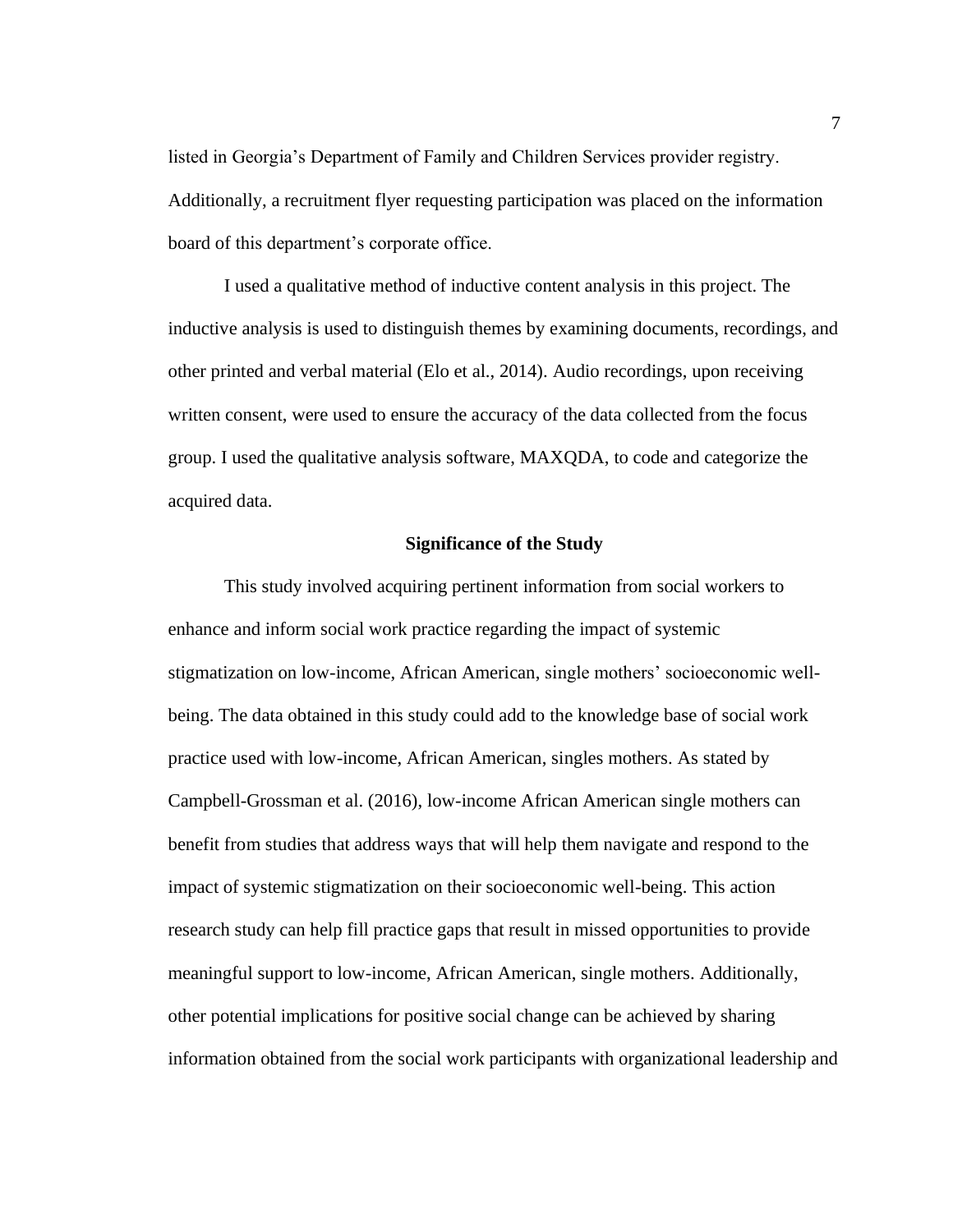listed in Georgia's Department of Family and Children Services provider registry. Additionally, a recruitment flyer requesting participation was placed on the information board of this department's corporate office.

I used a qualitative method of inductive content analysis in this project. The inductive analysis is used to distinguish themes by examining documents, recordings, and other printed and verbal material (Elo et al., 2014). Audio recordings, upon receiving written consent, were used to ensure the accuracy of the data collected from the focus group. I used the qualitative analysis software, MAXQDA, to code and categorize the acquired data.

## Significance of the Study

This study involved acquiring pertinent information from social workers to enhance and inform social work practice regarding the impact of systemic stigmatization on low-income, African American, single mothers' socioeconomic well-being. The data obtained in this study could add to the knowledge base of social work practice used with low-income, African American, singles mothers. As stated by Campbell-Grossman et al. (2016), low-income African American single mothers can benefit from studies that address ways that will help them navigate and respond to the impact of systemic stigmatization on their socioeconomic well-being. This action research study can help fill practice gaps that result in missed opportunities to provide meaningful support to low-income, African American, single mothers. Additionally, other potential implications for positive social change can be achieved by sharing information obtained from the social work participants with organizational leadership and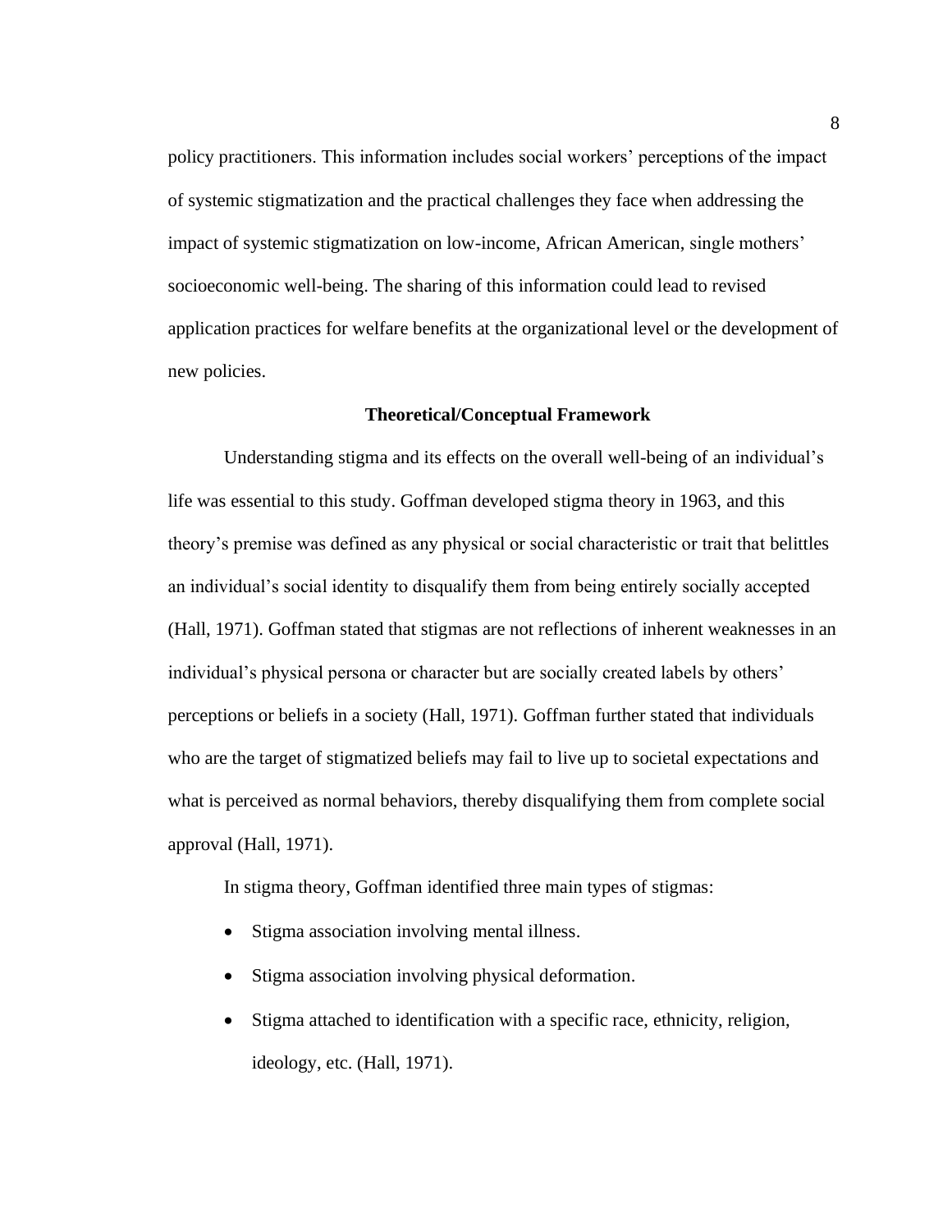policy practitioners. This information includes social workers' perceptions of the impact of systemic stigmatization and the practical challenges they face when addressing the impact of systemic stigmatization on low-income, African American, single mothers' socioeconomic well-being. The sharing of this information could lead to revised application practices for welfare benefits at the organizational level or the development of new policies.

## Theoretical/Conceptual Framework

Understanding stigma and its effects on the overall well-being of an individual's life was essential to this study. Goffman developed stigma theory in 1963, and this theory's premise was defined as any physical or social characteristic or trait that belittles an individual's social identity to disqualify them from being entirely socially accepted (Hall, 1971). Goffman stated that stigmas are not reflections of inherent weaknesses in an individual's physical persona or character but are socially created labels by others' perceptions or beliefs in a society (Hall, 1971). Goffman further stated that individuals who are the target of stigmatized beliefs may fail to live up to societal expectations and what is perceived as normal behaviors, thereby disqualifying them from complete social approval (Hall, 1971).

In stigma theory, Goffman identified three main types of stigmas:

- Stigma association involving mental illness.
- Stigma association involving physical deformation.
- Stigma attached to identification with a specific race, ethnicity, religion, ideology, etc. (Hall, 1971).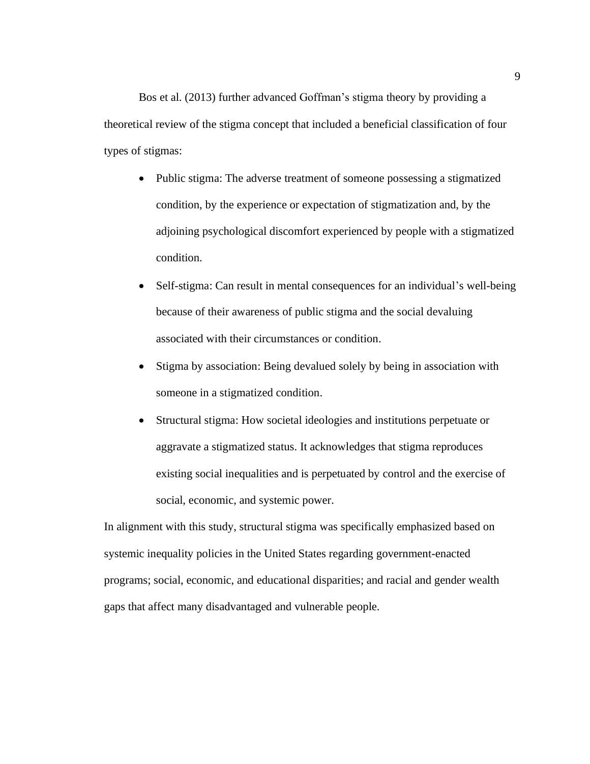Bos et al. (2013) further advanced Goffman's stigma theory by providing a theoretical review of the stigma concept that included a beneficial classification of four types of stigmas:

- Public stigma: The adverse treatment of someone possessing a stigmatized condition, by the experience or expectation of stigmatization and, by the adjoining psychological discomfort experienced by people with a stigmatized condition.
- Self-stigma: Can result in mental consequences for an individual's well-being because of their awareness of public stigma and the social devaluing associated with their circumstances or condition.
- Stigma by association: Being devalued solely by being in association with someone in a stigmatized condition.
- Structural stigma: How societal ideologies and institutions perpetuate or aggravate a stigmatized status. It acknowledges that stigma reproduces existing social inequalities and is perpetuated by control and the exercise of social, economic, and systemic power.

In alignment with this study, structural stigma was specifically emphasized based on systemic inequality policies in the United States regarding government-enacted programs; social, economic, and educational disparities; and racial and gender wealth gaps that affect many disadvantaged and vulnerable people.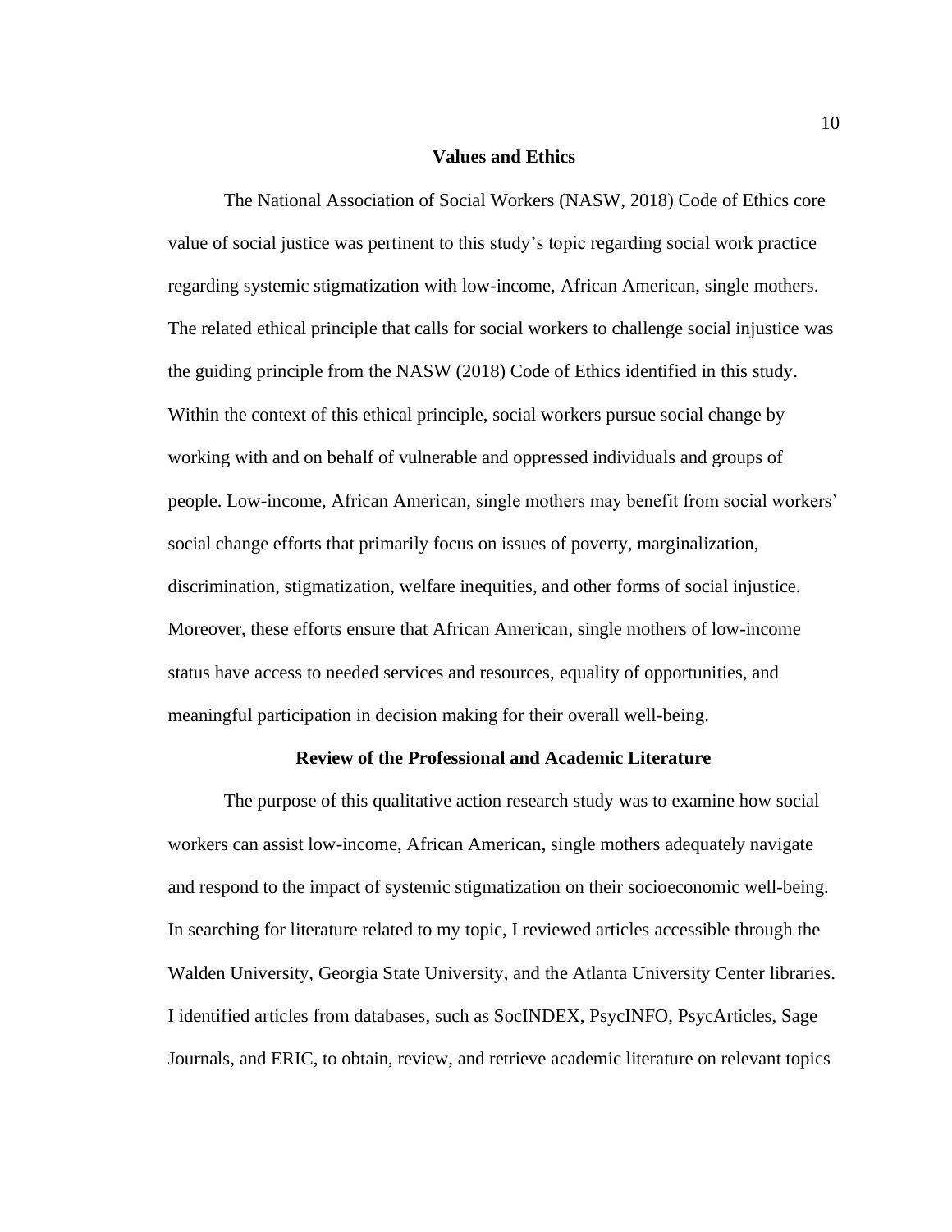## Values and Ethics

The National Association of Social Workers (NASW, 2018) Code of Ethics core value of social justice was pertinent to this study's topic regarding social work practice regarding systemic stigmatization with low-income, African American, single mothers. The related ethical principle that calls for social workers to challenge social injustice was the guiding principle from the NASW (2018) Code of Ethics identified in this study. Within the context of this ethical principle, social workers pursue social change by working with and on behalf of vulnerable and oppressed individuals and groups of people. Low-income, African American, single mothers may benefit from social workers' social change efforts that primarily focus on issues of poverty, marginalization, discrimination, stigmatization, welfare inequities, and other forms of social injustice. Moreover, these efforts ensure that African American, single mothers of low-income status have access to needed services and resources, equality of opportunities, and meaningful participation in decision making for their overall well-being.

## Review of the Professional and Academic Literature

The purpose of this qualitative action research study was to examine how social workers can assist low-income, African American, single mothers adequately navigate and respond to the impact of systemic stigmatization on their socioeconomic well-being. In searching for literature related to my topic, I reviewed articles accessible through the Walden University, Georgia State University, and the Atlanta University Center libraries. I identified articles from databases, such as SocINDEX, PsycINFO, PsycArticles, Sage Journals, and ERIC, to obtain, review, and retrieve academic literature on relevant topics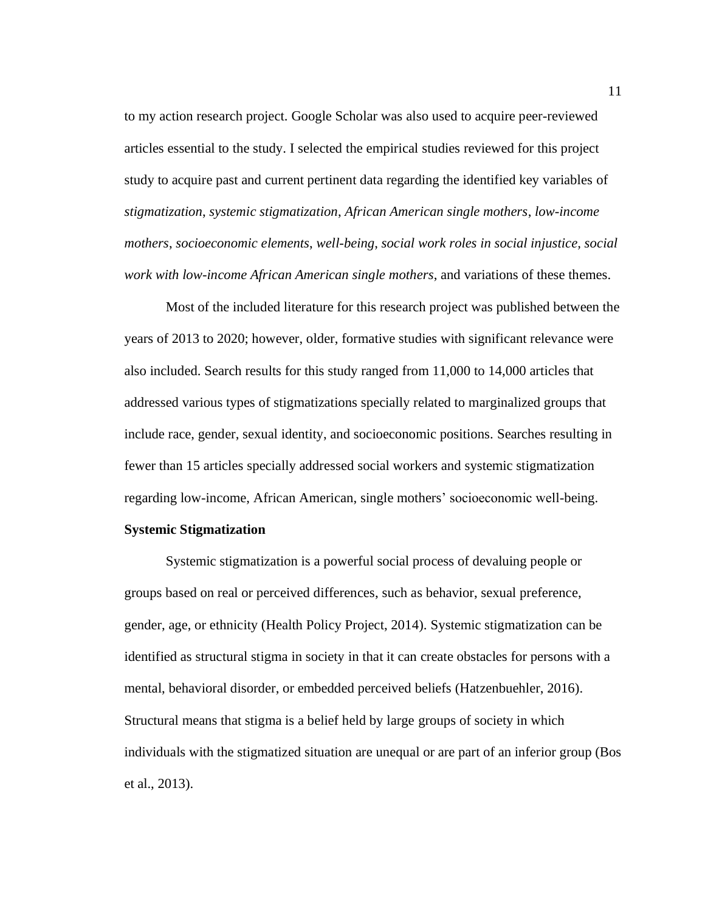to my action research project. Google Scholar was also used to acquire peer-reviewed articles essential to the study. I selected the empirical studies reviewed for this project study to acquire past and current pertinent data regarding the identified key variables of *stigmatization*, *systemic stigmatization*, *African American single mothers*, *low-income mothers*, *socioeconomic elements*, *well-being*, *social work roles in social injustice*, *social work with low-income African American single mothers*, and variations of these themes.

Most of the included literature for this research project was published between the years of 2013 to 2020; however, older, formative studies with significant relevance were also included. Search results for this study ranged from 11,000 to 14,000 articles that addressed various types of stigmatizations specially related to marginalized groups that include race, gender, sexual identity, and socioeconomic positions. Searches resulting in fewer than 15 articles specially addressed social workers and systemic stigmatization regarding low-income, African American, single mothers' socioeconomic well-being.

**Systemic Stigmatization**

Systemic stigmatization is a powerful social process of devaluing people or groups based on real or perceived differences, such as behavior, sexual preference, gender, age, or ethnicity (Health Policy Project, 2014). Systemic stigmatization can be identified as structural stigma in society in that it can create obstacles for persons with a mental, behavioral disorder, or embedded perceived beliefs (Hatzenbuehler, 2016). Structural means that stigma is a belief held by large groups of society in which individuals with the stigmatized situation are unequal or are part of an inferior group (Bos et al., 2013).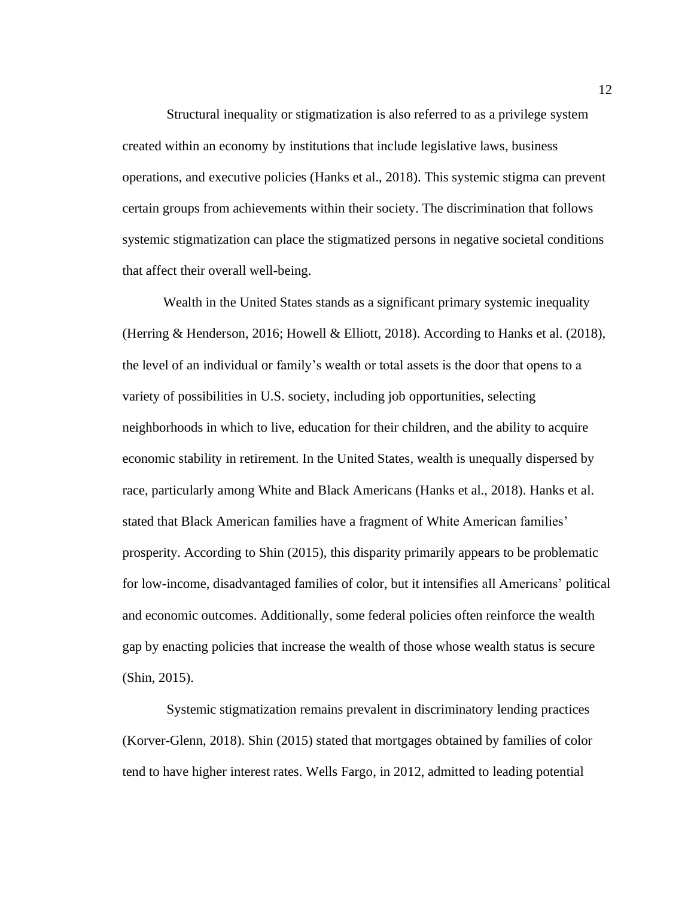Structural inequality or stigmatization is also referred to as a privilege system created within an economy by institutions that include legislative laws, business operations, and executive policies (Hanks et al., 2018). This systemic stigma can prevent certain groups from achievements within their society. The discrimination that follows systemic stigmatization can place the stigmatized persons in negative societal conditions that affect their overall well-being.

Wealth in the United States stands as a significant primary systemic inequality (Herring & Henderson, 2016; Howell & Elliott, 2018). According to Hanks et al. (2018), the level of an individual or family's wealth or total assets is the door that opens to a variety of possibilities in U.S. society, including job opportunities, selecting neighborhoods in which to live, education for their children, and the ability to acquire economic stability in retirement. In the United States, wealth is unequally dispersed by race, particularly among White and Black Americans (Hanks et al., 2018). Hanks et al. stated that Black American families have a fragment of White American families' prosperity. According to Shin (2015), this disparity primarily appears to be problematic for low-income, disadvantaged families of color, but it intensifies all Americans' political and economic outcomes. Additionally, some federal policies often reinforce the wealth gap by enacting policies that increase the wealth of those whose wealth status is secure (Shin, 2015).

Systemic stigmatization remains prevalent in discriminatory lending practices (Korver-Glenn, 2018). Shin (2015) stated that mortgages obtained by families of color tend to have higher interest rates. Wells Fargo, in 2012, admitted to leading potential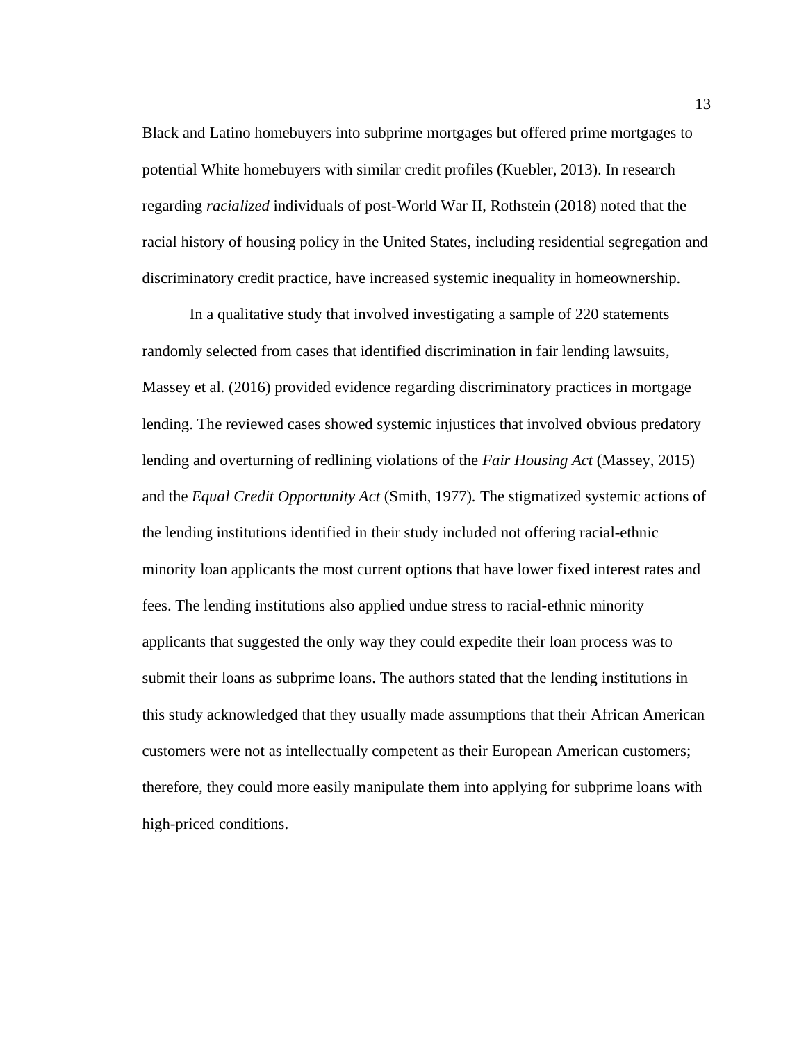Black and Latino homebuyers into subprime mortgages but offered prime mortgages to potential White homebuyers with similar credit profiles (Kuebler, 2013). In research regarding *racialized* individuals of post-World War II, Rothstein (2018) noted that the racial history of housing policy in the United States, including residential segregation and discriminatory credit practice, have increased systemic inequality in homeownership.

In a qualitative study that involved investigating a sample of 220 statements randomly selected from cases that identified discrimination in fair lending lawsuits, Massey et al. (2016) provided evidence regarding discriminatory practices in mortgage lending. The reviewed cases showed systemic injustices that involved obvious predatory lending and overturning of redlining violations of the *Fair Housing Act* (Massey, 2015) and the *Equal Credit Opportunity Act* (Smith, 1977). The stigmatized systemic actions of the lending institutions identified in their study included not offering racial-ethnic minority loan applicants the most current options that have lower fixed interest rates and fees. The lending institutions also applied undue stress to racial-ethnic minority applicants that suggested the only way they could expedite their loan process was to submit their loans as subprime loans. The authors stated that the lending institutions in this study acknowledged that they usually made assumptions that their African American customers were not as intellectually competent as their European American customers; therefore, they could more easily manipulate them into applying for subprime loans with high-priced conditions.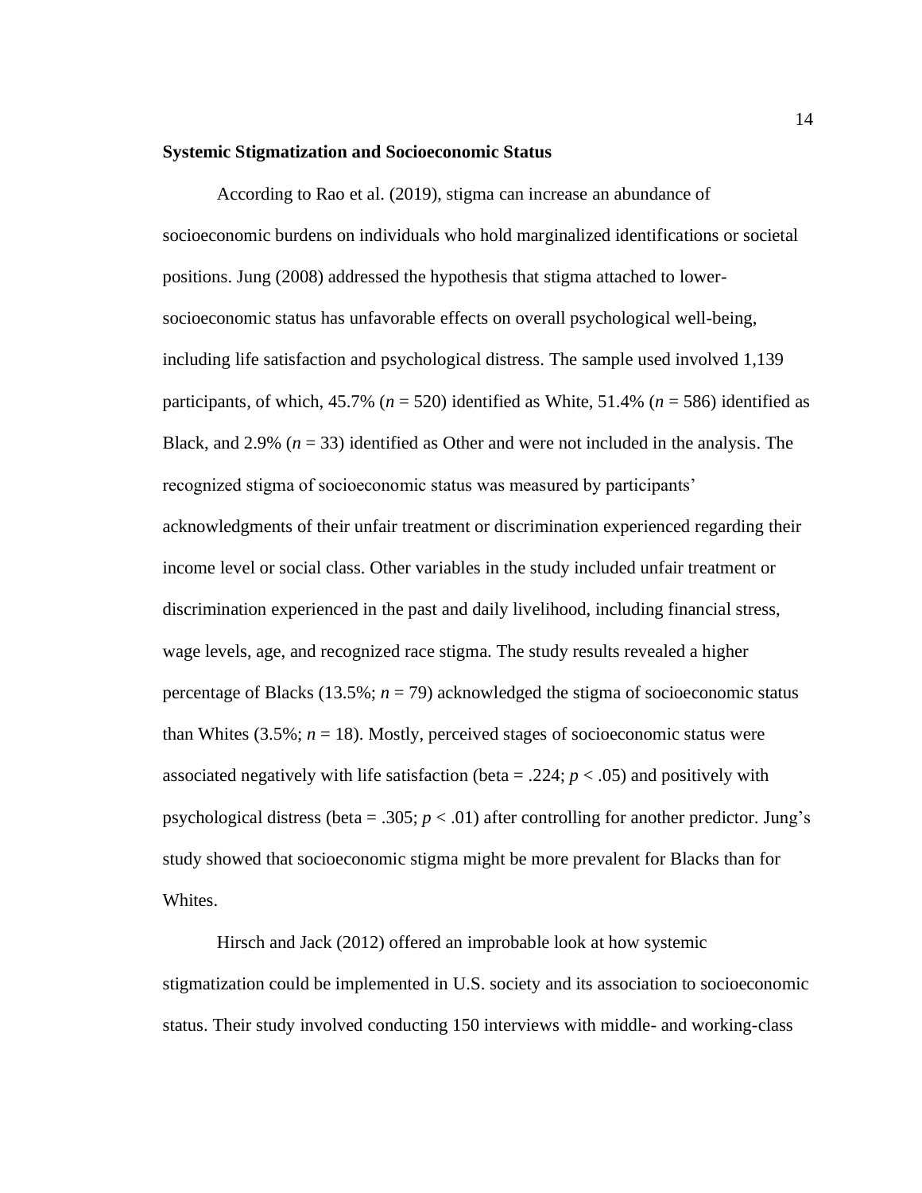### Systemic Stigmatization and Socioeconomic Status

According to Rao et al. (2019), stigma can increase an abundance of socioeconomic burdens on individuals who hold marginalized identifications or societal positions. Jung (2008) addressed the hypothesis that stigma attached to lower-socioeconomic status has unfavorable effects on overall psychological well-being, including life satisfaction and psychological distress. The sample used involved 1,139 participants, of which, 45.7% ($n$ = 520) identified as White, 51.4% ($n$ = 586) identified as Black, and 2.9% ($n$ = 33) identified as Other and were not included in the analysis. The recognized stigma of socioeconomic status was measured by participants' acknowledgments of their unfair treatment or discrimination experienced regarding their income level or social class. Other variables in the study included unfair treatment or discrimination experienced in the past and daily livelihood, including financial stress, wage levels, age, and recognized race stigma. The study results revealed a higher percentage of Blacks (13.5%; $n$ = 79) acknowledged the stigma of socioeconomic status than Whites (3.5%; $n$ = 18). Mostly, perceived stages of socioeconomic status were associated negatively with life satisfaction (beta = .224; $p < .05$) and positively with psychological distress (beta = .305; $p < .01$) after controlling for another predictor. Jung's study showed that socioeconomic stigma might be more prevalent for Blacks than for Whites.

Hirsch and Jack (2012) offered an improbable look at how systemic stigmatization could be implemented in U.S. society and its association to socioeconomic status. Their study involved conducting 150 interviews with middle- and working-class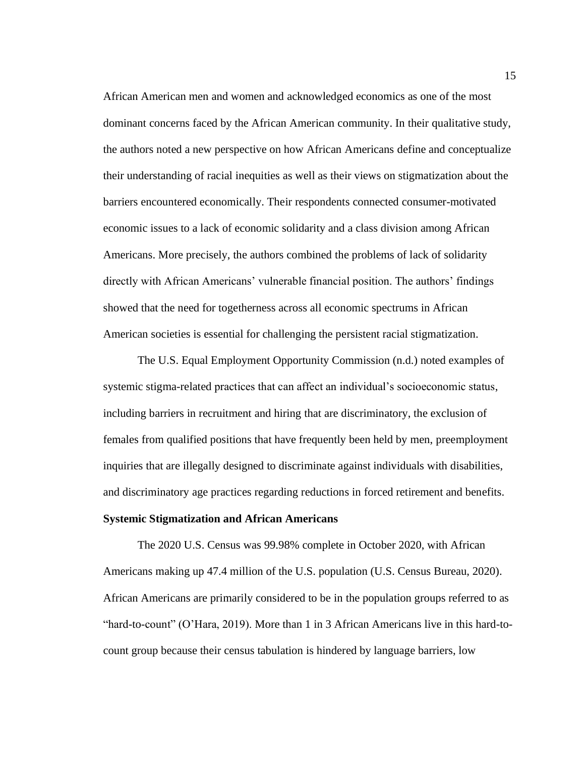African American men and women and acknowledged economics as one of the most dominant concerns faced by the African American community. In their qualitative study, the authors noted a new perspective on how African Americans define and conceptualize their understanding of racial inequities as well as their views on stigmatization about the barriers encountered economically. Their respondents connected consumer-motivated economic issues to a lack of economic solidarity and a class division among African Americans. More precisely, the authors combined the problems of lack of solidarity directly with African Americans' vulnerable financial position. The authors' findings showed that the need for togetherness across all economic spectrums in African American societies is essential for challenging the persistent racial stigmatization.

The U.S. Equal Employment Opportunity Commission (n.d.) noted examples of systemic stigma-related practices that can affect an individual's socioeconomic status, including barriers in recruitment and hiring that are discriminatory, the exclusion of females from qualified positions that have frequently been held by men, preemployment inquiries that are illegally designed to discriminate against individuals with disabilities, and discriminatory age practices regarding reductions in forced retirement and benefits.

**Systemic Stigmatization and African Americans**

The 2020 U.S. Census was 99.98% complete in October 2020, with African Americans making up 47.4 million of the U.S. population (U.S. Census Bureau, 2020). African Americans are primarily considered to be in the population groups referred to as "hard-to-count" (O'Hara, 2019). More than 1 in 3 African Americans live in this hard-to-count group because their census tabulation is hindered by language barriers, low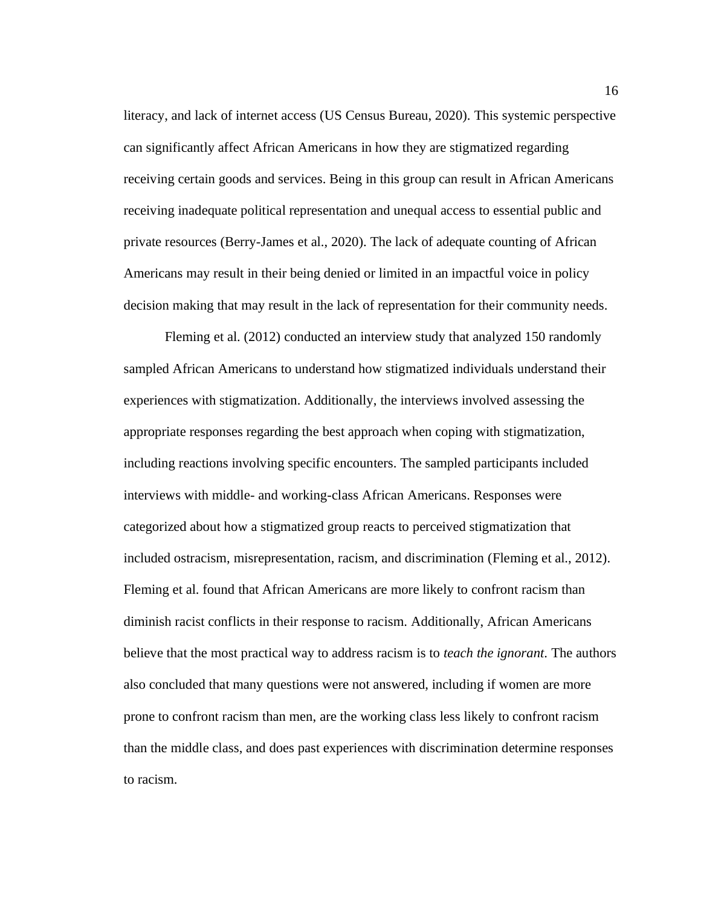literacy, and lack of internet access (US Census Bureau, 2020). This systemic perspective can significantly affect African Americans in how they are stigmatized regarding receiving certain goods and services. Being in this group can result in African Americans receiving inadequate political representation and unequal access to essential public and private resources (Berry-James et al., 2020). The lack of adequate counting of African Americans may result in their being denied or limited in an impactful voice in policy decision making that may result in the lack of representation for their community needs.

Fleming et al. (2012) conducted an interview study that analyzed 150 randomly sampled African Americans to understand how stigmatized individuals understand their experiences with stigmatization. Additionally, the interviews involved assessing the appropriate responses regarding the best approach when coping with stigmatization, including reactions involving specific encounters. The sampled participants included interviews with middle- and working-class African Americans. Responses were categorized about how a stigmatized group reacts to perceived stigmatization that included ostracism, misrepresentation, racism, and discrimination (Fleming et al., 2012). Fleming et al. found that African Americans are more likely to confront racism than diminish racist conflicts in their response to racism. Additionally, African Americans believe that the most practical way to address racism is to *teach the ignorant*. The authors also concluded that many questions were not answered, including if women are more prone to confront racism than men, are the working class less likely to confront racism than the middle class, and does past experiences with discrimination determine responses to racism.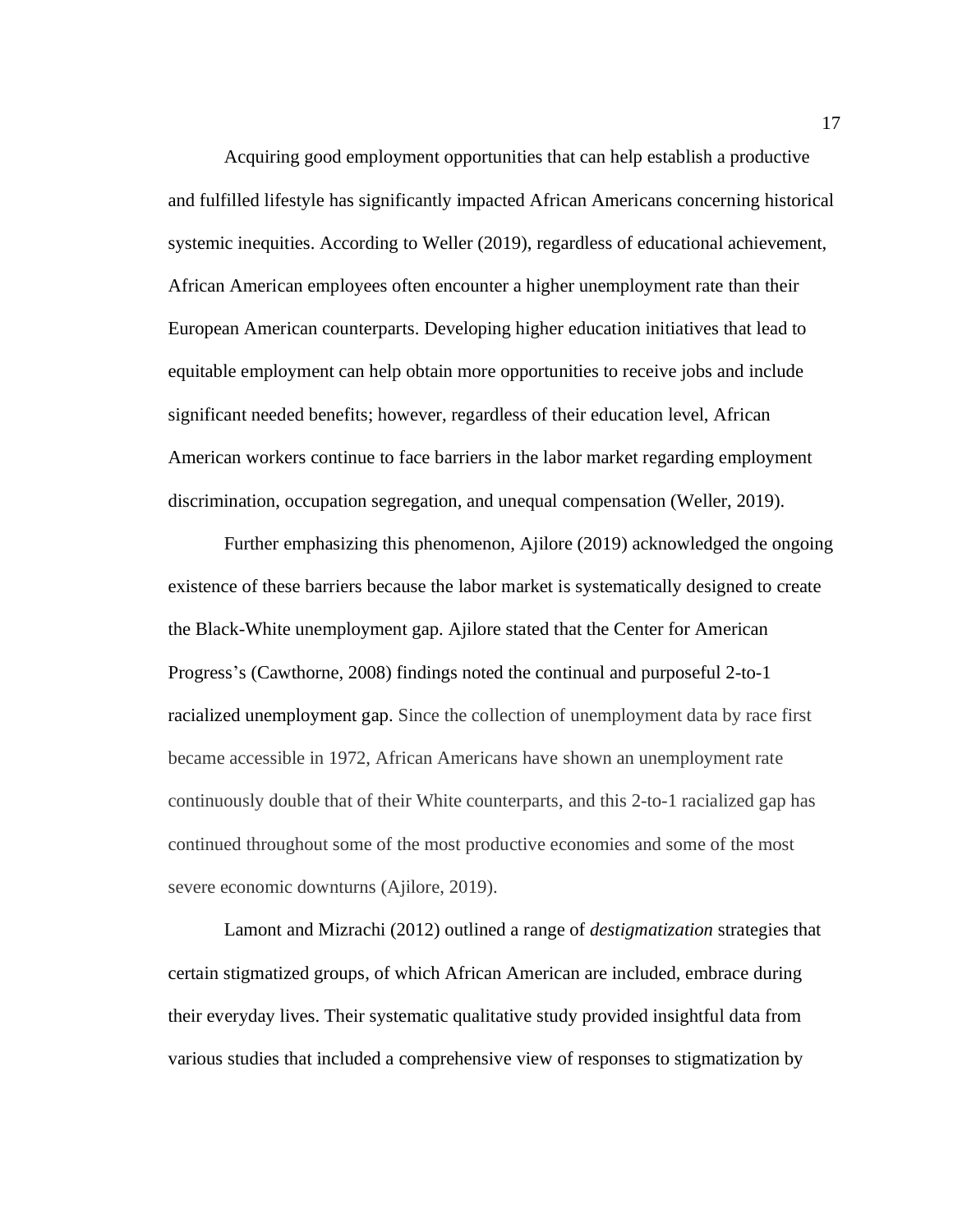Acquiring good employment opportunities that can help establish a productive and fulfilled lifestyle has significantly impacted African Americans concerning historical systemic inequities. According to Weller (2019), regardless of educational achievement, African American employees often encounter a higher unemployment rate than their European American counterparts. Developing higher education initiatives that lead to equitable employment can help obtain more opportunities to receive jobs and include significant needed benefits; however, regardless of their education level, African American workers continue to face barriers in the labor market regarding employment discrimination, occupation segregation, and unequal compensation (Weller, 2019).

Further emphasizing this phenomenon, Ajilore (2019) acknowledged the ongoing existence of these barriers because the labor market is systematically designed to create the Black-White unemployment gap. Ajilore stated that the Center for American Progress's (Cawthorne, 2008) findings noted the continual and purposeful 2-to-1 racialized unemployment gap. Since the collection of unemployment data by race first became accessible in 1972, African Americans have shown an unemployment rate continuously double that of their White counterparts, and this 2-to-1 racialized gap has continued throughout some of the most productive economies and some of the most severe economic downturns (Ajilore, 2019).

Lamont and Mizrachi (2012) outlined a range of *destigmatization* strategies that certain stigmatized groups, of which African American are included, embrace during their everyday lives. Their systematic qualitative study provided insightful data from various studies that included a comprehensive view of responses to stigmatization by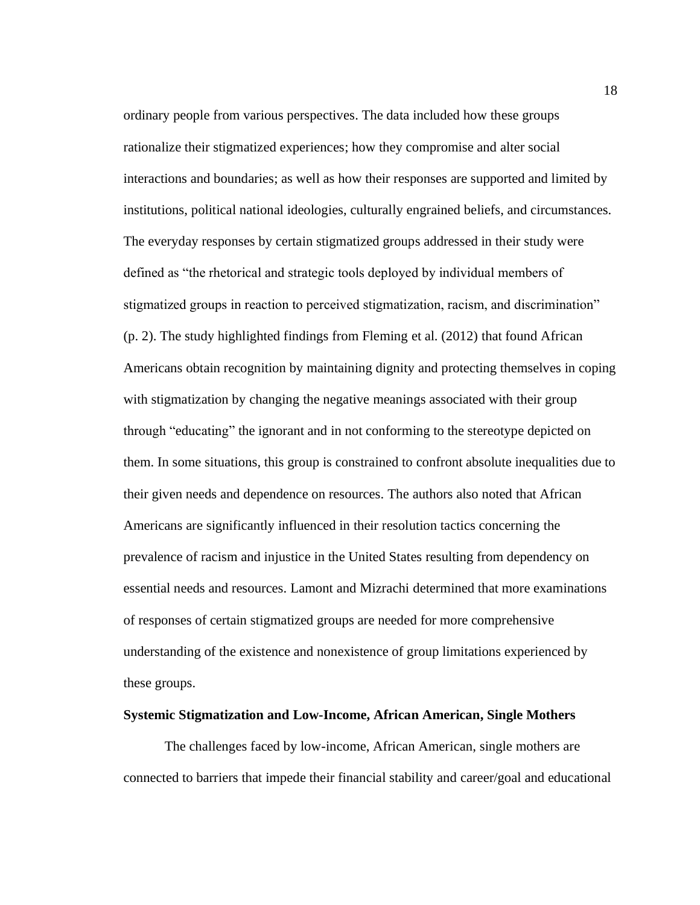ordinary people from various perspectives. The data included how these groups rationalize their stigmatized experiences; how they compromise and alter social interactions and boundaries; as well as how their responses are supported and limited by institutions, political national ideologies, culturally engrained beliefs, and circumstances. The everyday responses by certain stigmatized groups addressed in their study were defined as "the rhetorical and strategic tools deployed by individual members of stigmatized groups in reaction to perceived stigmatization, racism, and discrimination" (p. 2). The study highlighted findings from Fleming et al. (2012) that found African Americans obtain recognition by maintaining dignity and protecting themselves in coping with stigmatization by changing the negative meanings associated with their group through "educating" the ignorant and in not conforming to the stereotype depicted on them. In some situations, this group is constrained to confront absolute inequalities due to their given needs and dependence on resources. The authors also noted that African Americans are significantly influenced in their resolution tactics concerning the prevalence of racism and injustice in the United States resulting from dependency on essential needs and resources. Lamont and Mizrachi determined that more examinations of responses of certain stigmatized groups are needed for more comprehensive understanding of the existence and nonexistence of group limitations experienced by these groups.

**Systemic Stigmatization and Low-Income, African American, Single Mothers**

The challenges faced by low-income, African American, single mothers are connected to barriers that impede their financial stability and career/goal and educational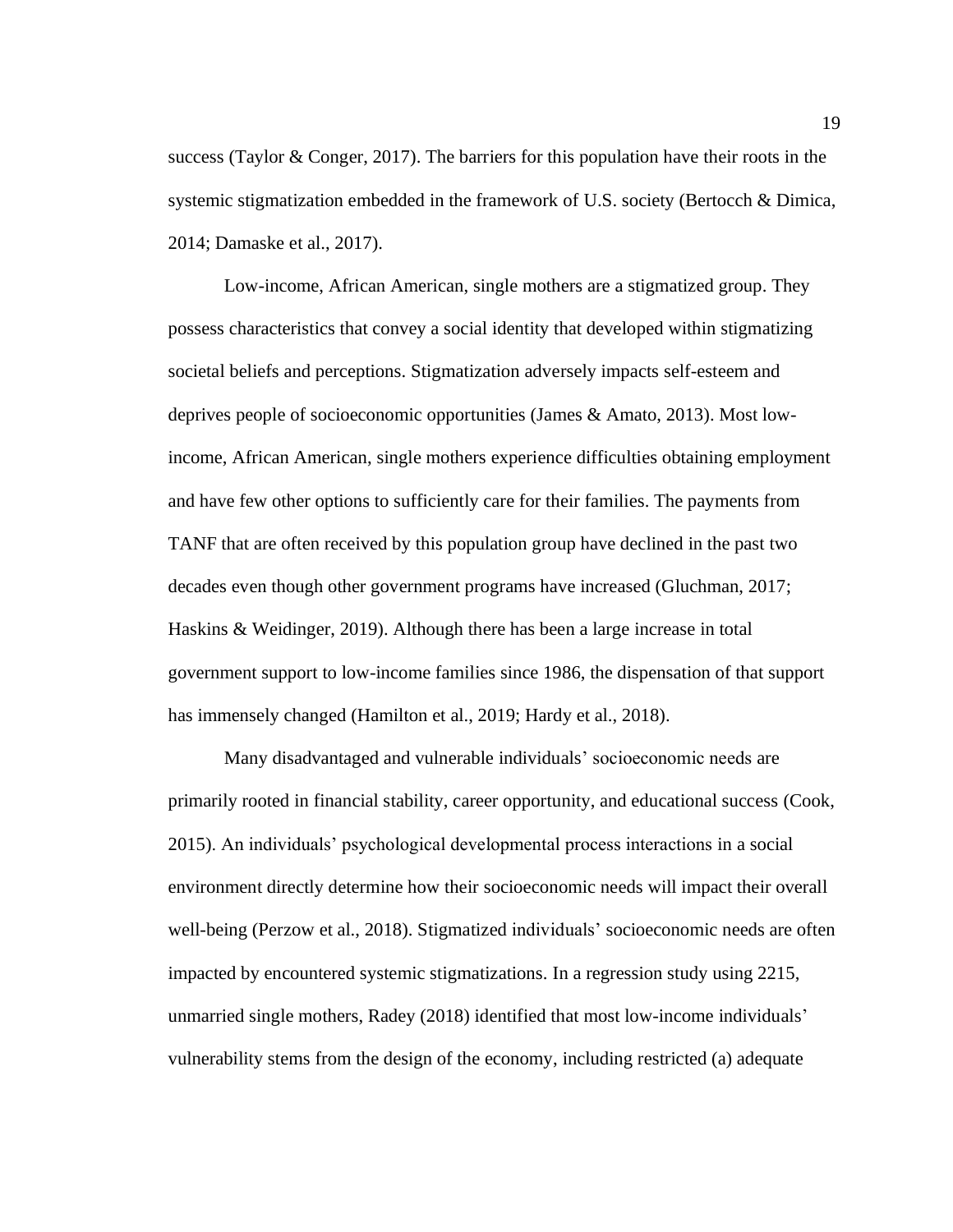success (Taylor & Conger, 2017). The barriers for this population have their roots in the systemic stigmatization embedded in the framework of U.S. society (Bertocch & Dimica, 2014; Damaske et al., 2017).

Low-income, African American, single mothers are a stigmatized group. They possess characteristics that convey a social identity that developed within stigmatizing societal beliefs and perceptions. Stigmatization adversely impacts self-esteem and deprives people of socioeconomic opportunities (James & Amato, 2013). Most low-income, African American, single mothers experience difficulties obtaining employment and have few other options to sufficiently care for their families. The payments from TANF that are often received by this population group have declined in the past two decades even though other government programs have increased (Gluchman, 2017; Haskins & Weidinger, 2019). Although there has been a large increase in total government support to low-income families since 1986, the dispensation of that support has immensely changed (Hamilton et al., 2019; Hardy et al., 2018).

Many disadvantaged and vulnerable individuals' socioeconomic needs are primarily rooted in financial stability, career opportunity, and educational success (Cook, 2015). An individuals' psychological developmental process interactions in a social environment directly determine how their socioeconomic needs will impact their overall well-being (Perzow et al., 2018). Stigmatized individuals' socioeconomic needs are often impacted by encountered systemic stigmatizations. In a regression study using 2215, unmarried single mothers, Radey (2018) identified that most low-income individuals' vulnerability stems from the design of the economy, including restricted (a) adequate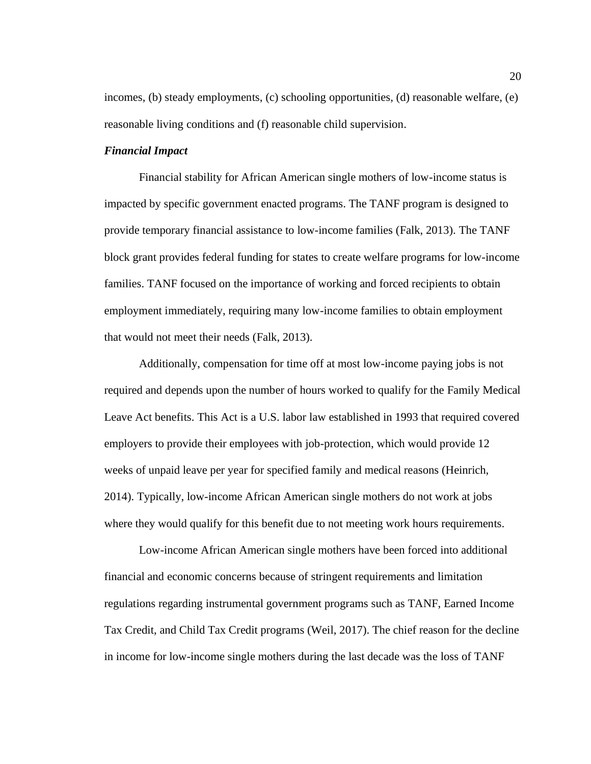incomes, (b) steady employments, (c) schooling opportunities, (d) reasonable welfare, (e) reasonable living conditions and (f) reasonable child supervision.

### *Financial Impact*

Financial stability for African American single mothers of low-income status is impacted by specific government enacted programs. The TANF program is designed to provide temporary financial assistance to low-income families (Falk, 2013). The TANF block grant provides federal funding for states to create welfare programs for low-income families. TANF focused on the importance of working and forced recipients to obtain employment immediately, requiring many low-income families to obtain employment that would not meet their needs (Falk, 2013).

Additionally, compensation for time off at most low-income paying jobs is not required and depends upon the number of hours worked to qualify for the Family Medical Leave Act benefits. This Act is a U.S. labor law established in 1993 that required covered employers to provide their employees with job-protection, which would provide 12 weeks of unpaid leave per year for specified family and medical reasons (Heinrich, 2014). Typically, low-income African American single mothers do not work at jobs where they would qualify for this benefit due to not meeting work hours requirements.

Low-income African American single mothers have been forced into additional financial and economic concerns because of stringent requirements and limitation regulations regarding instrumental government programs such as TANF, Earned Income Tax Credit, and Child Tax Credit programs (Weil, 2017). The chief reason for the decline in income for low-income single mothers during the last decade was the loss of TANF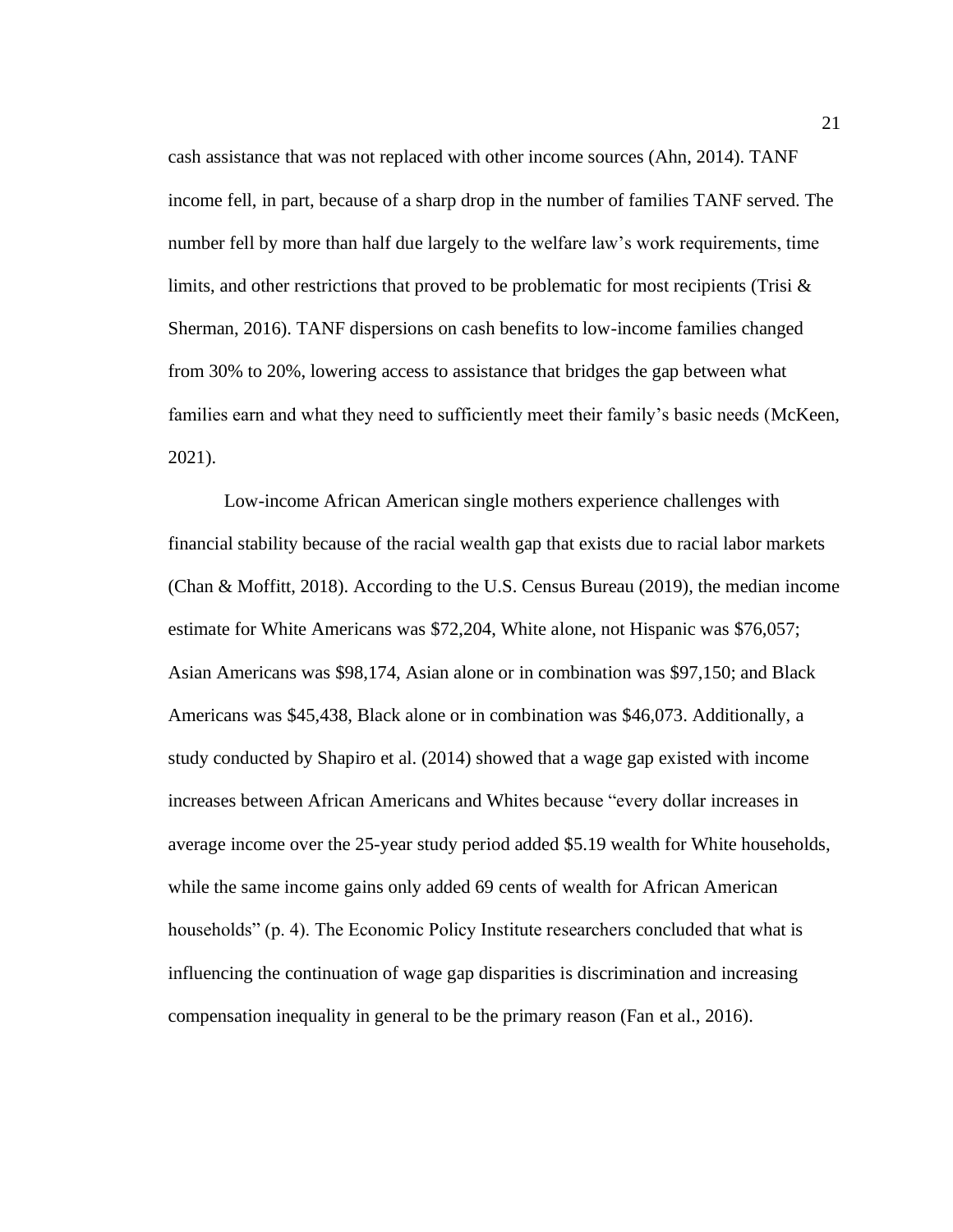cash assistance that was not replaced with other income sources (Ahn, 2014). TANF income fell, in part, because of a sharp drop in the number of families TANF served. The number fell by more than half due largely to the welfare law's work requirements, time limits, and other restrictions that proved to be problematic for most recipients (Trisi & Sherman, 2016). TANF dispersions on cash benefits to low-income families changed from 30% to 20%, lowering access to assistance that bridges the gap between what families earn and what they need to sufficiently meet their family's basic needs (McKeen, 2021).

Low-income African American single mothers experience challenges with financial stability because of the racial wealth gap that exists due to racial labor markets (Chan & Moffitt, 2018). According to the U.S. Census Bureau (2019), the median income estimate for White Americans was $72,204, White alone, not Hispanic was $76,057; Asian Americans was $98,174, Asian alone or in combination was $97,150; and Black Americans was $45,438, Black alone or in combination was $46,073. Additionally, a study conducted by Shapiro et al. (2014) showed that a wage gap existed with income increases between African Americans and Whites because "every dollar increases in average income over the 25-year study period added $5.19 wealth for White households, while the same income gains only added 69 cents of wealth for African American households" (p. 4). The Economic Policy Institute researchers concluded that what is influencing the continuation of wage gap disparities is discrimination and increasing compensation inequality in general to be the primary reason (Fan et al., 2016).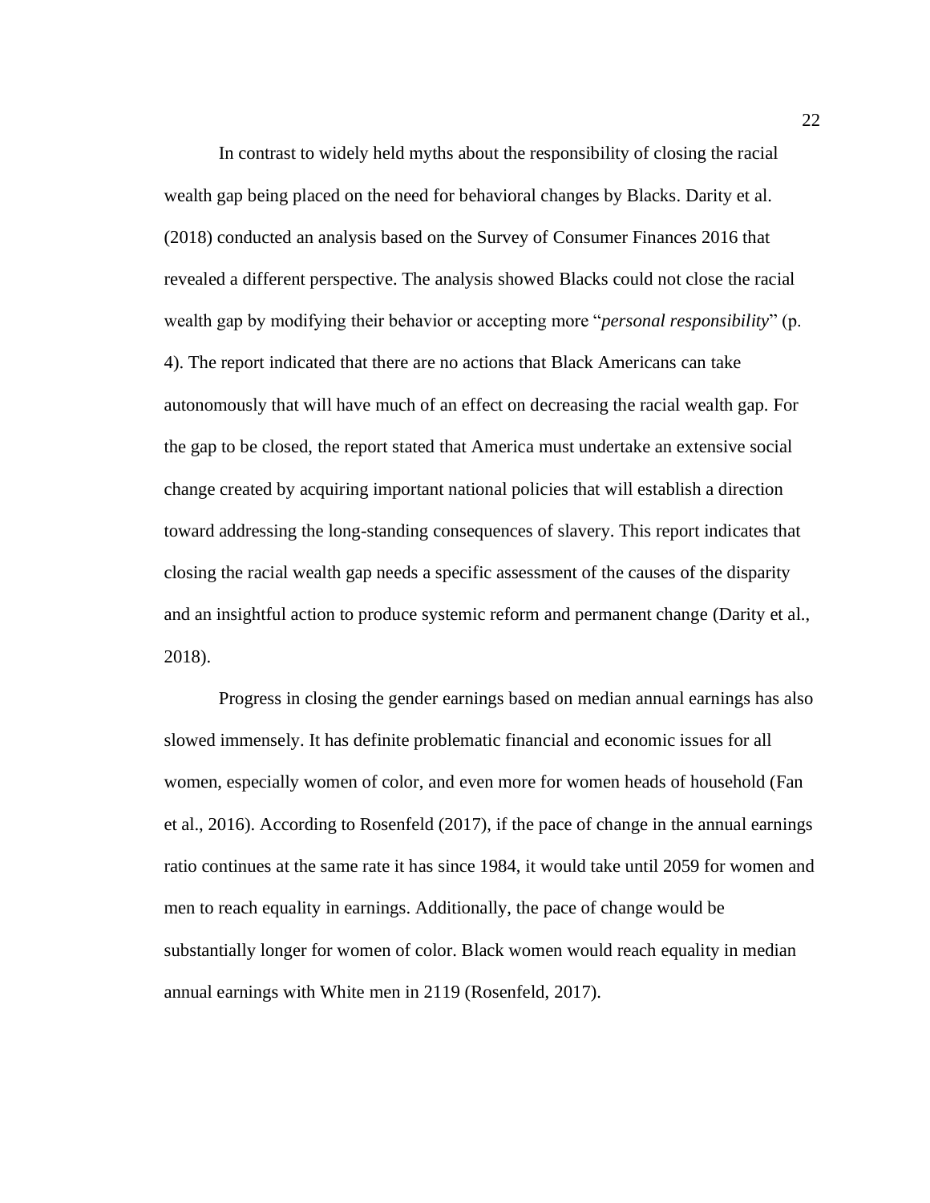In contrast to widely held myths about the responsibility of closing the racial wealth gap being placed on the need for behavioral changes by Blacks. Darity et al. (2018) conducted an analysis based on the Survey of Consumer Finances 2016 that revealed a different perspective. The analysis showed Blacks could not close the racial wealth gap by modifying their behavior or accepting more "*personal responsibility*" (p. 4). The report indicated that there are no actions that Black Americans can take autonomously that will have much of an effect on decreasing the racial wealth gap. For the gap to be closed, the report stated that America must undertake an extensive social change created by acquiring important national policies that will establish a direction toward addressing the long-standing consequences of slavery. This report indicates that closing the racial wealth gap needs a specific assessment of the causes of the disparity and an insightful action to produce systemic reform and permanent change (Darity et al., 2018).

Progress in closing the gender earnings based on median annual earnings has also slowed immensely. It has definite problematic financial and economic issues for all women, especially women of color, and even more for women heads of household (Fan et al., 2016). According to Rosenfeld (2017), if the pace of change in the annual earnings ratio continues at the same rate it has since 1984, it would take until 2059 for women and men to reach equality in earnings. Additionally, the pace of change would be substantially longer for women of color. Black women would reach equality in median annual earnings with White men in 2119 (Rosenfeld, 2017).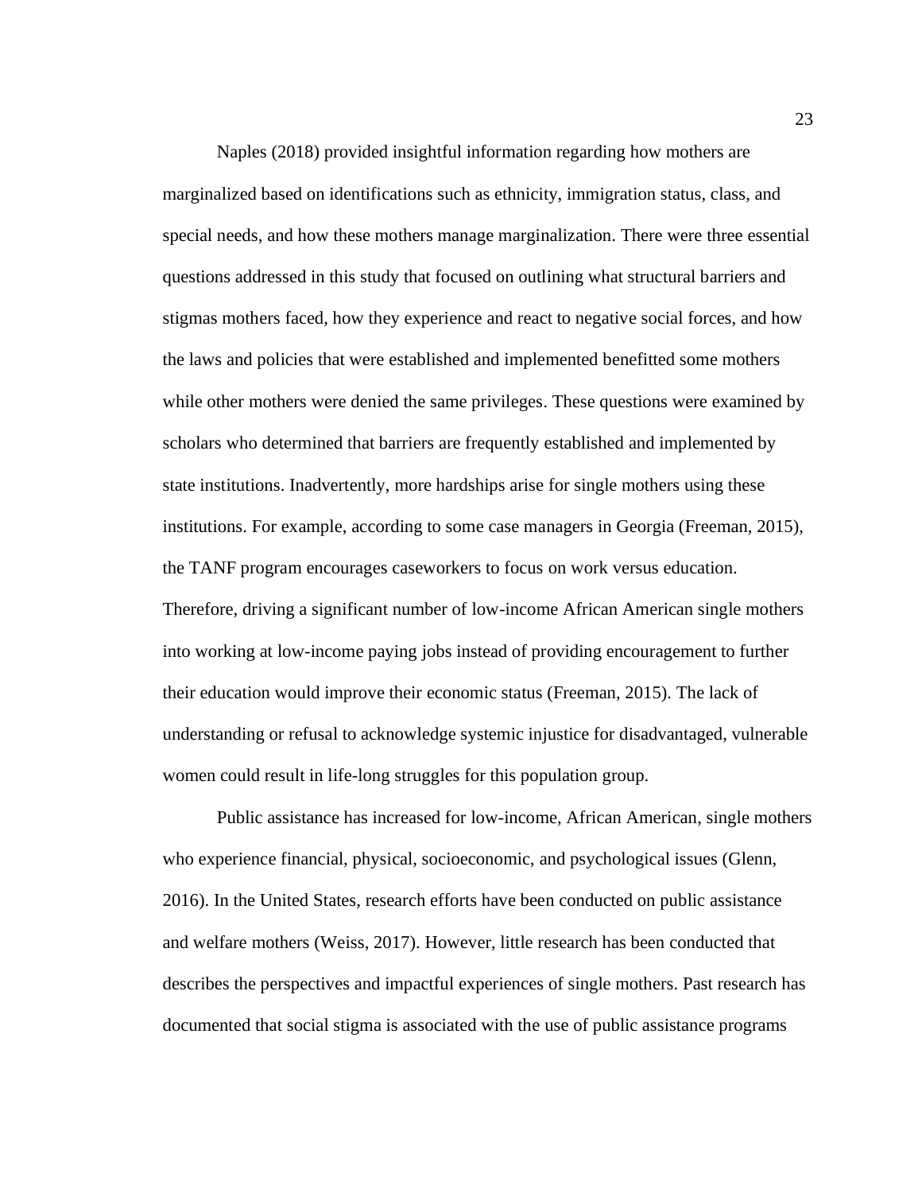Naples (2018) provided insightful information regarding how mothers are marginalized based on identifications such as ethnicity, immigration status, class, and special needs, and how these mothers manage marginalization. There were three essential questions addressed in this study that focused on outlining what structural barriers and stigmas mothers faced, how they experience and react to negative social forces, and how the laws and policies that were established and implemented benefitted some mothers while other mothers were denied the same privileges. These questions were examined by scholars who determined that barriers are frequently established and implemented by state institutions. Inadvertently, more hardships arise for single mothers using these institutions. For example, according to some case managers in Georgia (Freeman, 2015), the TANF program encourages caseworkers to focus on work versus education. Therefore, driving a significant number of low-income African American single mothers into working at low-income paying jobs instead of providing encouragement to further their education would improve their economic status (Freeman, 2015). The lack of understanding or refusal to acknowledge systemic injustice for disadvantaged, vulnerable women could result in life-long struggles for this population group.

Public assistance has increased for low-income, African American, single mothers who experience financial, physical, socioeconomic, and psychological issues (Glenn, 2016). In the United States, research efforts have been conducted on public assistance and welfare mothers (Weiss, 2017). However, little research has been conducted that describes the perspectives and impactful experiences of single mothers. Past research has documented that social stigma is associated with the use of public assistance programs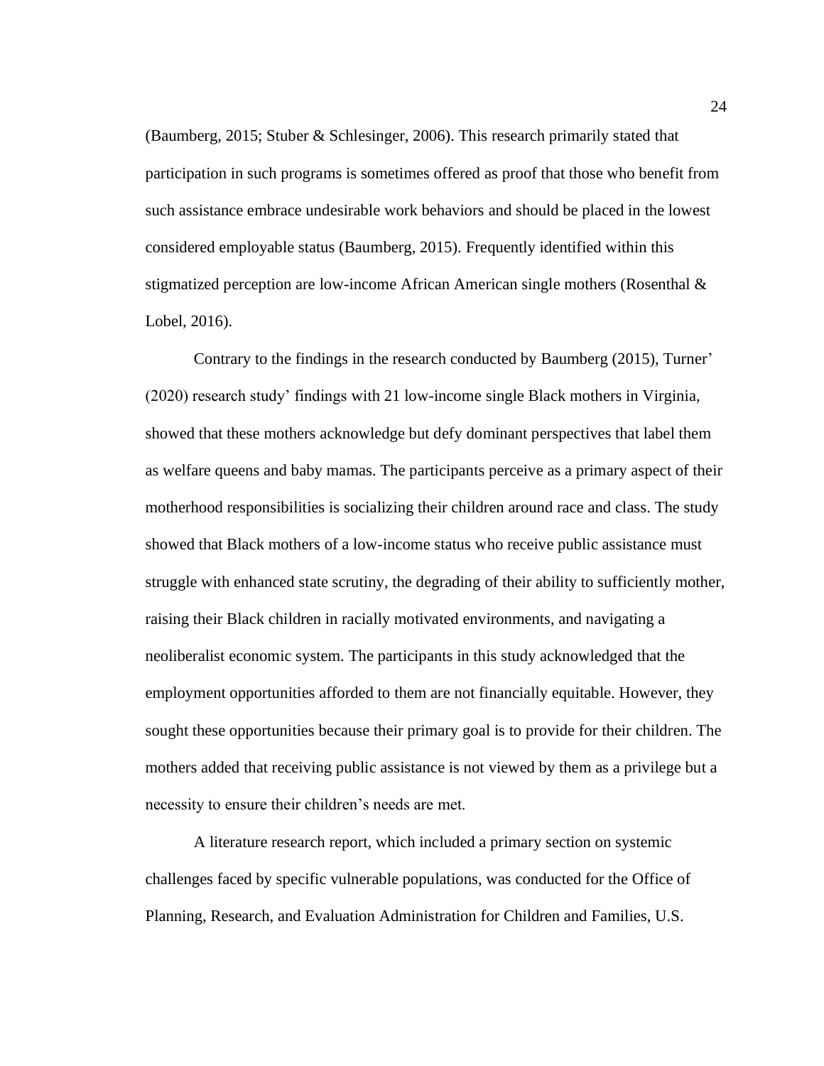(Baumberg, 2015; Stuber & Schlesinger, 2006). This research primarily stated that participation in such programs is sometimes offered as proof that those who benefit from such assistance embrace undesirable work behaviors and should be placed in the lowest considered employable status (Baumberg, 2015). Frequently identified within this stigmatized perception are low-income African American single mothers (Rosenthal & Lobel, 2016).

Contrary to the findings in the research conducted by Baumberg (2015), Turner' (2020) research study' findings with 21 low-income single Black mothers in Virginia, showed that these mothers acknowledge but defy dominant perspectives that label them as welfare queens and baby mamas. The participants perceive as a primary aspect of their motherhood responsibilities is socializing their children around race and class. The study showed that Black mothers of a low-income status who receive public assistance must struggle with enhanced state scrutiny, the degrading of their ability to sufficiently mother, raising their Black children in racially motivated environments, and navigating a neoliberalist economic system. The participants in this study acknowledged that the employment opportunities afforded to them are not financially equitable. However, they sought these opportunities because their primary goal is to provide for their children. The mothers added that receiving public assistance is not viewed by them as a privilege but a necessity to ensure their children's needs are met.

A literature research report, which included a primary section on systemic challenges faced by specific vulnerable populations, was conducted for the Office of Planning, Research, and Evaluation Administration for Children and Families, U.S.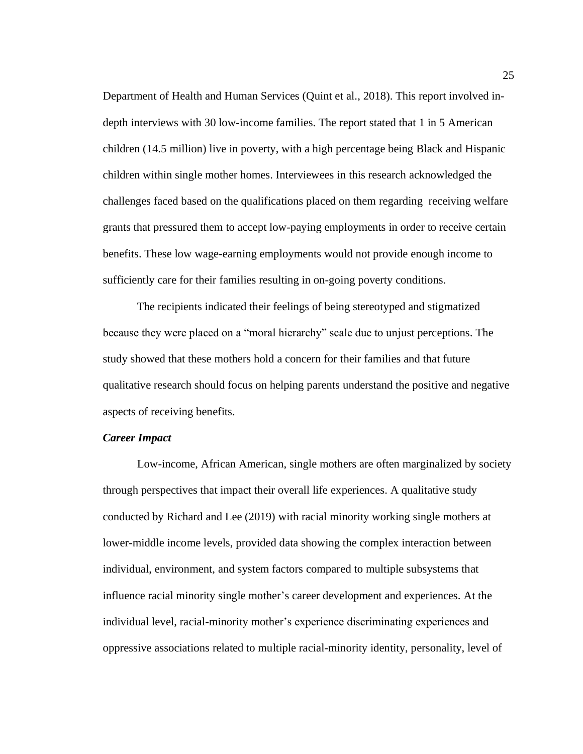Department of Health and Human Services (Quint et al., 2018). This report involved in-depth interviews with 30 low-income families. The report stated that 1 in 5 American children (14.5 million) live in poverty, with a high percentage being Black and Hispanic children within single mother homes. Interviewees in this research acknowledged the challenges faced based on the qualifications placed on them regarding receiving welfare grants that pressured them to accept low-paying employments in order to receive certain benefits. These low wage-earning employments would not provide enough income to sufficiently care for their families resulting in on-going poverty conditions.

The recipients indicated their feelings of being stereotyped and stigmatized because they were placed on a "moral hierarchy" scale due to unjust perceptions. The study showed that these mothers hold a concern for their families and that future qualitative research should focus on helping parents understand the positive and negative aspects of receiving benefits.

***Career Impact***

Low-income, African American, single mothers are often marginalized by society through perspectives that impact their overall life experiences. A qualitative study conducted by Richard and Lee (2019) with racial minority working single mothers at lower-middle income levels, provided data showing the complex interaction between individual, environment, and system factors compared to multiple subsystems that influence racial minority single mother's career development and experiences. At the individual level, racial-minority mother's experience discriminating experiences and oppressive associations related to multiple racial-minority identity, personality, level of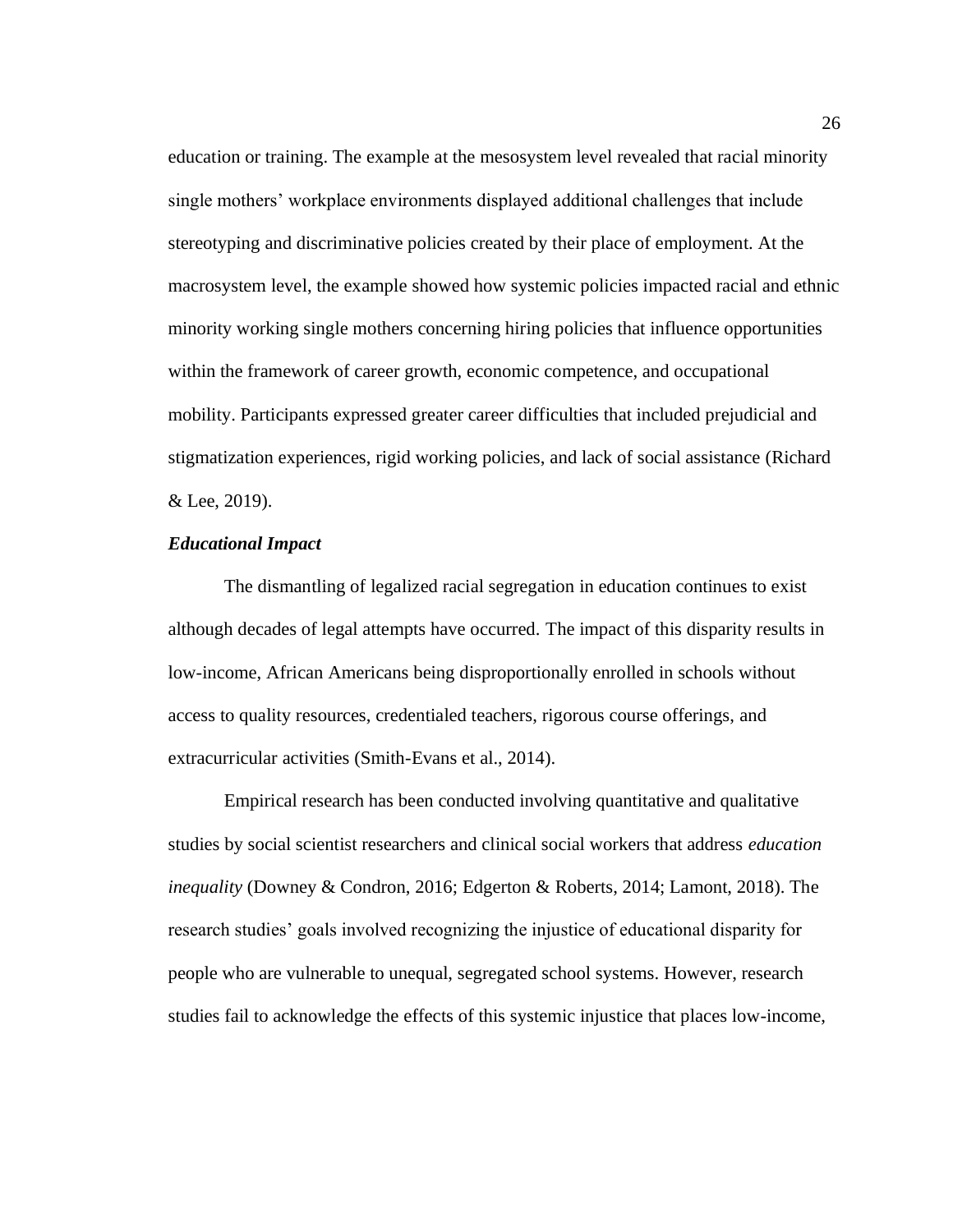education or training. The example at the mesosystem level revealed that racial minority single mothers' workplace environments displayed additional challenges that include stereotyping and discriminative policies created by their place of employment. At the macrosystem level, the example showed how systemic policies impacted racial and ethnic minority working single mothers concerning hiring policies that influence opportunities within the framework of career growth, economic competence, and occupational mobility. Participants expressed greater career difficulties that included prejudicial and stigmatization experiences, rigid working policies, and lack of social assistance (Richard & Lee, 2019).

### *Educational Impact*

The dismantling of legalized racial segregation in education continues to exist although decades of legal attempts have occurred. The impact of this disparity results in low-income, African Americans being disproportionally enrolled in schools without access to quality resources, credentialed teachers, rigorous course offerings, and extracurricular activities (Smith-Evans et al., 2014).

Empirical research has been conducted involving quantitative and qualitative studies by social scientist researchers and clinical social workers that address *education inequality* (Downey & Condron, 2016; Edgerton & Roberts, 2014; Lamont, 2018). The research studies' goals involved recognizing the injustice of educational disparity for people who are vulnerable to unequal, segregated school systems. However, research studies fail to acknowledge the effects of this systemic injustice that places low-income,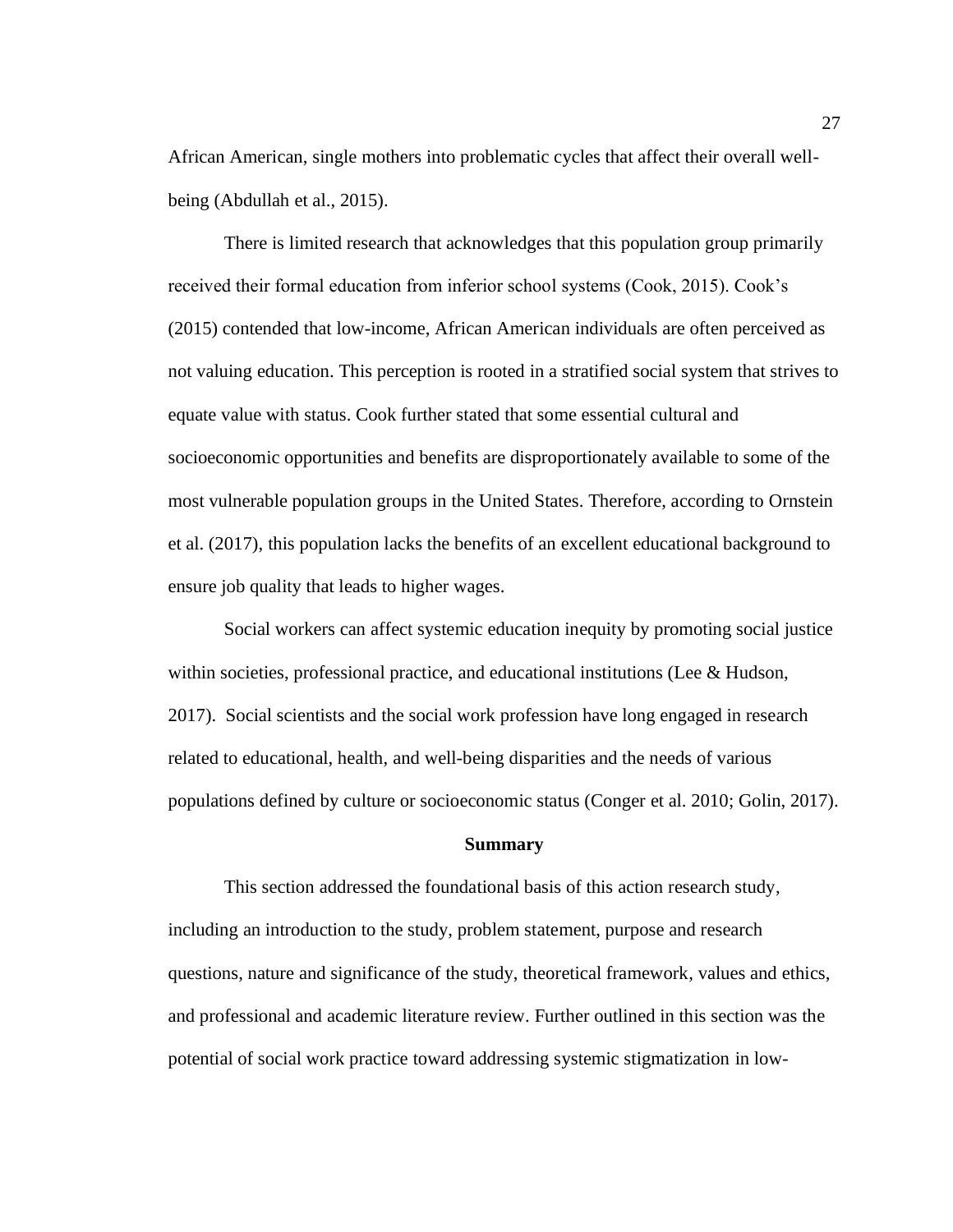African American, single mothers into problematic cycles that affect their overall well-being (Abdullah et al., 2015).

There is limited research that acknowledges that this population group primarily received their formal education from inferior school systems (Cook, 2015). Cook's (2015) contended that low-income, African American individuals are often perceived as not valuing education. This perception is rooted in a stratified social system that strives to equate value with status. Cook further stated that some essential cultural and socioeconomic opportunities and benefits are disproportionately available to some of the most vulnerable population groups in the United States. Therefore, according to Ornstein et al. (2017), this population lacks the benefits of an excellent educational background to ensure job quality that leads to higher wages.

Social workers can affect systemic education inequity by promoting social justice within societies, professional practice, and educational institutions (Lee & Hudson, 2017). Social scientists and the social work profession have long engaged in research related to educational, health, and well-being disparities and the needs of various populations defined by culture or socioeconomic status (Conger et al. 2010; Golin, 2017).

## Summary

This section addressed the foundational basis of this action research study, including an introduction to the study, problem statement, purpose and research questions, nature and significance of the study, theoretical framework, values and ethics, and professional and academic literature review. Further outlined in this section was the potential of social work practice toward addressing systemic stigmatization in low-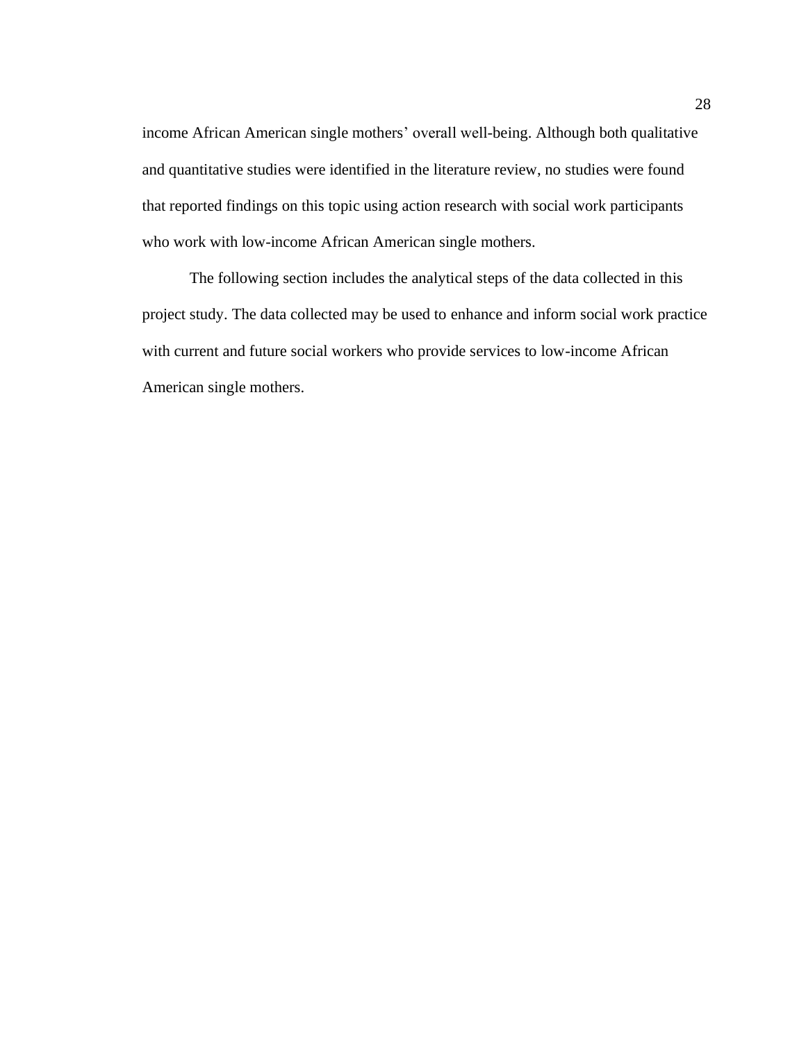income African American single mothers' overall well-being. Although both qualitative and quantitative studies were identified in the literature review, no studies were found that reported findings on this topic using action research with social work participants who work with low-income African American single mothers.

The following section includes the analytical steps of the data collected in this project study. The data collected may be used to enhance and inform social work practice with current and future social workers who provide services to low-income African American single mothers.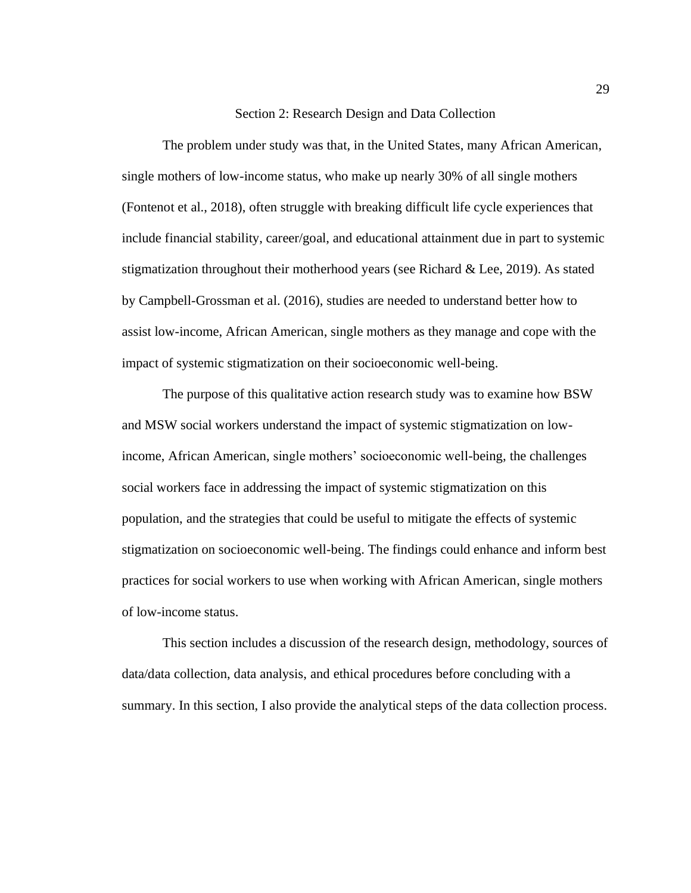## Section 2: Research Design and Data Collection

The problem under study was that, in the United States, many African American, single mothers of low-income status, who make up nearly 30% of all single mothers (Fontenot et al., 2018), often struggle with breaking difficult life cycle experiences that include financial stability, career/goal, and educational attainment due in part to systemic stigmatization throughout their motherhood years (see Richard & Lee, 2019). As stated by Campbell-Grossman et al. (2016), studies are needed to understand better how to assist low-income, African American, single mothers as they manage and cope with the impact of systemic stigmatization on their socioeconomic well-being.

The purpose of this qualitative action research study was to examine how BSW and MSW social workers understand the impact of systemic stigmatization on low-income, African American, single mothers' socioeconomic well-being, the challenges social workers face in addressing the impact of systemic stigmatization on this population, and the strategies that could be useful to mitigate the effects of systemic stigmatization on socioeconomic well-being. The findings could enhance and inform best practices for social workers to use when working with African American, single mothers of low-income status.

This section includes a discussion of the research design, methodology, sources of data/data collection, data analysis, and ethical procedures before concluding with a summary. In this section, I also provide the analytical steps of the data collection process.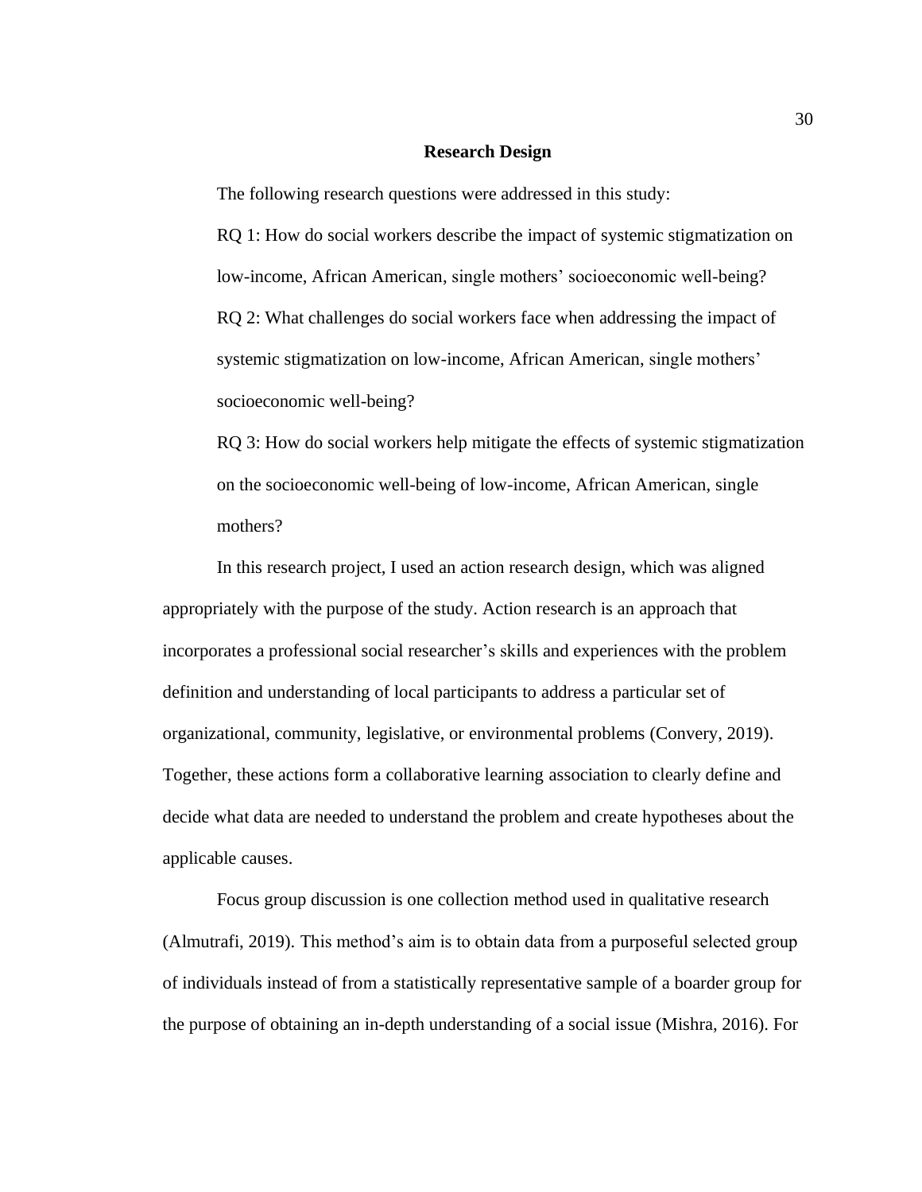## Research Design

The following research questions were addressed in this study:

RQ 1: How do social workers describe the impact of systemic stigmatization on low-income, African American, single mothers' socioeconomic well-being?

RQ 2: What challenges do social workers face when addressing the impact of systemic stigmatization on low-income, African American, single mothers' socioeconomic well-being?

RQ 3: How do social workers help mitigate the effects of systemic stigmatization on the socioeconomic well-being of low-income, African American, single mothers?

In this research project, I used an action research design, which was aligned appropriately with the purpose of the study. Action research is an approach that incorporates a professional social researcher's skills and experiences with the problem definition and understanding of local participants to address a particular set of organizational, community, legislative, or environmental problems (Convery, 2019). Together, these actions form a collaborative learning association to clearly define and decide what data are needed to understand the problem and create hypotheses about the applicable causes.

Focus group discussion is one collection method used in qualitative research (Almutrafi, 2019). This method's aim is to obtain data from a purposeful selected group of individuals instead of from a statistically representative sample of a boarder group for the purpose of obtaining an in-depth understanding of a social issue (Mishra, 2016). For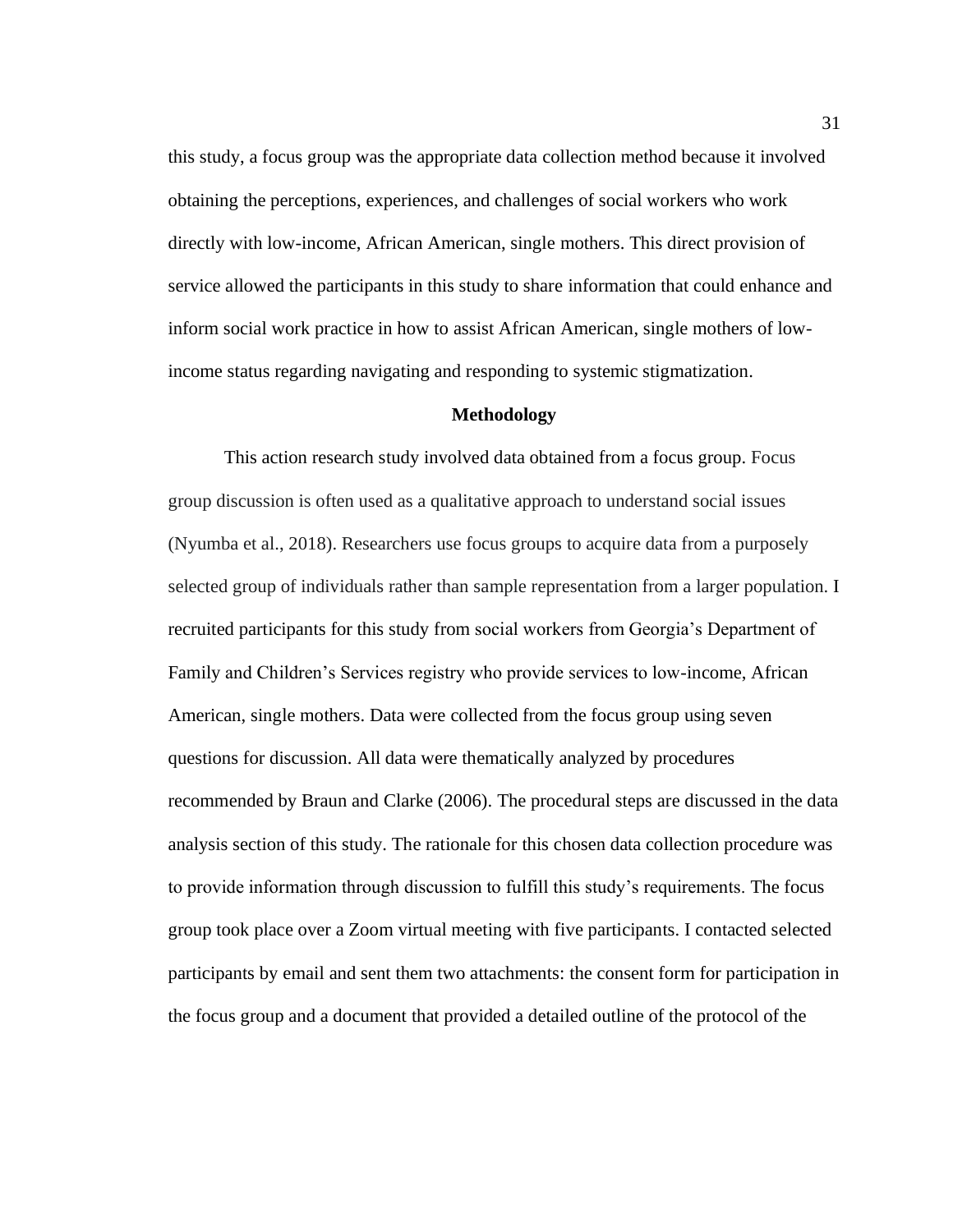this study, a focus group was the appropriate data collection method because it involved obtaining the perceptions, experiences, and challenges of social workers who work directly with low-income, African American, single mothers. This direct provision of service allowed the participants in this study to share information that could enhance and inform social work practice in how to assist African American, single mothers of low-income status regarding navigating and responding to systemic stigmatization.

## Methodology

This action research study involved data obtained from a focus group. Focus group discussion is often used as a qualitative approach to understand social issues (Nyumba et al., 2018). Researchers use focus groups to acquire data from a purposely selected group of individuals rather than sample representation from a larger population. I recruited participants for this study from social workers from Georgia's Department of Family and Children's Services registry who provide services to low-income, African American, single mothers. Data were collected from the focus group using seven questions for discussion. All data were thematically analyzed by procedures recommended by Braun and Clarke (2006). The procedural steps are discussed in the data analysis section of this study. The rationale for this chosen data collection procedure was to provide information through discussion to fulfill this study's requirements. The focus group took place over a Zoom virtual meeting with five participants. I contacted selected participants by email and sent them two attachments: the consent form for participation in the focus group and a document that provided a detailed outline of the protocol of the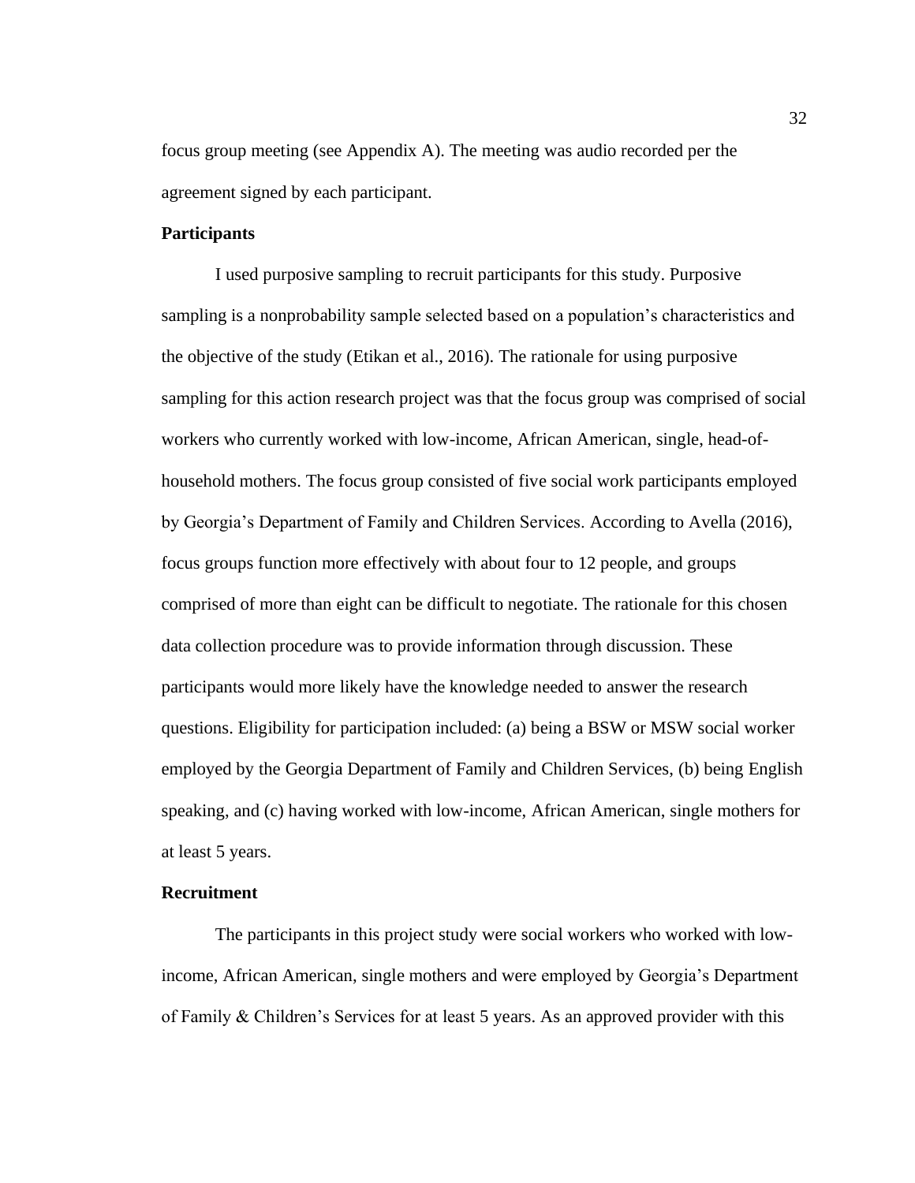focus group meeting (see Appendix A). The meeting was audio recorded per the agreement signed by each participant.

### Participants

I used purposive sampling to recruit participants for this study. Purposive sampling is a nonprobability sample selected based on a population's characteristics and the objective of the study (Etikan et al., 2016). The rationale for using purposive sampling for this action research project was that the focus group was comprised of social workers who currently worked with low-income, African American, single, head-of-household mothers. The focus group consisted of five social work participants employed by Georgia's Department of Family and Children Services. According to Avella (2016), focus groups function more effectively with about four to 12 people, and groups comprised of more than eight can be difficult to negotiate. The rationale for this chosen data collection procedure was to provide information through discussion. These participants would more likely have the knowledge needed to answer the research questions. Eligibility for participation included: (a) being a BSW or MSW social worker employed by the Georgia Department of Family and Children Services, (b) being English speaking, and (c) having worked with low-income, African American, single mothers for at least 5 years.

### Recruitment

The participants in this project study were social workers who worked with low-income, African American, single mothers and were employed by Georgia's Department of Family & Children's Services for at least 5 years. As an approved provider with this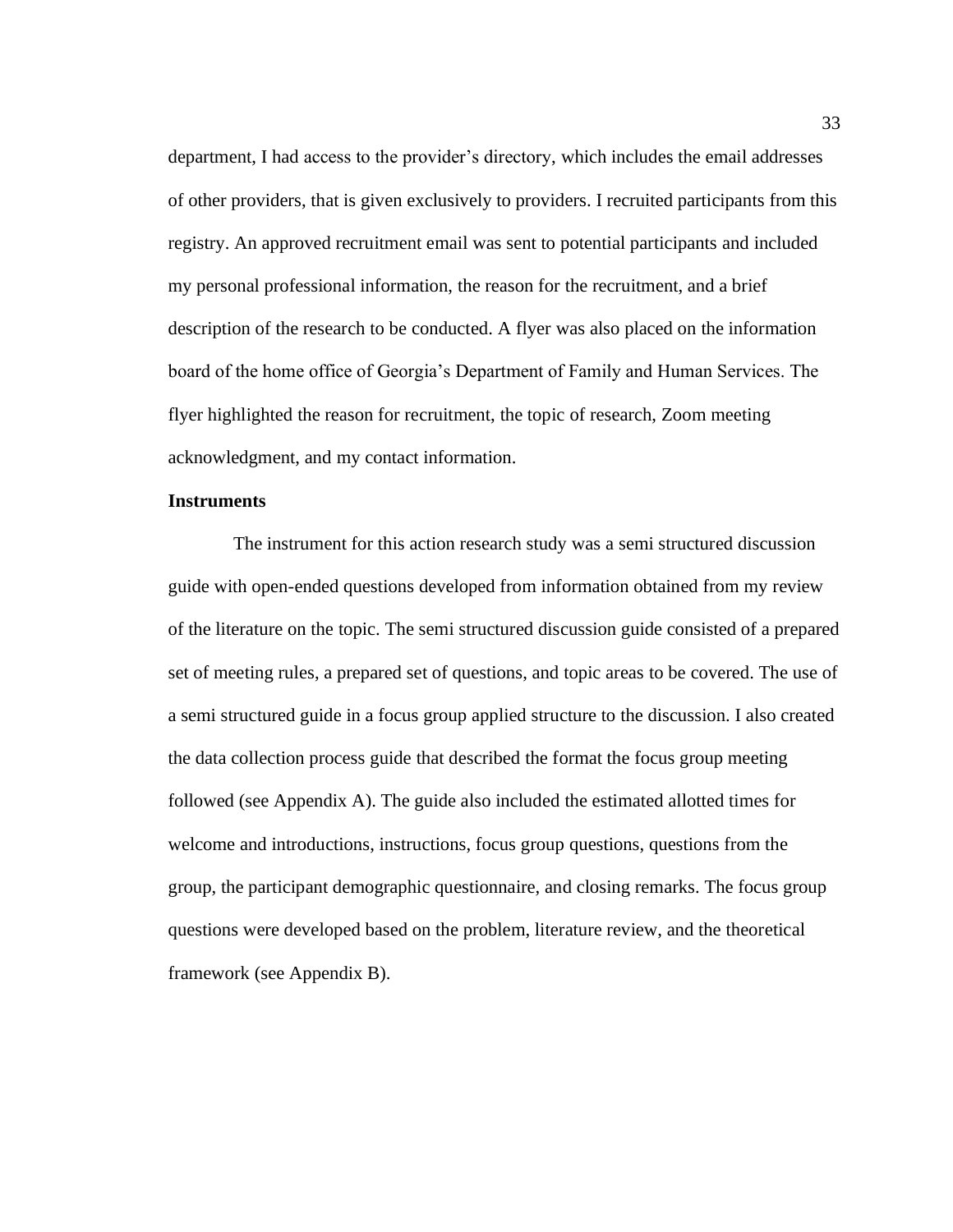department, I had access to the provider's directory, which includes the email addresses of other providers, that is given exclusively to providers. I recruited participants from this registry. An approved recruitment email was sent to potential participants and included my personal professional information, the reason for the recruitment, and a brief description of the research to be conducted. A flyer was also placed on the information board of the home office of Georgia's Department of Family and Human Services. The flyer highlighted the reason for recruitment, the topic of research, Zoom meeting acknowledgment, and my contact information.

**Instruments**

The instrument for this action research study was a semi structured discussion guide with open-ended questions developed from information obtained from my review of the literature on the topic. The semi structured discussion guide consisted of a prepared set of meeting rules, a prepared set of questions, and topic areas to be covered. The use of a semi structured guide in a focus group applied structure to the discussion. I also created the data collection process guide that described the format the focus group meeting followed (see Appendix A). The guide also included the estimated allotted times for welcome and introductions, instructions, focus group questions, questions from the group, the participant demographic questionnaire, and closing remarks. The focus group questions were developed based on the problem, literature review, and the theoretical framework (see Appendix B).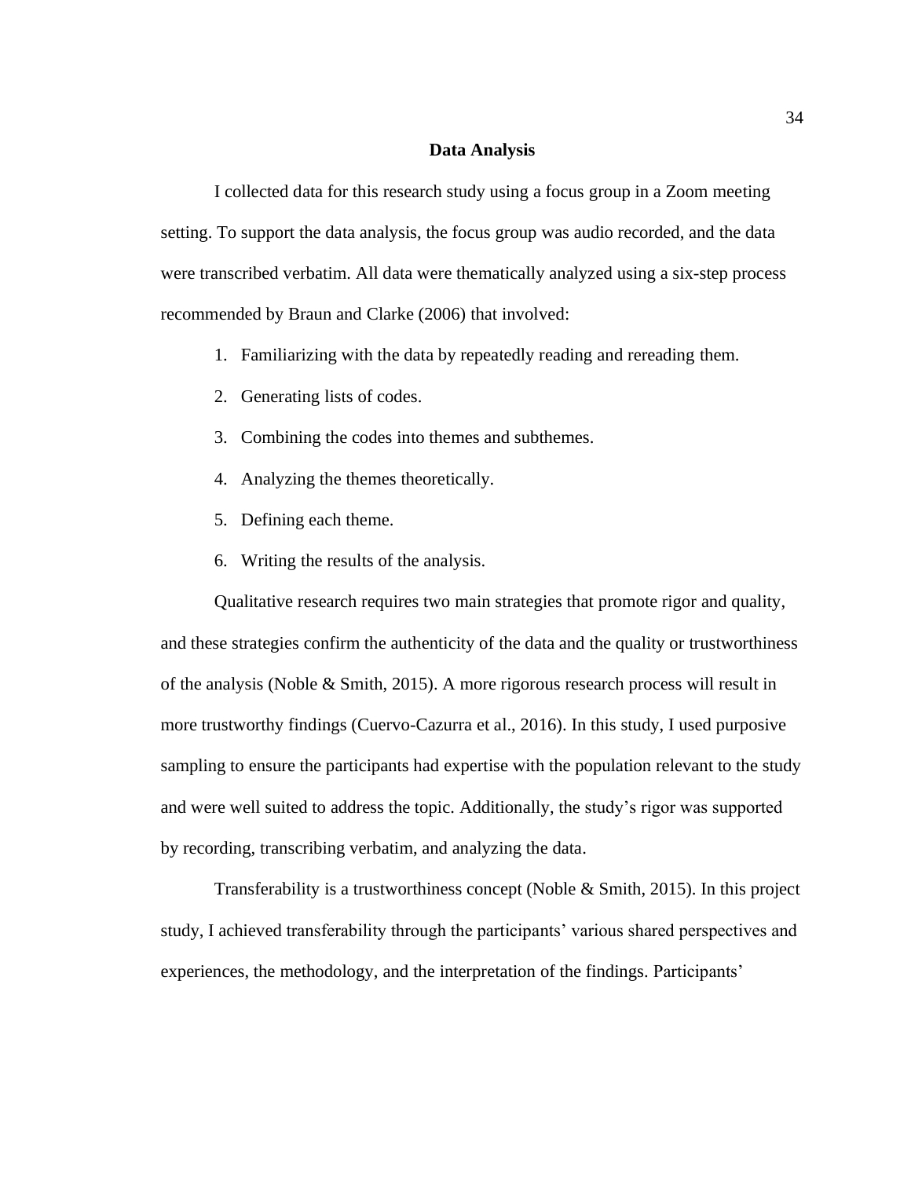## Data Analysis

I collected data for this research study using a focus group in a Zoom meeting setting. To support the data analysis, the focus group was audio recorded, and the data were transcribed verbatim. All data were thematically analyzed using a six-step process recommended by Braun and Clarke (2006) that involved:

1. Familiarizing with the data by repeatedly reading and rereading them.
2. Generating lists of codes.
3. Combining the codes into themes and subthemes.
4. Analyzing the themes theoretically.
5. Defining each theme.
6. Writing the results of the analysis.

Qualitative research requires two main strategies that promote rigor and quality, and these strategies confirm the authenticity of the data and the quality or trustworthiness of the analysis (Noble & Smith, 2015). A more rigorous research process will result in more trustworthy findings (Cuervo-Cazurra et al., 2016). In this study, I used purposive sampling to ensure the participants had expertise with the population relevant to the study and were well suited to address the topic. Additionally, the study's rigor was supported by recording, transcribing verbatim, and analyzing the data.

Transferability is a trustworthiness concept (Noble & Smith, 2015). In this project study, I achieved transferability through the participants' various shared perspectives and experiences, the methodology, and the interpretation of the findings. Participants'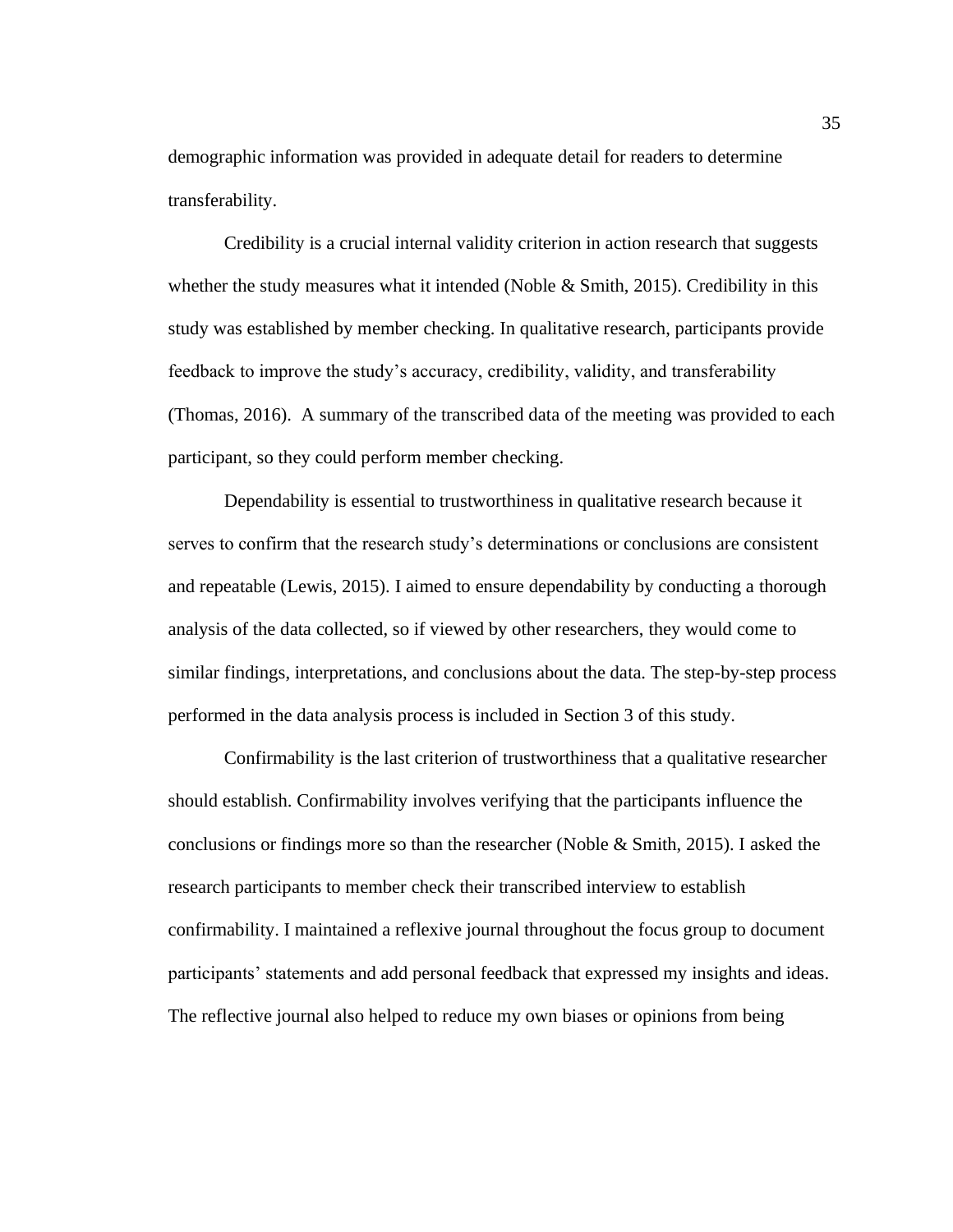demographic information was provided in adequate detail for readers to determine transferability.

Credibility is a crucial internal validity criterion in action research that suggests whether the study measures what it intended (Noble & Smith, 2015). Credibility in this study was established by member checking. In qualitative research, participants provide feedback to improve the study's accuracy, credibility, validity, and transferability (Thomas, 2016). A summary of the transcribed data of the meeting was provided to each participant, so they could perform member checking.

Dependability is essential to trustworthiness in qualitative research because it serves to confirm that the research study's determinations or conclusions are consistent and repeatable (Lewis, 2015). I aimed to ensure dependability by conducting a thorough analysis of the data collected, so if viewed by other researchers, they would come to similar findings, interpretations, and conclusions about the data. The step-by-step process performed in the data analysis process is included in Section 3 of this study.

Confirmability is the last criterion of trustworthiness that a qualitative researcher should establish. Confirmability involves verifying that the participants influence the conclusions or findings more so than the researcher (Noble & Smith, 2015). I asked the research participants to member check their transcribed interview to establish confirmability. I maintained a reflexive journal throughout the focus group to document participants' statements and add personal feedback that expressed my insights and ideas. The reflective journal also helped to reduce my own biases or opinions from being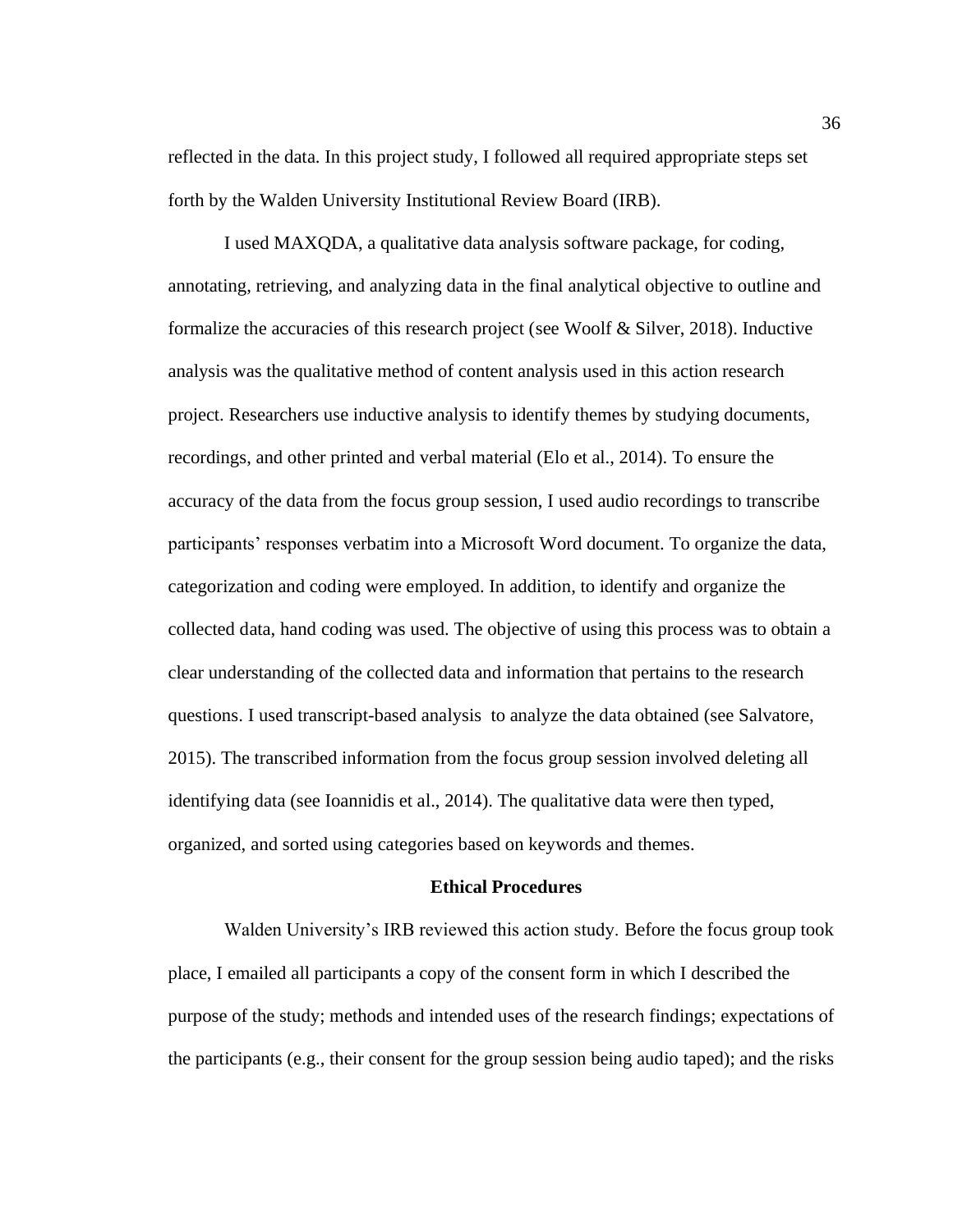reflected in the data. In this project study, I followed all required appropriate steps set forth by the Walden University Institutional Review Board (IRB).

I used MAXQDA, a qualitative data analysis software package, for coding, annotating, retrieving, and analyzing data in the final analytical objective to outline and formalize the accuracies of this research project (see Woolf & Silver, 2018). Inductive analysis was the qualitative method of content analysis used in this action research project. Researchers use inductive analysis to identify themes by studying documents, recordings, and other printed and verbal material (Elo et al., 2014). To ensure the accuracy of the data from the focus group session, I used audio recordings to transcribe participants' responses verbatim into a Microsoft Word document. To organize the data, categorization and coding were employed. In addition, to identify and organize the collected data, hand coding was used. The objective of using this process was to obtain a clear understanding of the collected data and information that pertains to the research questions. I used transcript-based analysis to analyze the data obtained (see Salvatore, 2015). The transcribed information from the focus group session involved deleting all identifying data (see Ioannidis et al., 2014). The qualitative data were then typed, organized, and sorted using categories based on keywords and themes.

## Ethical Procedures

Walden University's IRB reviewed this action study. Before the focus group took place, I emailed all participants a copy of the consent form in which I described the purpose of the study; methods and intended uses of the research findings; expectations of the participants (e.g., their consent for the group session being audio taped); and the risks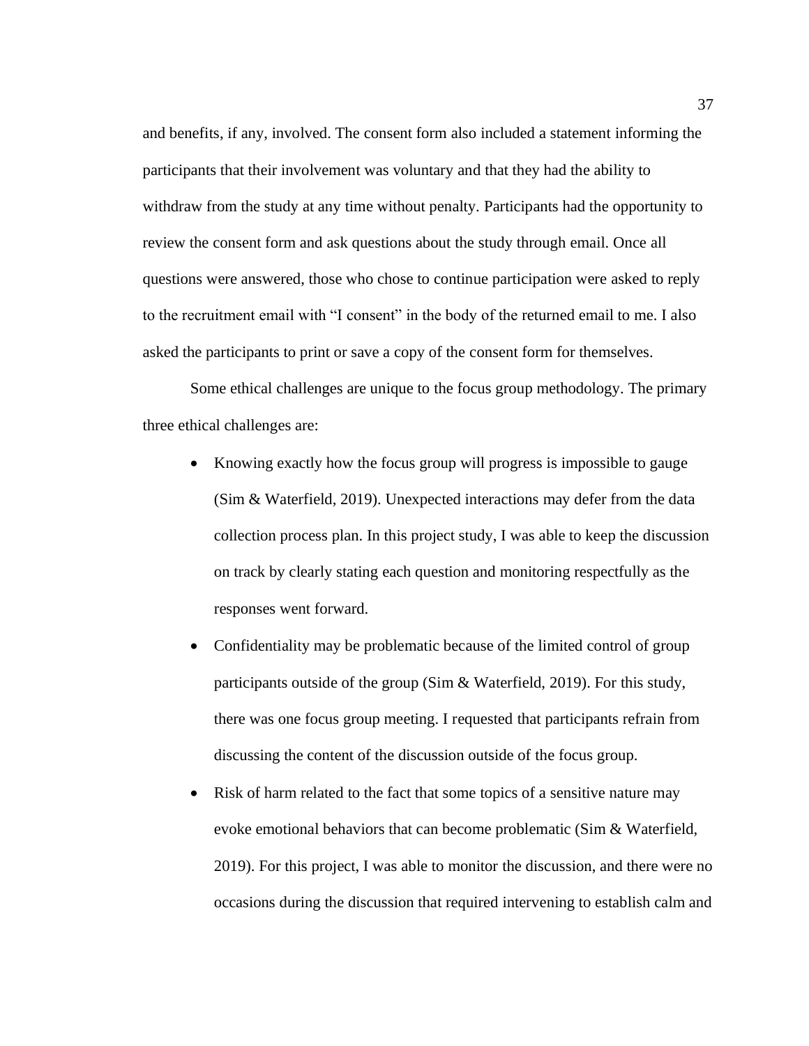and benefits, if any, involved. The consent form also included a statement informing the participants that their involvement was voluntary and that they had the ability to withdraw from the study at any time without penalty. Participants had the opportunity to review the consent form and ask questions about the study through email. Once all questions were answered, those who chose to continue participation were asked to reply to the recruitment email with "I consent" in the body of the returned email to me. I also asked the participants to print or save a copy of the consent form for themselves.

Some ethical challenges are unique to the focus group methodology. The primary three ethical challenges are:

- Knowing exactly how the focus group will progress is impossible to gauge (Sim & Waterfield, 2019). Unexpected interactions may defer from the data collection process plan. In this project study, I was able to keep the discussion on track by clearly stating each question and monitoring respectfully as the responses went forward.
- Confidentiality may be problematic because of the limited control of group participants outside of the group (Sim & Waterfield, 2019). For this study, there was one focus group meeting. I requested that participants refrain from discussing the content of the discussion outside of the focus group.
- Risk of harm related to the fact that some topics of a sensitive nature may evoke emotional behaviors that can become problematic (Sim & Waterfield, 2019). For this project, I was able to monitor the discussion, and there were no occasions during the discussion that required intervening to establish calm and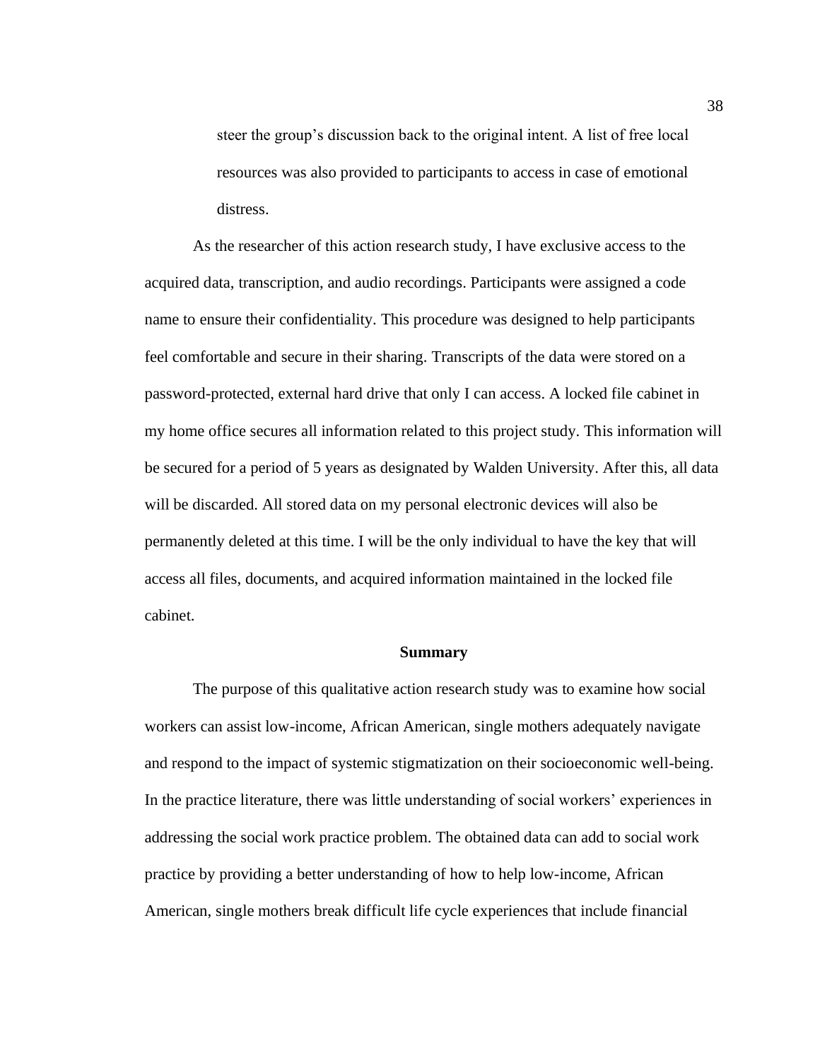steer the group's discussion back to the original intent. A list of free local resources was also provided to participants to access in case of emotional distress.

As the researcher of this action research study, I have exclusive access to the acquired data, transcription, and audio recordings. Participants were assigned a code name to ensure their confidentiality. This procedure was designed to help participants feel comfortable and secure in their sharing. Transcripts of the data were stored on a password-protected, external hard drive that only I can access. A locked file cabinet in my home office secures all information related to this project study. This information will be secured for a period of 5 years as designated by Walden University. After this, all data will be discarded. All stored data on my personal electronic devices will also be permanently deleted at this time. I will be the only individual to have the key that will access all files, documents, and acquired information maintained in the locked file cabinet.

## Summary

The purpose of this qualitative action research study was to examine how social workers can assist low-income, African American, single mothers adequately navigate and respond to the impact of systemic stigmatization on their socioeconomic well-being. In the practice literature, there was little understanding of social workers' experiences in addressing the social work practice problem. The obtained data can add to social work practice by providing a better understanding of how to help low-income, African American, single mothers break difficult life cycle experiences that include financial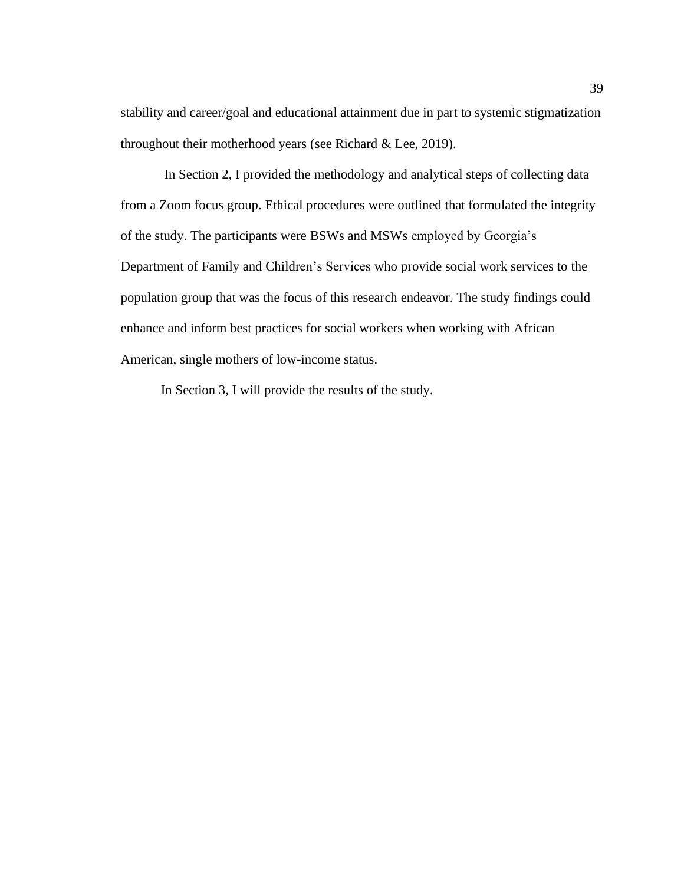stability and career/goal and educational attainment due in part to systemic stigmatization throughout their motherhood years (see Richard & Lee, 2019).

In Section 2, I provided the methodology and analytical steps of collecting data from a Zoom focus group. Ethical procedures were outlined that formulated the integrity of the study. The participants were BSWs and MSWs employed by Georgia's Department of Family and Children's Services who provide social work services to the population group that was the focus of this research endeavor. The study findings could enhance and inform best practices for social workers when working with African American, single mothers of low-income status.

In Section 3, I will provide the results of the study.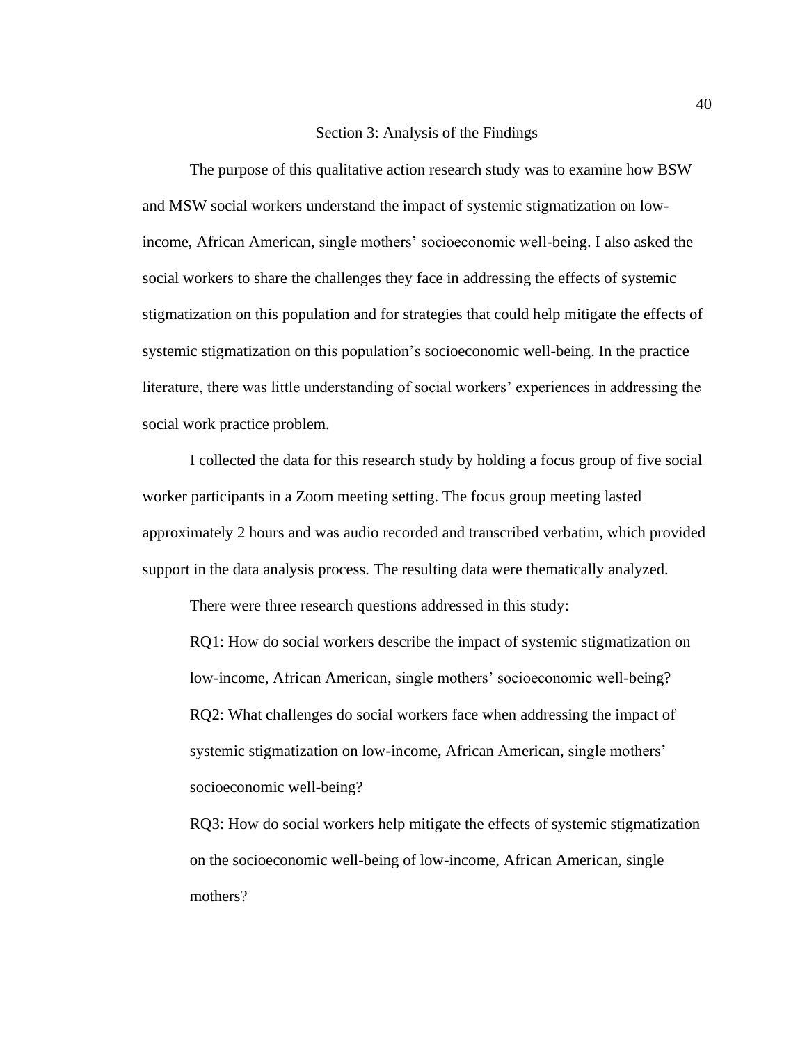# Section 3: Analysis of the Findings

The purpose of this qualitative action research study was to examine how BSW and MSW social workers understand the impact of systemic stigmatization on low-income, African American, single mothers' socioeconomic well-being. I also asked the social workers to share the challenges they face in addressing the effects of systemic stigmatization on this population and for strategies that could help mitigate the effects of systemic stigmatization on this population's socioeconomic well-being. In the practice literature, there was little understanding of social workers' experiences in addressing the social work practice problem.

I collected the data for this research study by holding a focus group of five social worker participants in a Zoom meeting setting. The focus group meeting lasted approximately 2 hours and was audio recorded and transcribed verbatim, which provided support in the data analysis process. The resulting data were thematically analyzed.

There were three research questions addressed in this study:

RQ1: How do social workers describe the impact of systemic stigmatization on low-income, African American, single mothers' socioeconomic well-being?

RQ2: What challenges do social workers face when addressing the impact of systemic stigmatization on low-income, African American, single mothers' socioeconomic well-being?

RQ3: How do social workers help mitigate the effects of systemic stigmatization on the socioeconomic well-being of low-income, African American, single mothers?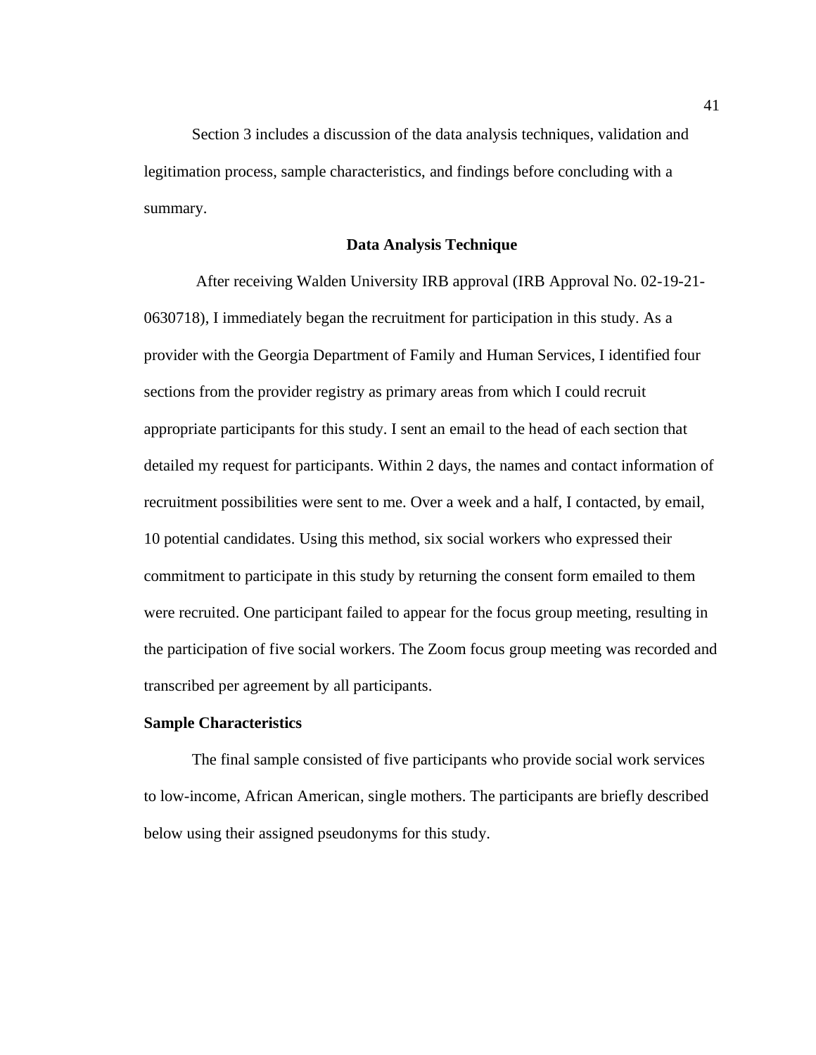Section 3 includes a discussion of the data analysis techniques, validation and legitimation process, sample characteristics, and findings before concluding with a summary.

## Data Analysis Technique

After receiving Walden University IRB approval (IRB Approval No. 02-19-21-0630718), I immediately began the recruitment for participation in this study. As a provider with the Georgia Department of Family and Human Services, I identified four sections from the provider registry as primary areas from which I could recruit appropriate participants for this study. I sent an email to the head of each section that detailed my request for participants. Within 2 days, the names and contact information of recruitment possibilities were sent to me. Over a week and a half, I contacted, by email, 10 potential candidates. Using this method, six social workers who expressed their commitment to participate in this study by returning the consent form emailed to them were recruited. One participant failed to appear for the focus group meeting, resulting in the participation of five social workers. The Zoom focus group meeting was recorded and transcribed per agreement by all participants.

### Sample Characteristics

The final sample consisted of five participants who provide social work services to low-income, African American, single mothers. The participants are briefly described below using their assigned pseudonyms for this study.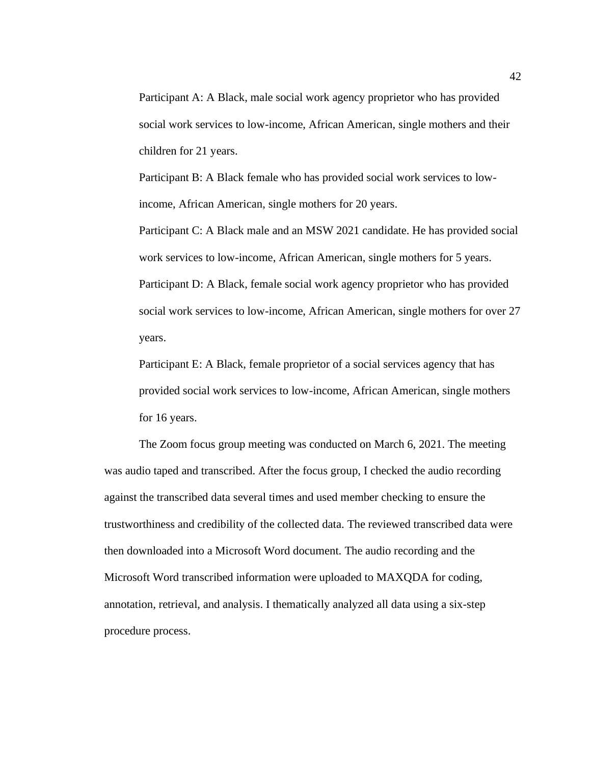Participant A: A Black, male social work agency proprietor who has provided social work services to low-income, African American, single mothers and their children for 21 years.

Participant B: A Black female who has provided social work services to low-income, African American, single mothers for 20 years.

Participant C: A Black male and an MSW 2021 candidate. He has provided social work services to low-income, African American, single mothers for 5 years.

Participant D: A Black, female social work agency proprietor who has provided social work services to low-income, African American, single mothers for over 27 years.

Participant E: A Black, female proprietor of a social services agency that has provided social work services to low-income, African American, single mothers for 16 years.

The Zoom focus group meeting was conducted on March 6, 2021. The meeting was audio taped and transcribed. After the focus group, I checked the audio recording against the transcribed data several times and used member checking to ensure the trustworthiness and credibility of the collected data. The reviewed transcribed data were then downloaded into a Microsoft Word document. The audio recording and the Microsoft Word transcribed information were uploaded to MAXQDA for coding, annotation, retrieval, and analysis. I thematically analyzed all data using a six-step procedure process.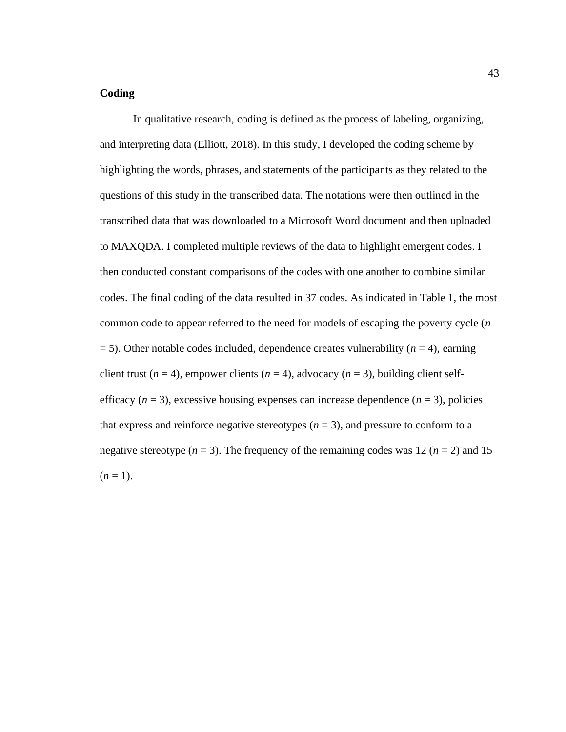## Coding

In qualitative research, coding is defined as the process of labeling, organizing, and interpreting data (Elliott, 2018). In this study, I developed the coding scheme by highlighting the words, phrases, and statements of the participants as they related to the questions of this study in the transcribed data. The notations were then outlined in the transcribed data that was downloaded to a Microsoft Word document and then uploaded to MAXQDA. I completed multiple reviews of the data to highlight emergent codes. I then conducted constant comparisons of the codes with one another to combine similar codes. The final coding of the data resulted in 37 codes. As indicated in Table 1, the most common code to appear referred to the need for models of escaping the poverty cycle ($n = 5$). Other notable codes included, dependence creates vulnerability ($n = 4$), earning client trust ($n = 4$), empower clients ($n = 4$), advocacy ($n = 3$), building client self-efficacy ($n = 3$), excessive housing expenses can increase dependence ($n = 3$), policies that express and reinforce negative stereotypes ($n = 3$), and pressure to conform to a negative stereotype ($n = 3$). The frequency of the remaining codes was 12 ($n = 2$) and 15 ($n = 1$).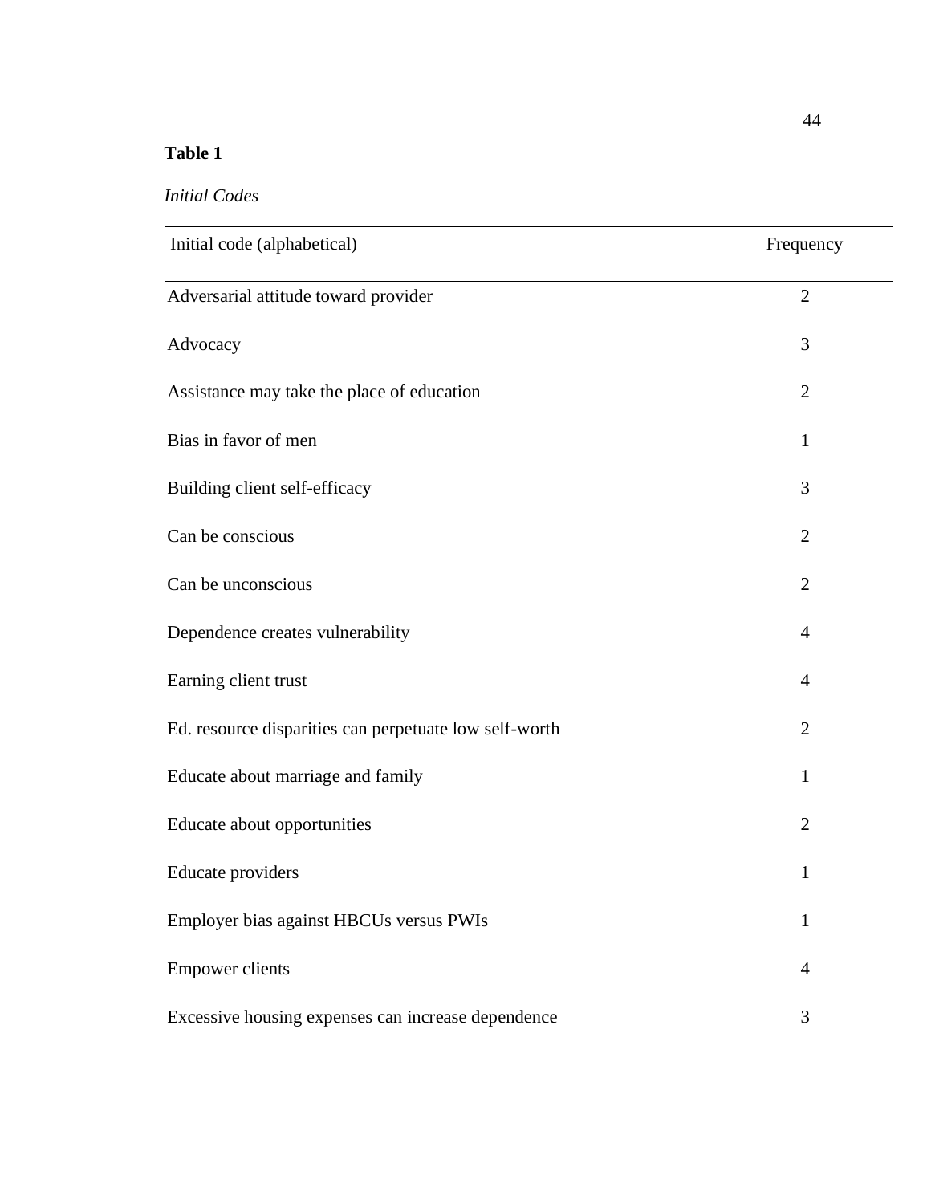**Table 1**

*Initial Codes*

| Initial code (alphabetical) | Frequency |
|---|---|
| Adversarial attitude toward provider | 2 |
| Advocacy | 3 |
| Assistance may take the place of education | 2 |
| Bias in favor of men | 1 |
| Building client self-efficacy | 3 |
| Can be conscious | 2 |
| Can be unconscious | 2 |
| Dependence creates vulnerability | 4 |
| Earning client trust | 4 |
| Ed. resource disparities can perpetuate low self-worth | 2 |
| Educate about marriage and family | 1 |
| Educate about opportunities | 2 |
| Educate providers | 1 |
| Employer bias against HBCUs versus PWIs | 1 |
| Empower clients | 4 |
| Excessive housing expenses can increase dependence | 3 |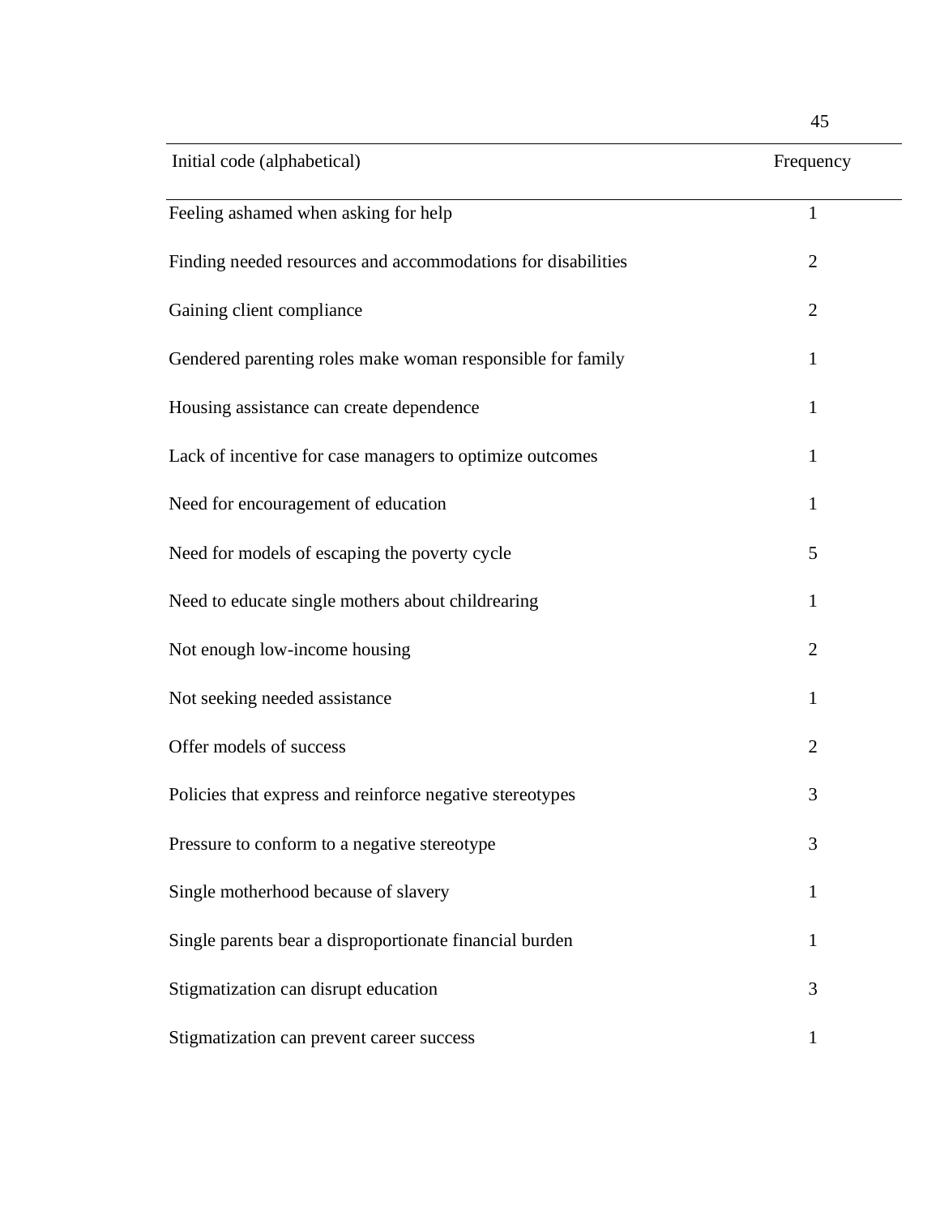| Initial code (alphabetical) | Frequency |
|---|---|
| Feeling ashamed when asking for help | 1 |
| Finding needed resources and accommodations for disabilities | 2 |
| Gaining client compliance | 2 |
| Gendered parenting roles make woman responsible for family | 1 |
| Housing assistance can create dependence | 1 |
| Lack of incentive for case managers to optimize outcomes | 1 |
| Need for encouragement of education | 1 |
| Need for models of escaping the poverty cycle | 5 |
| Need to educate single mothers about childrearing | 1 |
| Not enough low-income housing | 2 |
| Not seeking needed assistance | 1 |
| Offer models of success | 2 |
| Policies that express and reinforce negative stereotypes | 3 |
| Pressure to conform to a negative stereotype | 3 |
| Single motherhood because of slavery | 1 |
| Single parents bear a disproportionate financial burden | 1 |
| Stigmatization can disrupt education | 3 |
| Stigmatization can prevent career success | 1 |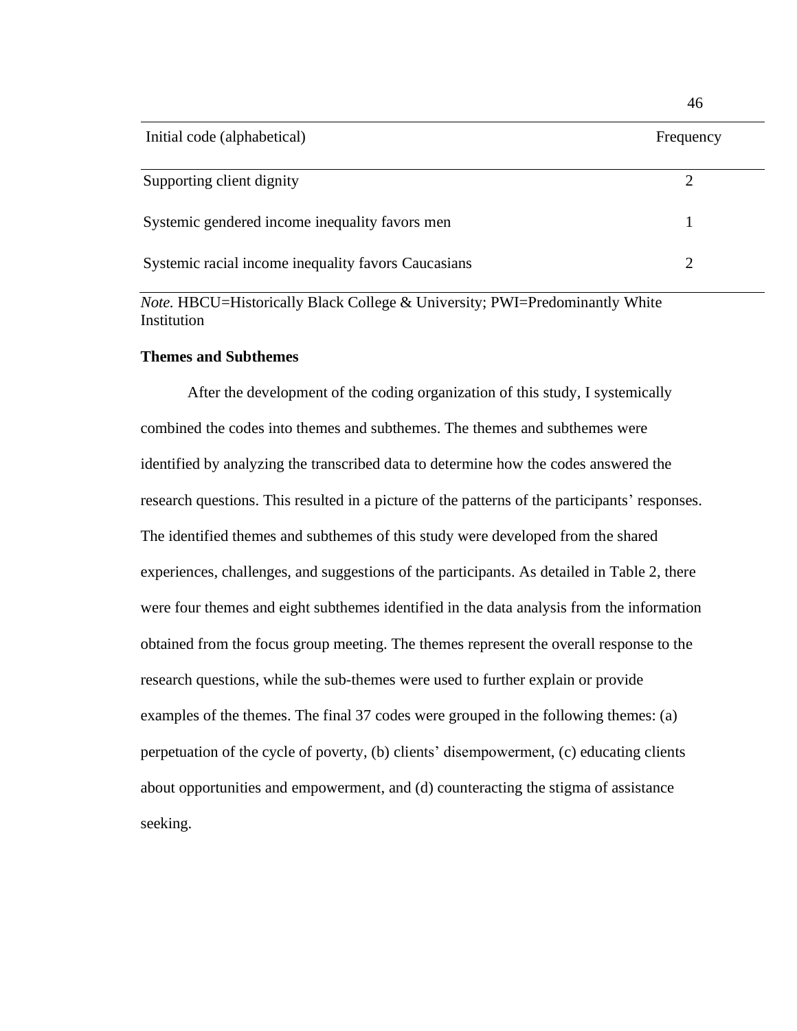| Initial code (alphabetical) | Frequency |
|---|---|
| Supporting client dignity | 2 |
| Systemic gendered income inequality favors men | 1 |
| Systemic racial income inequality favors Caucasians | 2 |

*Note.* HBCU=Historically Black College & University; PWI=Predominantly White Institution

### Themes and Subthemes

After the development of the coding organization of this study, I systemically combined the codes into themes and subthemes. The themes and subthemes were identified by analyzing the transcribed data to determine how the codes answered the research questions. This resulted in a picture of the patterns of the participants' responses. The identified themes and subthemes of this study were developed from the shared experiences, challenges, and suggestions of the participants. As detailed in Table 2, there were four themes and eight subthemes identified in the data analysis from the information obtained from the focus group meeting. The themes represent the overall response to the research questions, while the sub-themes were used to further explain or provide examples of the themes. The final 37 codes were grouped in the following themes: (a) perpetuation of the cycle of poverty, (b) clients' disempowerment, (c) educating clients about opportunities and empowerment, and (d) counteracting the stigma of assistance seeking.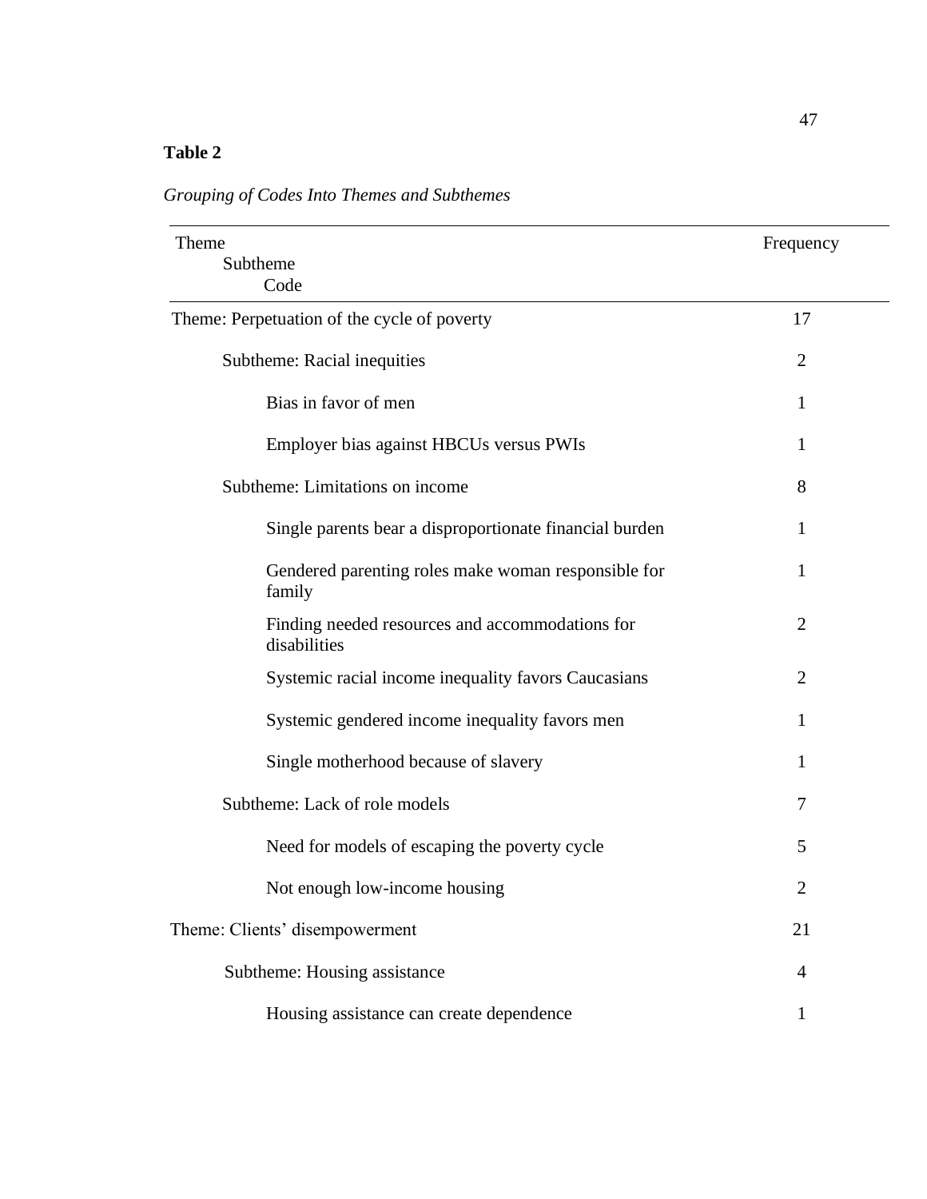**Table 2**

*Grouping of Codes Into Themes and Subthemes*

| Theme<br>Subtheme<br>Code | Frequency |
|---|---|
| Theme: Perpetuation of the cycle of poverty | 17 |
| Subtheme: Racial inequities | 2 |
| Bias in favor of men | 1 |
| Employer bias against HBCUs versus PWIs | 1 |
| Subtheme: Limitations on income | 8 |
| Single parents bear a disproportionate financial burden | 1 |
| Gendered parenting roles make woman responsible for family | 1 |
| Finding needed resources and accommodations for disabilities | 2 |
| Systemic racial income inequality favors Caucasians | 2 |
| Systemic gendered income inequality favors men | 1 |
| Single motherhood because of slavery | 1 |
| Subtheme: Lack of role models | 7 |
| Need for models of escaping the poverty cycle | 5 |
| Not enough low-income housing | 2 |
| Theme: Clients' disempowerment | 21 |
| Subtheme: Housing assistance | 4 |
| Housing assistance can create dependence | 1 |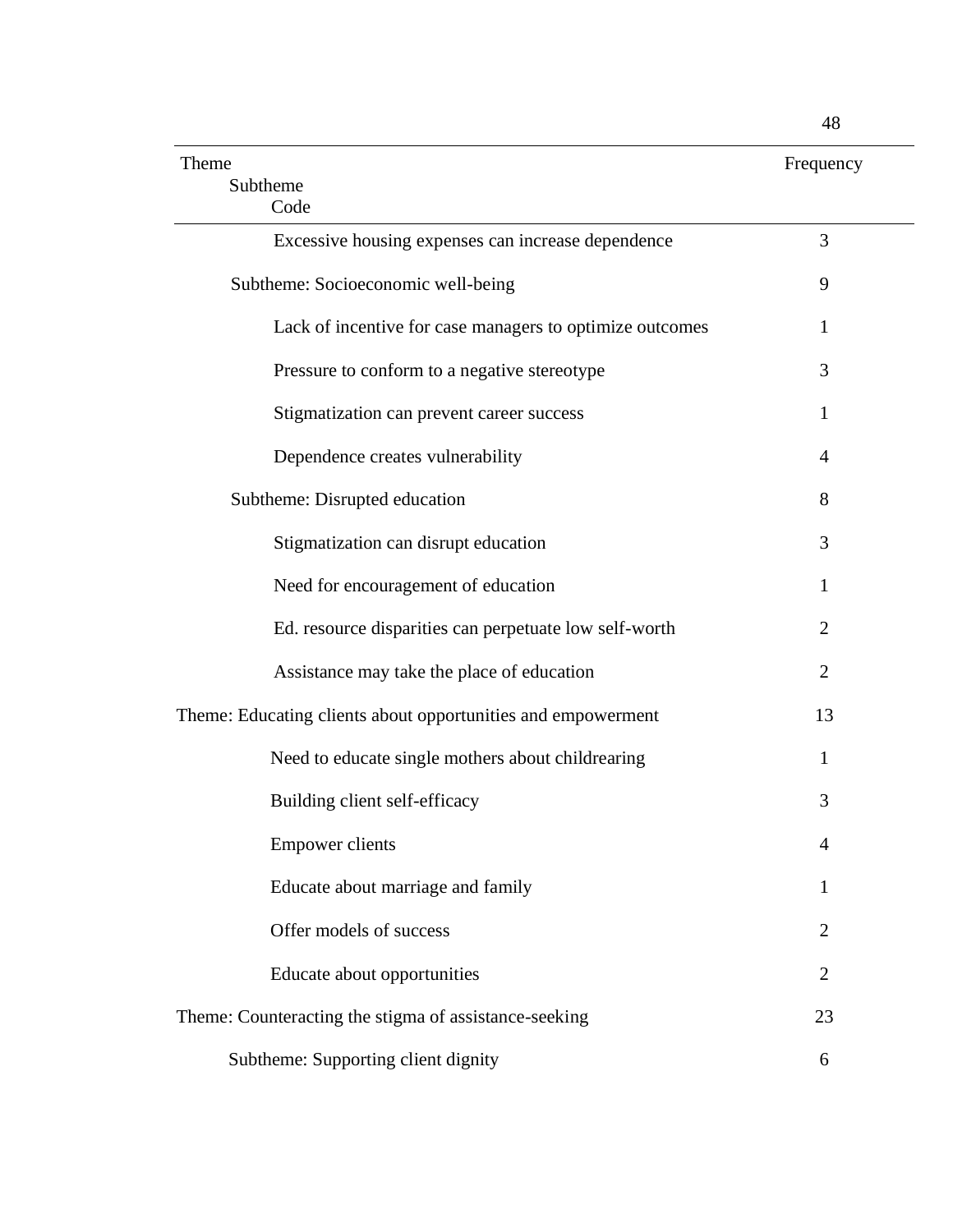| Theme<br>Subtheme<br>Code | Frequency |
|---|---|
| Excessive housing expenses can increase dependence | 3 |
| Subtheme: Socioeconomic well-being | 9 |
| Lack of incentive for case managers to optimize outcomes | 1 |
| Pressure to conform to a negative stereotype | 3 |
| Stigmatization can prevent career success | 1 |
| Dependence creates vulnerability | 4 |
| Subtheme: Disrupted education | 8 |
| Stigmatization can disrupt education | 3 |
| Need for encouragement of education | 1 |
| Ed. resource disparities can perpetuate low self-worth | 2 |
| Assistance may take the place of education | 2 |
| Theme: Educating clients about opportunities and empowerment | 13 |
| Need to educate single mothers about childrearing | 1 |
| Building client self-efficacy | 3 |
| Empower clients | 4 |
| Educate about marriage and family | 1 |
| Offer models of success | 2 |
| Educate about opportunities | 2 |
| Theme: Counteracting the stigma of assistance-seeking | 23 |
| Subtheme: Supporting client dignity | 6 |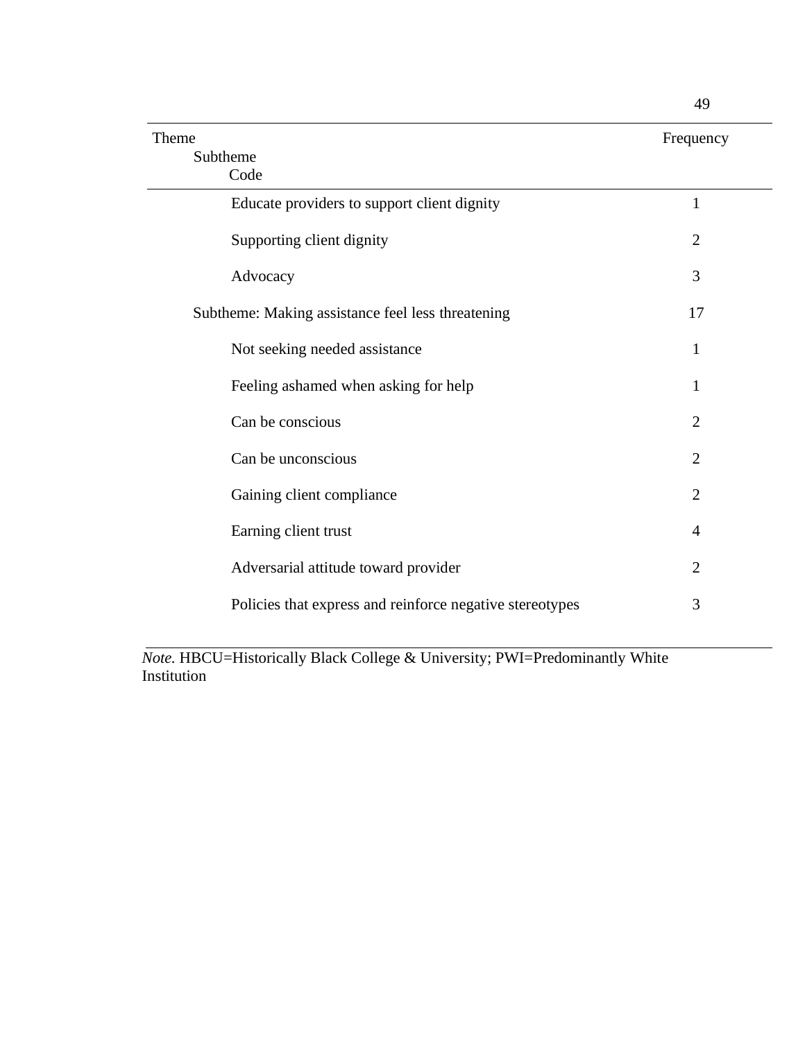| Theme<br>Subtheme<br>Code | Frequency |
|---|---|
| Educate providers to support client dignity | 1 |
| Supporting client dignity | 2 |
| Advocacy | 3 |
| Subtheme: Making assistance feel less threatening | 17 |
| Not seeking needed assistance | 1 |
| Feeling ashamed when asking for help | 1 |
| Can be conscious | 2 |
| Can be unconscious | 2 |
| Gaining client compliance | 2 |
| Earning client trust | 4 |
| Adversarial attitude toward provider | 2 |
| Policies that express and reinforce negative stereotypes | 3 |

*Note.* HBCU=Historically Black College & University; PWI=Predominantly White Institution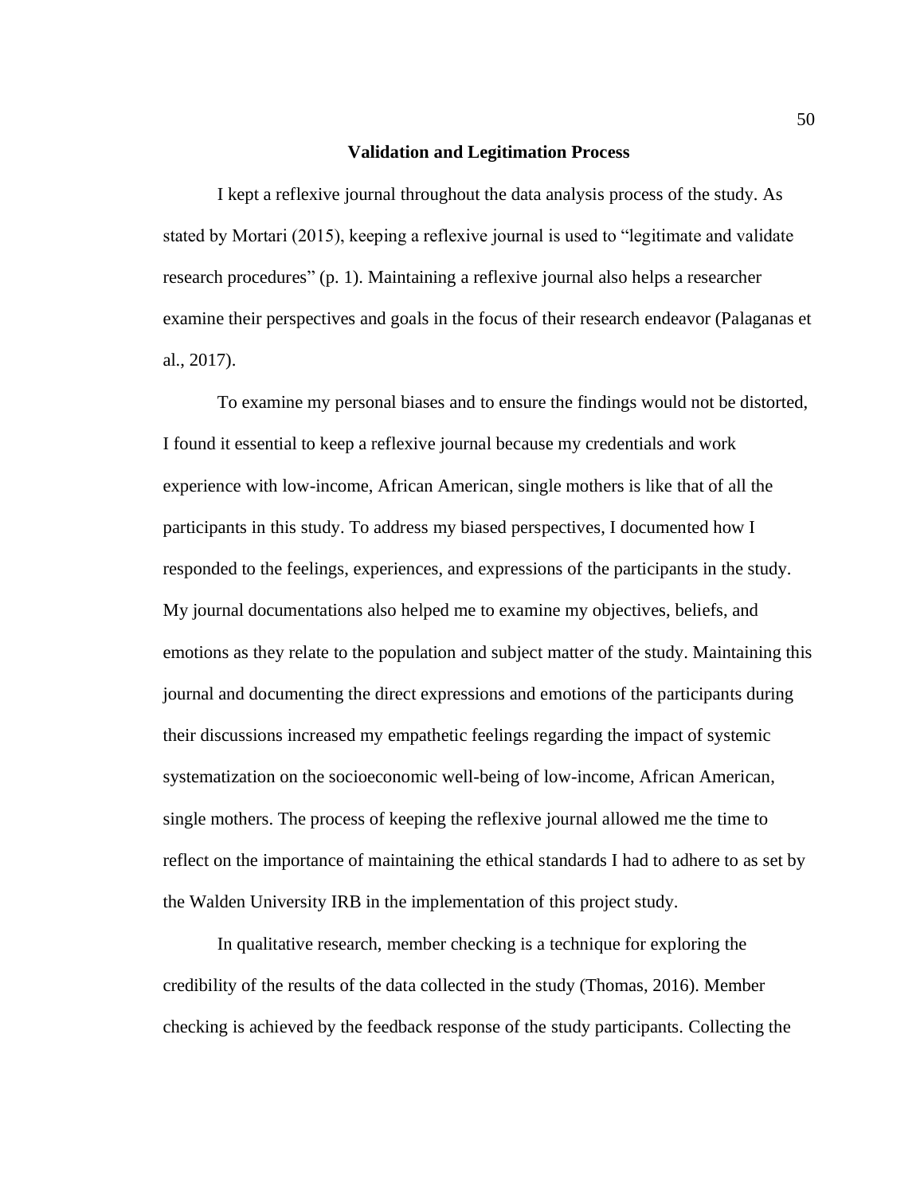## Validation and Legitimation Process

I kept a reflexive journal throughout the data analysis process of the study. As stated by Mortari (2015), keeping a reflexive journal is used to "legitimate and validate research procedures" (p. 1). Maintaining a reflexive journal also helps a researcher examine their perspectives and goals in the focus of their research endeavor (Palaganas et al., 2017).

To examine my personal biases and to ensure the findings would not be distorted, I found it essential to keep a reflexive journal because my credentials and work experience with low-income, African American, single mothers is like that of all the participants in this study. To address my biased perspectives, I documented how I responded to the feelings, experiences, and expressions of the participants in the study. My journal documentations also helped me to examine my objectives, beliefs, and emotions as they relate to the population and subject matter of the study. Maintaining this journal and documenting the direct expressions and emotions of the participants during their discussions increased my empathetic feelings regarding the impact of systemic systematization on the socioeconomic well-being of low-income, African American, single mothers. The process of keeping the reflexive journal allowed me the time to reflect on the importance of maintaining the ethical standards I had to adhere to as set by the Walden University IRB in the implementation of this project study.

In qualitative research, member checking is a technique for exploring the credibility of the results of the data collected in the study (Thomas, 2016). Member checking is achieved by the feedback response of the study participants. Collecting the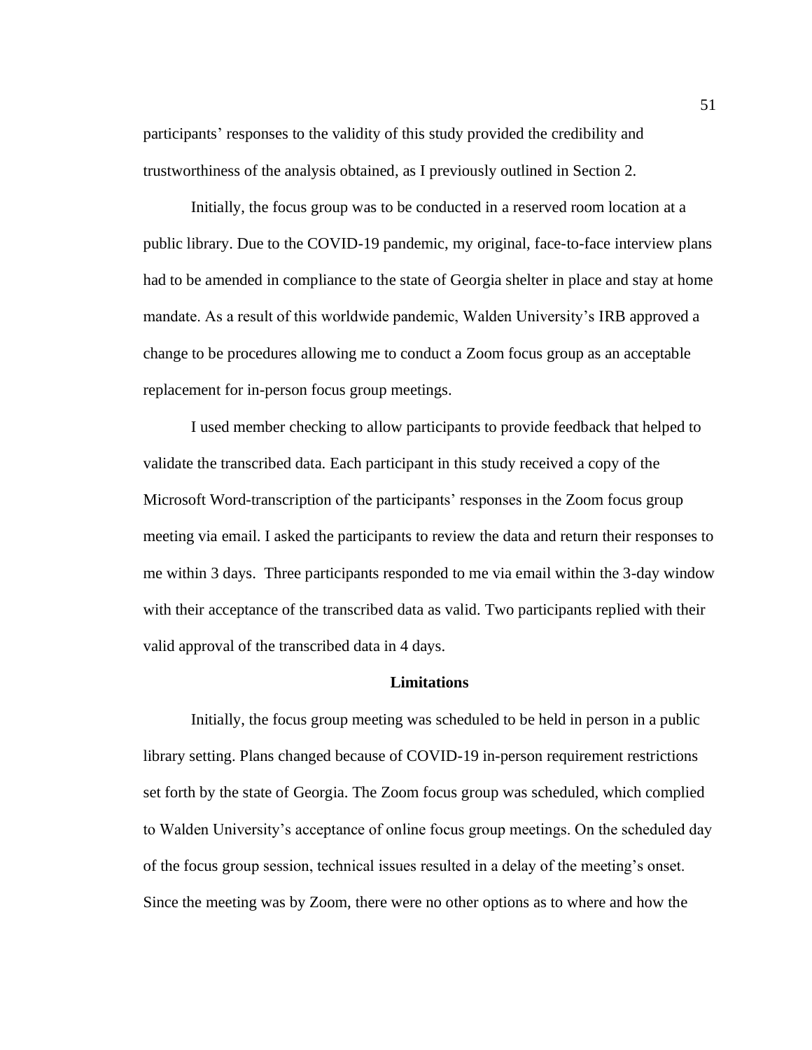participants' responses to the validity of this study provided the credibility and trustworthiness of the analysis obtained, as I previously outlined in Section 2.

Initially, the focus group was to be conducted in a reserved room location at a public library. Due to the COVID-19 pandemic, my original, face-to-face interview plans had to be amended in compliance to the state of Georgia shelter in place and stay at home mandate. As a result of this worldwide pandemic, Walden University's IRB approved a change to be procedures allowing me to conduct a Zoom focus group as an acceptable replacement for in-person focus group meetings.

I used member checking to allow participants to provide feedback that helped to validate the transcribed data. Each participant in this study received a copy of the Microsoft Word-transcription of the participants' responses in the Zoom focus group meeting via email. I asked the participants to review the data and return their responses to me within 3 days. Three participants responded to me via email within the 3-day window with their acceptance of the transcribed data as valid. Two participants replied with their valid approval of the transcribed data in 4 days.

## Limitations

Initially, the focus group meeting was scheduled to be held in person in a public library setting. Plans changed because of COVID-19 in-person requirement restrictions set forth by the state of Georgia. The Zoom focus group was scheduled, which complied to Walden University's acceptance of online focus group meetings. On the scheduled day of the focus group session, technical issues resulted in a delay of the meeting's onset. Since the meeting was by Zoom, there were no other options as to where and how the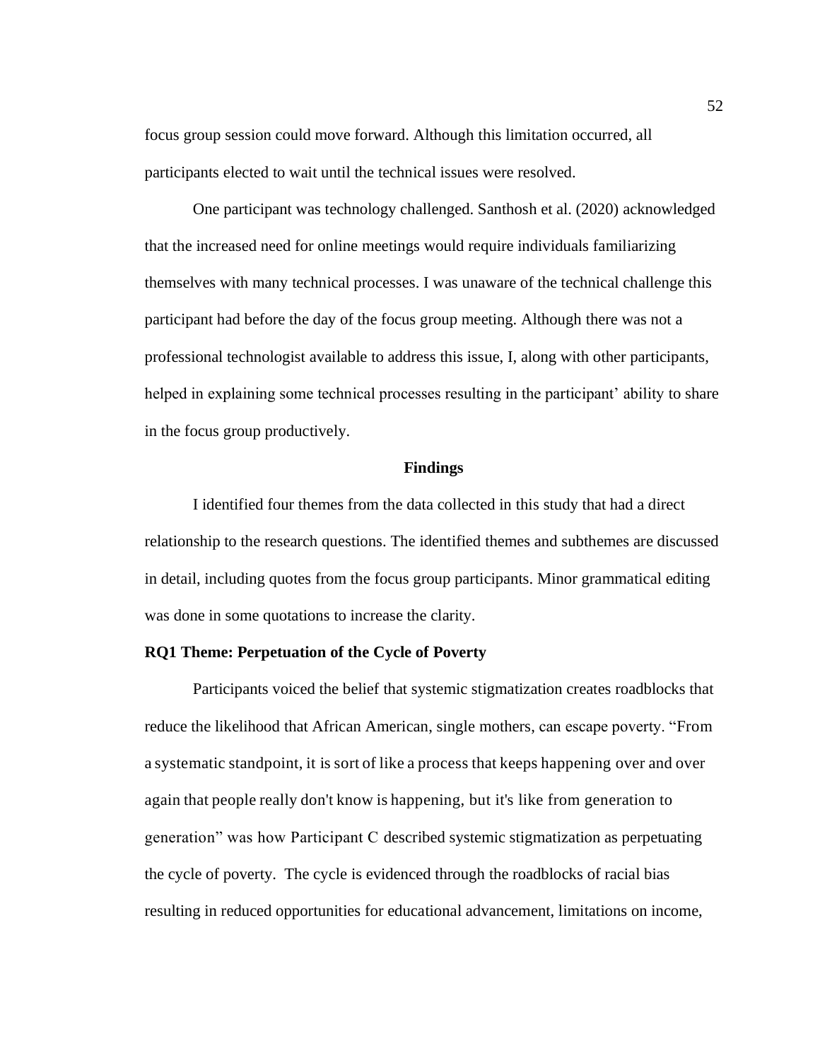focus group session could move forward. Although this limitation occurred, all participants elected to wait until the technical issues were resolved.

One participant was technology challenged. Santhosh et al. (2020) acknowledged that the increased need for online meetings would require individuals familiarizing themselves with many technical processes. I was unaware of the technical challenge this participant had before the day of the focus group meeting. Although there was not a professional technologist available to address this issue, I, along with other participants, helped in explaining some technical processes resulting in the participant' ability to share in the focus group productively.

## Findings

I identified four themes from the data collected in this study that had a direct relationship to the research questions. The identified themes and subthemes are discussed in detail, including quotes from the focus group participants. Minor grammatical editing was done in some quotations to increase the clarity.

### RQ1 Theme: Perpetuation of the Cycle of Poverty

Participants voiced the belief that systemic stigmatization creates roadblocks that reduce the likelihood that African American, single mothers, can escape poverty. "From a systematic standpoint, it is sort of like a process that keeps happening over and over again that people really don't know is happening, but it's like from generation to generation" was how Participant C described systemic stigmatization as perpetuating the cycle of poverty. The cycle is evidenced through the roadblocks of racial bias resulting in reduced opportunities for educational advancement, limitations on income,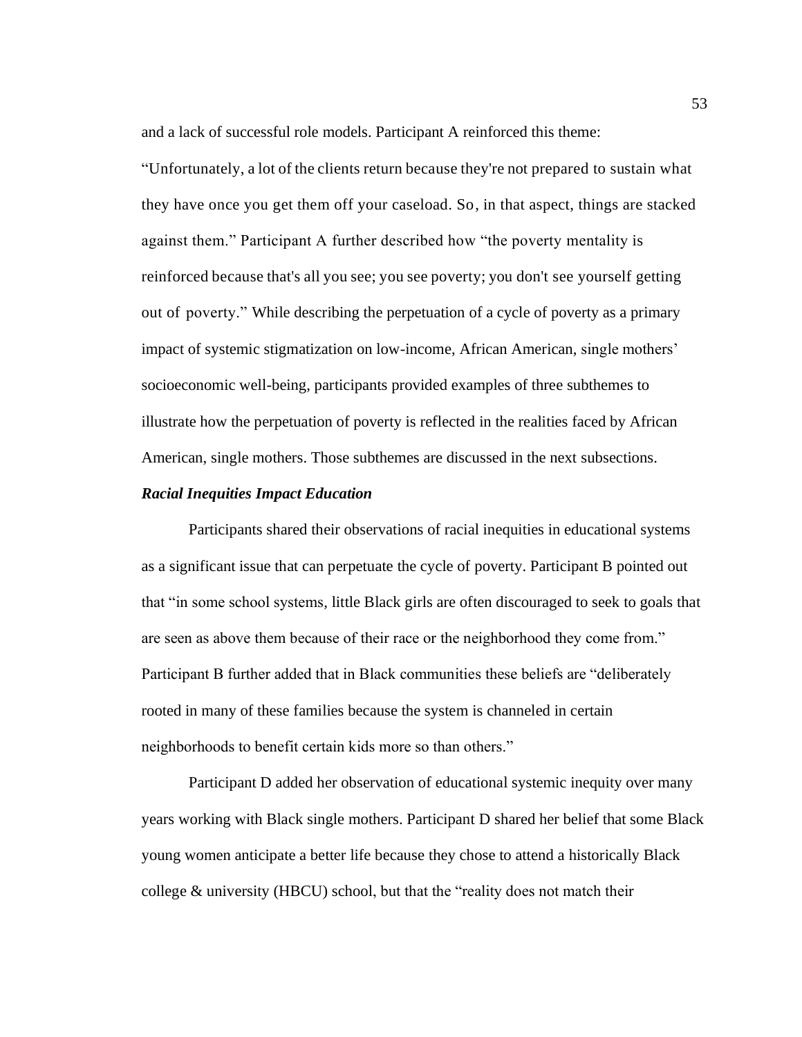and a lack of successful role models. Participant A reinforced this theme: "Unfortunately, a lot of the clients return because they're not prepared to sustain what they have once you get them off your caseload. So, in that aspect, things are stacked against them." Participant A further described how "the poverty mentality is reinforced because that's all you see; you see poverty; you don't see yourself getting out of poverty." While describing the perpetuation of a cycle of poverty as a primary impact of systemic stigmatization on low-income, African American, single mothers' socioeconomic well-being, participants provided examples of three subthemes to illustrate how the perpetuation of poverty is reflected in the realities faced by African American, single mothers. Those subthemes are discussed in the next subsections.

#### ***Racial Inequities Impact Education***

Participants shared their observations of racial inequities in educational systems as a significant issue that can perpetuate the cycle of poverty. Participant B pointed out that "in some school systems, little Black girls are often discouraged to seek to goals that are seen as above them because of their race or the neighborhood they come from." Participant B further added that in Black communities these beliefs are "deliberately rooted in many of these families because the system is channeled in certain neighborhoods to benefit certain kids more so than others."

Participant D added her observation of educational systemic inequity over many years working with Black single mothers. Participant D shared her belief that some Black young women anticipate a better life because they chose to attend a historically Black college & university (HBCU) school, but that the "reality does not match their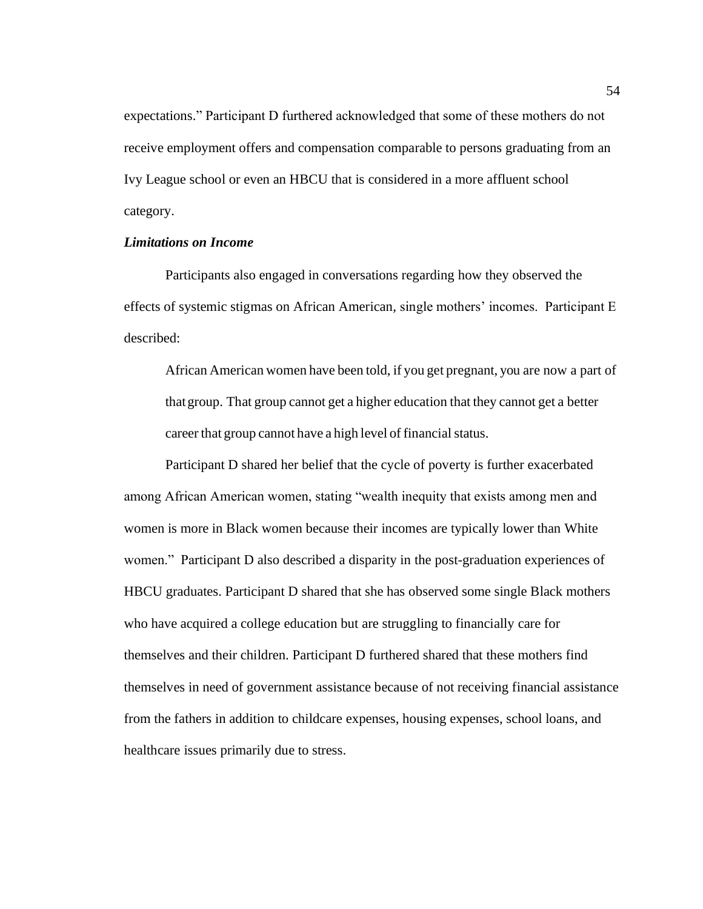expectations." Participant D furthered acknowledged that some of these mothers do not receive employment offers and compensation comparable to persons graduating from an Ivy League school or even an HBCU that is considered in a more affluent school category.

### *Limitations on Income*

Participants also engaged in conversations regarding how they observed the effects of systemic stigmas on African American, single mothers' incomes. Participant E described:

> African American women have been told, if you get pregnant, you are now a part of that group. That group cannot get a higher education that they cannot get a better career that group cannot have a high level of financial status.

Participant D shared her belief that the cycle of poverty is further exacerbated among African American women, stating "wealth inequity that exists among men and women is more in Black women because their incomes are typically lower than White women." Participant D also described a disparity in the post-graduation experiences of HBCU graduates. Participant D shared that she has observed some single Black mothers who have acquired a college education but are struggling to financially care for themselves and their children. Participant D furthered shared that these mothers find themselves in need of government assistance because of not receiving financial assistance from the fathers in addition to childcare expenses, housing expenses, school loans, and healthcare issues primarily due to stress.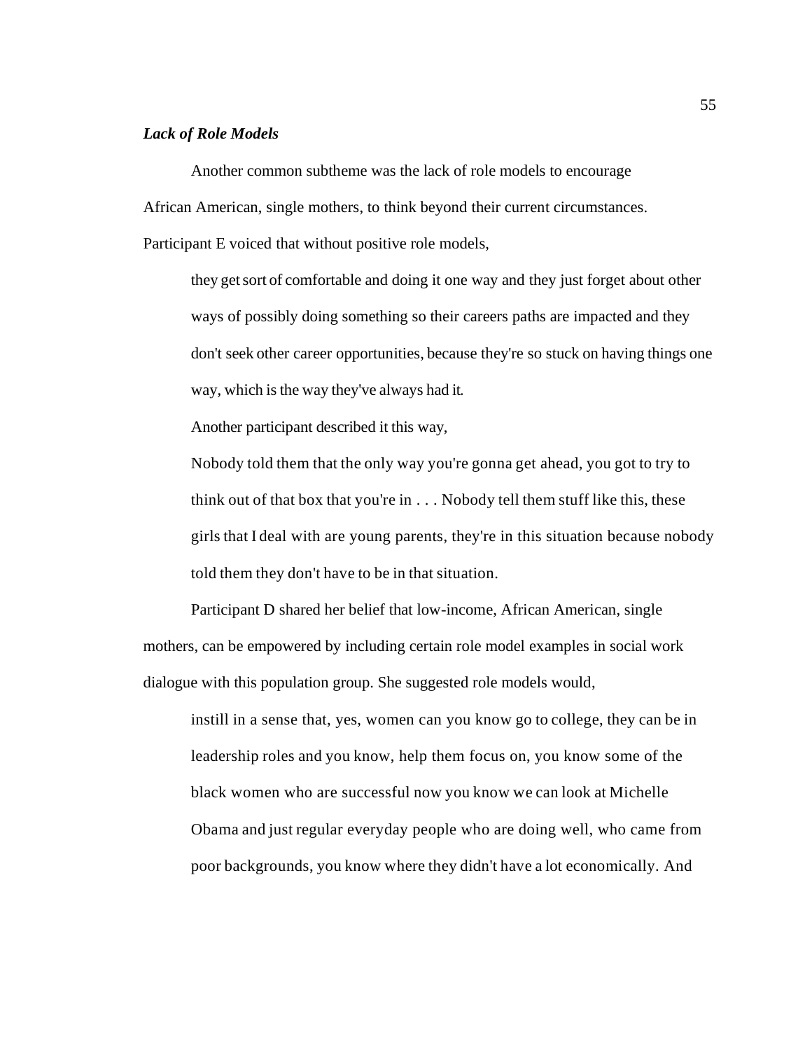### *Lack of Role Models*

Another common subtheme was the lack of role models to encourage African American, single mothers, to think beyond their current circumstances. Participant E voiced that without positive role models,

> they get sort of comfortable and doing it one way and they just forget about other ways of possibly doing something so their careers paths are impacted and they don't seek other career opportunities, because they're so stuck on having things one way, which is the way they've always had it.

Another participant described it this way,

> Nobody told them that the only way you're gonna get ahead, you got to try to think out of that box that you're in . . . Nobody tell them stuff like this, these girls that I deal with are young parents, they're in this situation because nobody told them they don't have to be in that situation.

Participant D shared her belief that low-income, African American, single mothers, can be empowered by including certain role model examples in social work dialogue with this population group. She suggested role models would,

> instill in a sense that, yes, women can you know go to college, they can be in leadership roles and you know, help them focus on, you know some of the black women who are successful now you know we can look at Michelle Obama and just regular everyday people who are doing well, who came from poor backgrounds, you know where they didn't have a lot economically. And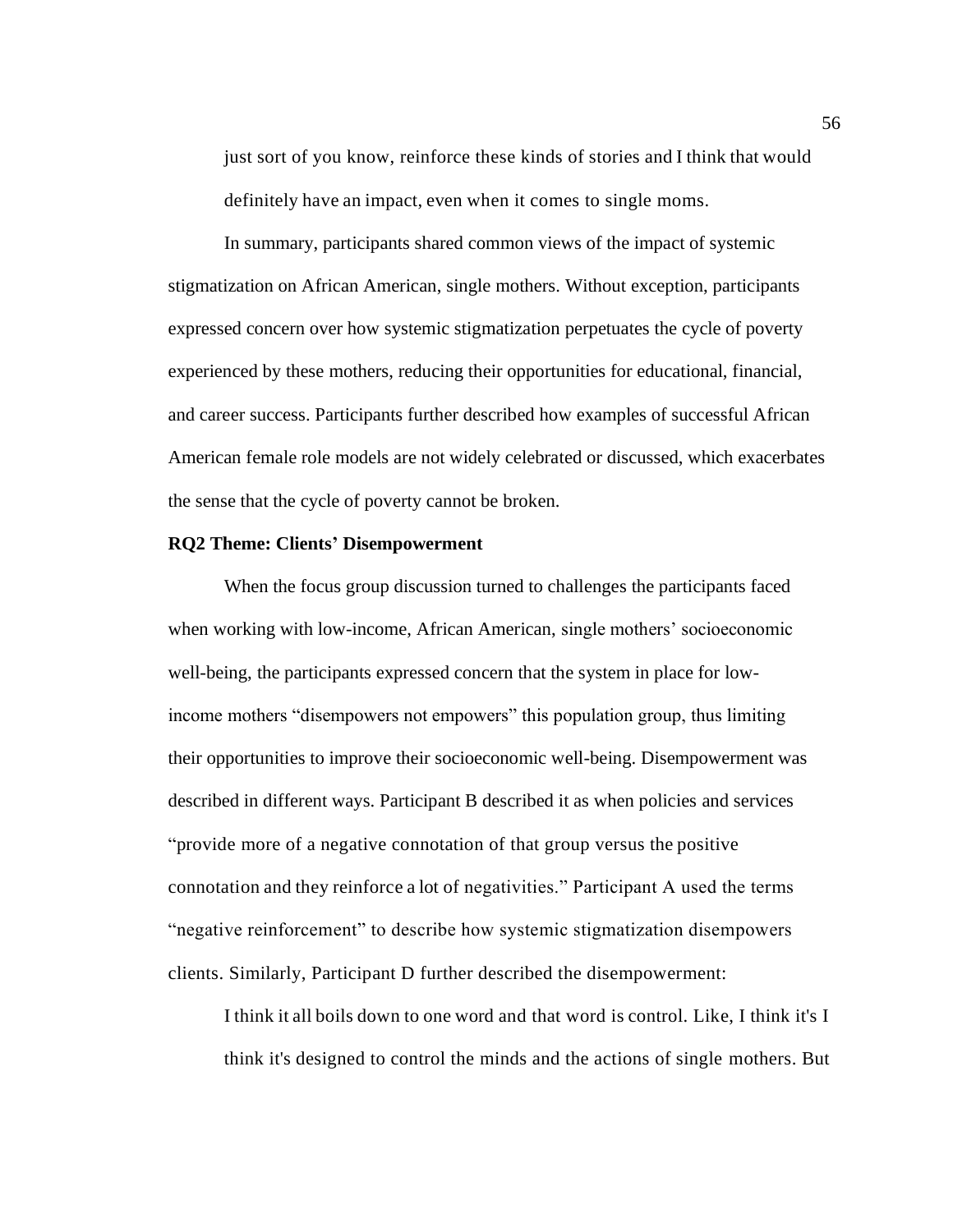> just sort of you know, reinforce these kinds of stories and I think that would definitely have an impact, even when it comes to single moms.

In summary, participants shared common views of the impact of systemic stigmatization on African American, single mothers. Without exception, participants expressed concern over how systemic stigmatization perpetuates the cycle of poverty experienced by these mothers, reducing their opportunities for educational, financial, and career success. Participants further described how examples of successful African American female role models are not widely celebrated or discussed, which exacerbates the sense that the cycle of poverty cannot be broken.

**RQ2 Theme: Clients' Disempowerment**

When the focus group discussion turned to challenges the participants faced when working with low-income, African American, single mothers' socioeconomic well-being, the participants expressed concern that the system in place for low-income mothers "disempowers not empowers" this population group, thus limiting their opportunities to improve their socioeconomic well-being. Disempowerment was described in different ways. Participant B described it as when policies and services "provide more of a negative connotation of that group versus the positive connotation and they reinforce a lot of negativities." Participant A used the terms "negative reinforcement" to describe how systemic stigmatization disempowers clients. Similarly, Participant D further described the disempowerment:

> I think it all boils down to one word and that word is control. Like, I think it's I think it's designed to control the minds and the actions of single mothers. But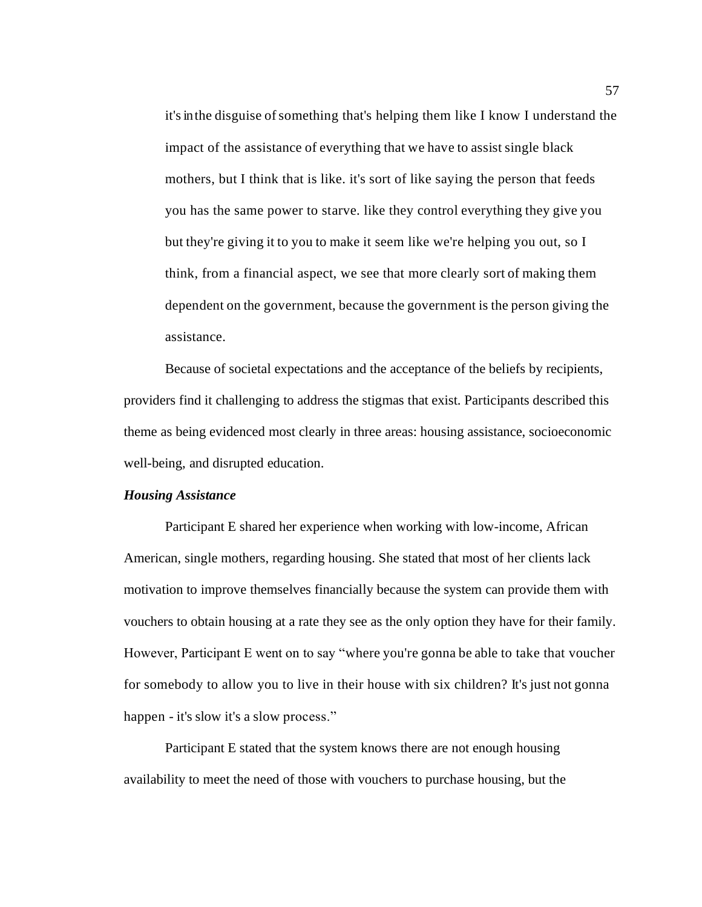> it's in the disguise of something that's helping them like I know I understand the impact of the assistance of everything that we have to assist single black mothers, but I think that is like. it's sort of like saying the person that feeds you has the same power to starve. like they control everything they give you but they're giving it to you to make it seem like we're helping you out, so I think, from a financial aspect, we see that more clearly sort of making them dependent on the government, because the government is the person giving the assistance.

Because of societal expectations and the acceptance of the beliefs by recipients, providers find it challenging to address the stigmas that exist. Participants described this theme as being evidenced most clearly in three areas: housing assistance, socioeconomic well-being, and disrupted education.

### ***Housing Assistance***

Participant E shared her experience when working with low-income, African American, single mothers, regarding housing. She stated that most of her clients lack motivation to improve themselves financially because the system can provide them with vouchers to obtain housing at a rate they see as the only option they have for their family. However, Participant E went on to say "where you're gonna be able to take that voucher for somebody to allow you to live in their house with six children? It's just not gonna happen - it's slow it's a slow process."

Participant E stated that the system knows there are not enough housing availability to meet the need of those with vouchers to purchase housing, but the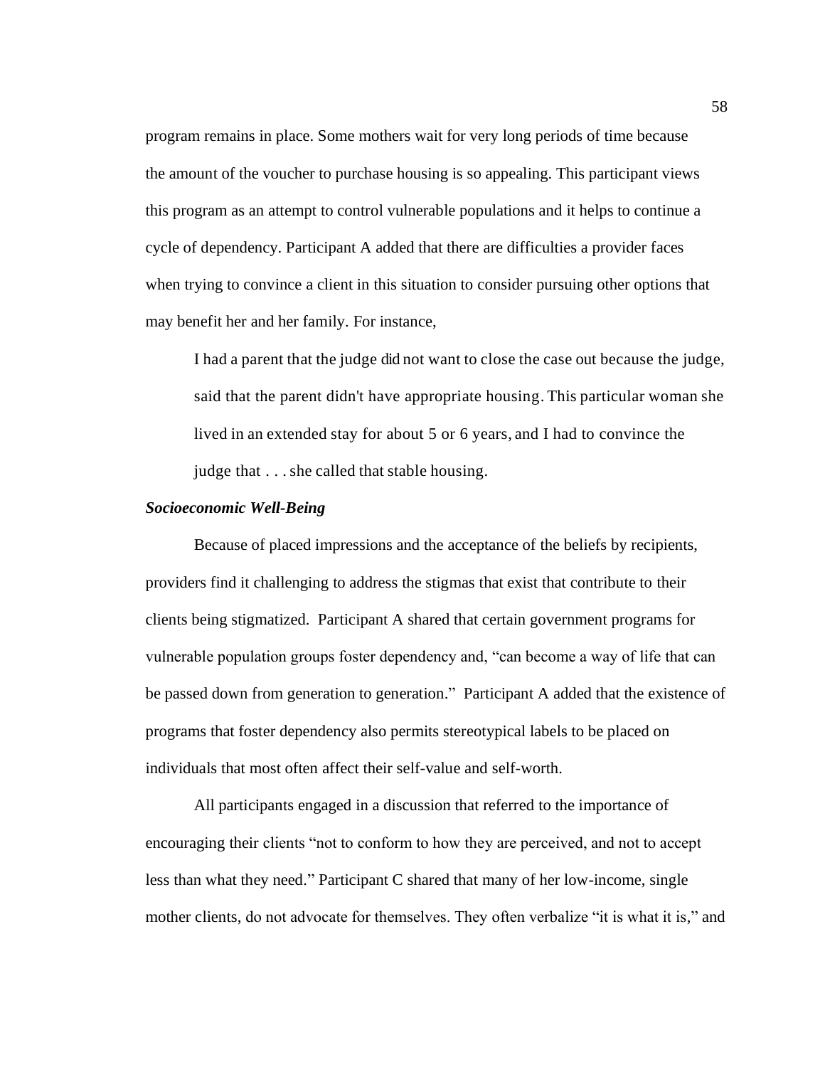program remains in place. Some mothers wait for very long periods of time because the amount of the voucher to purchase housing is so appealing. This participant views this program as an attempt to control vulnerable populations and it helps to continue a cycle of dependency. Participant A added that there are difficulties a provider faces when trying to convince a client in this situation to consider pursuing other options that may benefit her and her family. For instance,

> I had a parent that the judge did not want to close the case out because the judge, said that the parent didn't have appropriate housing. This particular woman she lived in an extended stay for about 5 or 6 years, and I had to convince the judge that . . . she called that stable housing.

### ***Socioeconomic Well-Being***

Because of placed impressions and the acceptance of the beliefs by recipients, providers find it challenging to address the stigmas that exist that contribute to their clients being stigmatized. Participant A shared that certain government programs for vulnerable population groups foster dependency and, "can become a way of life that can be passed down from generation to generation." Participant A added that the existence of programs that foster dependency also permits stereotypical labels to be placed on individuals that most often affect their self-value and self-worth.

All participants engaged in a discussion that referred to the importance of encouraging their clients "not to conform to how they are perceived, and not to accept less than what they need." Participant C shared that many of her low-income, single mother clients, do not advocate for themselves. They often verbalize "it is what it is," and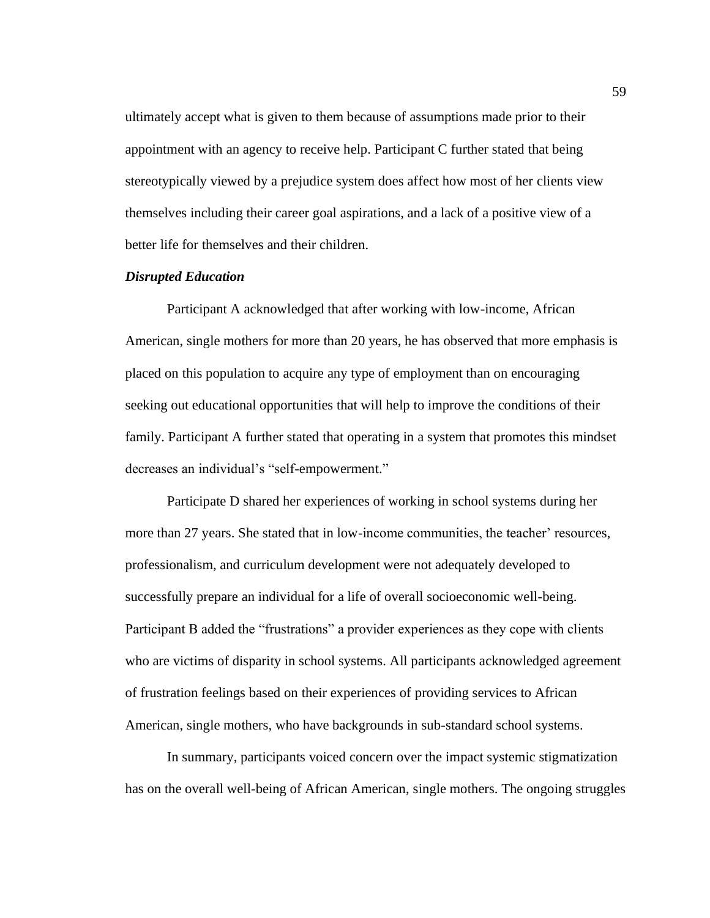ultimately accept what is given to them because of assumptions made prior to their appointment with an agency to receive help. Participant C further stated that being stereotypically viewed by a prejudice system does affect how most of her clients view themselves including their career goal aspirations, and a lack of a positive view of a better life for themselves and their children.

### *Disrupted Education*

Participant A acknowledged that after working with low-income, African American, single mothers for more than 20 years, he has observed that more emphasis is placed on this population to acquire any type of employment than on encouraging seeking out educational opportunities that will help to improve the conditions of their family. Participant A further stated that operating in a system that promotes this mindset decreases an individual's "self-empowerment."

Participate D shared her experiences of working in school systems during her more than 27 years. She stated that in low-income communities, the teacher' resources, professionalism, and curriculum development were not adequately developed to successfully prepare an individual for a life of overall socioeconomic well-being. Participant B added the "frustrations" a provider experiences as they cope with clients who are victims of disparity in school systems. All participants acknowledged agreement of frustration feelings based on their experiences of providing services to African American, single mothers, who have backgrounds in sub-standard school systems.

In summary, participants voiced concern over the impact systemic stigmatization has on the overall well-being of African American, single mothers. The ongoing struggles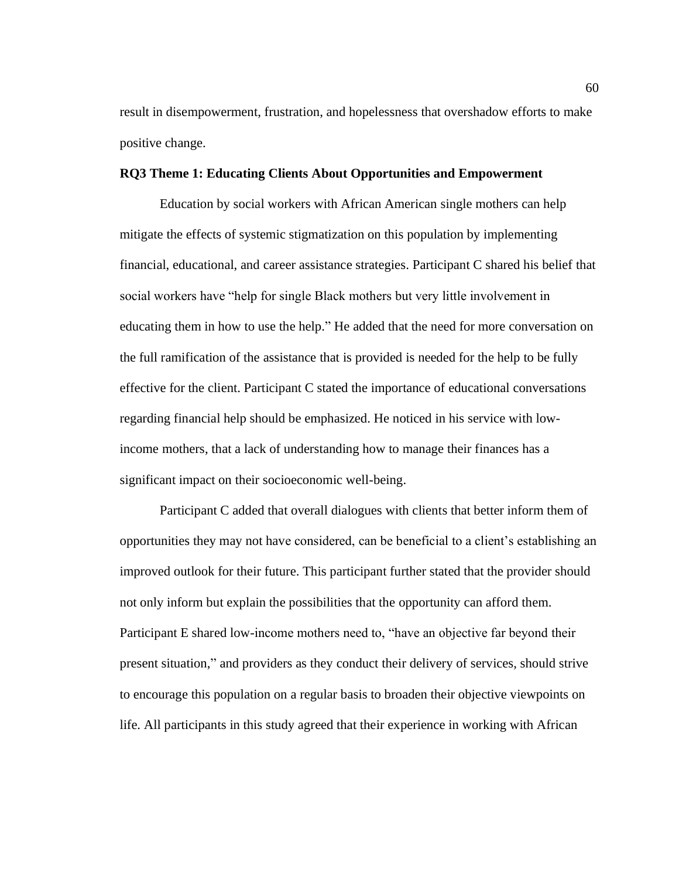result in disempowerment, frustration, and hopelessness that overshadow efforts to make positive change.

**RQ3 Theme 1: Educating Clients About Opportunities and Empowerment**

Education by social workers with African American single mothers can help mitigate the effects of systemic stigmatization on this population by implementing financial, educational, and career assistance strategies. Participant C shared his belief that social workers have "help for single Black mothers but very little involvement in educating them in how to use the help." He added that the need for more conversation on the full ramification of the assistance that is provided is needed for the help to be fully effective for the client. Participant C stated the importance of educational conversations regarding financial help should be emphasized. He noticed in his service with low-income mothers, that a lack of understanding how to manage their finances has a significant impact on their socioeconomic well-being.

Participant C added that overall dialogues with clients that better inform them of opportunities they may not have considered, can be beneficial to a client's establishing an improved outlook for their future. This participant further stated that the provider should not only inform but explain the possibilities that the opportunity can afford them. Participant E shared low-income mothers need to, "have an objective far beyond their present situation," and providers as they conduct their delivery of services, should strive to encourage this population on a regular basis to broaden their objective viewpoints on life. All participants in this study agreed that their experience in working with African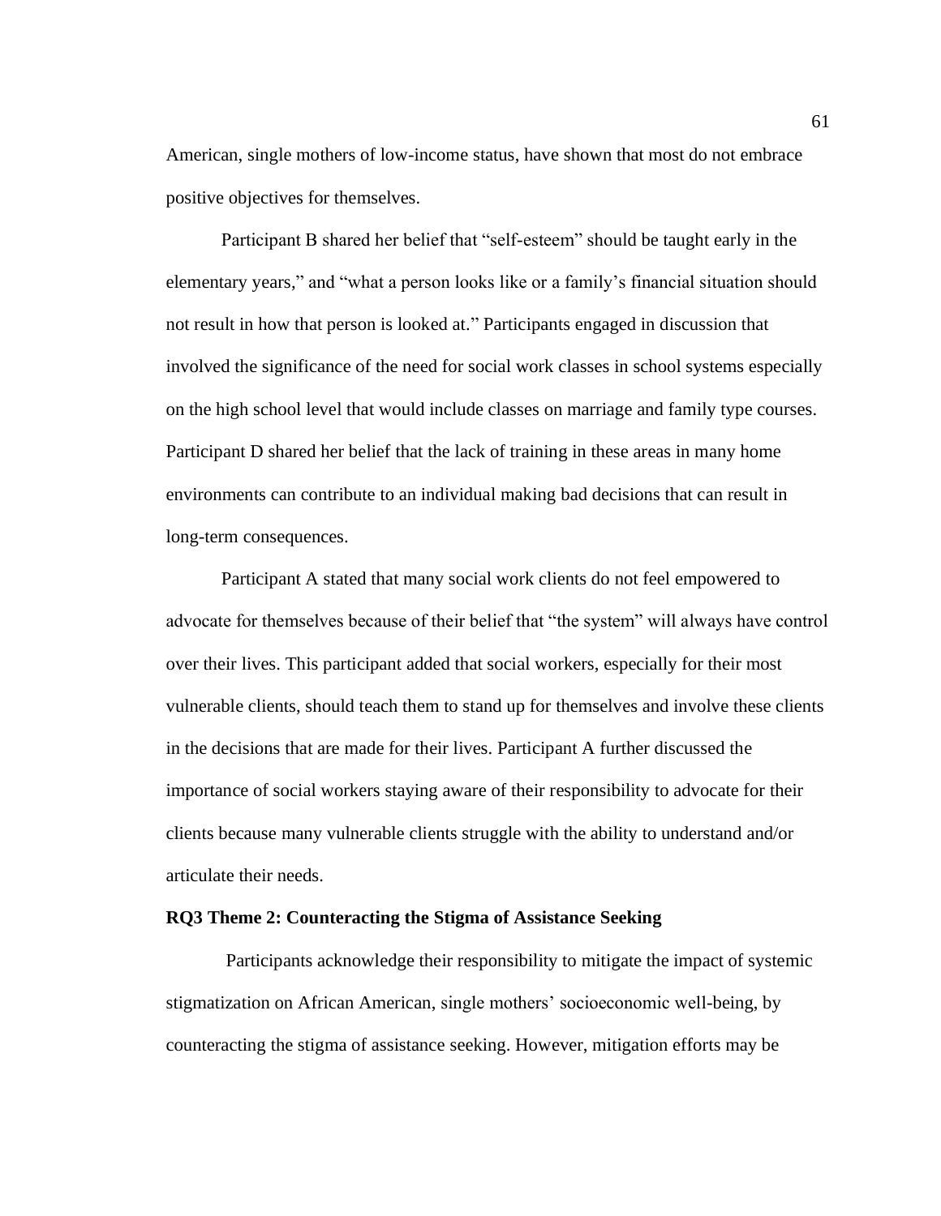American, single mothers of low-income status, have shown that most do not embrace positive objectives for themselves.

Participant B shared her belief that "self-esteem" should be taught early in the elementary years," and "what a person looks like or a family's financial situation should not result in how that person is looked at." Participants engaged in discussion that involved the significance of the need for social work classes in school systems especially on the high school level that would include classes on marriage and family type courses. Participant D shared her belief that the lack of training in these areas in many home environments can contribute to an individual making bad decisions that can result in long-term consequences.

Participant A stated that many social work clients do not feel empowered to advocate for themselves because of their belief that "the system" will always have control over their lives. This participant added that social workers, especially for their most vulnerable clients, should teach them to stand up for themselves and involve these clients in the decisions that are made for their lives. Participant A further discussed the importance of social workers staying aware of their responsibility to advocate for their clients because many vulnerable clients struggle with the ability to understand and/or articulate their needs.

### RQ3 Theme 2: Counteracting the Stigma of Assistance Seeking

Participants acknowledge their responsibility to mitigate the impact of systemic stigmatization on African American, single mothers' socioeconomic well-being, by counteracting the stigma of assistance seeking. However, mitigation efforts may be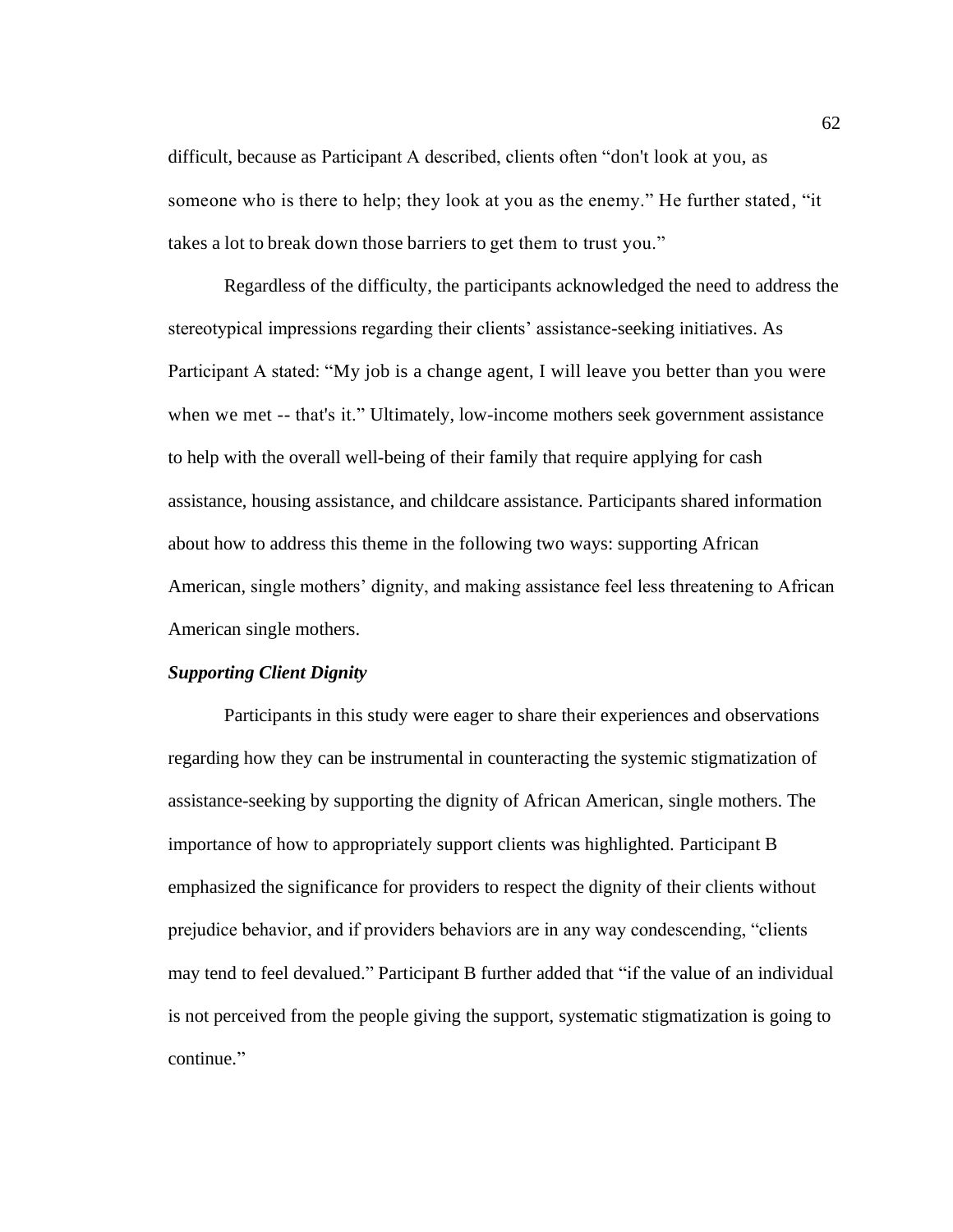difficult, because as Participant A described, clients often "don't look at you, as someone who is there to help; they look at you as the enemy." He further stated, "it takes a lot to break down those barriers to get them to trust you."

Regardless of the difficulty, the participants acknowledged the need to address the stereotypical impressions regarding their clients' assistance-seeking initiatives. As Participant A stated: "My job is a change agent, I will leave you better than you were when we met -- that's it." Ultimately, low-income mothers seek government assistance to help with the overall well-being of their family that require applying for cash assistance, housing assistance, and childcare assistance. Participants shared information about how to address this theme in the following two ways: supporting African American, single mothers' dignity, and making assistance feel less threatening to African American single mothers.

***Supporting Client Dignity***

Participants in this study were eager to share their experiences and observations regarding how they can be instrumental in counteracting the systemic stigmatization of assistance-seeking by supporting the dignity of African American, single mothers. The importance of how to appropriately support clients was highlighted. Participant B emphasized the significance for providers to respect the dignity of their clients without prejudice behavior, and if providers behaviors are in any way condescending, "clients may tend to feel devalued." Participant B further added that "if the value of an individual is not perceived from the people giving the support, systematic stigmatization is going to continue."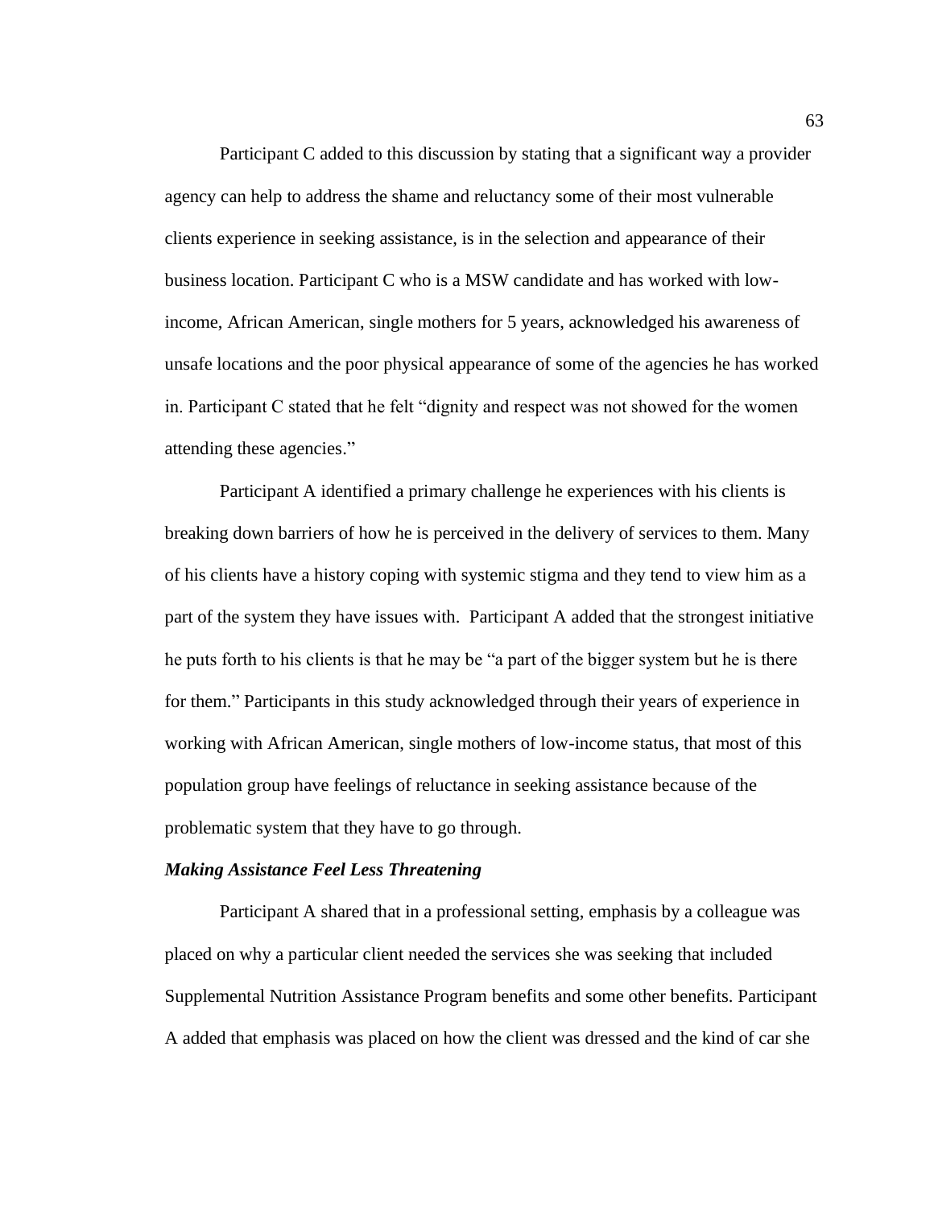Participant C added to this discussion by stating that a significant way a provider agency can help to address the shame and reluctancy some of their most vulnerable clients experience in seeking assistance, is in the selection and appearance of their business location. Participant C who is a MSW candidate and has worked with low-income, African American, single mothers for 5 years, acknowledged his awareness of unsafe locations and the poor physical appearance of some of the agencies he has worked in. Participant C stated that he felt "dignity and respect was not showed for the women attending these agencies."

Participant A identified a primary challenge he experiences with his clients is breaking down barriers of how he is perceived in the delivery of services to them. Many of his clients have a history coping with systemic stigma and they tend to view him as a part of the system they have issues with. Participant A added that the strongest initiative he puts forth to his clients is that he may be "a part of the bigger system but he is there for them." Participants in this study acknowledged through their years of experience in working with African American, single mothers of low-income status, that most of this population group have feelings of reluctance in seeking assistance because of the problematic system that they have to go through.

***Making Assistance Feel Less Threatening***

Participant A shared that in a professional setting, emphasis by a colleague was placed on why a particular client needed the services she was seeking that included Supplemental Nutrition Assistance Program benefits and some other benefits. Participant A added that emphasis was placed on how the client was dressed and the kind of car she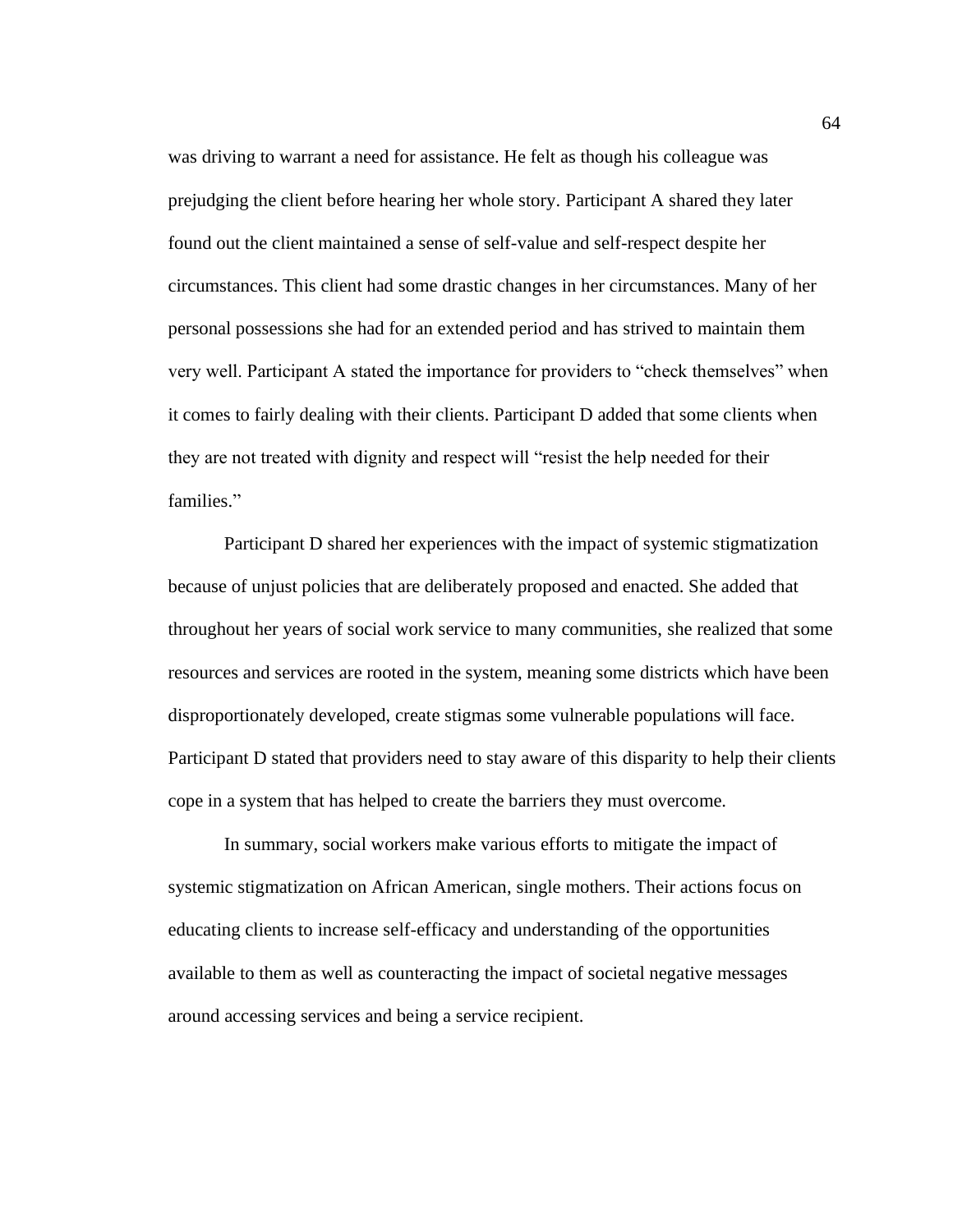was driving to warrant a need for assistance. He felt as though his colleague was prejudging the client before hearing her whole story. Participant A shared they later found out the client maintained a sense of self-value and self-respect despite her circumstances. This client had some drastic changes in her circumstances. Many of her personal possessions she had for an extended period and has strived to maintain them very well. Participant A stated the importance for providers to "check themselves" when it comes to fairly dealing with their clients. Participant D added that some clients when they are not treated with dignity and respect will "resist the help needed for their families."

Participant D shared her experiences with the impact of systemic stigmatization because of unjust policies that are deliberately proposed and enacted. She added that throughout her years of social work service to many communities, she realized that some resources and services are rooted in the system, meaning some districts which have been disproportionately developed, create stigmas some vulnerable populations will face. Participant D stated that providers need to stay aware of this disparity to help their clients cope in a system that has helped to create the barriers they must overcome.

In summary, social workers make various efforts to mitigate the impact of systemic stigmatization on African American, single mothers. Their actions focus on educating clients to increase self-efficacy and understanding of the opportunities available to them as well as counteracting the impact of societal negative messages around accessing services and being a service recipient.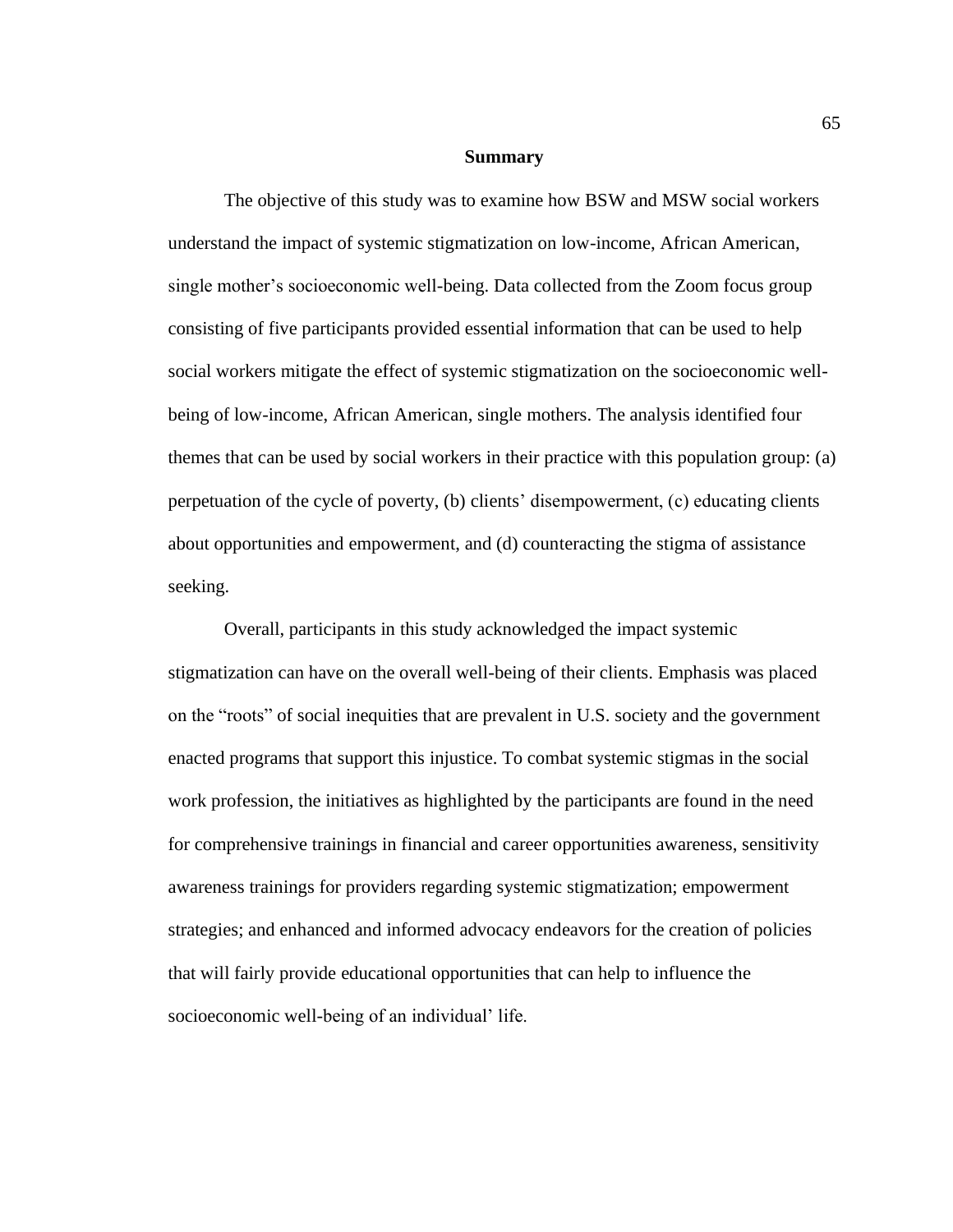## Summary

The objective of this study was to examine how BSW and MSW social workers understand the impact of systemic stigmatization on low-income, African American, single mother's socioeconomic well-being. Data collected from the Zoom focus group consisting of five participants provided essential information that can be used to help social workers mitigate the effect of systemic stigmatization on the socioeconomic well-being of low-income, African American, single mothers. The analysis identified four themes that can be used by social workers in their practice with this population group: (a) perpetuation of the cycle of poverty, (b) clients' disempowerment, (c) educating clients about opportunities and empowerment, and (d) counteracting the stigma of assistance seeking.

Overall, participants in this study acknowledged the impact systemic stigmatization can have on the overall well-being of their clients. Emphasis was placed on the "roots" of social inequities that are prevalent in U.S. society and the government enacted programs that support this injustice. To combat systemic stigmas in the social work profession, the initiatives as highlighted by the participants are found in the need for comprehensive trainings in financial and career opportunities awareness, sensitivity awareness trainings for providers regarding systemic stigmatization; empowerment strategies; and enhanced and informed advocacy endeavors for the creation of policies that will fairly provide educational opportunities that can help to influence the socioeconomic well-being of an individual' life.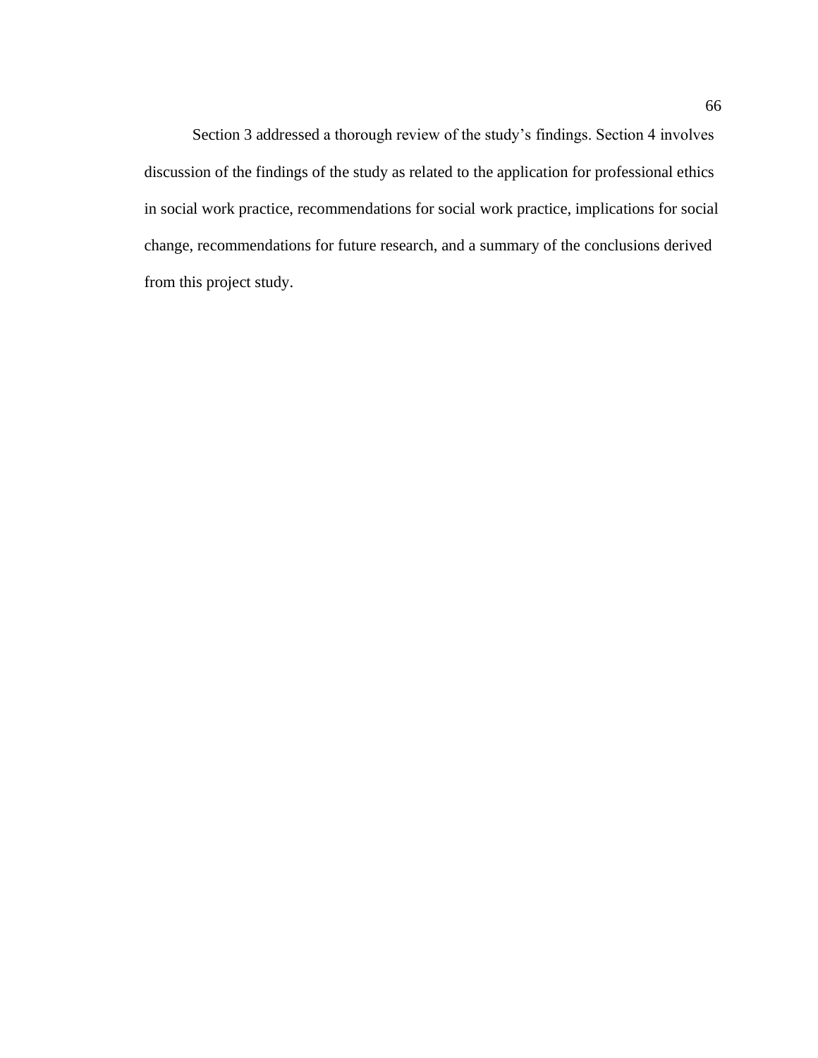Section 3 addressed a thorough review of the study's findings. Section 4 involves discussion of the findings of the study as related to the application for professional ethics in social work practice, recommendations for social work practice, implications for social change, recommendations for future research, and a summary of the conclusions derived from this project study.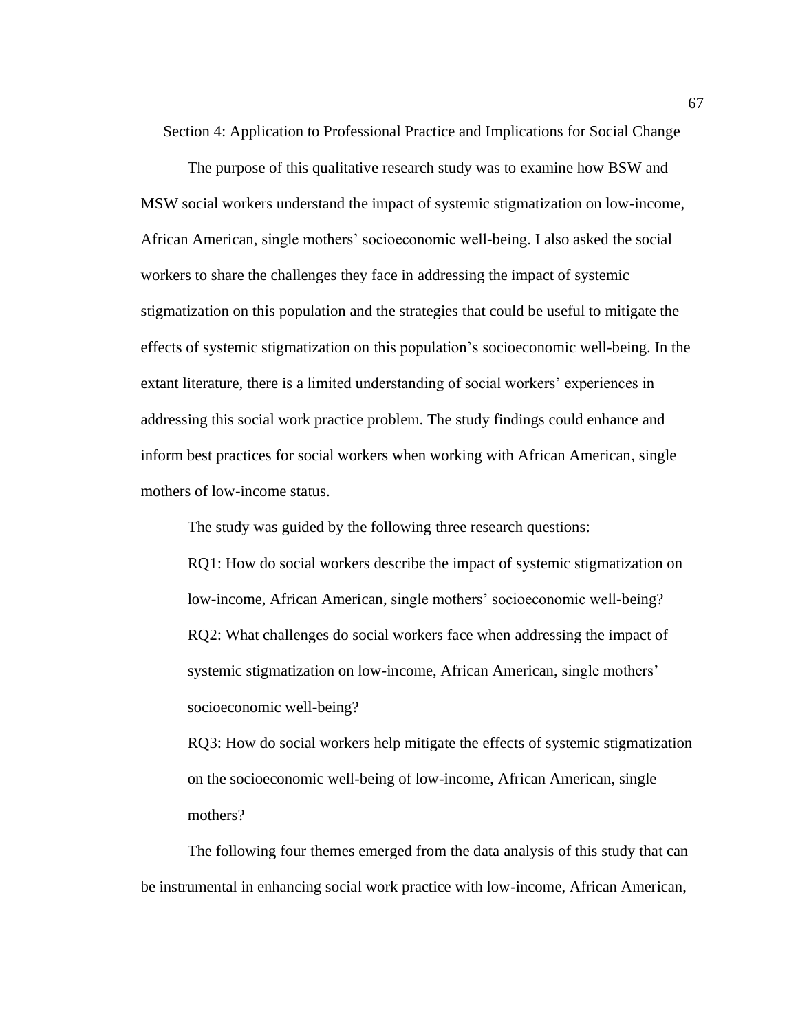# Section 4: Application to Professional Practice and Implications for Social Change

The purpose of this qualitative research study was to examine how BSW and MSW social workers understand the impact of systemic stigmatization on low-income, African American, single mothers' socioeconomic well-being. I also asked the social workers to share the challenges they face in addressing the impact of systemic stigmatization on this population and the strategies that could be useful to mitigate the effects of systemic stigmatization on this population's socioeconomic well-being. In the extant literature, there is a limited understanding of social workers' experiences in addressing this social work practice problem. The study findings could enhance and inform best practices for social workers when working with African American, single mothers of low-income status.

The study was guided by the following three research questions:

RQ1: How do social workers describe the impact of systemic stigmatization on low-income, African American, single mothers' socioeconomic well-being?

RQ2: What challenges do social workers face when addressing the impact of systemic stigmatization on low-income, African American, single mothers' socioeconomic well-being?

RQ3: How do social workers help mitigate the effects of systemic stigmatization on the socioeconomic well-being of low-income, African American, single mothers?

The following four themes emerged from the data analysis of this study that can be instrumental in enhancing social work practice with low-income, African American,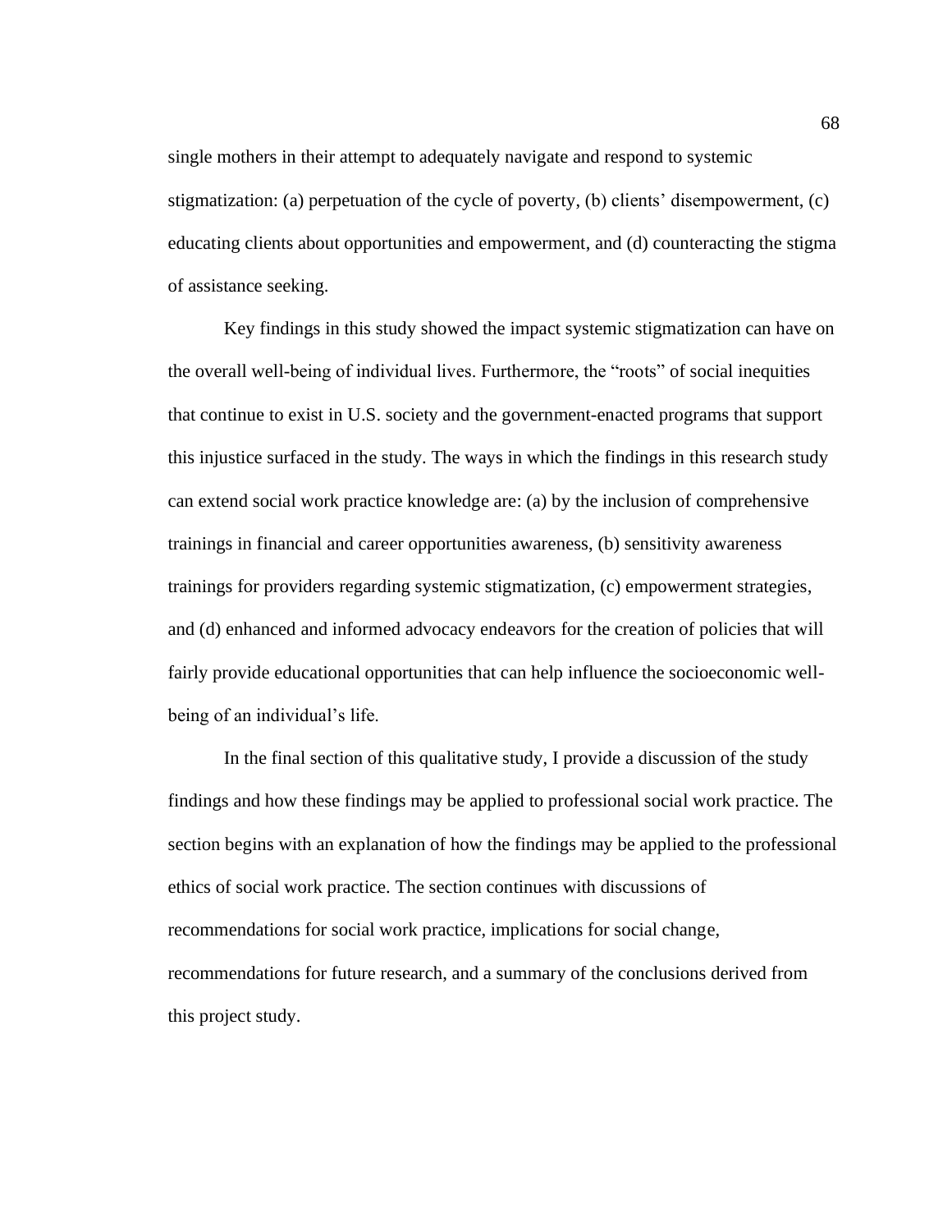single mothers in their attempt to adequately navigate and respond to systemic stigmatization: (a) perpetuation of the cycle of poverty, (b) clients' disempowerment, (c) educating clients about opportunities and empowerment, and (d) counteracting the stigma of assistance seeking.

Key findings in this study showed the impact systemic stigmatization can have on the overall well-being of individual lives. Furthermore, the "roots" of social inequities that continue to exist in U.S. society and the government-enacted programs that support this injustice surfaced in the study. The ways in which the findings in this research study can extend social work practice knowledge are: (a) by the inclusion of comprehensive trainings in financial and career opportunities awareness, (b) sensitivity awareness trainings for providers regarding systemic stigmatization, (c) empowerment strategies, and (d) enhanced and informed advocacy endeavors for the creation of policies that will fairly provide educational opportunities that can help influence the socioeconomic well-being of an individual's life.

In the final section of this qualitative study, I provide a discussion of the study findings and how these findings may be applied to professional social work practice. The section begins with an explanation of how the findings may be applied to the professional ethics of social work practice. The section continues with discussions of recommendations for social work practice, implications for social change, recommendations for future research, and a summary of the conclusions derived from this project study.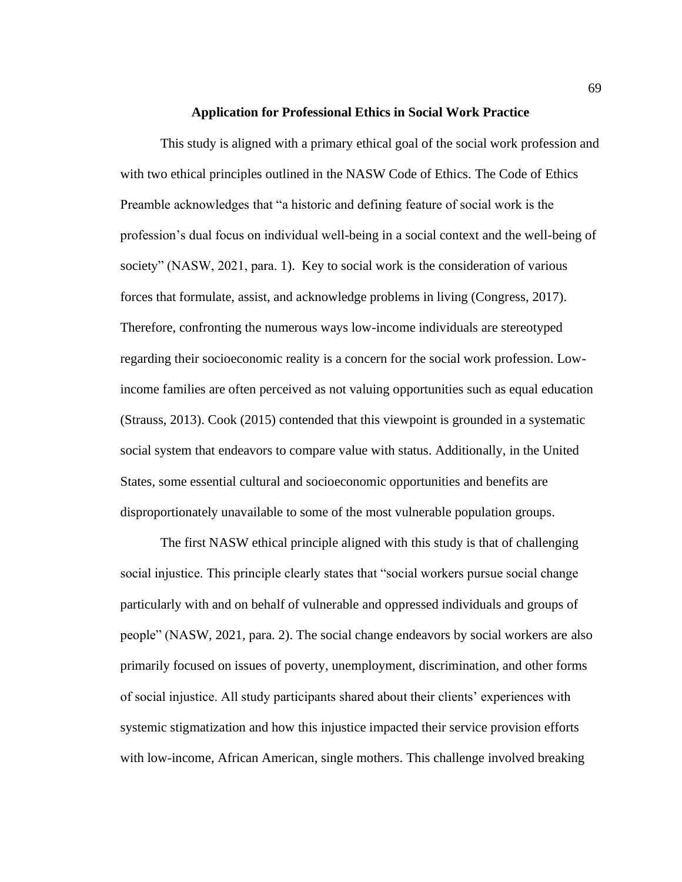## Application for Professional Ethics in Social Work Practice

This study is aligned with a primary ethical goal of the social work profession and with two ethical principles outlined in the NASW Code of Ethics. The Code of Ethics Preamble acknowledges that "a historic and defining feature of social work is the profession's dual focus on individual well-being in a social context and the well-being of society" (NASW, 2021, para. 1). Key to social work is the consideration of various forces that formulate, assist, and acknowledge problems in living (Congress, 2017). Therefore, confronting the numerous ways low-income individuals are stereotyped regarding their socioeconomic reality is a concern for the social work profession. Low-income families are often perceived as not valuing opportunities such as equal education (Strauss, 2013). Cook (2015) contended that this viewpoint is grounded in a systematic social system that endeavors to compare value with status. Additionally, in the United States, some essential cultural and socioeconomic opportunities and benefits are disproportionately unavailable to some of the most vulnerable population groups.

The first NASW ethical principle aligned with this study is that of challenging social injustice. This principle clearly states that "social workers pursue social change particularly with and on behalf of vulnerable and oppressed individuals and groups of people" (NASW, 2021, para. 2). The social change endeavors by social workers are also primarily focused on issues of poverty, unemployment, discrimination, and other forms of social injustice. All study participants shared about their clients' experiences with systemic stigmatization and how this injustice impacted their service provision efforts with low-income, African American, single mothers. This challenge involved breaking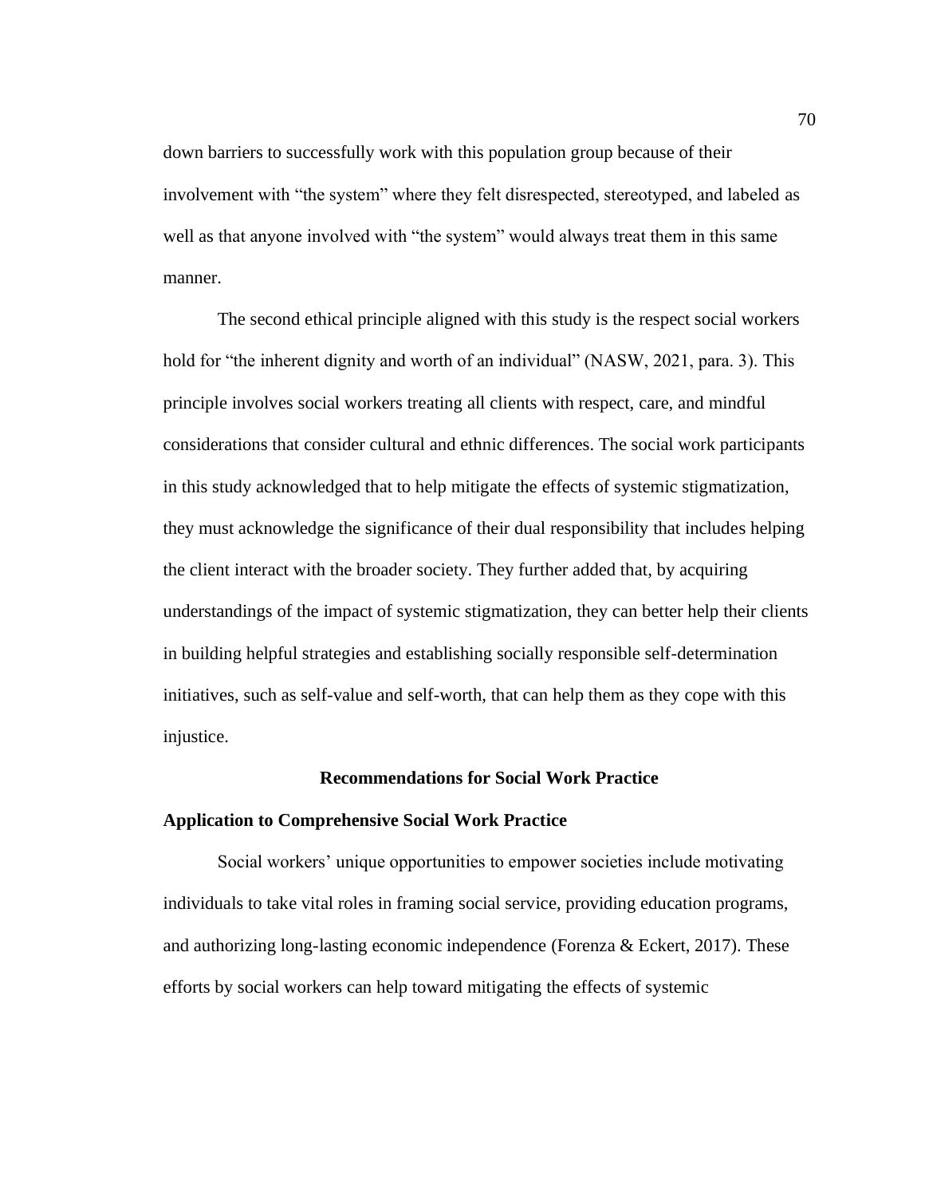down barriers to successfully work with this population group because of their involvement with "the system" where they felt disrespected, stereotyped, and labeled as well as that anyone involved with "the system" would always treat them in this same manner.

The second ethical principle aligned with this study is the respect social workers hold for "the inherent dignity and worth of an individual" (NASW, 2021, para. 3). This principle involves social workers treating all clients with respect, care, and mindful considerations that consider cultural and ethnic differences. The social work participants in this study acknowledged that to help mitigate the effects of systemic stigmatization, they must acknowledge the significance of their dual responsibility that includes helping the client interact with the broader society. They further added that, by acquiring understandings of the impact of systemic stigmatization, they can better help their clients in building helpful strategies and establishing socially responsible self-determination initiatives, such as self-value and self-worth, that can help them as they cope with this injustice.

## Recommendations for Social Work Practice

### Application to Comprehensive Social Work Practice

Social workers' unique opportunities to empower societies include motivating individuals to take vital roles in framing social service, providing education programs, and authorizing long-lasting economic independence (Forenza & Eckert, 2017). These efforts by social workers can help toward mitigating the effects of systemic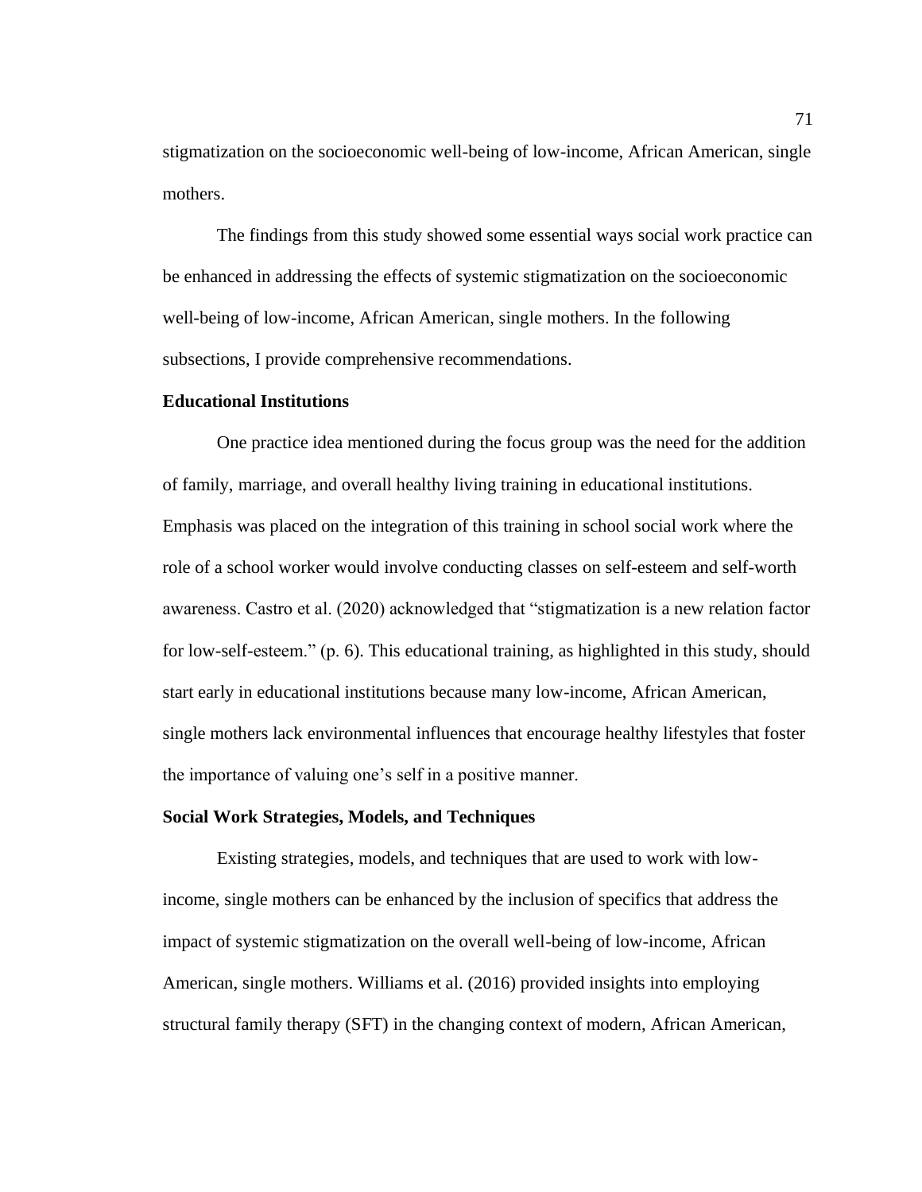stigmatization on the socioeconomic well-being of low-income, African American, single mothers.

The findings from this study showed some essential ways social work practice can be enhanced in addressing the effects of systemic stigmatization on the socioeconomic well-being of low-income, African American, single mothers. In the following subsections, I provide comprehensive recommendations.

### Educational Institutions

One practice idea mentioned during the focus group was the need for the addition of family, marriage, and overall healthy living training in educational institutions. Emphasis was placed on the integration of this training in school social work where the role of a school worker would involve conducting classes on self-esteem and self-worth awareness. Castro et al. (2020) acknowledged that "stigmatization is a new relation factor for low-self-esteem." (p. 6). This educational training, as highlighted in this study, should start early in educational institutions because many low-income, African American, single mothers lack environmental influences that encourage healthy lifestyles that foster the importance of valuing one's self in a positive manner.

### Social Work Strategies, Models, and Techniques

Existing strategies, models, and techniques that are used to work with low-income, single mothers can be enhanced by the inclusion of specifics that address the impact of systemic stigmatization on the overall well-being of low-income, African American, single mothers. Williams et al. (2016) provided insights into employing structural family therapy (SFT) in the changing context of modern, African American,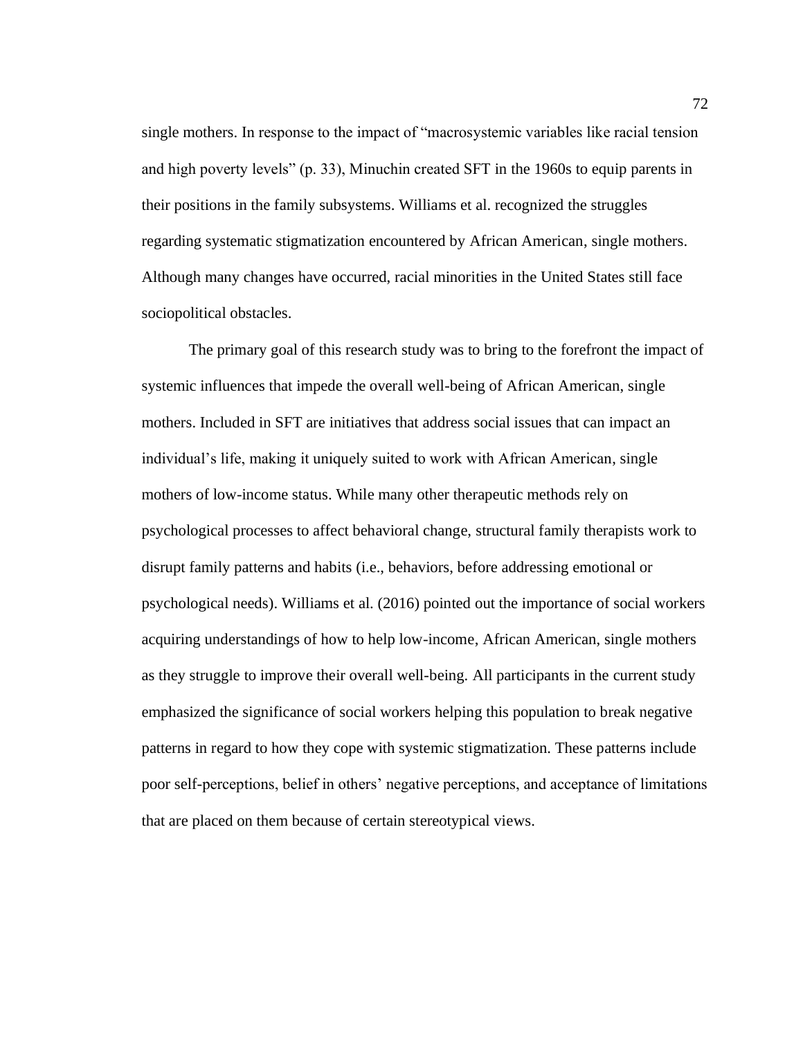single mothers. In response to the impact of "macrosystemic variables like racial tension and high poverty levels" (p. 33), Minuchin created SFT in the 1960s to equip parents in their positions in the family subsystems. Williams et al. recognized the struggles regarding systematic stigmatization encountered by African American, single mothers. Although many changes have occurred, racial minorities in the United States still face sociopolitical obstacles.

The primary goal of this research study was to bring to the forefront the impact of systemic influences that impede the overall well-being of African American, single mothers. Included in SFT are initiatives that address social issues that can impact an individual's life, making it uniquely suited to work with African American, single mothers of low-income status. While many other therapeutic methods rely on psychological processes to affect behavioral change, structural family therapists work to disrupt family patterns and habits (i.e., behaviors, before addressing emotional or psychological needs). Williams et al. (2016) pointed out the importance of social workers acquiring understandings of how to help low-income, African American, single mothers as they struggle to improve their overall well-being. All participants in the current study emphasized the significance of social workers helping this population to break negative patterns in regard to how they cope with systemic stigmatization. These patterns include poor self-perceptions, belief in others' negative perceptions, and acceptance of limitations that are placed on them because of certain stereotypical views.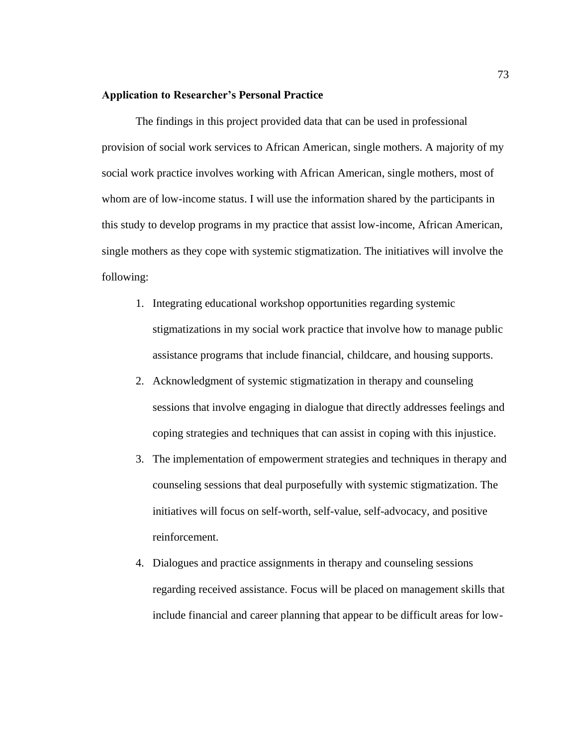### Application to Researcher's Personal Practice

The findings in this project provided data that can be used in professional provision of social work services to African American, single mothers. A majority of my social work practice involves working with African American, single mothers, most of whom are of low-income status. I will use the information shared by the participants in this study to develop programs in my practice that assist low-income, African American, single mothers as they cope with systemic stigmatization. The initiatives will involve the following:

1. Integrating educational workshop opportunities regarding systemic stigmatizations in my social work practice that involve how to manage public assistance programs that include financial, childcare, and housing supports.
2. Acknowledgment of systemic stigmatization in therapy and counseling sessions that involve engaging in dialogue that directly addresses feelings and coping strategies and techniques that can assist in coping with this injustice.
3. The implementation of empowerment strategies and techniques in therapy and counseling sessions that deal purposefully with systemic stigmatization. The initiatives will focus on self-worth, self-value, self-advocacy, and positive reinforcement.
4. Dialogues and practice assignments in therapy and counseling sessions regarding received assistance. Focus will be placed on management skills that include financial and career planning that appear to be difficult areas for low-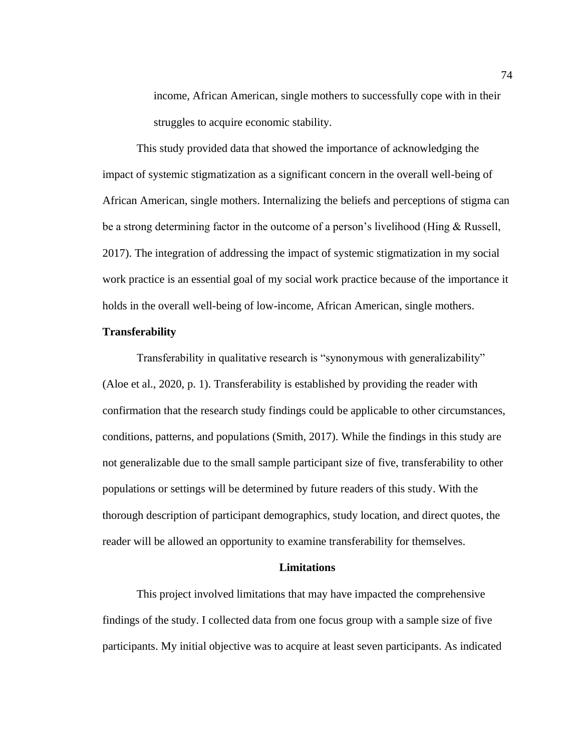income, African American, single mothers to successfully cope with in their struggles to acquire economic stability.

This study provided data that showed the importance of acknowledging the impact of systemic stigmatization as a significant concern in the overall well-being of African American, single mothers. Internalizing the beliefs and perceptions of stigma can be a strong determining factor in the outcome of a person's livelihood (Hing & Russell, 2017). The integration of addressing the impact of systemic stigmatization in my social work practice is an essential goal of my social work practice because of the importance it holds in the overall well-being of low-income, African American, single mothers.

**Transferability**

Transferability in qualitative research is "synonymous with generalizability" (Aloe et al., 2020, p. 1). Transferability is established by providing the reader with confirmation that the research study findings could be applicable to other circumstances, conditions, patterns, and populations (Smith, 2017). While the findings in this study are not generalizable due to the small sample participant size of five, transferability to other populations or settings will be determined by future readers of this study. With the thorough description of participant demographics, study location, and direct quotes, the reader will be allowed an opportunity to examine transferability for themselves.

## Limitations

This project involved limitations that may have impacted the comprehensive findings of the study. I collected data from one focus group with a sample size of five participants. My initial objective was to acquire at least seven participants. As indicated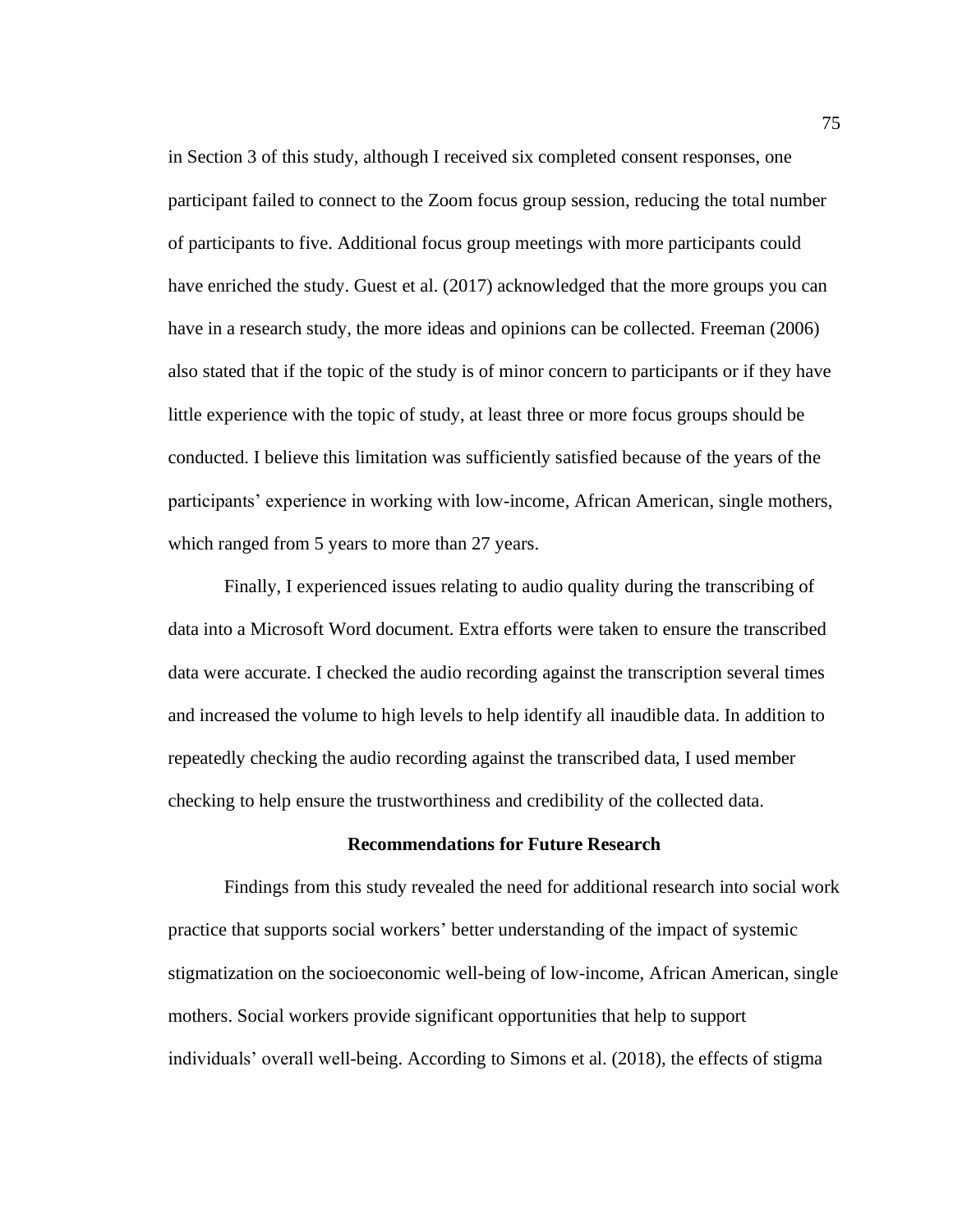in Section 3 of this study, although I received six completed consent responses, one participant failed to connect to the Zoom focus group session, reducing the total number of participants to five. Additional focus group meetings with more participants could have enriched the study. Guest et al. (2017) acknowledged that the more groups you can have in a research study, the more ideas and opinions can be collected. Freeman (2006) also stated that if the topic of the study is of minor concern to participants or if they have little experience with the topic of study, at least three or more focus groups should be conducted. I believe this limitation was sufficiently satisfied because of the years of the participants' experience in working with low-income, African American, single mothers, which ranged from 5 years to more than 27 years.

Finally, I experienced issues relating to audio quality during the transcribing of data into a Microsoft Word document. Extra efforts were taken to ensure the transcribed data were accurate. I checked the audio recording against the transcription several times and increased the volume to high levels to help identify all inaudible data. In addition to repeatedly checking the audio recording against the transcribed data, I used member checking to help ensure the trustworthiness and credibility of the collected data.

## Recommendations for Future Research

Findings from this study revealed the need for additional research into social work practice that supports social workers' better understanding of the impact of systemic stigmatization on the socioeconomic well-being of low-income, African American, single mothers. Social workers provide significant opportunities that help to support individuals' overall well-being. According to Simons et al. (2018), the effects of stigma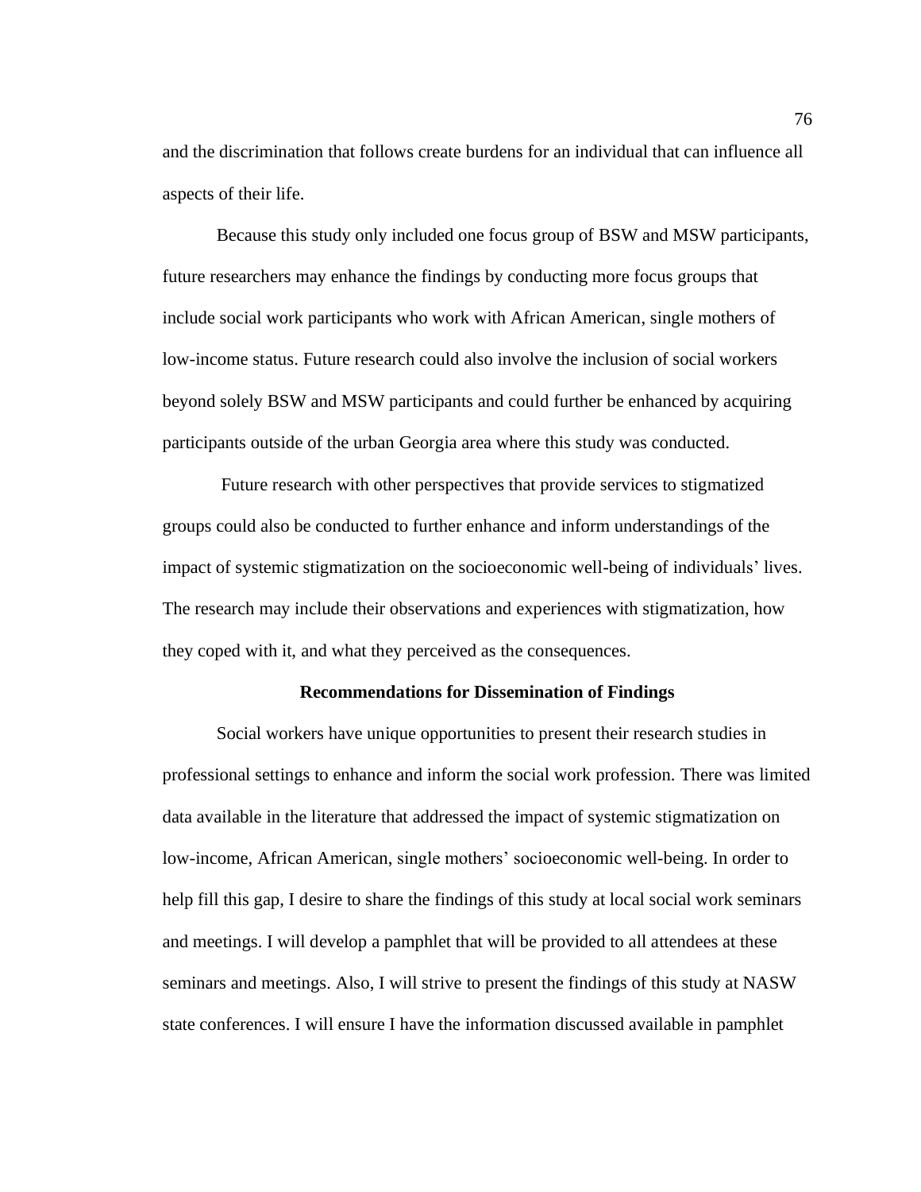and the discrimination that follows create burdens for an individual that can influence all aspects of their life.

Because this study only included one focus group of BSW and MSW participants, future researchers may enhance the findings by conducting more focus groups that include social work participants who work with African American, single mothers of low-income status. Future research could also involve the inclusion of social workers beyond solely BSW and MSW participants and could further be enhanced by acquiring participants outside of the urban Georgia area where this study was conducted.

Future research with other perspectives that provide services to stigmatized groups could also be conducted to further enhance and inform understandings of the impact of systemic stigmatization on the socioeconomic well-being of individuals' lives. The research may include their observations and experiences with stigmatization, how they coped with it, and what they perceived as the consequences.

## Recommendations for Dissemination of Findings

Social workers have unique opportunities to present their research studies in professional settings to enhance and inform the social work profession. There was limited data available in the literature that addressed the impact of systemic stigmatization on low-income, African American, single mothers' socioeconomic well-being. In order to help fill this gap, I desire to share the findings of this study at local social work seminars and meetings. I will develop a pamphlet that will be provided to all attendees at these seminars and meetings. Also, I will strive to present the findings of this study at NASW state conferences. I will ensure I have the information discussed available in pamphlet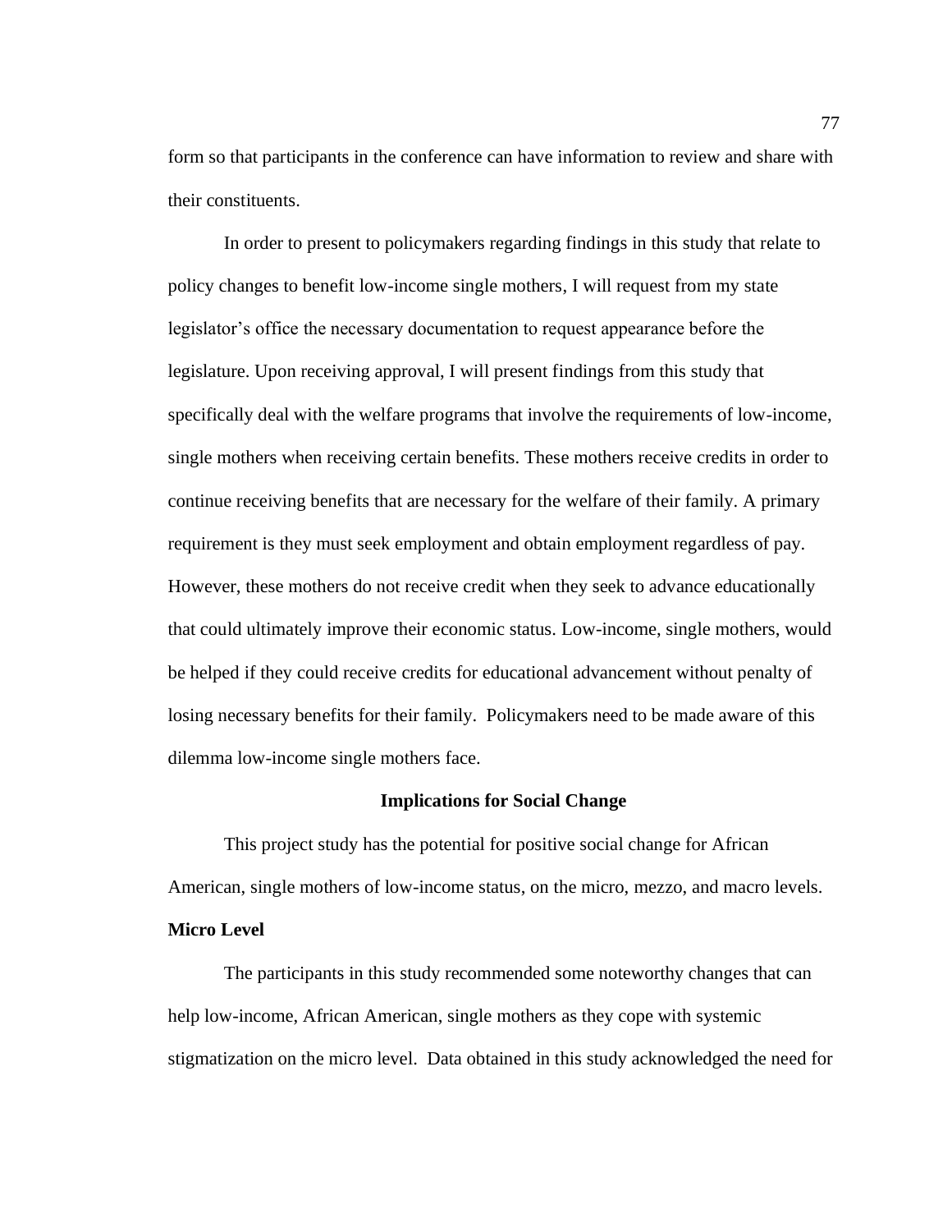form so that participants in the conference can have information to review and share with their constituents.

In order to present to policymakers regarding findings in this study that relate to policy changes to benefit low-income single mothers, I will request from my state legislator's office the necessary documentation to request appearance before the legislature. Upon receiving approval, I will present findings from this study that specifically deal with the welfare programs that involve the requirements of low-income, single mothers when receiving certain benefits. These mothers receive credits in order to continue receiving benefits that are necessary for the welfare of their family. A primary requirement is they must seek employment and obtain employment regardless of pay. However, these mothers do not receive credit when they seek to advance educationally that could ultimately improve their economic status. Low-income, single mothers, would be helped if they could receive credits for educational advancement without penalty of losing necessary benefits for their family. Policymakers need to be made aware of this dilemma low-income single mothers face.

## Implications for Social Change

This project study has the potential for positive social change for African American, single mothers of low-income status, on the micro, mezzo, and macro levels.

### Micro Level

The participants in this study recommended some noteworthy changes that can help low-income, African American, single mothers as they cope with systemic stigmatization on the micro level. Data obtained in this study acknowledged the need for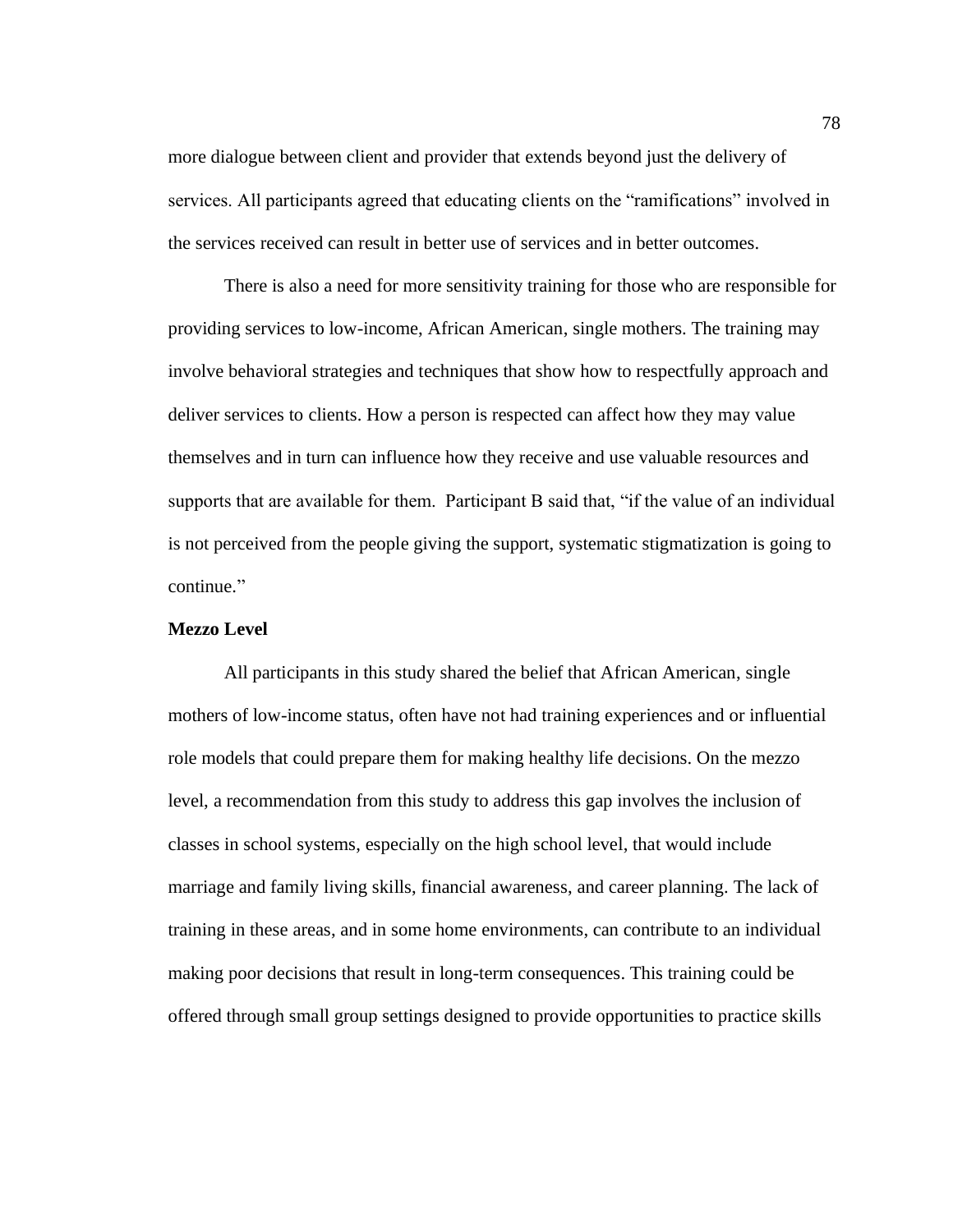more dialogue between client and provider that extends beyond just the delivery of services. All participants agreed that educating clients on the "ramifications" involved in the services received can result in better use of services and in better outcomes.

There is also a need for more sensitivity training for those who are responsible for providing services to low-income, African American, single mothers. The training may involve behavioral strategies and techniques that show how to respectfully approach and deliver services to clients. How a person is respected can affect how they may value themselves and in turn can influence how they receive and use valuable resources and supports that are available for them. Participant B said that, "if the value of an individual is not perceived from the people giving the support, systematic stigmatization is going to continue."

**Mezzo Level**

All participants in this study shared the belief that African American, single mothers of low-income status, often have not had training experiences and or influential role models that could prepare them for making healthy life decisions. On the mezzo level, a recommendation from this study to address this gap involves the inclusion of classes in school systems, especially on the high school level, that would include marriage and family living skills, financial awareness, and career planning. The lack of training in these areas, and in some home environments, can contribute to an individual making poor decisions that result in long-term consequences. This training could be offered through small group settings designed to provide opportunities to practice skills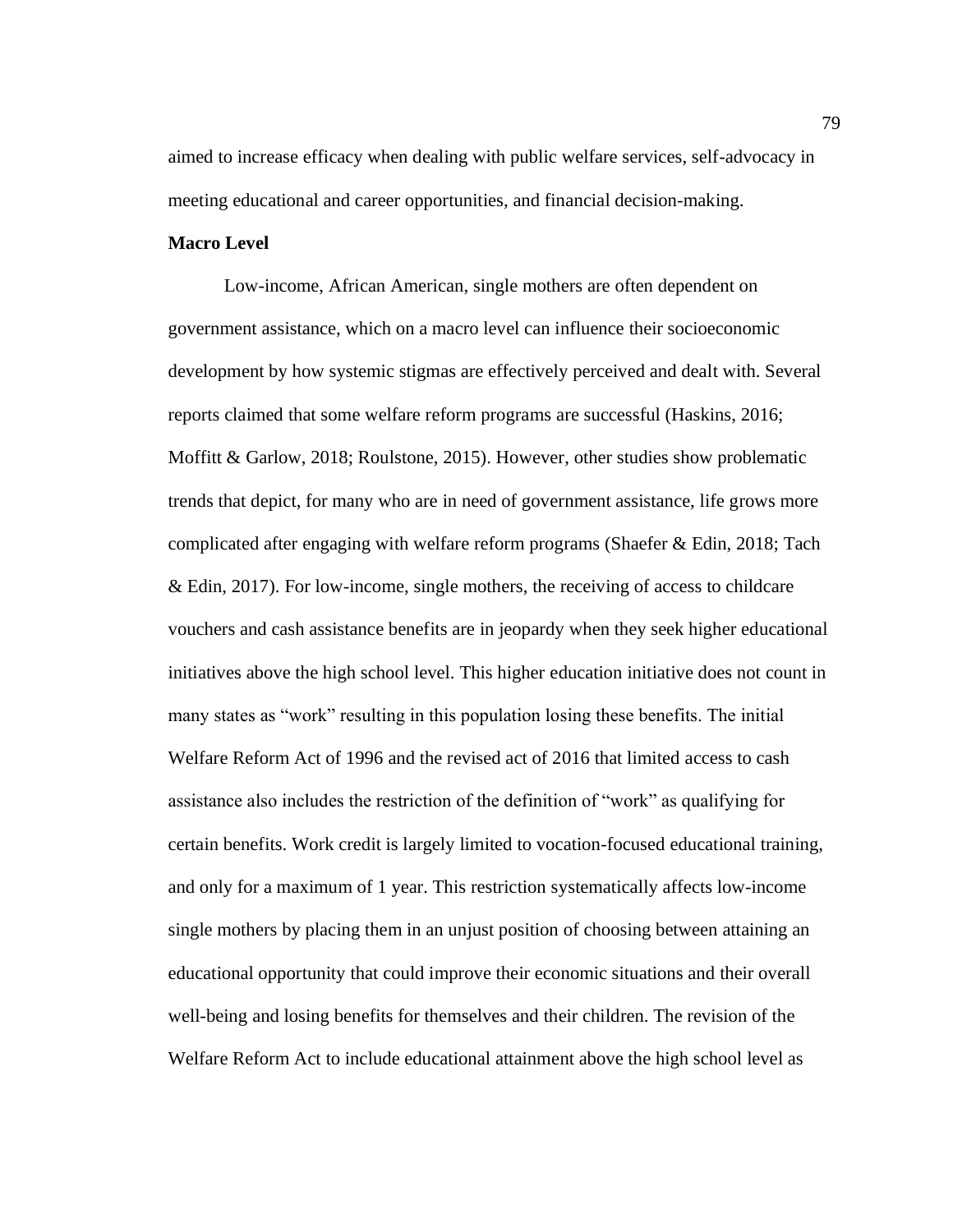aimed to increase efficacy when dealing with public welfare services, self-advocacy in meeting educational and career opportunities, and financial decision-making.

**Macro Level**

Low-income, African American, single mothers are often dependent on government assistance, which on a macro level can influence their socioeconomic development by how systemic stigmas are effectively perceived and dealt with. Several reports claimed that some welfare reform programs are successful (Haskins, 2016; Moffitt & Garlow, 2018; Roulstone, 2015). However, other studies show problematic trends that depict, for many who are in need of government assistance, life grows more complicated after engaging with welfare reform programs (Shaefer & Edin, 2018; Tach & Edin, 2017). For low-income, single mothers, the receiving of access to childcare vouchers and cash assistance benefits are in jeopardy when they seek higher educational initiatives above the high school level. This higher education initiative does not count in many states as "work" resulting in this population losing these benefits. The initial Welfare Reform Act of 1996 and the revised act of 2016 that limited access to cash assistance also includes the restriction of the definition of "work" as qualifying for certain benefits. Work credit is largely limited to vocation-focused educational training, and only for a maximum of 1 year. This restriction systematically affects low-income single mothers by placing them in an unjust position of choosing between attaining an educational opportunity that could improve their economic situations and their overall well-being and losing benefits for themselves and their children. The revision of the Welfare Reform Act to include educational attainment above the high school level as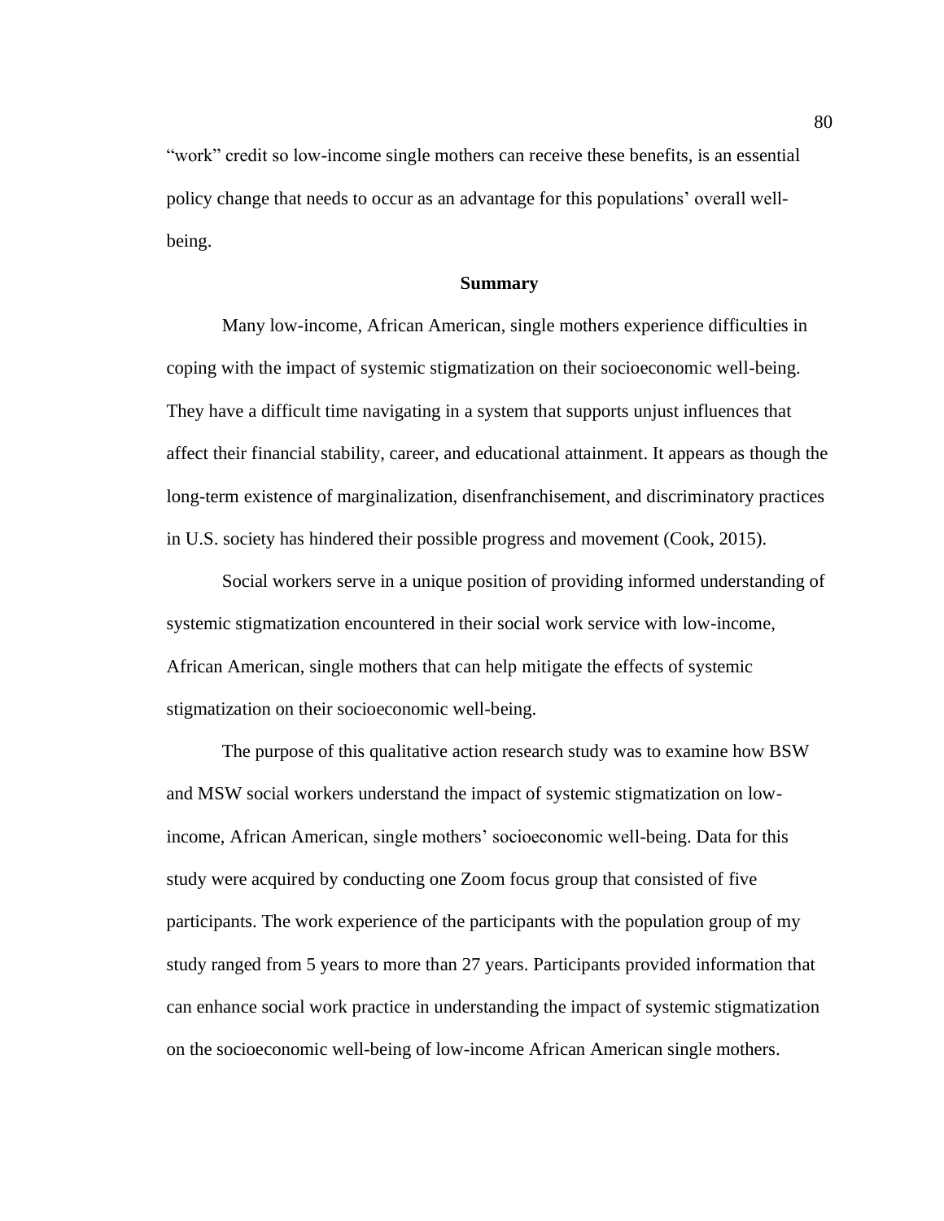"work" credit so low-income single mothers can receive these benefits, is an essential policy change that needs to occur as an advantage for this populations' overall well-being.

## Summary

Many low-income, African American, single mothers experience difficulties in coping with the impact of systemic stigmatization on their socioeconomic well-being. They have a difficult time navigating in a system that supports unjust influences that affect their financial stability, career, and educational attainment. It appears as though the long-term existence of marginalization, disenfranchisement, and discriminatory practices in U.S. society has hindered their possible progress and movement (Cook, 2015).

Social workers serve in a unique position of providing informed understanding of systemic stigmatization encountered in their social work service with low-income, African American, single mothers that can help mitigate the effects of systemic stigmatization on their socioeconomic well-being.

The purpose of this qualitative action research study was to examine how BSW and MSW social workers understand the impact of systemic stigmatization on low-income, African American, single mothers' socioeconomic well-being. Data for this study were acquired by conducting one Zoom focus group that consisted of five participants. The work experience of the participants with the population group of my study ranged from 5 years to more than 27 years. Participants provided information that can enhance social work practice in understanding the impact of systemic stigmatization on the socioeconomic well-being of low-income African American single mothers.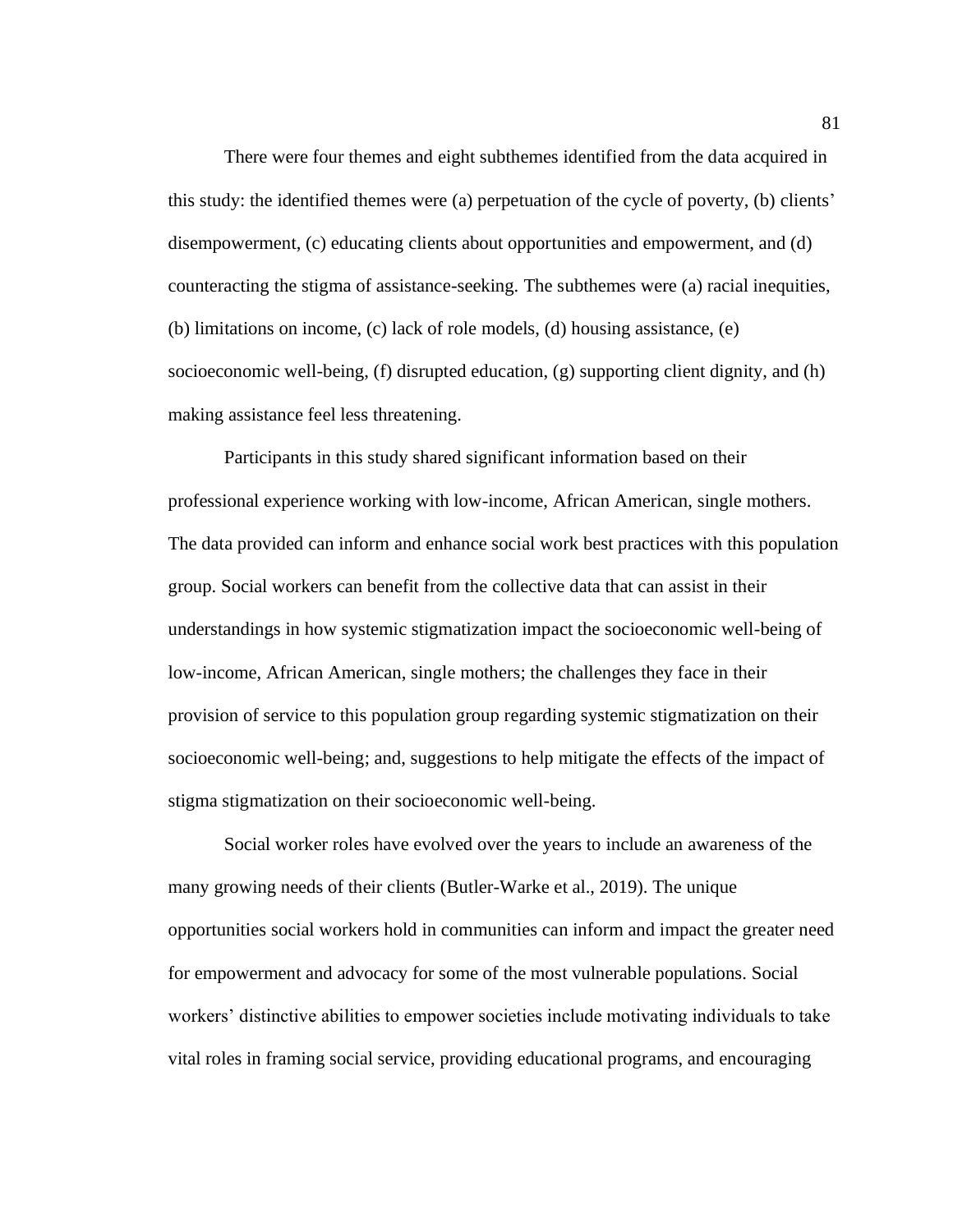There were four themes and eight subthemes identified from the data acquired in this study: the identified themes were (a) perpetuation of the cycle of poverty, (b) clients' disempowerment, (c) educating clients about opportunities and empowerment, and (d) counteracting the stigma of assistance-seeking. The subthemes were (a) racial inequities, (b) limitations on income, (c) lack of role models, (d) housing assistance, (e) socioeconomic well-being, (f) disrupted education, (g) supporting client dignity, and (h) making assistance feel less threatening.

Participants in this study shared significant information based on their professional experience working with low-income, African American, single mothers. The data provided can inform and enhance social work best practices with this population group. Social workers can benefit from the collective data that can assist in their understandings in how systemic stigmatization impact the socioeconomic well-being of low-income, African American, single mothers; the challenges they face in their provision of service to this population group regarding systemic stigmatization on their socioeconomic well-being; and, suggestions to help mitigate the effects of the impact of stigma stigmatization on their socioeconomic well-being.

Social worker roles have evolved over the years to include an awareness of the many growing needs of their clients (Butler-Warke et al., 2019). The unique opportunities social workers hold in communities can inform and impact the greater need for empowerment and advocacy for some of the most vulnerable populations. Social workers' distinctive abilities to empower societies include motivating individuals to take vital roles in framing social service, providing educational programs, and encouraging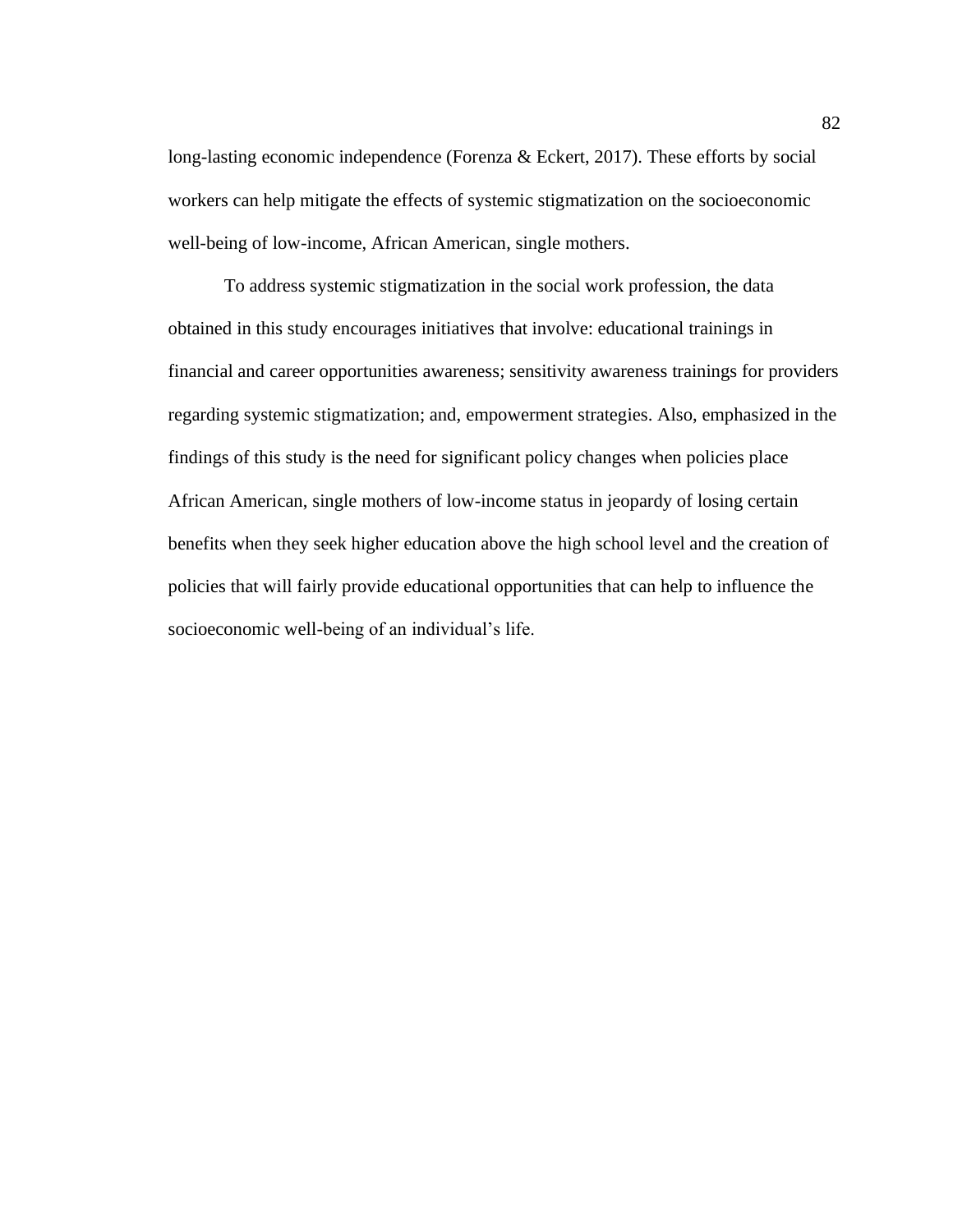long-lasting economic independence (Forenza & Eckert, 2017). These efforts by social workers can help mitigate the effects of systemic stigmatization on the socioeconomic well-being of low-income, African American, single mothers.

To address systemic stigmatization in the social work profession, the data obtained in this study encourages initiatives that involve: educational trainings in financial and career opportunities awareness; sensitivity awareness trainings for providers regarding systemic stigmatization; and, empowerment strategies. Also, emphasized in the findings of this study is the need for significant policy changes when policies place African American, single mothers of low-income status in jeopardy of losing certain benefits when they seek higher education above the high school level and the creation of policies that will fairly provide educational opportunities that can help to influence the socioeconomic well-being of an individual's life.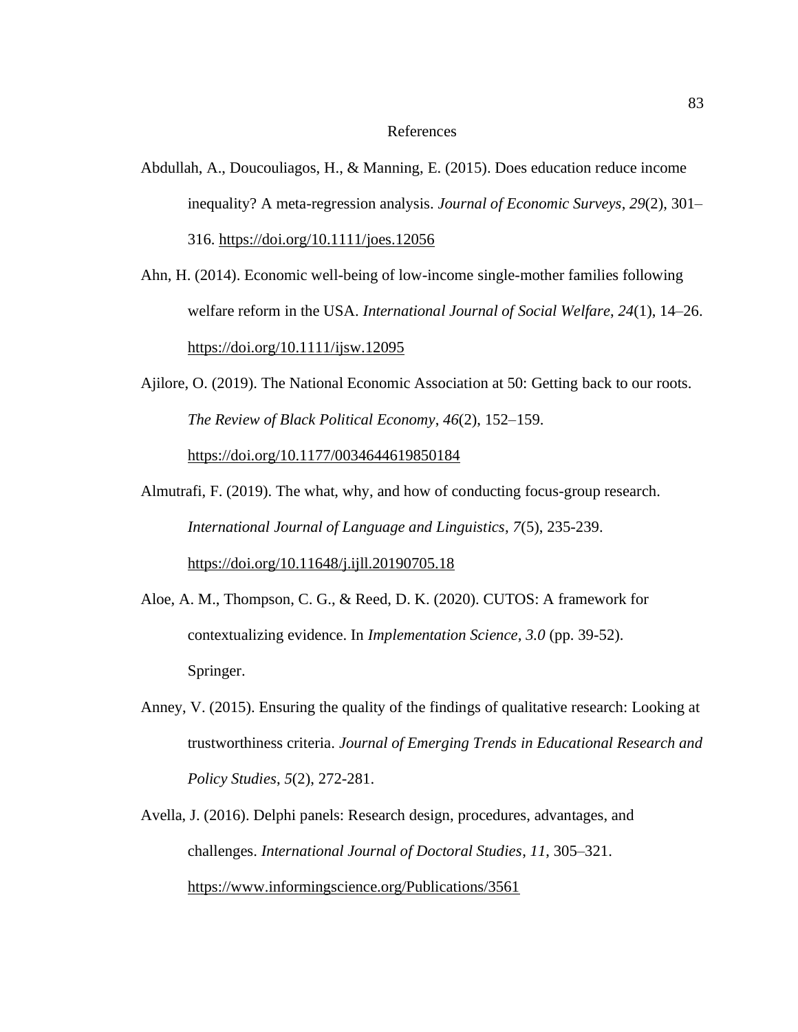# References

Abdullah, A., Doucouliagos, H., & Manning, E. (2015). Does education reduce income inequality? A meta-regression analysis. *Journal of Economic Surveys*, *29*(2), 301–316. https://doi.org/10.1111/joes.12056

Ahn, H. (2014). Economic well-being of low-income single-mother families following welfare reform in the USA. *International Journal of Social Welfare*, *24*(1), 14–26. https://doi.org/10.1111/ijsw.12095

Ajilore, O. (2019). The National Economic Association at 50: Getting back to our roots. *The Review of Black Political Economy*, *46*(2), 152–159. https://doi.org/10.1177/0034644619850184

Almutrafi, F. (2019). The what, why, and how of conducting focus-group research. *International Journal of Language and Linguistics*, *7*(5), 235-239. https://doi.org/10.11648/j.ijll.20190705.18

Aloe, A. M., Thompson, C. G., & Reed, D. K. (2020). CUTOS: A framework for contextualizing evidence. In *Implementation Science, 3.0* (pp. 39-52). Springer.

Anney, V. (2015). Ensuring the quality of the findings of qualitative research: Looking at trustworthiness criteria. *Journal of Emerging Trends in Educational Research and Policy Studies*, *5*(2), 272-281.

Avella, J. (2016). Delphi panels: Research design, procedures, advantages, and challenges. *International Journal of Doctoral Studies*, *11*, 305–321. https://www.informingscience.org/Publications/3561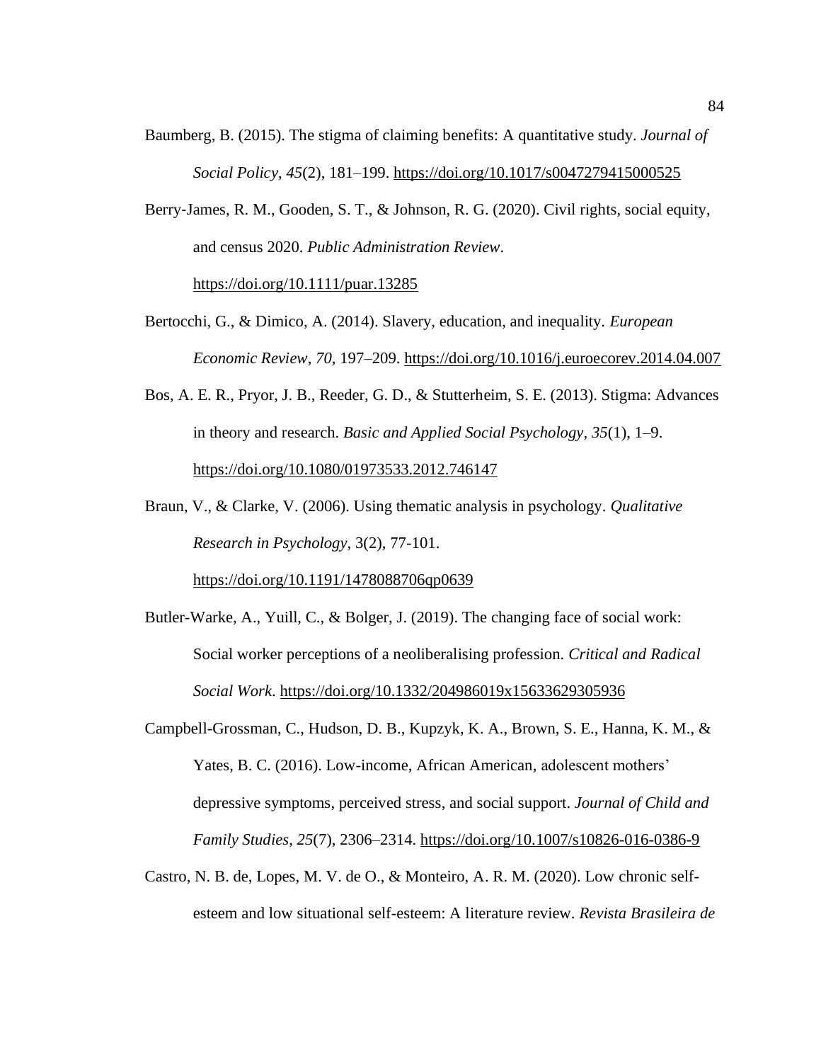Baumberg, B. (2015). The stigma of claiming benefits: A quantitative study. *Journal of Social Policy*, *45*(2), 181–199. https://doi.org/10.1017/s0047279415000525

Berry-James, R. M., Gooden, S. T., & Johnson, R. G. (2020). Civil rights, social equity, and census 2020. *Public Administration Review*. https://doi.org/10.1111/puar.13285

Bertocchi, G., & Dimico, A. (2014). Slavery, education, and inequality. *European Economic Review*, *70*, 197–209. https://doi.org/10.1016/j.euroecorev.2014.04.007

Bos, A. E. R., Pryor, J. B., Reeder, G. D., & Stutterheim, S. E. (2013). Stigma: Advances in theory and research. *Basic and Applied Social Psychology*, *35*(1), 1–9. https://doi.org/10.1080/01973533.2012.746147

Braun, V., & Clarke, V. (2006). Using thematic analysis in psychology. *Qualitative Research in Psychology*, 3(2), 77-101. https://doi.org/10.1191/1478088706qp0639

Butler-Warke, A., Yuill, C., & Bolger, J. (2019). The changing face of social work: Social worker perceptions of a neoliberalising profession. *Critical and Radical Social Work*. https://doi.org/10.1332/204986019x15633629305936

Campbell-Grossman, C., Hudson, D. B., Kupzyk, K. A., Brown, S. E., Hanna, K. M., & Yates, B. C. (2016). Low-income, African American, adolescent mothers' depressive symptoms, perceived stress, and social support. *Journal of Child and Family Studies*, *25*(7), 2306–2314. https://doi.org/10.1007/s10826-016-0386-9

Castro, N. B. de, Lopes, M. V. de O., & Monteiro, A. R. M. (2020). Low chronic self-esteem and low situational self-esteem: A literature review. *Revista Brasileira de*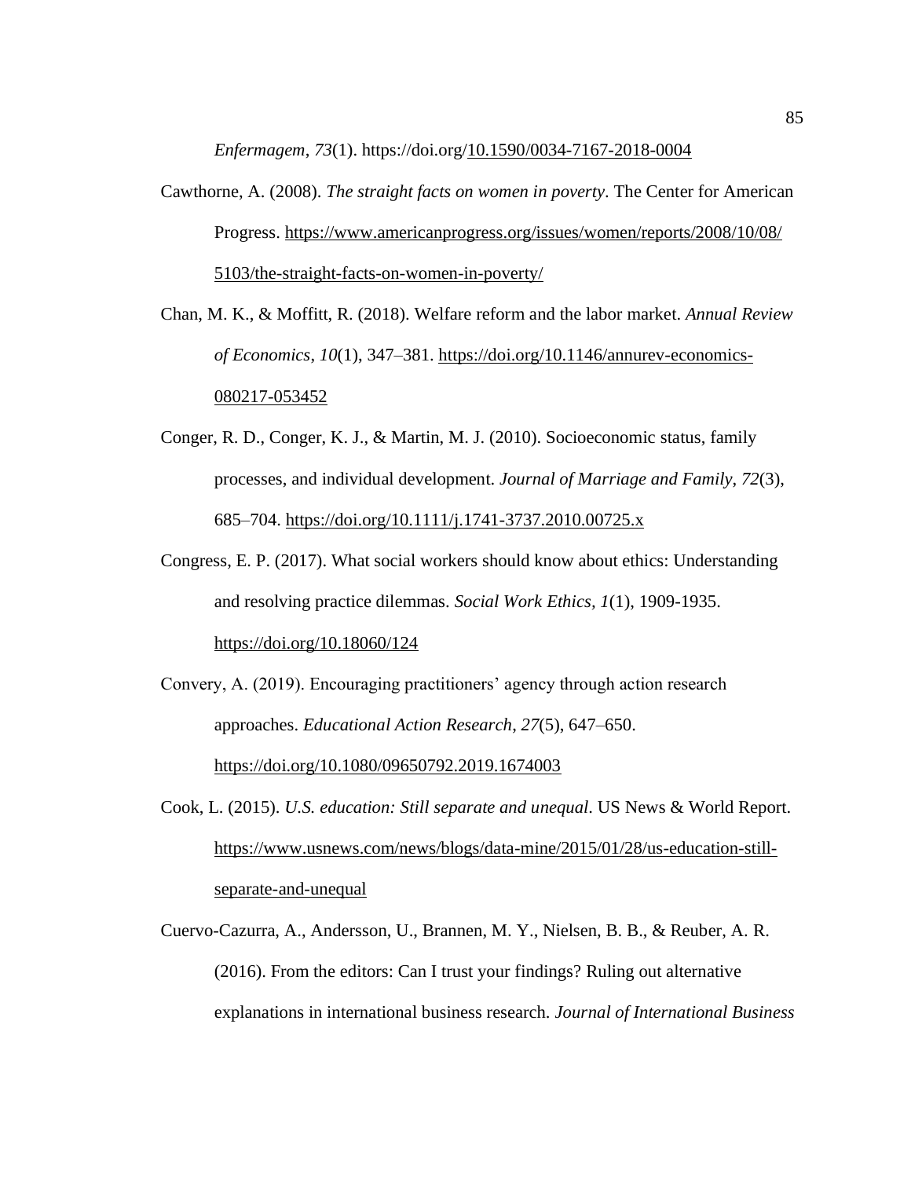*Enfermagem*, *73*(1). https://doi.org/10.1590/0034-7167-2018-0004

Cawthorne, A. (2008). *The straight facts on women in poverty*. The Center for American Progress. https://www.americanprogress.org/issues/women/reports/2008/10/08/5103/the-straight-facts-on-women-in-poverty/

Chan, M. K., & Moffitt, R. (2018). Welfare reform and the labor market. *Annual Review of Economics*, *10*(1), 347–381. https://doi.org/10.1146/annurev-economics-080217-053452

Conger, R. D., Conger, K. J., & Martin, M. J. (2010). Socioeconomic status, family processes, and individual development. *Journal of Marriage and Family*, *72*(3), 685–704. https://doi.org/10.1111/j.1741-3737.2010.00725.x

Congress, E. P. (2017). What social workers should know about ethics: Understanding and resolving practice dilemmas. *Social Work Ethics, 1*(1), 1909-1935. https://doi.org/10.18060/124

Convery, A. (2019). Encouraging practitioners' agency through action research approaches. *Educational Action Research*, *27*(5), 647–650. https://doi.org/10.1080/09650792.2019.1674003

Cook, L. (2015). *U.S. education: Still separate and unequal*. US News & World Report. https://www.usnews.com/news/blogs/data-mine/2015/01/28/us-education-still-separate-and-unequal

Cuervo-Cazurra, A., Andersson, U., Brannen, M. Y., Nielsen, B. B., & Reuber, A. R. (2016). From the editors: Can I trust your findings? Ruling out alternative explanations in international business research. *Journal of International Business*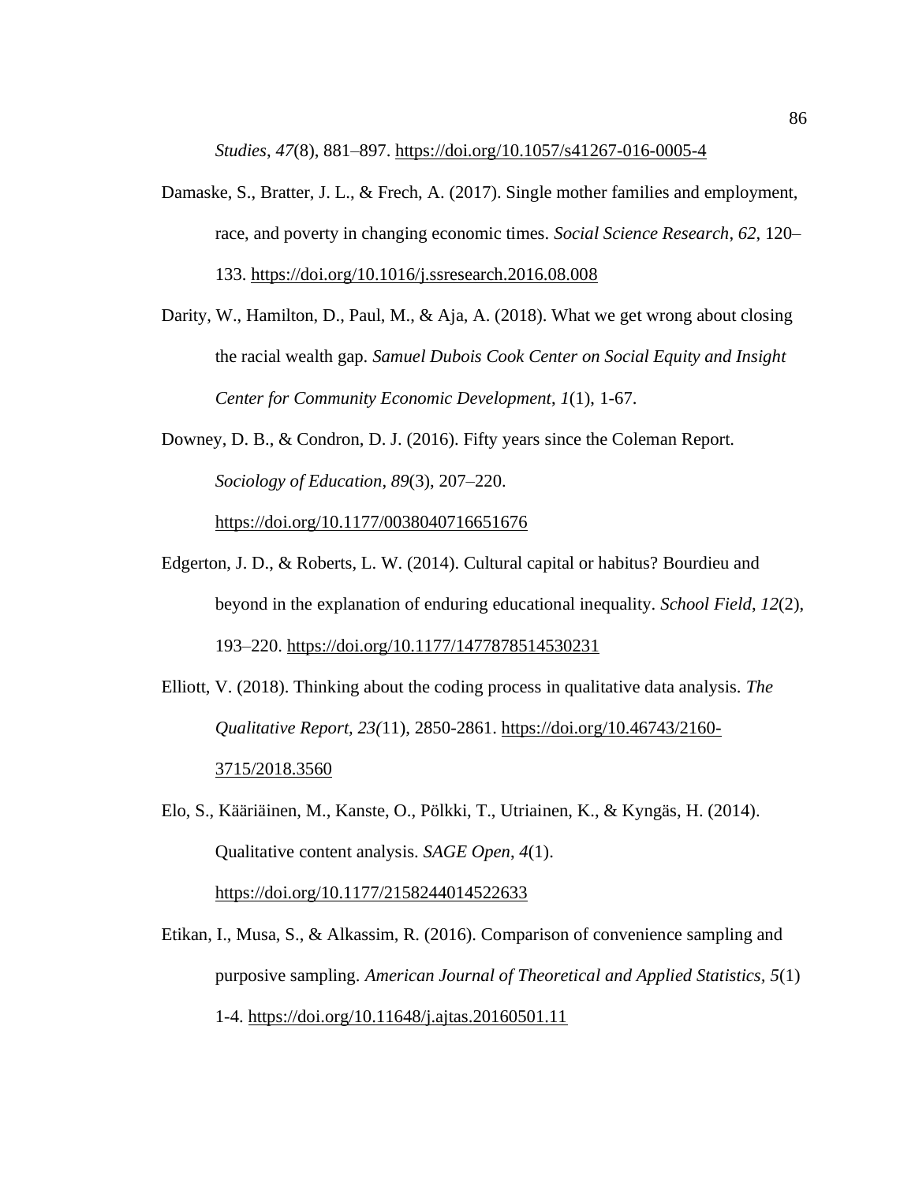*Studies*, *47*(8), 881–897. https://doi.org/10.1057/s41267-016-0005-4

Damaske, S., Bratter, J. L., & Frech, A. (2017). Single mother families and employment, race, and poverty in changing economic times. *Social Science Research*, *62*, 120–133. https://doi.org/10.1016/j.ssresearch.2016.08.008

Darity, W., Hamilton, D., Paul, M., & Aja, A. (2018). What we get wrong about closing the racial wealth gap. *Samuel Dubois Cook Center on Social Equity and Insight Center for Community Economic Development*, *1*(1), 1-67.

Downey, D. B., & Condron, D. J. (2016). Fifty years since the Coleman Report. *Sociology of Education*, *89*(3), 207–220. https://doi.org/10.1177/0038040716651676

Edgerton, J. D., & Roberts, L. W. (2014). Cultural capital or habitus? Bourdieu and beyond in the explanation of enduring educational inequality. *School Field*, *12*(2), 193–220. https://doi.org/10.1177/1477878514530231

Elliott, V. (2018). Thinking about the coding process in qualitative data analysis. *The Qualitative Report*, *23(*11), 2850-2861. https://doi.org/10.46743/2160-3715/2018.3560

Elo, S., Kääriäinen, M., Kanste, O., Pölkki, T., Utriainen, K., & Kyngäs, H. (2014). Qualitative content analysis. *SAGE Open*, *4*(1). https://doi.org/10.1177/2158244014522633

Etikan, I., Musa, S., & Alkassim, R. (2016). Comparison of convenience sampling and purposive sampling. *American Journal of Theoretical and Applied Statistics, 5*(1) 1-4. https://doi.org/10.11648/j.ajtas.20160501.11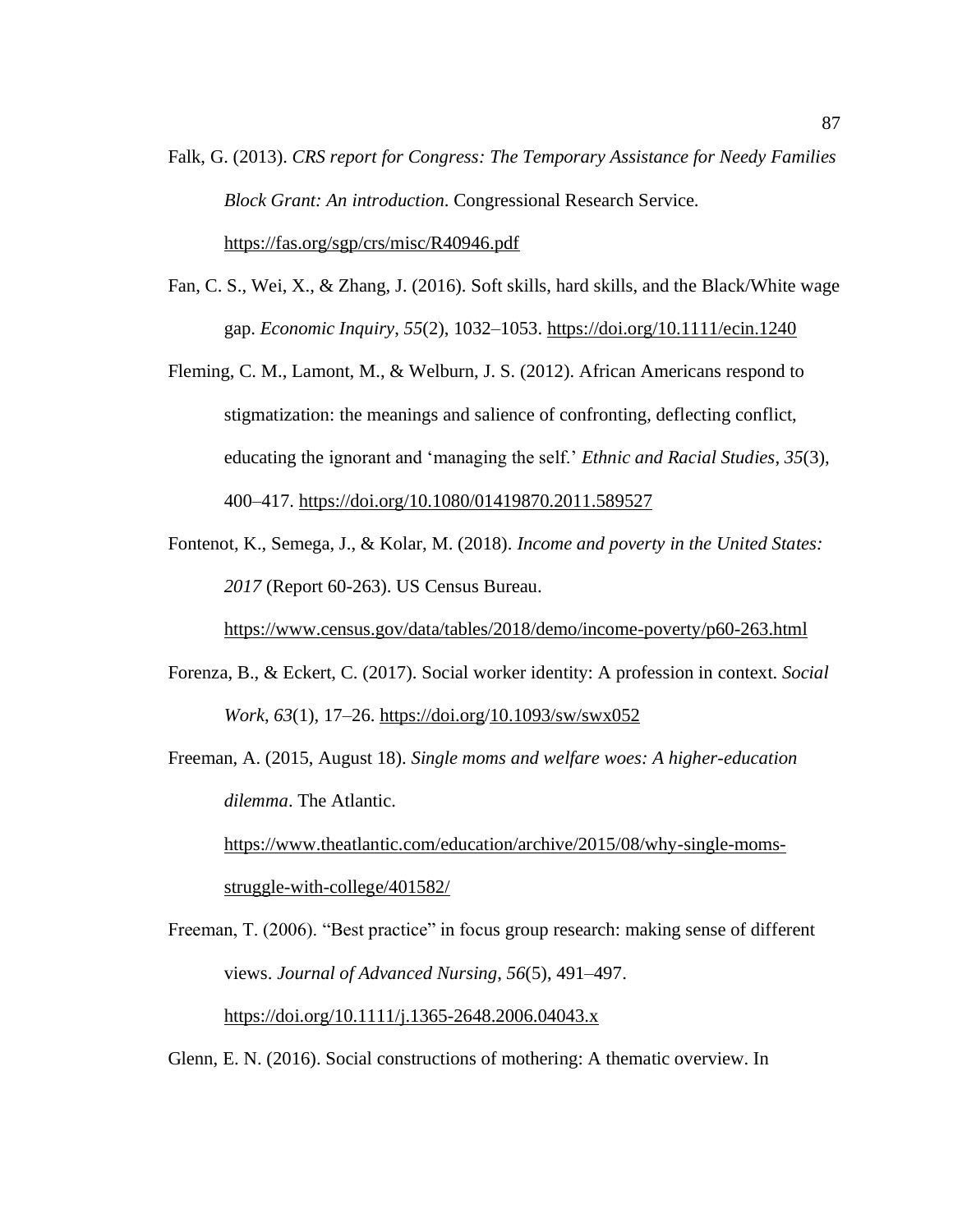Falk, G. (2013). *CRS report for Congress: The Temporary Assistance for Needy Families Block Grant: An introduction*. Congressional Research Service. https://fas.org/sgp/crs/misc/R40946.pdf

Fan, C. S., Wei, X., & Zhang, J. (2016). Soft skills, hard skills, and the Black/White wage gap. *Economic Inquiry*, *55*(2), 1032–1053. https://doi.org/10.1111/ecin.1240

Fleming, C. M., Lamont, M., & Welburn, J. S. (2012). African Americans respond to stigmatization: the meanings and salience of confronting, deflecting conflict, educating the ignorant and 'managing the self.' *Ethnic and Racial Studies*, *35*(3), 400–417. https://doi.org/10.1080/01419870.2011.589527

Fontenot, K., Semega, J., & Kolar, M. (2018). *Income and poverty in the United States: 2017* (Report 60-263). US Census Bureau. https://www.census.gov/data/tables/2018/demo/income-poverty/p60-263.html

Forenza, B., & Eckert, C. (2017). Social worker identity: A profession in context. *Social Work*, *63*(1), 17–26. https://doi.org/10.1093/sw/swx052

Freeman, A. (2015, August 18). *Single moms and welfare woes: A higher-education dilemma*. The Atlantic. https://www.theatlantic.com/education/archive/2015/08/why-single-moms-struggle-with-college/401582/

Freeman, T. (2006). "Best practice" in focus group research: making sense of different views. *Journal of Advanced Nursing*, *56*(5), 491–497. https://doi.org/10.1111/j.1365-2648.2006.04043.x

Glenn, E. N. (2016). Social constructions of mothering: A thematic overview. In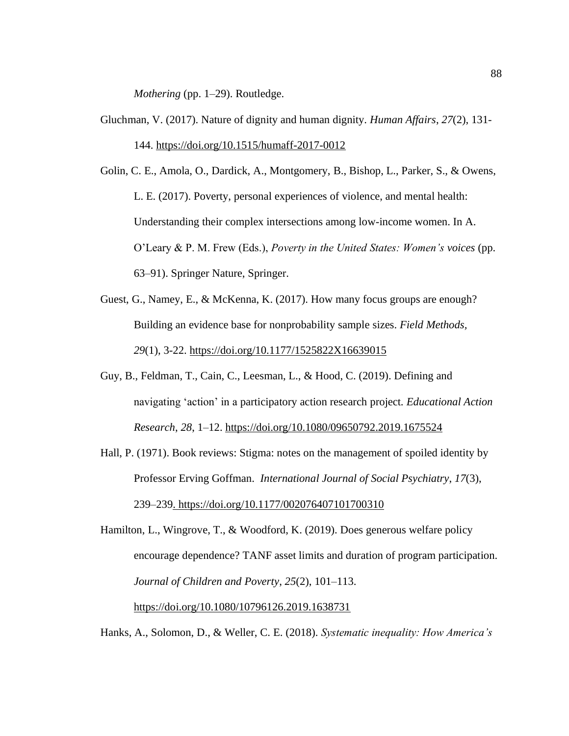*Mothering* (pp. 1–29). Routledge.

Gluchman, V. (2017). Nature of dignity and human dignity. *Human Affairs*, *27*(2), 131-144. https://doi.org/10.1515/humaff-2017-0012

Golin, C. E., Amola, O., Dardick, A., Montgomery, B., Bishop, L., Parker, S., & Owens, L. E. (2017). Poverty, personal experiences of violence, and mental health: Understanding their complex intersections among low-income women. In A. O'Leary & P. M. Frew (Eds.), *Poverty in the United States: Women's voices* (pp. 63–91). Springer Nature, Springer.

Guest, G., Namey, E., & McKenna, K. (2017). How many focus groups are enough? Building an evidence base for nonprobability sample sizes. *Field Methods*, *29*(1), 3-22. https://doi.org/10.1177/1525822X16639015

Guy, B., Feldman, T., Cain, C., Leesman, L., & Hood, C. (2019). Defining and navigating 'action' in a participatory action research project. *Educational Action Research*, *28*, 1–12. https://doi.org/10.1080/09650792.2019.1675524

Hall, P. (1971). Book reviews: Stigma: notes on the management of spoiled identity by Professor Erving Goffman. *International Journal of Social Psychiatry*, *17*(3), 239–239. https://doi.org/10.1177/002076407101700310

Hamilton, L., Wingrove, T., & Woodford, K. (2019). Does generous welfare policy encourage dependence? TANF asset limits and duration of program participation. *Journal of Children and Poverty*, *25*(2), 101–113. https://doi.org/10.1080/10796126.2019.1638731

Hanks, A., Solomon, D., & Weller, C. E. (2018). *Systematic inequality: How America's*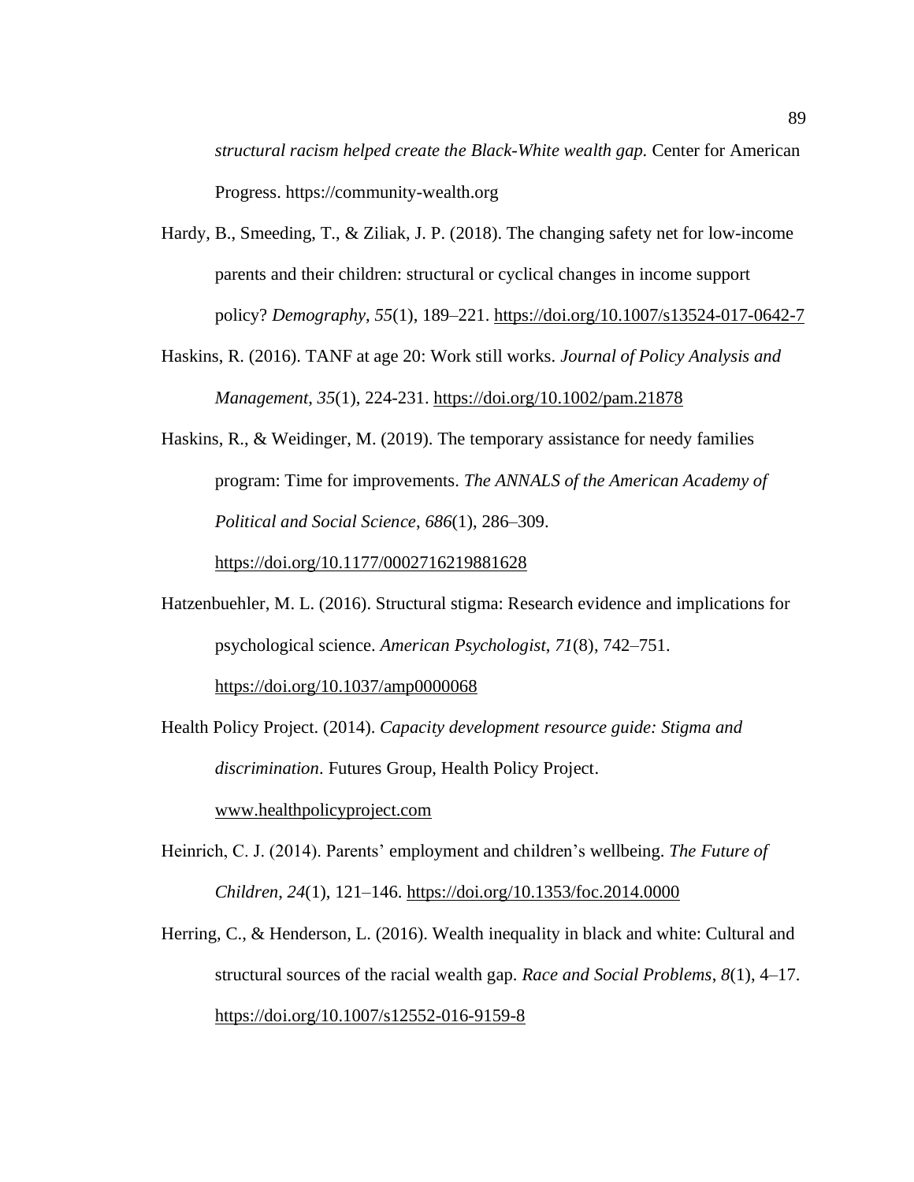*structural racism helped create the Black-White wealth gap.* Center for American Progress. https://community-wealth.org

Hardy, B., Smeeding, T., & Ziliak, J. P. (2018). The changing safety net for low-income parents and their children: structural or cyclical changes in income support policy? *Demography*, *55*(1), 189–221. https://doi.org/10.1007/s13524-017-0642-7

Haskins, R. (2016). TANF at age 20: Work still works. *Journal of Policy Analysis and Management*, *35*(1), 224-231. https://doi.org/10.1002/pam.21878

Haskins, R., & Weidinger, M. (2019). The temporary assistance for needy families program: Time for improvements. *The ANNALS of the American Academy of Political and Social Science*, *686*(1), 286–309. https://doi.org/10.1177/0002716219881628

Hatzenbuehler, M. L. (2016). Structural stigma: Research evidence and implications for psychological science. *American Psychologist, 71*(8), 742–751. https://doi.org/10.1037/amp0000068

Health Policy Project. (2014). *Capacity development resource guide: Stigma and discrimination*. Futures Group, Health Policy Project. www.healthpolicyproject.com

Heinrich, C. J. (2014). Parents' employment and children's wellbeing. *The Future of Children*, *24*(1), 121–146. https://doi.org/10.1353/foc.2014.0000

Herring, C., & Henderson, L. (2016). Wealth inequality in black and white: Cultural and structural sources of the racial wealth gap. *Race and Social Problems*, *8*(1), 4–17. https://doi.org/10.1007/s12552-016-9159-8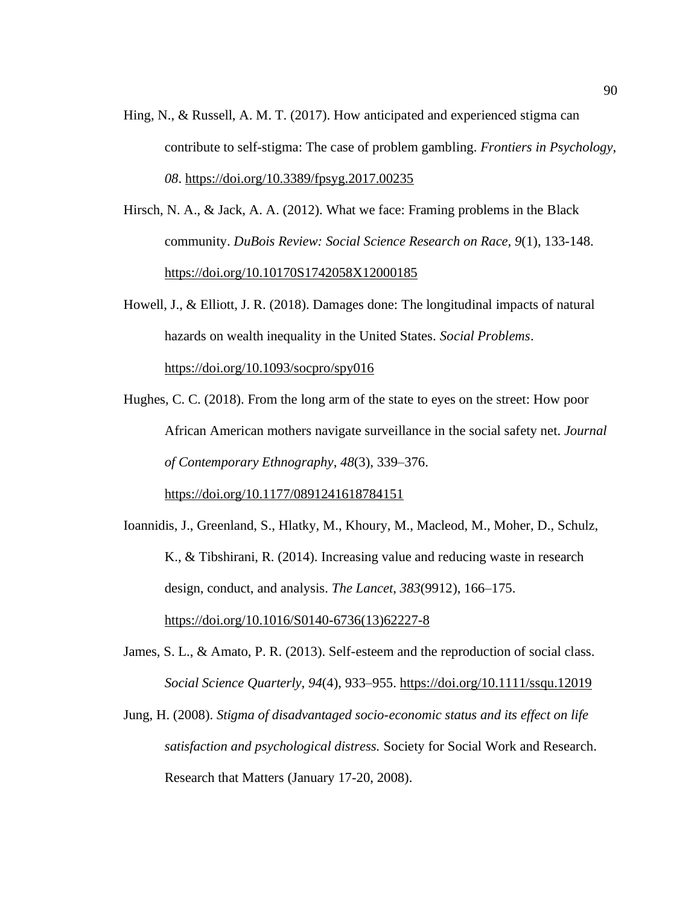Hing, N., & Russell, A. M. T. (2017). How anticipated and experienced stigma can contribute to self-stigma: The case of problem gambling. *Frontiers in Psychology*, *08*. https://doi.org/10.3389/fpsyg.2017.00235

Hirsch, N. A., & Jack, A. A. (2012). What we face: Framing problems in the Black community. *DuBois Review: Social Science Research on Race, 9*(1), 133-148. https://doi.org/10.10170S1742058X12000185

Howell, J., & Elliott, J. R. (2018). Damages done: The longitudinal impacts of natural hazards on wealth inequality in the United States. *Social Problems*. https://doi.org/10.1093/socpro/spy016

Hughes, C. C. (2018). From the long arm of the state to eyes on the street: How poor African American mothers navigate surveillance in the social safety net. *Journal of Contemporary Ethnography*, *48*(3), 339–376. https://doi.org/10.1177/0891241618784151

Ioannidis, J., Greenland, S., Hlatky, M., Khoury, M., Macleod, M., Moher, D., Schulz, K., & Tibshirani, R. (2014). Increasing value and reducing waste in research design, conduct, and analysis. *The Lancet*, *383*(9912), 166–175. https://doi.org/10.1016/S0140-6736(13)62227-8

James, S. L., & Amato, P. R. (2013). Self-esteem and the reproduction of social class. *Social Science Quarterly*, *94*(4), 933–955. https://doi.org/10.1111/ssqu.12019

Jung, H. (2008). *Stigma of disadvantaged socio-economic status and its effect on life satisfaction and psychological distress.* Society for Social Work and Research. Research that Matters (January 17-20, 2008).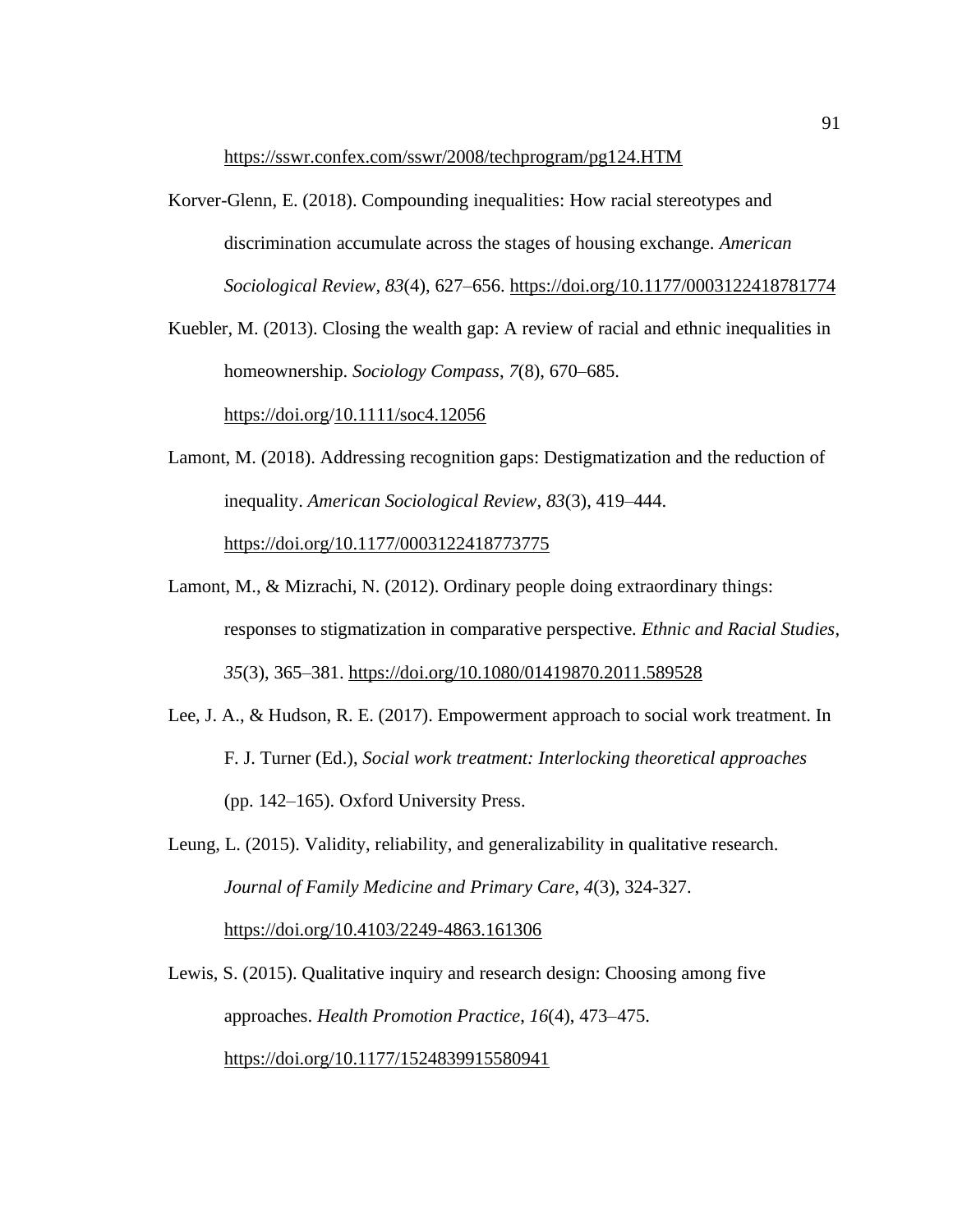https://sswr.confex.com/sswr/2008/techprogram/pg124.HTM

Korver-Glenn, E. (2018). Compounding inequalities: How racial stereotypes and discrimination accumulate across the stages of housing exchange. *American Sociological Review*, *83*(4), 627–656. https://doi.org/10.1177/0003122418781774

Kuebler, M. (2013). Closing the wealth gap: A review of racial and ethnic inequalities in homeownership. *Sociology Compass*, *7*(8), 670–685. https://doi.org/10.1111/soc4.12056

Lamont, M. (2018). Addressing recognition gaps: Destigmatization and the reduction of inequality. *American Sociological Review*, *83*(3), 419–444. https://doi.org/10.1177/0003122418773775

Lamont, M., & Mizrachi, N. (2012). Ordinary people doing extraordinary things: responses to stigmatization in comparative perspective. *Ethnic and Racial Studies*, *35*(3), 365–381. https://doi.org/10.1080/01419870.2011.589528

Lee, J. A., & Hudson, R. E. (2017). Empowerment approach to social work treatment. In F. J. Turner (Ed.), *Social work treatment: Interlocking theoretical approaches* (pp. 142–165). Oxford University Press.

Leung, L. (2015). Validity, reliability, and generalizability in qualitative research. *Journal of Family Medicine and Primary Care*, *4*(3), 324-327. https://doi.org/10.4103/2249-4863.161306

Lewis, S. (2015). Qualitative inquiry and research design: Choosing among five approaches. *Health Promotion Practice*, *16*(4), 473–475. https://doi.org/10.1177/1524839915580941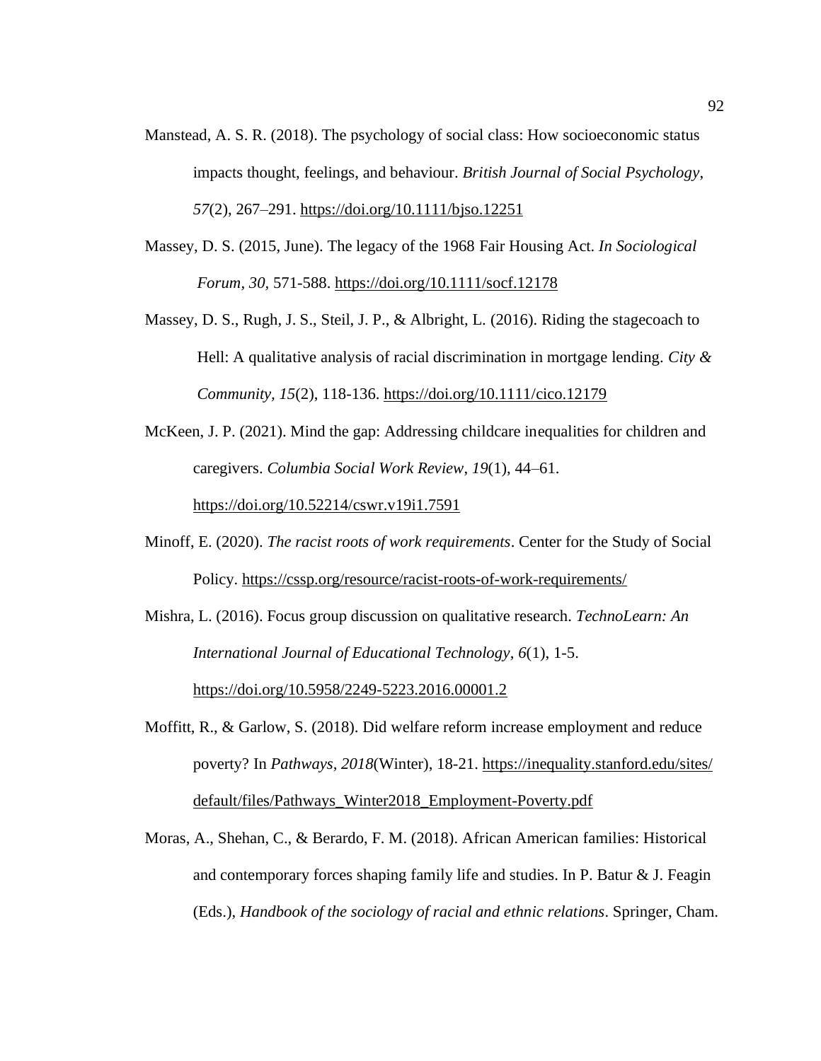Manstead, A. S. R. (2018). The psychology of social class: How socioeconomic status impacts thought, feelings, and behaviour. *British Journal of Social Psychology*, *57*(2), 267–291. https://doi.org/10.1111/bjso.12251

Massey, D. S. (2015, June). The legacy of the 1968 Fair Housing Act. *In Sociological Forum, 30*, 571-588. https://doi.org/10.1111/socf.12178

Massey, D. S., Rugh, J. S., Steil, J. P., & Albright, L. (2016). Riding the stagecoach to Hell: A qualitative analysis of racial discrimination in mortgage lending. *City & Community*, *15*(2), 118-136. https://doi.org/10.1111/cico.12179

McKeen, J. P. (2021). Mind the gap: Addressing childcare inequalities for children and caregivers. *Columbia Social Work Review*, *19*(1), 44–61. https://doi.org/10.52214/cswr.v19i1.7591

Minoff, E. (2020). *The racist roots of work requirements*. Center for the Study of Social Policy. https://cssp.org/resource/racist-roots-of-work-requirements/

Mishra, L. (2016). Focus group discussion on qualitative research. *TechnoLearn: An International Journal of Educational Technology*, *6*(1), 1-5. https://doi.org/10.5958/2249-5223.2016.00001.2

Moffitt, R., & Garlow, S. (2018). Did welfare reform increase employment and reduce poverty? In *Pathways, 2018*(Winter), 18-21. https://inequality.stanford.edu/sites/default/files/Pathways_Winter2018_Employment-Poverty.pdf

Moras, A., Shehan, C., & Berardo, F. M. (2018). African American families: Historical and contemporary forces shaping family life and studies. In P. Batur & J. Feagin (Eds.), *Handbook of the sociology of racial and ethnic relations*. Springer, Cham.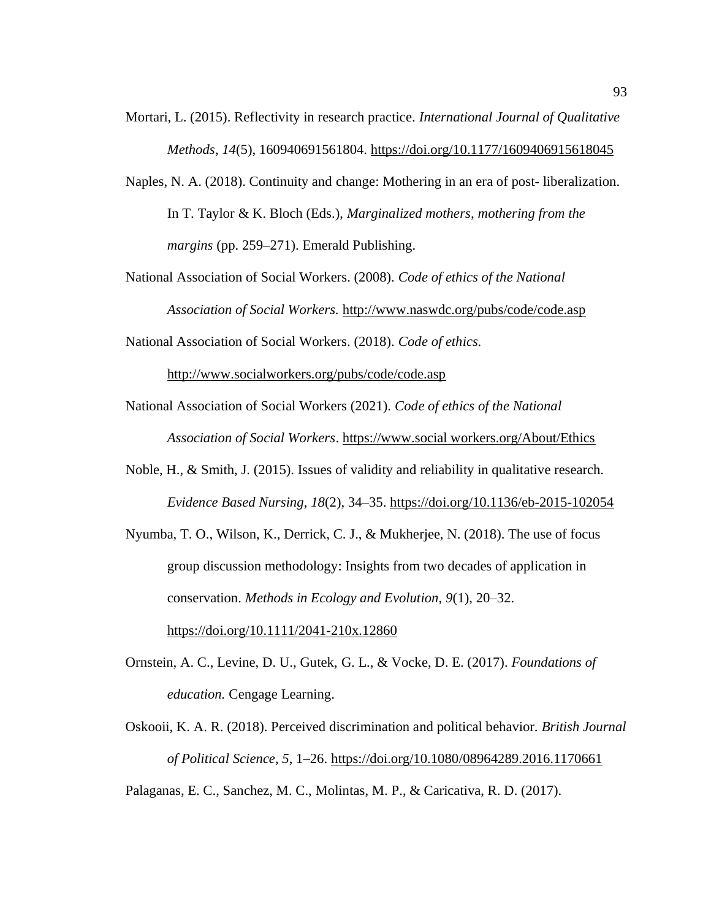Mortari, L. (2015). Reflectivity in research practice. *International Journal of Qualitative Methods*, *14*(5), 160940691561804. https://doi.org/10.1177/1609406915618045

Naples, N. A. (2018). Continuity and change: Mothering in an era of post- liberalization. In T. Taylor & K. Bloch (Eds.), *Marginalized mothers, mothering from the margins* (pp. 259–271). Emerald Publishing.

National Association of Social Workers. (2008). *Code of ethics of the National Association of Social Workers.* http://www.naswdc.org/pubs/code/code.asp

National Association of Social Workers. (2018). *Code of ethics.* http://www.socialworkers.org/pubs/code/code.asp

National Association of Social Workers (2021). *Code of ethics of the National Association of Social Workers*. https://www.social workers.org/About/Ethics

Noble, H., & Smith, J. (2015). Issues of validity and reliability in qualitative research. *Evidence Based Nursing*, *18*(2), 34–35. https://doi.org/10.1136/eb-2015-102054

Nyumba, T. O., Wilson, K., Derrick, C. J., & Mukherjee, N. (2018). The use of focus group discussion methodology: Insights from two decades of application in conservation. *Methods in Ecology and Evolution*, *9*(1), 20–32. https://doi.org/10.1111/2041-210x.12860

Ornstein, A. C., Levine, D. U., Gutek, G. L., & Vocke, D. E. (2017). *Foundations of education.* Cengage Learning.

Oskooii, K. A. R. (2018). Perceived discrimination and political behavior. *British Journal of Political Science*, *5*, 1–26. https://doi.org/10.1080/08964289.2016.1170661

Palaganas, E. C., Sanchez, M. C., Molintas, M. P., & Caricativa, R. D. (2017).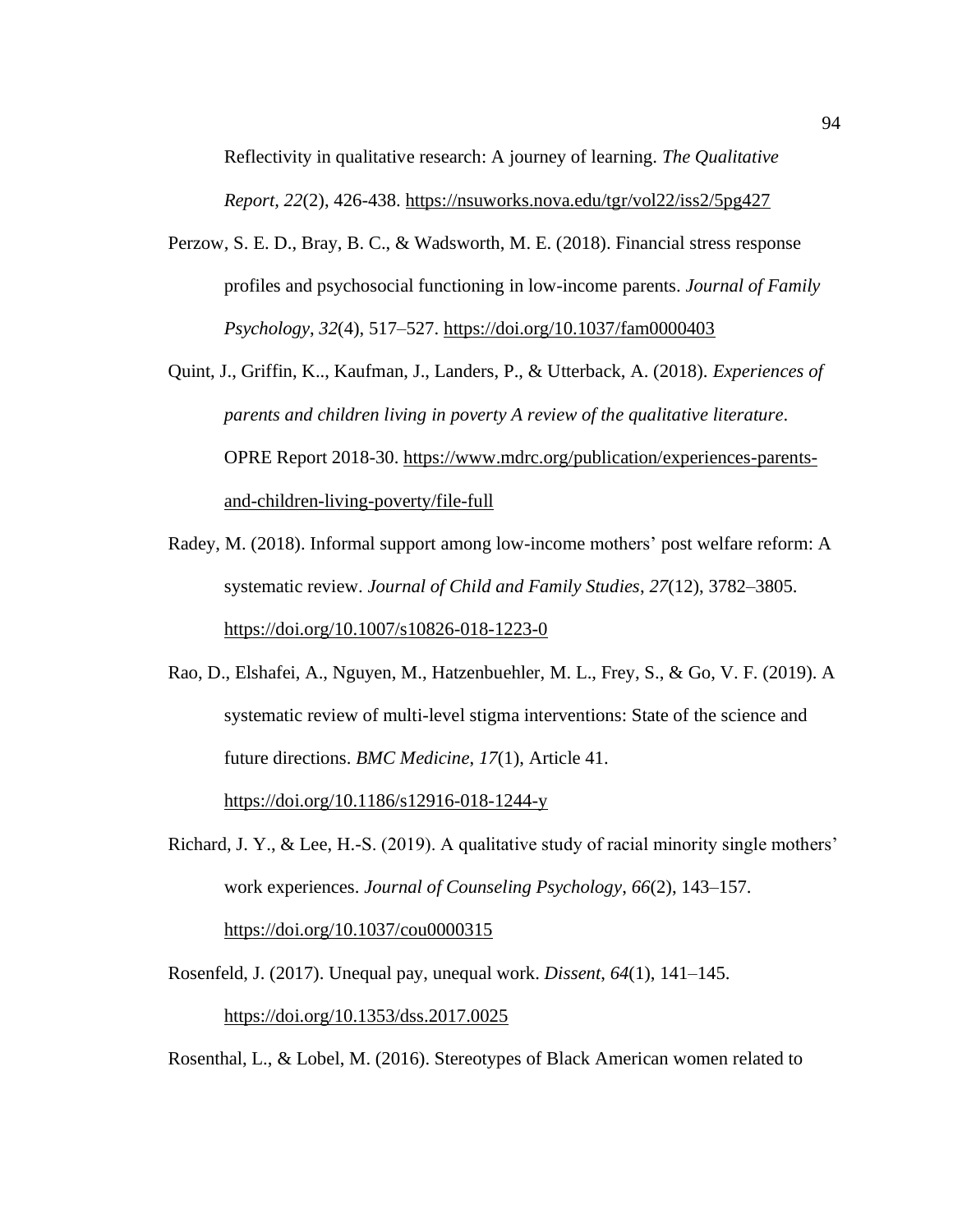Reflectivity in qualitative research: A journey of learning. *The Qualitative Report*, *22*(2), 426-438. https://nsuworks.nova.edu/tgr/vol22/iss2/5pg427

Perzow, S. E. D., Bray, B. C., & Wadsworth, M. E. (2018). Financial stress response profiles and psychosocial functioning in low-income parents. *Journal of Family Psychology*, *32*(4), 517–527. https://doi.org/10.1037/fam0000403

Quint, J., Griffin, K.., Kaufman, J., Landers, P., & Utterback, A. (2018). *Experiences of parents and children living in poverty A review of the qualitative literature*. OPRE Report 2018-30. https://www.mdrc.org/publication/experiences-parents-and-children-living-poverty/file-full

Radey, M. (2018). Informal support among low-income mothers' post welfare reform: A systematic review. *Journal of Child and Family Studies*, *27*(12), 3782–3805. https://doi.org/10.1007/s10826-018-1223-0

Rao, D., Elshafei, A., Nguyen, M., Hatzenbuehler, M. L., Frey, S., & Go, V. F. (2019). A systematic review of multi-level stigma interventions: State of the science and future directions. *BMC Medicine*, *17*(1), Article 41. https://doi.org/10.1186/s12916-018-1244-y

Richard, J. Y., & Lee, H.-S. (2019). A qualitative study of racial minority single mothers' work experiences. *Journal of Counseling Psychology*, *66*(2), 143–157. https://doi.org/10.1037/cou0000315

Rosenfeld, J. (2017). Unequal pay, unequal work. *Dissent*, *64*(1), 141–145. https://doi.org/10.1353/dss.2017.0025

Rosenthal, L., & Lobel, M. (2016). Stereotypes of Black American women related to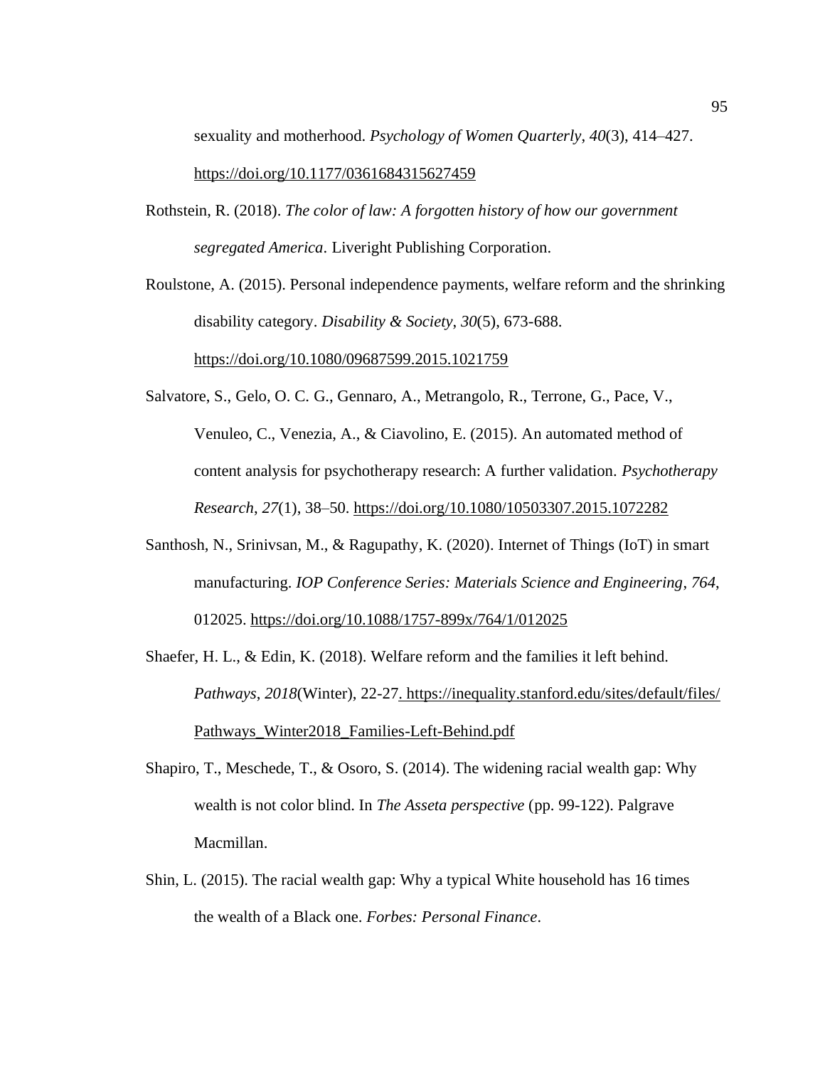sexuality and motherhood. *Psychology of Women Quarterly*, *40*(3), 414–427. https://doi.org/10.1177/0361684315627459

Rothstein, R. (2018). *The color of law: A forgotten history of how our government segregated America*. Liveright Publishing Corporation.

Roulstone, A. (2015). Personal independence payments, welfare reform and the shrinking disability category. *Disability & Society*, *30*(5), 673-688. https://doi.org/10.1080/09687599.2015.1021759

Salvatore, S., Gelo, O. C. G., Gennaro, A., Metrangolo, R., Terrone, G., Pace, V., Venuleo, C., Venezia, A., & Ciavolino, E. (2015). An automated method of content analysis for psychotherapy research: A further validation. *Psychotherapy Research*, *27*(1), 38–50. https://doi.org/10.1080/10503307.2015.1072282

Santhosh, N., Srinivsan, M., & Ragupathy, K. (2020). Internet of Things (IoT) in smart manufacturing. *IOP Conference Series: Materials Science and Engineering*, *764*, 012025. https://doi.org/10.1088/1757-899x/764/1/012025

Shaefer, H. L., & Edin, K. (2018). Welfare reform and the families it left behind. *Pathways*, *2018*(Winter), 22-27. https://inequality.stanford.edu/sites/default/files/Pathways_Winter2018_Families-Left-Behind.pdf

Shapiro, T., Meschede, T., & Osoro, S. (2014). The widening racial wealth gap: Why wealth is not color blind. In *The Asseta perspective* (pp. 99-122). Palgrave Macmillan.

Shin, L. (2015). The racial wealth gap: Why a typical White household has 16 times the wealth of a Black one. *Forbes: Personal Finance*.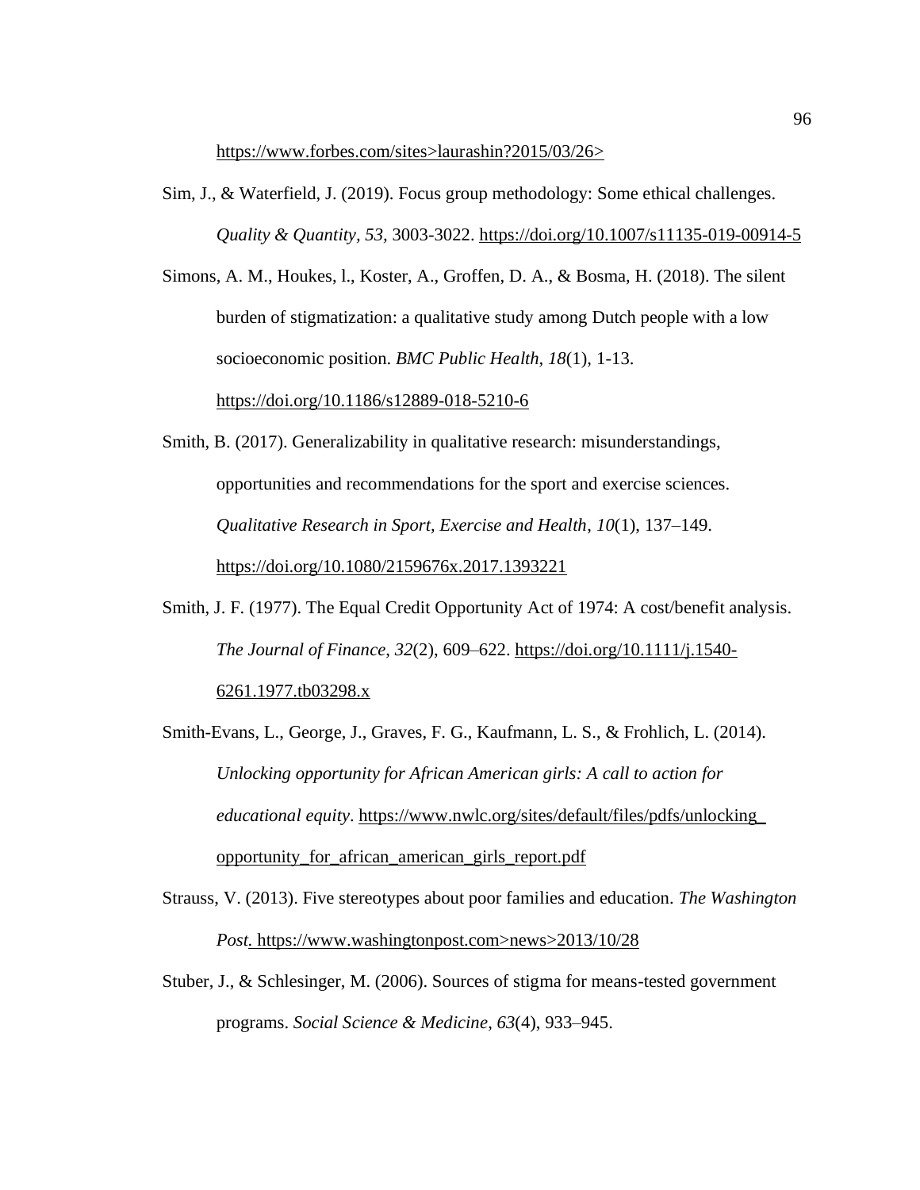https://www.forbes.com/sites>laurashin?2015/03/26>

Sim, J., & Waterfield, J. (2019). Focus group methodology: Some ethical challenges. *Quality & Quantity, 53,* 3003-3022. https://doi.org/10.1007/s11135-019-00914-5

Simons, A. M., Houkes, l., Koster, A., Groffen, D. A., & Bosma, H. (2018). The silent burden of stigmatization: a qualitative study among Dutch people with a low socioeconomic position. *BMC Public Health, 18*(1), 1-13. https://doi.org/10.1186/s12889-018-5210-6

Smith, B. (2017). Generalizability in qualitative research: misunderstandings, opportunities and recommendations for the sport and exercise sciences. *Qualitative Research in Sport, Exercise and Health*, *10*(1), 137–149. https://doi.org/10.1080/2159676x.2017.1393221

Smith, J. F. (1977). The Equal Credit Opportunity Act of 1974: A cost/benefit analysis. *The Journal of Finance*, *32*(2), 609–622. https://doi.org/10.1111/j.1540-6261.1977.tb03298.x

Smith-Evans, L., George, J., Graves, F. G., Kaufmann, L. S., & Frohlich, L. (2014). *Unlocking opportunity for African American girls: A call to action for educational equity*. https://www.nwlc.org/sites/default/files/pdfs/unlocking_opportunity_for_african_american_girls_report.pdf

Strauss, V. (2013). Five stereotypes about poor families and education. *The Washington Post.* https://www.washingtonpost.com>news>2013/10/28

Stuber, J., & Schlesinger, M. (2006). Sources of stigma for means-tested government programs. *Social Science & Medicine*, *63*(4), 933–945.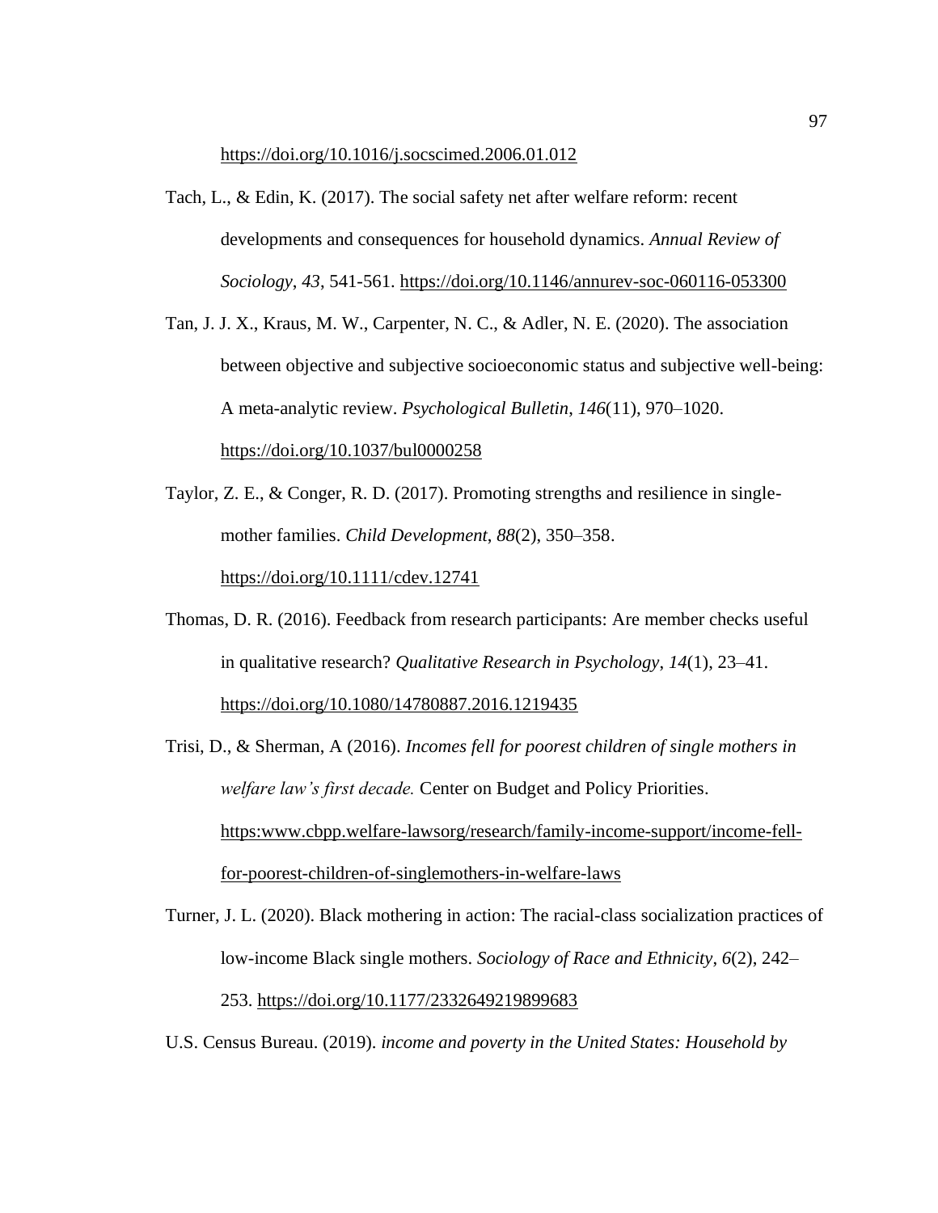https://doi.org/10.1016/j.socscimed.2006.01.012

Tach, L., & Edin, K. (2017). The social safety net after welfare reform: recent developments and consequences for household dynamics. *Annual Review of Sociology*, *43*, 541-561. https://doi.org/10.1146/annurev-soc-060116-053300

Tan, J. J. X., Kraus, M. W., Carpenter, N. C., & Adler, N. E. (2020). The association between objective and subjective socioeconomic status and subjective well-being: A meta-analytic review. *Psychological Bulletin*, *146*(11), 970–1020. https://doi.org/10.1037/bul0000258

Taylor, Z. E., & Conger, R. D. (2017). Promoting strengths and resilience in single-mother families. *Child Development*, *88*(2), 350–358. https://doi.org/10.1111/cdev.12741

Thomas, D. R. (2016). Feedback from research participants: Are member checks useful in qualitative research? *Qualitative Research in Psychology*, *14*(1), 23–41. https://doi.org/10.1080/14780887.2016.1219435

Trisi, D., & Sherman, A (2016). *Incomes fell for poorest children of single mothers in welfare law's first decade.* Center on Budget and Policy Priorities. https:www.cbpp.welfare-lawsorg/research/family-income-support/income-fell-for-poorest-children-of-singlemothers-in-welfare-laws

Turner, J. L. (2020). Black mothering in action: The racial-class socialization practices of low-income Black single mothers. *Sociology of Race and Ethnicity*, *6*(2), 242–253. https://doi.org/10.1177/2332649219899683

U.S. Census Bureau. (2019). *income and poverty in the United States: Household by*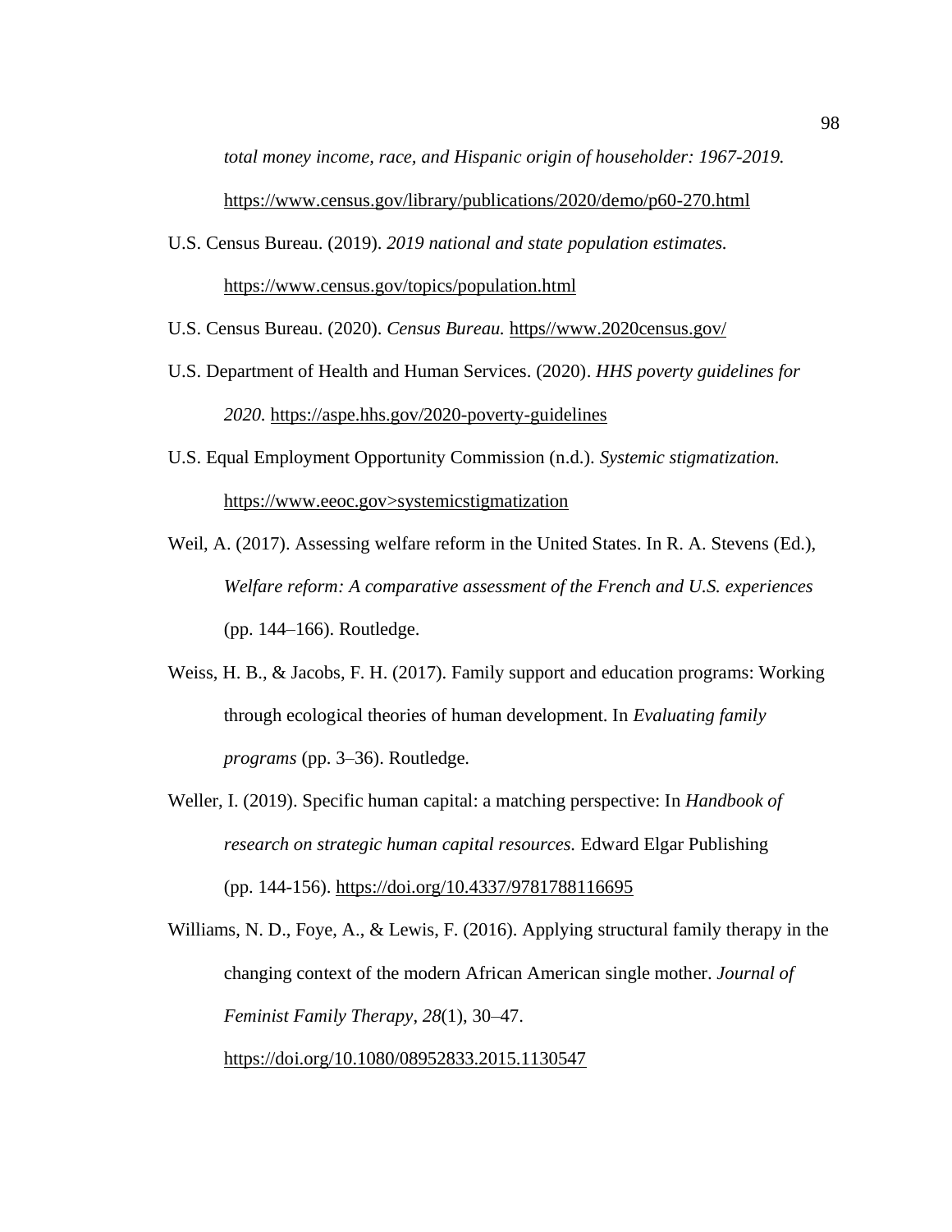*total money income, race, and Hispanic origin of householder: 1967-2019.* https://www.census.gov/library/publications/2020/demo/p60-270.html

U.S. Census Bureau. (2019). *2019 national and state population estimates.* https://www.census.gov/topics/population.html

U.S. Census Bureau. (2020). *Census Bureau.* https//www.2020census.gov/

U.S. Department of Health and Human Services. (2020). *HHS poverty guidelines for 2020.* https://aspe.hhs.gov/2020-poverty-guidelines

U.S. Equal Employment Opportunity Commission (n.d.). *Systemic stigmatization.* https://www.eeoc.gov>systemicstigmatization

Weil, A. (2017). Assessing welfare reform in the United States. In R. A. Stevens (Ed.), *Welfare reform: A comparative assessment of the French and U.S. experiences* (pp. 144–166). Routledge.

Weiss, H. B., & Jacobs, F. H. (2017). Family support and education programs: Working through ecological theories of human development. In *Evaluating family programs* (pp. 3–36). Routledge.

Weller, I. (2019). Specific human capital: a matching perspective: In *Handbook of research on strategic human capital resources.* Edward Elgar Publishing (pp. 144-156). https://doi.org/10.4337/9781788116695

Williams, N. D., Foye, A., & Lewis, F. (2016). Applying structural family therapy in the changing context of the modern African American single mother. *Journal of Feminist Family Therapy*, *28*(1), 30–47. https://doi.org/10.1080/08952833.2015.1130547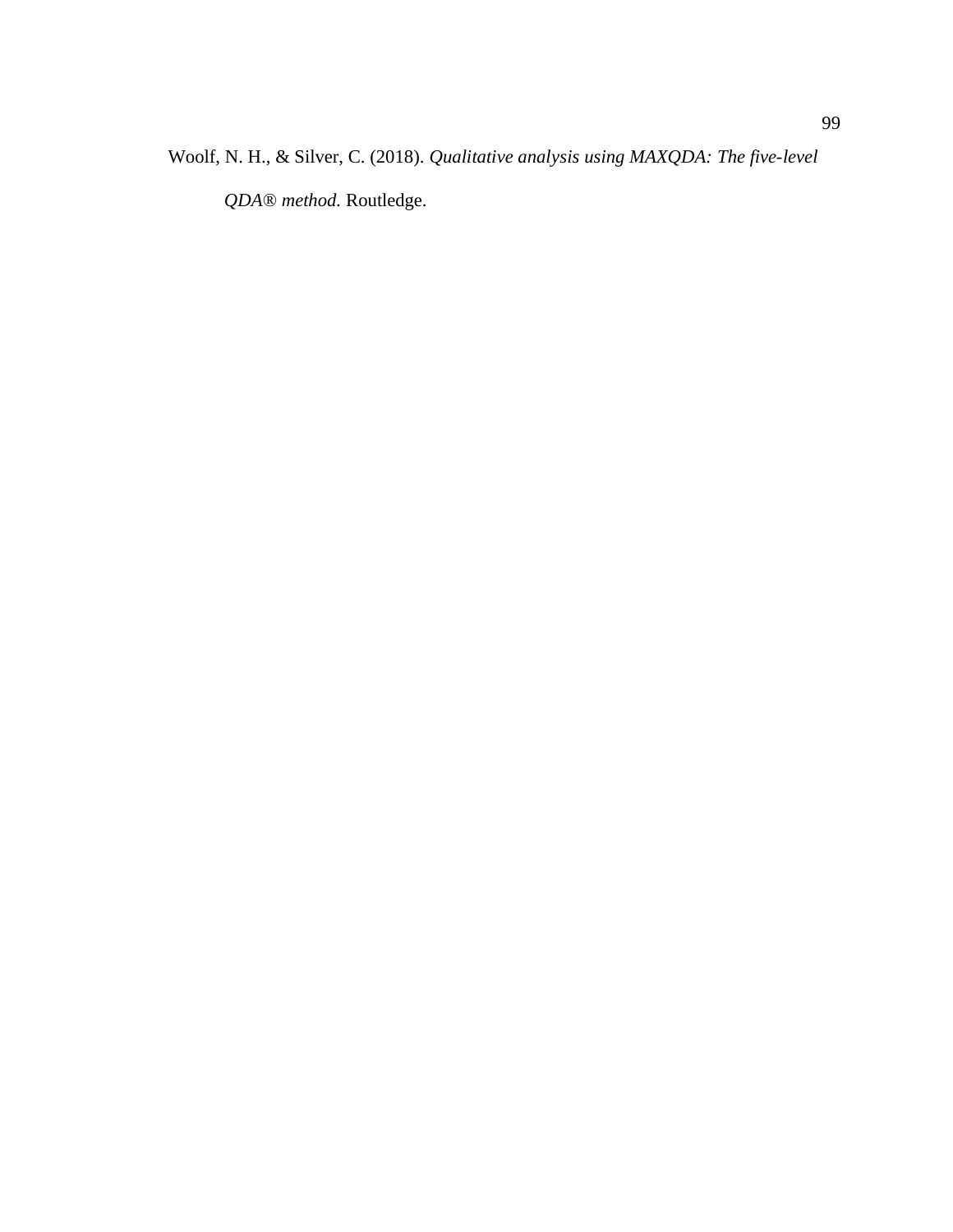Woolf, N. H., & Silver, C. (2018). *Qualitative analysis using MAXQDA: The five-level QDA® method.* Routledge.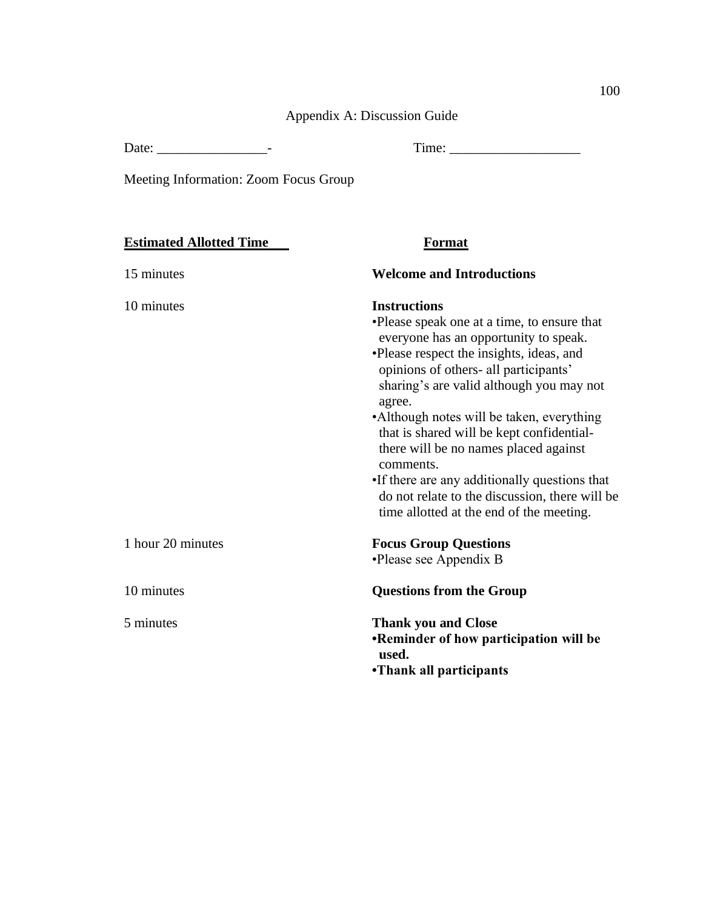# Appendix A: Discussion Guide

Date: ________________-                    Time: ___________________

Meeting Information: Zoom Focus Group

| **Estimated Allotted Time** | **Format** |
| --- | --- |
| 15 minutes | **Welcome and Introductions** |
| 10 minutes | **Instructions**<br>•Please speak one at a time, to ensure that everyone has an opportunity to speak.<br>•Please respect the insights, ideas, and opinions of others- all participants' sharing's are valid although you may not agree.<br>•Although notes will be taken, everything that is shared will be kept confidential- there will be no names placed against comments.<br>•If there are any additionally questions that do not relate to the discussion, there will be time allotted at the end of the meeting. |
| 1 hour 20 minutes | **Focus Group Questions**<br>•Please see Appendix B |
| 10 minutes | **Questions from the Group** |
| 5 minutes | **Thank you and Close**<br>**•Reminder of how participation will be used.**<br>**•Thank all participants** |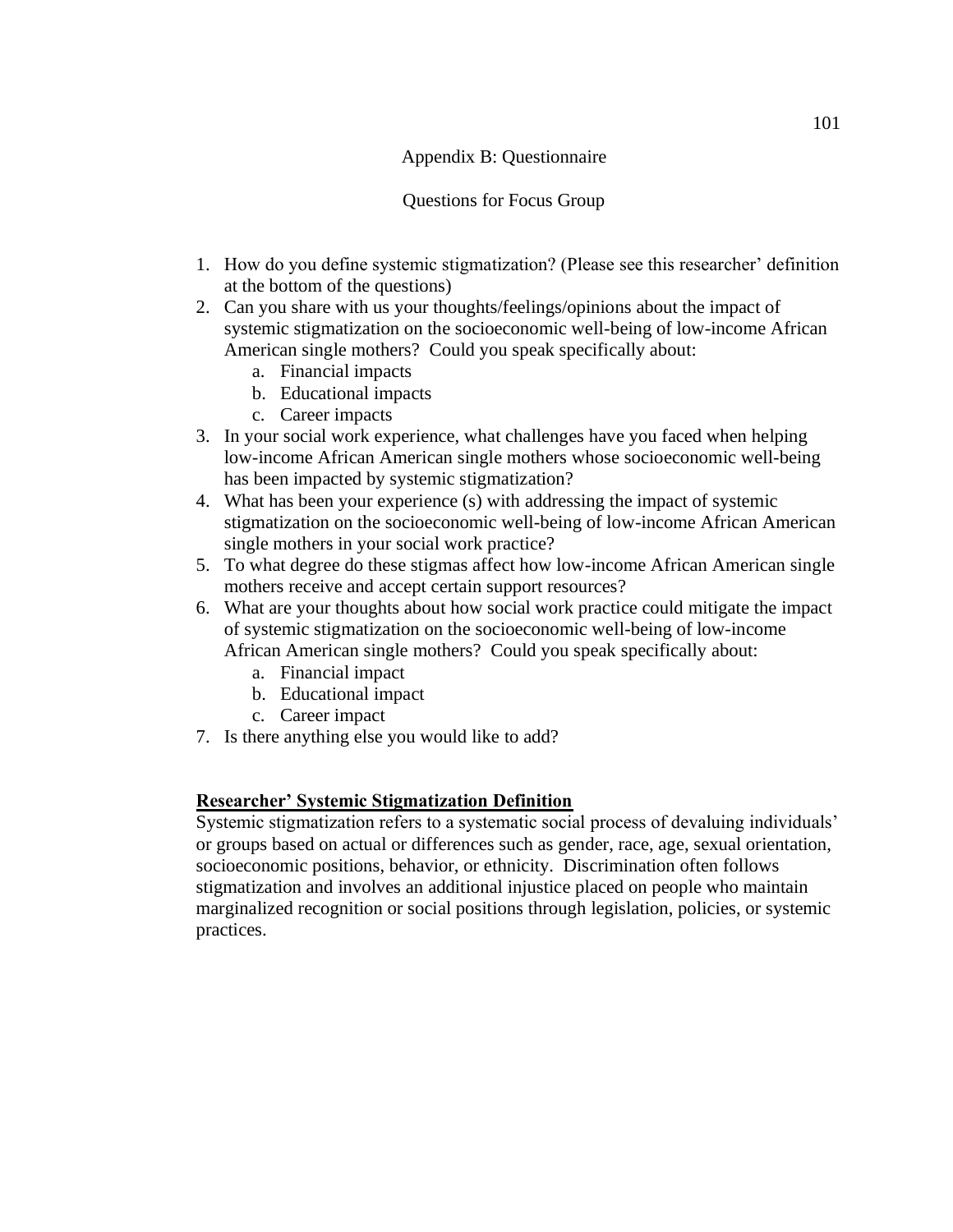# Appendix B: Questionnaire

## Questions for Focus Group

1. How do you define systemic stigmatization? (Please see this researcher' definition at the bottom of the questions)
2. Can you share with us your thoughts/feelings/opinions about the impact of systemic stigmatization on the socioeconomic well-being of low-income African American single mothers? Could you speak specifically about:
   a. Financial impacts
   b. Educational impacts
   c. Career impacts
3. In your social work experience, what challenges have you faced when helping low-income African American single mothers whose socioeconomic well-being has been impacted by systemic stigmatization?
4. What has been your experience (s) with addressing the impact of systemic stigmatization on the socioeconomic well-being of low-income African American single mothers in your social work practice?
5. To what degree do these stigmas affect how low-income African American single mothers receive and accept certain support resources?
6. What are your thoughts about how social work practice could mitigate the impact of systemic stigmatization on the socioeconomic well-being of low-income African American single mothers? Could you speak specifically about:
   a. Financial impact
   b. Educational impact
   c. Career impact
7. Is there anything else you would like to add?

**Researcher' Systemic Stigmatization Definition**

Systemic stigmatization refers to a systematic social process of devaluing individuals' or groups based on actual or differences such as gender, race, age, sexual orientation, socioeconomic positions, behavior, or ethnicity. Discrimination often follows stigmatization and involves an additional injustice placed on people who maintain marginalized recognition or social positions through legislation, policies, or systemic practices.